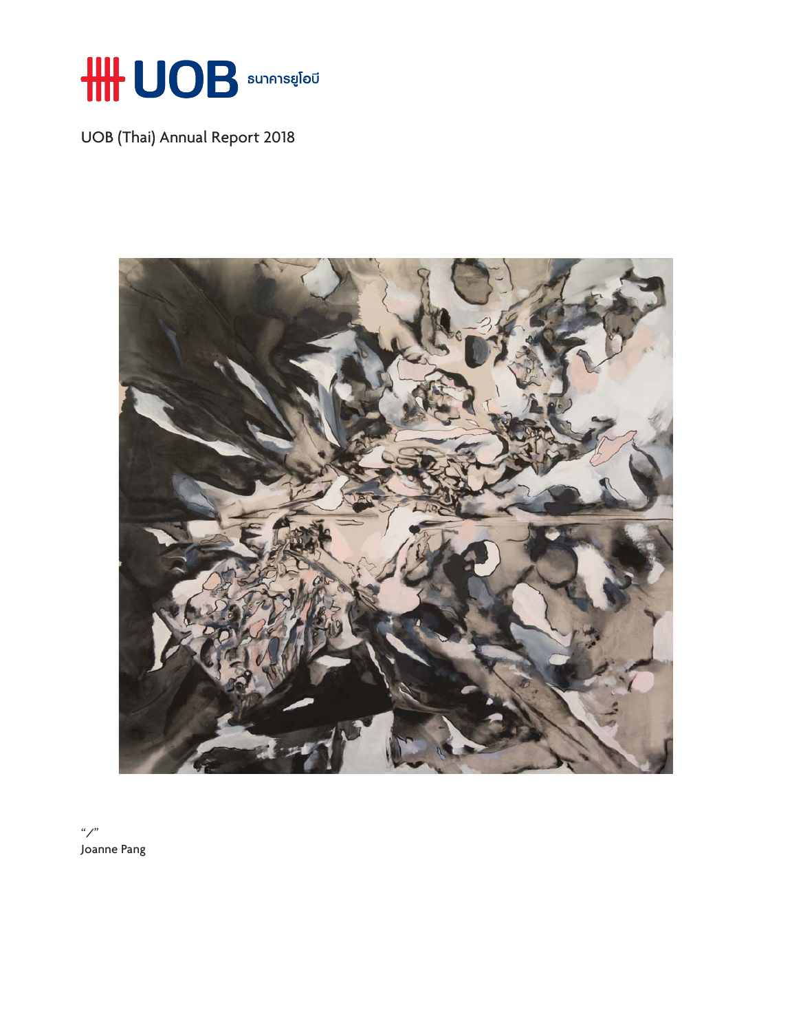UOB ธนาคารยูโอบี

# UOB (Thai) Annual Report 2018

*"/"*
Joanne Pang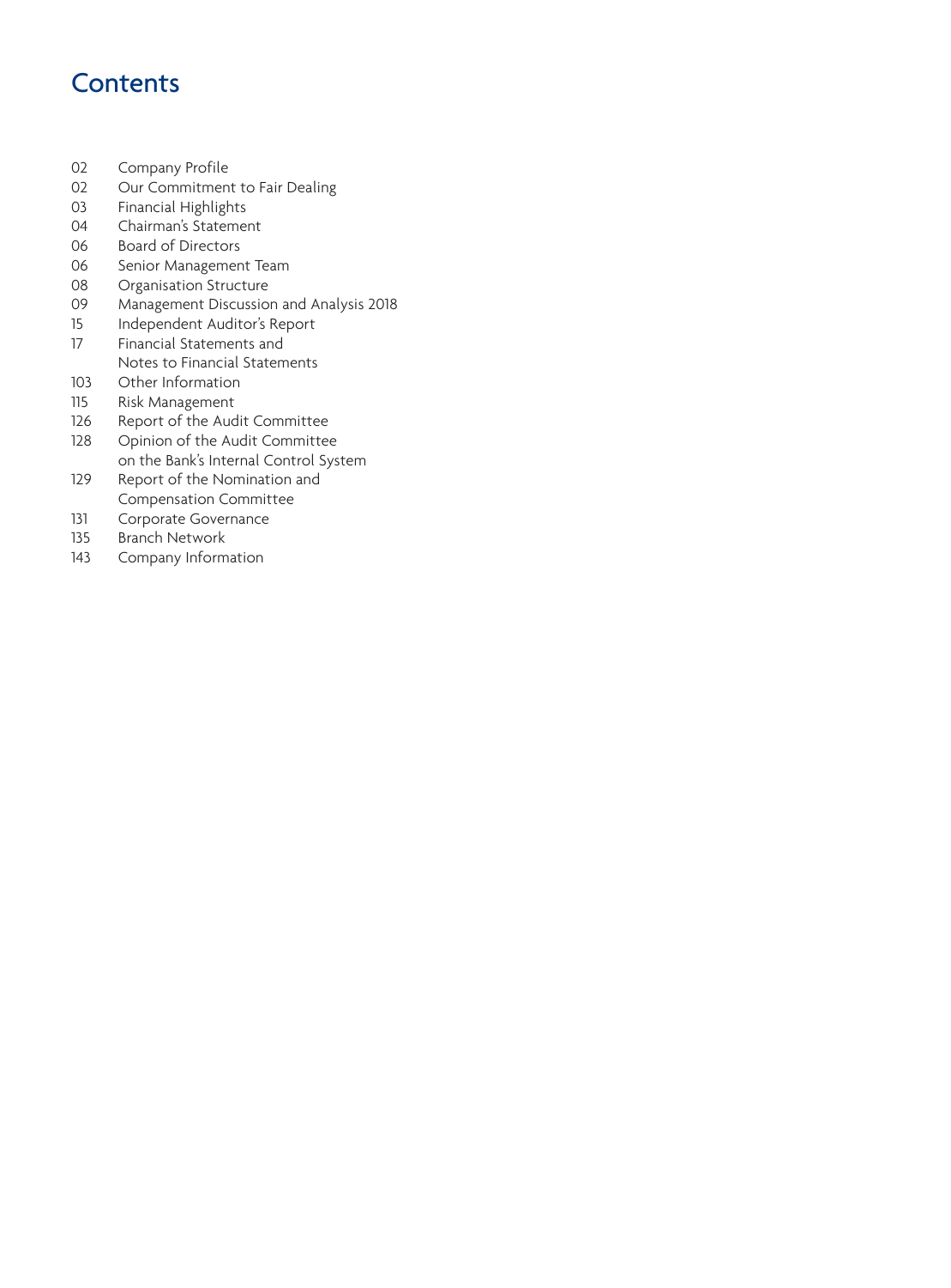# Contents

| | |
|---|---|
| 02 | Company Profile |
| 02 | Our Commitment to Fair Dealing |
| 03 | Financial Highlights |
| 04 | Chairman's Statement |
| 06 | Board of Directors |
| 06 | Senior Management Team |
| 08 | Organisation Structure |
| 09 | Management Discussion and Analysis 2018 |
| 15 | Independent Auditor's Report |
| 17 | Financial Statements and Notes to Financial Statements |
| 103 | Other Information |
| 115 | Risk Management |
| 126 | Report of the Audit Committee |
| 128 | Opinion of the Audit Committee on the Bank's Internal Control System |
| 129 | Report of the Nomination and Compensation Committee |
| 131 | Corporate Governance |
| 135 | Branch Network |
| 143 | Company Information |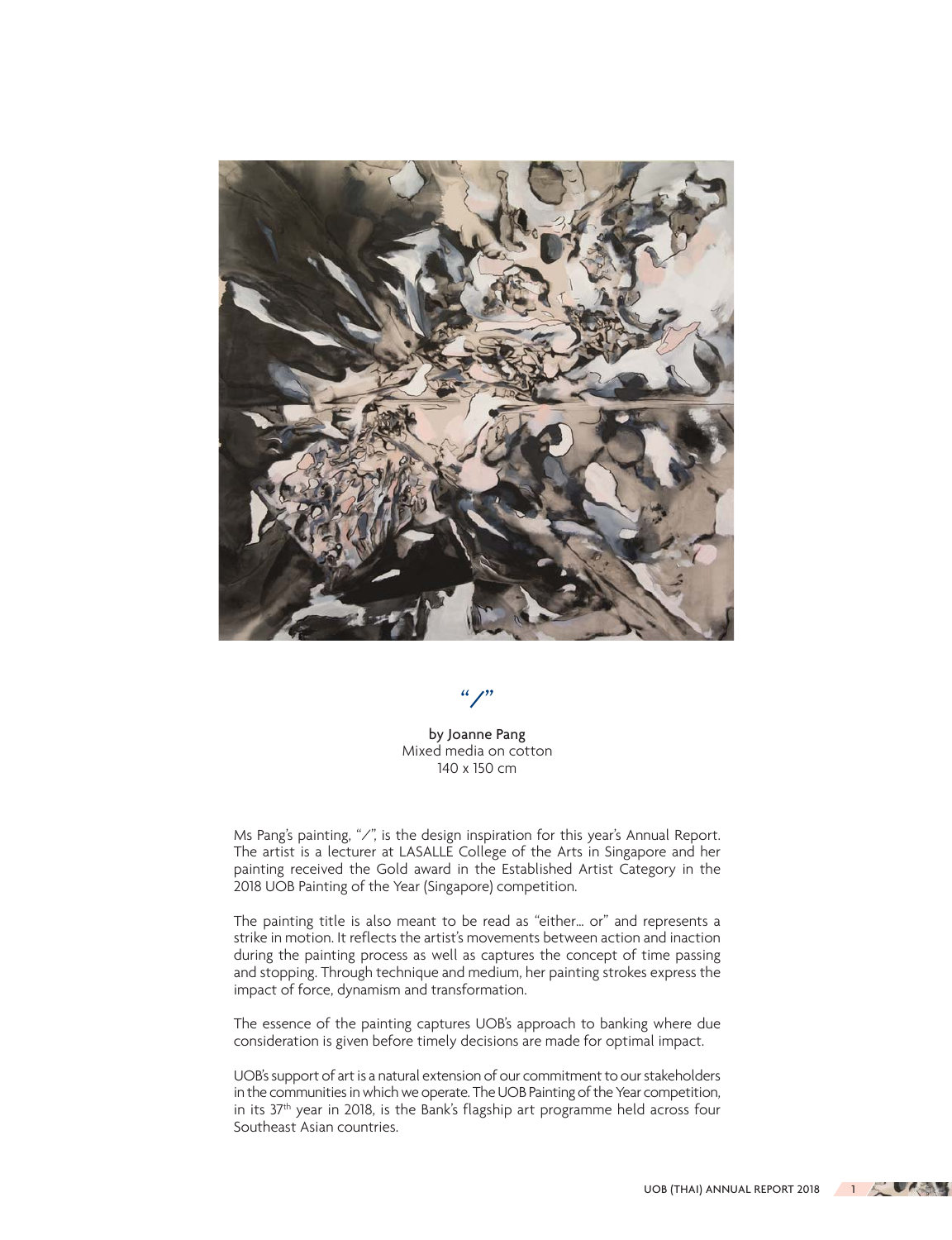# "/"

by Joanne Pang
Mixed media on cotton
140 x 150 cm

Ms Pang's painting, "/", is the design inspiration for this year's Annual Report. The artist is a lecturer at LASALLE College of the Arts in Singapore and her painting received the Gold award in the Established Artist Category in the 2018 UOB Painting of the Year (Singapore) competition.

The painting title is also meant to be read as "either… or" and represents a strike in motion. It reflects the artist's movements between action and inaction during the painting process as well as captures the concept of time passing and stopping. Through technique and medium, her painting strokes express the impact of force, dynamism and transformation.

The essence of the painting captures UOB's approach to banking where due consideration is given before timely decisions are made for optimal impact.

UOB's support of art is a natural extension of our commitment to our stakeholders in the communities in which we operate. The UOB Painting of the Year competition, in its 37th year in 2018, is the Bank's flagship art programme held across four Southeast Asian countries.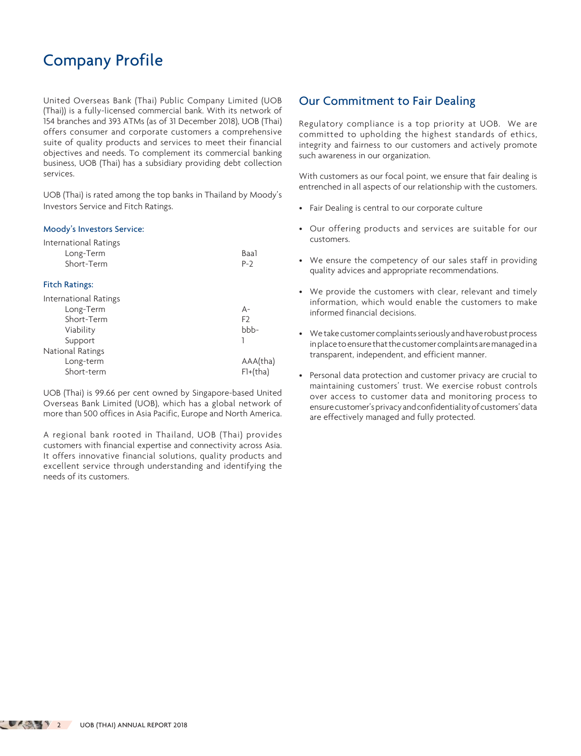# Company Profile

United Overseas Bank (Thai) Public Company Limited (UOB (Thai)) is a fully-licensed commercial bank. With its network of 154 branches and 393 ATMs (as of 31 December 2018), UOB (Thai) offers consumer and corporate customers a comprehensive suite of quality products and services to meet their financial objectives and needs. To complement its commercial banking business, UOB (Thai) has a subsidiary providing debt collection services.

UOB (Thai) is rated among the top banks in Thailand by Moody's Investors Service and Fitch Ratings.

### Moody's Investors Service:

| | |
|---|---|
| International Ratings | |
| Long-Term | Baa1 |
| Short-Term | P-2 |

### Fitch Ratings:

| | |
|---|---|
| International Ratings | |
| Long-Term | A- |
| Short-Term | F2 |
| Viability | bbb- |
| Support | 1 |
| National Ratings | |
| Long-term | AAA(tha) |
| Short-term | F1+(tha) |

UOB (Thai) is 99.66 per cent owned by Singapore-based United Overseas Bank Limited (UOB), which has a global network of more than 500 offices in Asia Pacific, Europe and North America.

A regional bank rooted in Thailand, UOB (Thai) provides customers with financial expertise and connectivity across Asia. It offers innovative financial solutions, quality products and excellent service through understanding and identifying the needs of its customers.

## Our Commitment to Fair Dealing

Regulatory compliance is a top priority at UOB. We are committed to upholding the highest standards of ethics, integrity and fairness to our customers and actively promote such awareness in our organization.

With customers as our focal point, we ensure that fair dealing is entrenched in all aspects of our relationship with the customers.

- Fair Dealing is central to our corporate culture
- Our offering products and services are suitable for our customers.
- We ensure the competency of our sales staff in providing quality advices and appropriate recommendations.
- We provide the customers with clear, relevant and timely information, which would enable the customers to make informed financial decisions.
- We take customer complaints seriously and have robust process in place to ensure that the customer complaints are managed in a transparent, independent, and efficient manner.
- Personal data protection and customer privacy are crucial to maintaining customers' trust. We exercise robust controls over access to customer data and monitoring process to ensure customer's privacy and confidentiality of customers' data are effectively managed and fully protected.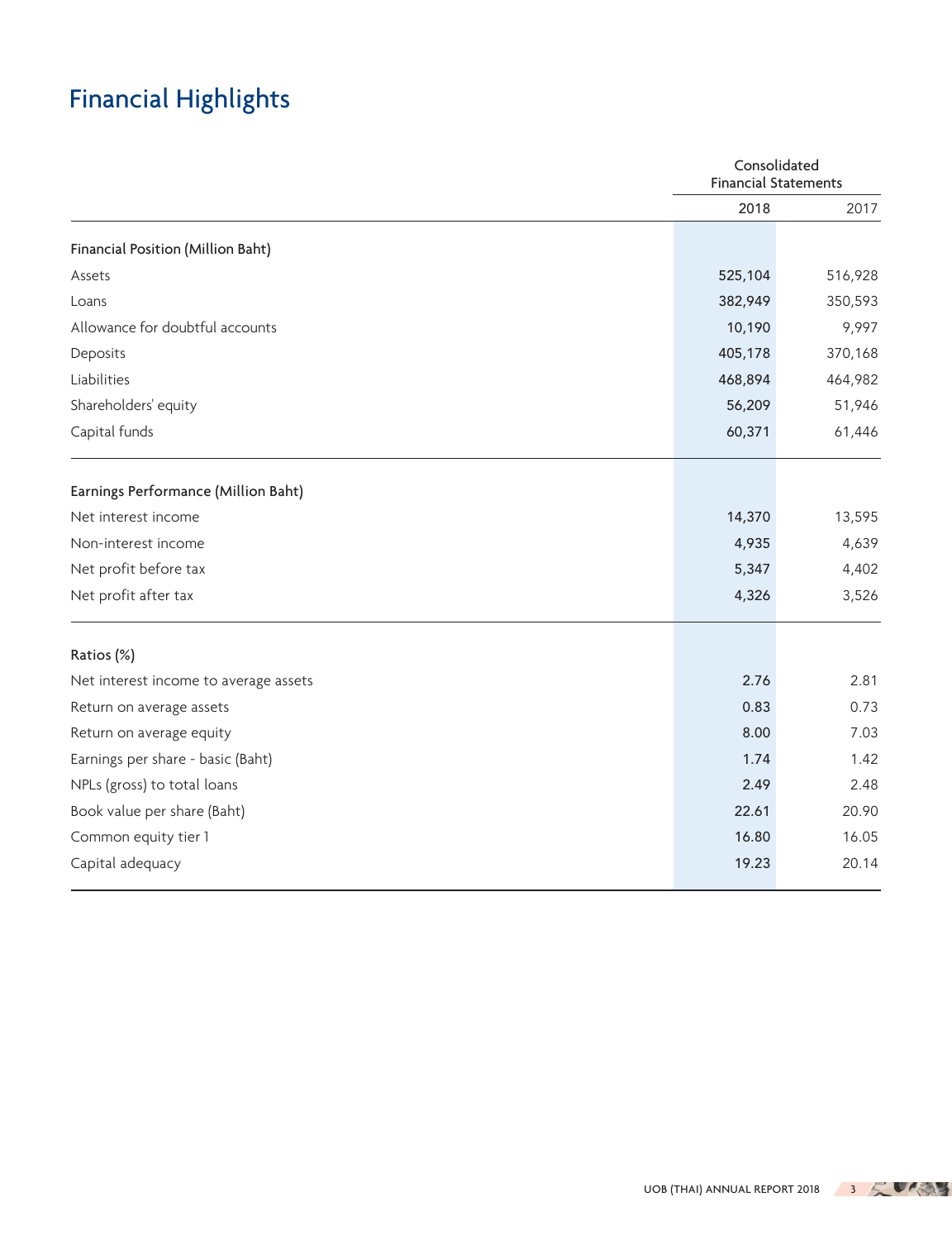# Financial Highlights

| | Consolidated Financial Statements | |
|---|---|---|
| | **2018** | 2017 |
| **Financial Position (Million Baht)** | | |
| Assets | **525,104** | 516,928 |
| Loans | **382,949** | 350,593 |
| Allowance for doubtful accounts | **10,190** | 9,997 |
| Deposits | **405,178** | 370,168 |
| Liabilities | **468,894** | 464,982 |
| Shareholders' equity | **56,209** | 51,946 |
| Capital funds | **60,371** | 61,446 |
| **Earnings Performance (Million Baht)** | | |
| Net interest income | **14,370** | 13,595 |
| Non-interest income | **4,935** | 4,639 |
| Net profit before tax | **5,347** | 4,402 |
| Net profit after tax | **4,326** | 3,526 |
| **Ratios (%)** | | |
| Net interest income to average assets | **2.76** | 2.81 |
| Return on average assets | **0.83** | 0.73 |
| Return on average equity | **8.00** | 7.03 |
| Earnings per share - basic (Baht) | **1.74** | 1.42 |
| NPLs (gross) to total loans | **2.49** | 2.48 |
| Book value per share (Baht) | **22.61** | 20.90 |
| Common equity tier 1 | **16.80** | 16.05 |
| Capital adequacy | **19.23** | 20.14 |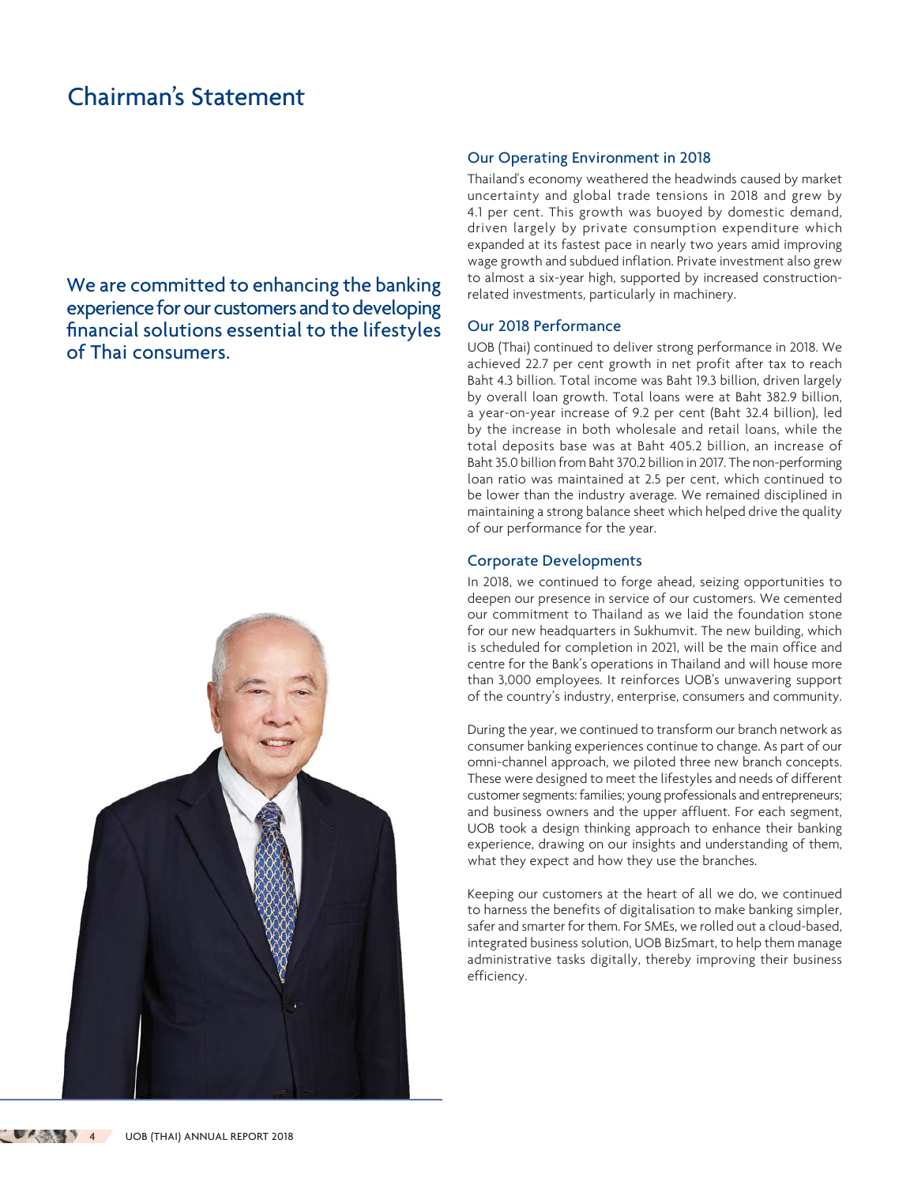# Chairman's Statement

We are committed to enhancing the banking experience for our customers and to developing financial solutions essential to the lifestyles of Thai consumers.

## Our Operating Environment in 2018

Thailand's economy weathered the headwinds caused by market uncertainty and global trade tensions in 2018 and grew by 4.1 per cent. This growth was buoyed by domestic demand, driven largely by private consumption expenditure which expanded at its fastest pace in nearly two years amid improving wage growth and subdued inflation. Private investment also grew to almost a six-year high, supported by increased construction-related investments, particularly in machinery.

## Our 2018 Performance

UOB (Thai) continued to deliver strong performance in 2018. We achieved 22.7 per cent growth in net profit after tax to reach Baht 4.3 billion. Total income was Baht 19.3 billion, driven largely by overall loan growth. Total loans were at Baht 382.9 billion, a year-on-year increase of 9.2 per cent (Baht 32.4 billion), led by the increase in both wholesale and retail loans, while the total deposits base was at Baht 405.2 billion, an increase of Baht 35.0 billion from Baht 370.2 billion in 2017. The non-performing loan ratio was maintained at 2.5 per cent, which continued to be lower than the industry average. We remained disciplined in maintaining a strong balance sheet which helped drive the quality of our performance for the year.

## Corporate Developments

In 2018, we continued to forge ahead, seizing opportunities to deepen our presence in service of our customers. We cemented our commitment to Thailand as we laid the foundation stone for our new headquarters in Sukhumvit. The new building, which is scheduled for completion in 2021, will be the main office and centre for the Bank's operations in Thailand and will house more than 3,000 employees. It reinforces UOB's unwavering support of the country's industry, enterprise, consumers and community.

During the year, we continued to transform our branch network as consumer banking experiences continue to change. As part of our omni-channel approach, we piloted three new branch concepts. These were designed to meet the lifestyles and needs of different customer segments: families; young professionals and entrepreneurs; and business owners and the upper affluent. For each segment, UOB took a design thinking approach to enhance their banking experience, drawing on our insights and understanding of them, what they expect and how they use the branches.

Keeping our customers at the heart of all we do, we continued to harness the benefits of digitalisation to make banking simpler, safer and smarter for them. For SMEs, we rolled out a cloud-based, integrated business solution, UOB BizSmart, to help them manage administrative tasks digitally, thereby improving their business efficiency.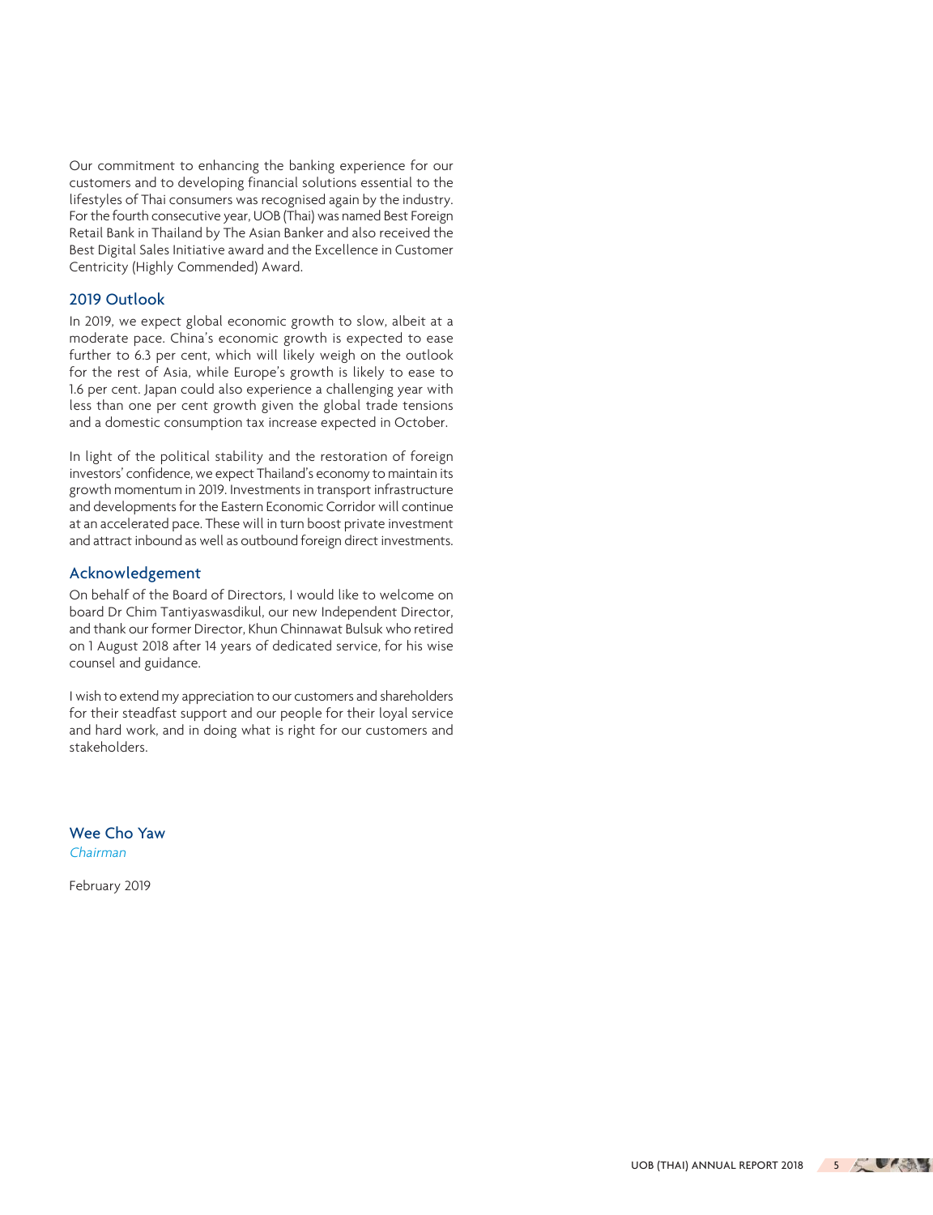Our commitment to enhancing the banking experience for our customers and to developing financial solutions essential to the lifestyles of Thai consumers was recognised again by the industry. For the fourth consecutive year, UOB (Thai) was named Best Foreign Retail Bank in Thailand by The Asian Banker and also received the Best Digital Sales Initiative award and the Excellence in Customer Centricity (Highly Commended) Award.

## 2019 Outlook

In 2019, we expect global economic growth to slow, albeit at a moderate pace. China's economic growth is expected to ease further to 6.3 per cent, which will likely weigh on the outlook for the rest of Asia, while Europe's growth is likely to ease to 1.6 per cent. Japan could also experience a challenging year with less than one per cent growth given the global trade tensions and a domestic consumption tax increase expected in October.

In light of the political stability and the restoration of foreign investors' confidence, we expect Thailand's economy to maintain its growth momentum in 2019. Investments in transport infrastructure and developments for the Eastern Economic Corridor will continue at an accelerated pace. These will in turn boost private investment and attract inbound as well as outbound foreign direct investments.

## Acknowledgement

On behalf of the Board of Directors, I would like to welcome on board Dr Chim Tantiyaswasdikul, our new Independent Director, and thank our former Director, Khun Chinnawat Bulsuk who retired on 1 August 2018 after 14 years of dedicated service, for his wise counsel and guidance.

I wish to extend my appreciation to our customers and shareholders for their steadfast support and our people for their loyal service and hard work, and in doing what is right for our customers and stakeholders.

**Wee Cho Yaw**
*Chairman*

February 2019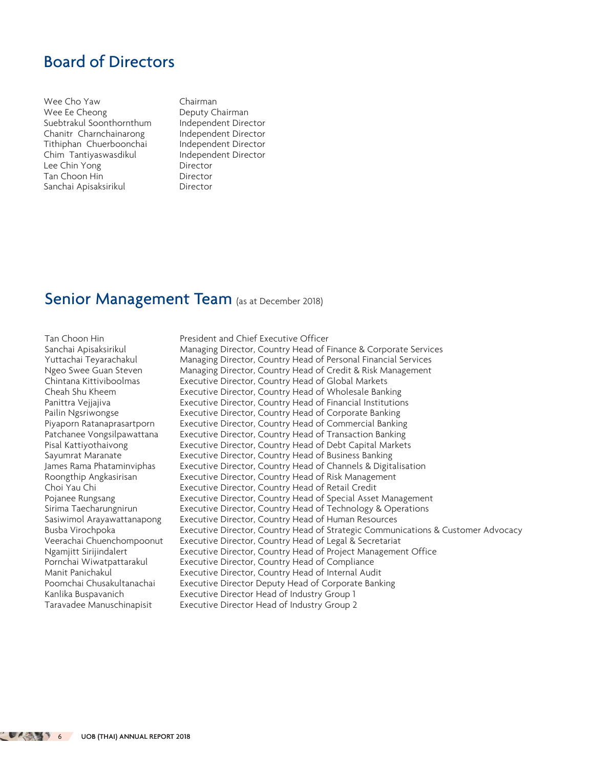## Board of Directors

| | |
|---|---|
| Wee Cho Yaw | Chairman |
| Wee Ee Cheong | Deputy Chairman |
| Suebtrakul Soonthornthum | Independent Director |
| Chanitr Charnchainarong | Independent Director |
| Tithiphan Chuerboonchai | Independent Director |
| Chim Tantiyaswasdikul | Independent Director |
| Lee Chin Yong | Director |
| Tan Choon Hin | Director |
| Sanchai Apisaksirikul | Director |

## Senior Management Team (as at December 2018)

| | |
|---|---|
| Tan Choon Hin | President and Chief Executive Officer |
| Sanchai Apisaksirikul | Managing Director, Country Head of Finance & Corporate Services |
| Yuttachai Teyarachakul | Managing Director, Country Head of Personal Financial Services |
| Ngeo Swee Guan Steven | Managing Director, Country Head of Credit & Risk Management |
| Chintana Kittiviboolmas | Executive Director, Country Head of Global Markets |
| Cheah Shu Kheem | Executive Director, Country Head of Wholesale Banking |
| Panittra Vejjajiva | Executive Director, Country Head of Financial Institutions |
| Pailin Ngsriwongse | Executive Director, Country Head of Corporate Banking |
| Piyaporn Ratanaprasartporn | Executive Director, Country Head of Commercial Banking |
| Patchanee Vongsilpawattana | Executive Director, Country Head of Transaction Banking |
| Pisal Kattiyothaivong | Executive Director, Country Head of Debt Capital Markets |
| Sayumrat Maranate | Executive Director, Country Head of Business Banking |
| James Rama Phataminviphas | Executive Director, Country Head of Channels & Digitalisation |
| Roongthip Angkasirisan | Executive Director, Country Head of Risk Management |
| Choi Yau Chi | Executive Director, Country Head of Retail Credit |
| Pojanee Rungsang | Executive Director, Country Head of Special Asset Management |
| Sirima Taecharungnirun | Executive Director, Country Head of Technology & Operations |
| Sasiwimol Arayawattanapong | Executive Director, Country Head of Human Resources |
| Busba Virochpoka | Executive Director, Country Head of Strategic Communications & Customer Advocacy |
| Veerachai Chuenchompoonut | Executive Director, Country Head of Legal & Secretariat |
| Ngamjitt Sirijindalert | Executive Director, Country Head of Project Management Office |
| Pornchai Wiwatpattarakul | Executive Director, Country Head of Compliance |
| Manit Panichakul | Executive Director, Country Head of Internal Audit |
| Poomchai Chusakultanachai | Executive Director Deputy Head of Corporate Banking |
| Kanlika Buspavanich | Executive Director Head of Industry Group 1 |
| Taravadee Manuschinapisit | Executive Director Head of Industry Group 2 |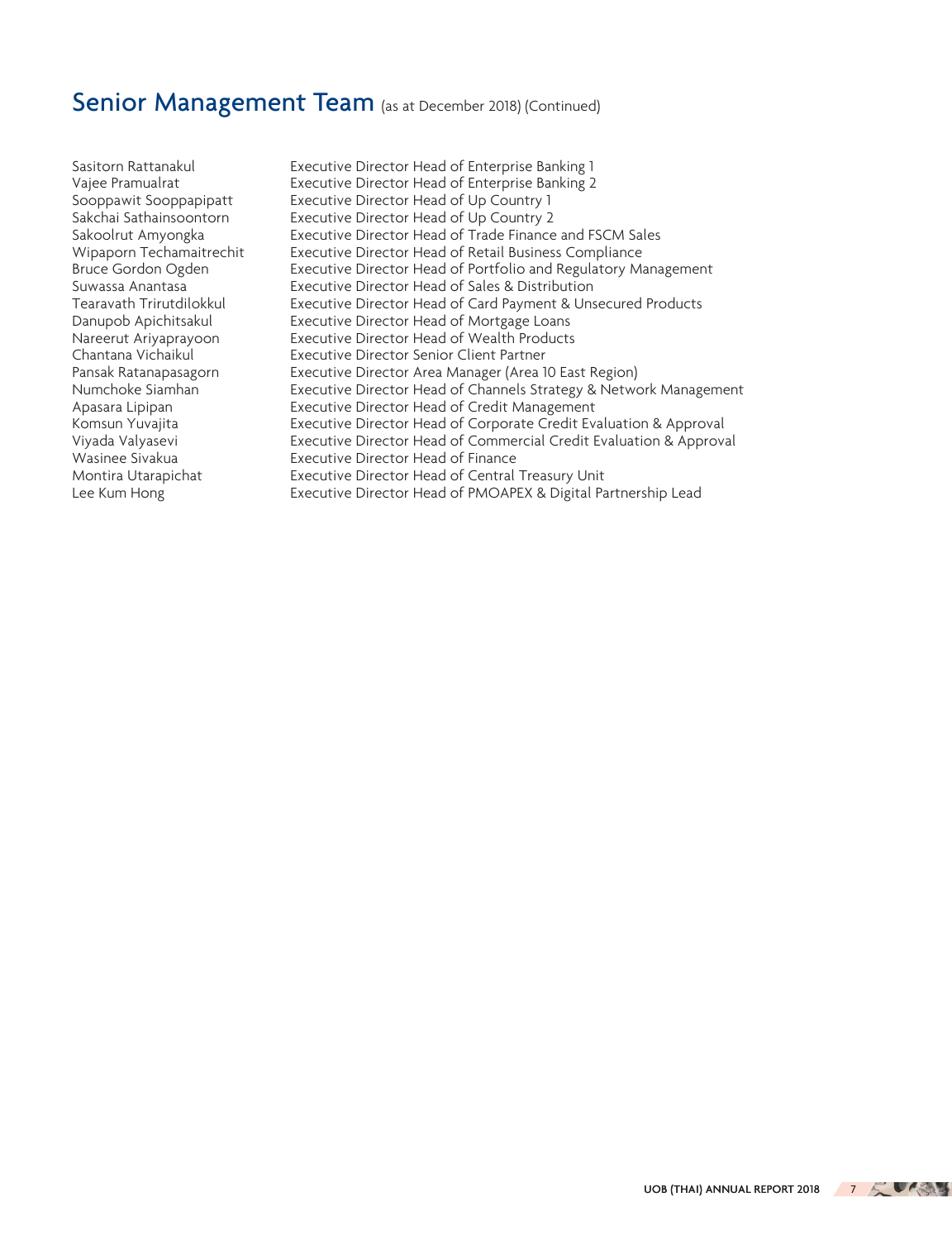## Senior Management Team (as at December 2018) (Continued)

| | |
|---|---|
| Sasitorn Rattanakul | Executive Director Head of Enterprise Banking 1 |
| Vajee Pramualrat | Executive Director Head of Enterprise Banking 2 |
| Sooppawit Sooppapipatt | Executive Director Head of Up Country 1 |
| Sakchai Sathainsoontorn | Executive Director Head of Up Country 2 |
| Sakoolrut Amyongka | Executive Director Head of Trade Finance and FSCM Sales |
| Wipaporn Techamaitrechit | Executive Director Head of Retail Business Compliance |
| Bruce Gordon Ogden | Executive Director Head of Portfolio and Regulatory Management |
| Suwassa Anantasa | Executive Director Head of Sales & Distribution |
| Tearavath Trirutdilokkul | Executive Director Head of Card Payment & Unsecured Products |
| Danupob Apichitsakul | Executive Director Head of Mortgage Loans |
| Nareerut Ariyaprayoon | Executive Director Head of Wealth Products |
| Chantana Vichaikul | Executive Director Senior Client Partner |
| Pansak Ratanapasagorn | Executive Director Area Manager (Area 10 East Region) |
| Numchoke Siamhan | Executive Director Head of Channels Strategy & Network Management |
| Apasara Lipipan | Executive Director Head of Credit Management |
| Komsun Yuvajita | Executive Director Head of Corporate Credit Evaluation & Approval |
| Viyada Valyasevi | Executive Director Head of Commercial Credit Evaluation & Approval |
| Wasinee Sivakua | Executive Director Head of Finance |
| Montira Utarapichat | Executive Director Head of Central Treasury Unit |
| Lee Kum Hong | Executive Director Head of PMOAPEX & Digital Partnership Lead |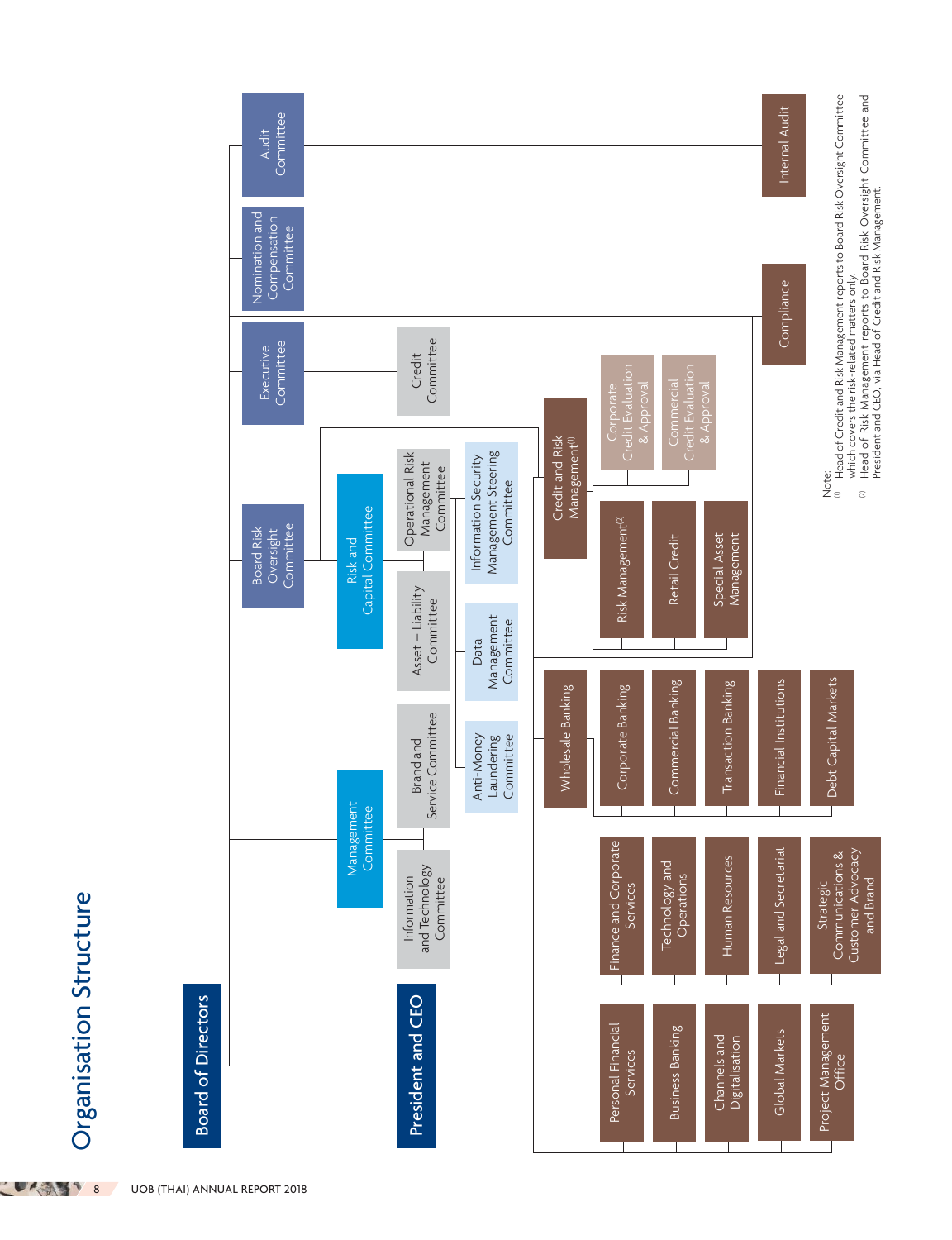# Organisation Structure

## Board of Directors

- Audit Committee
  - Internal Audit
- Nomination and Compensation Committee
- Executive Committee
  - Credit Committee
- Board Risk Oversight Committee
  - Risk and Capital Committee
    - Asset – Liability Committee
    - Operational Risk Management Committee
    - Data Management Committee
    - Information Security Management Steering Committee

## President and CEO

- Management Committee
  - Information and Technology Committee
  - Brand and Service Committee
  - Anti-Money Laundering Committee
- Personal Financial Services
- Business Banking
- Channels and Digitalisation
- Global Markets
- Project Management Office
- Finance and Corporate Services
- Technology and Operations
- Human Resources
- Legal and Secretariat
- Strategic Communications & Customer Advocacy and Brand
- Wholesale Banking
  - Corporate Banking
  - Commercial Banking
  - Transaction Banking
  - Financial Institutions
  - Debt Capital Markets
- Credit and Risk Management[1]
  - Risk Management[2]
  - Retail Credit
  - Special Asset Management
  - Corporate Credit Evaluation & Approval
  - Commercial Credit Evaluation & Approval
- Compliance

Note:

[1] Head of Credit and Risk Management reports to Board Risk Oversight Committee which covers the risk-related matters only.

[2] Head of Risk Management reports to Board Risk Oversight Committee and President and CEO, via Head of Credit and Risk Management.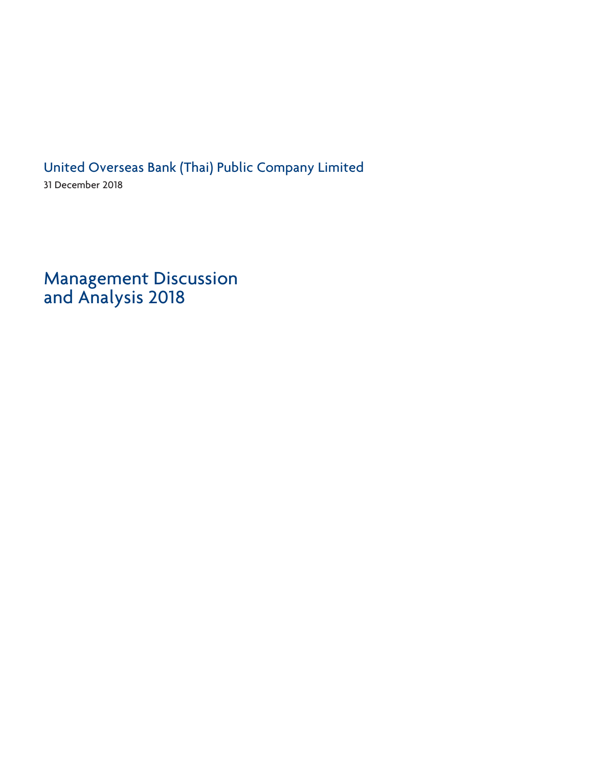United Overseas Bank (Thai) Public Company Limited

31 December 2018

# Management Discussion and Analysis 2018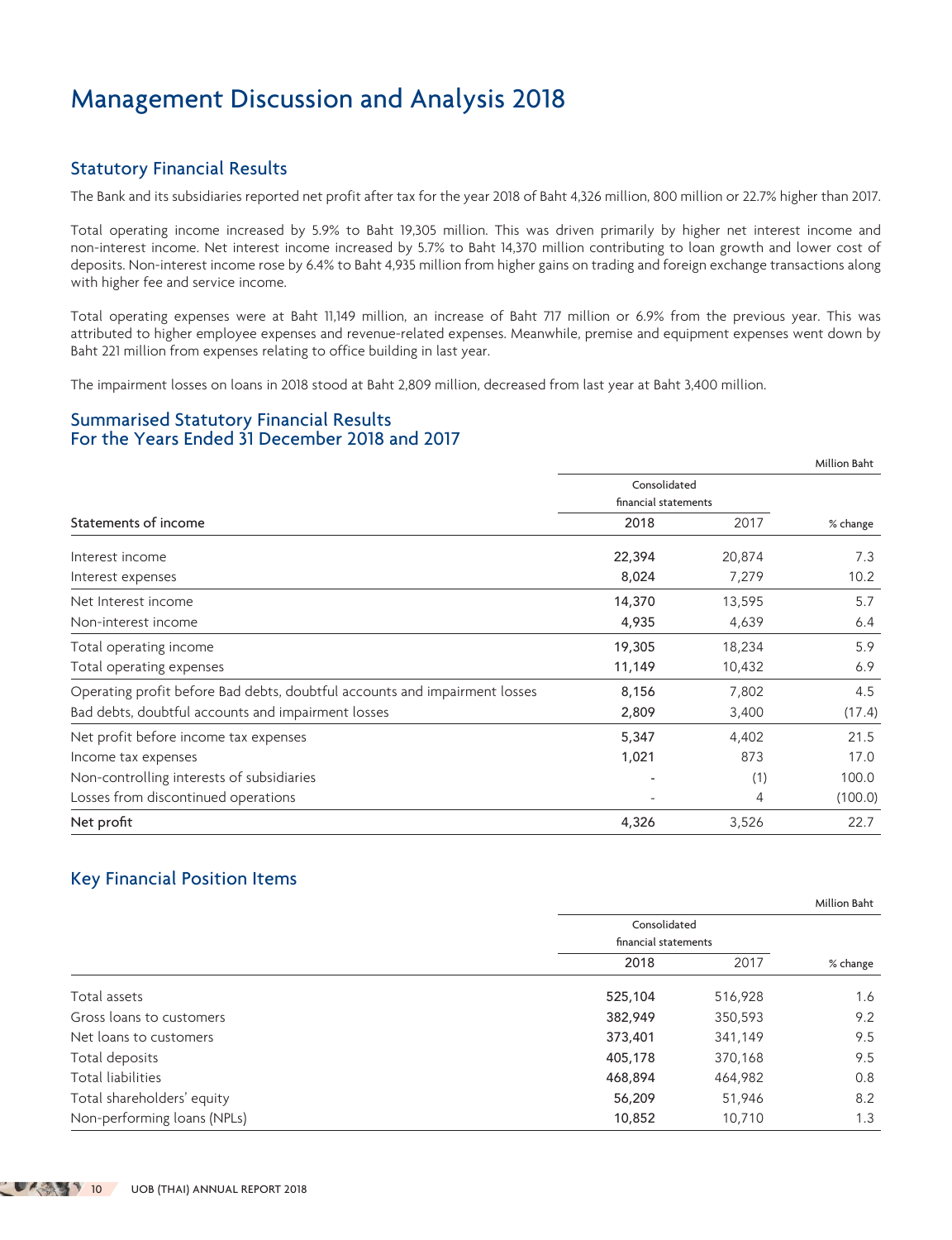# Management Discussion and Analysis 2018

## Statutory Financial Results

The Bank and its subsidiaries reported net profit after tax for the year 2018 of Baht 4,326 million, 800 million or 22.7% higher than 2017.

Total operating income increased by 5.9% to Baht 19,305 million. This was driven primarily by higher net interest income and non-interest income. Net interest income increased by 5.7% to Baht 14,370 million contributing to loan growth and lower cost of deposits. Non-interest income rose by 6.4% to Baht 4,935 million from higher gains on trading and foreign exchange transactions along with higher fee and service income.

Total operating expenses were at Baht 11,149 million, an increase of Baht 717 million or 6.9% from the previous year. This was attributed to higher employee expenses and revenue-related expenses. Meanwhile, premise and equipment expenses went down by Baht 221 million from expenses relating to office building in last year.

The impairment losses on loans in 2018 stood at Baht 2,809 million, decreased from last year at Baht 3,400 million.

## Summarised Statutory Financial Results For the Years Ended 31 December 2018 and 2017

Million Baht

| | Consolidated financial statements | | |
|---|---|---|---|
| Statements of income | 2018 | 2017 | % change |
| Interest income | **22,394** | 20,874 | 7.3 |
| Interest expenses | **8,024** | 7,279 | 10.2 |
| Net Interest income | **14,370** | 13,595 | 5.7 |
| Non-interest income | **4,935** | 4,639 | 6.4 |
| Total operating income | **19,305** | 18,234 | 5.9 |
| Total operating expenses | **11,149** | 10,432 | 6.9 |
| Operating profit before Bad debts, doubtful accounts and impairment losses | **8,156** | 7,802 | 4.5 |
| Bad debts, doubtful accounts and impairment losses | **2,809** | 3,400 | (17.4) |
| Net profit before income tax expenses | **5,347** | 4,402 | 21.5 |
| Income tax expenses | **1,021** | 873 | 17.0 |
| Non-controlling interests of subsidiaries | - | (1) | 100.0 |
| Losses from discontinued operations | - | 4 | (100.0) |
| **Net profit** | **4,326** | 3,526 | 22.7 |

## Key Financial Position Items

Million Baht

| | Consolidated financial statements | | |
|---|---|---|---|
| | 2018 | 2017 | % change |
| Total assets | **525,104** | 516,928 | 1.6 |
| Gross loans to customers | **382,949** | 350,593 | 9.2 |
| Net loans to customers | **373,401** | 341,149 | 9.5 |
| Total deposits | **405,178** | 370,168 | 9.5 |
| Total liabilities | **468,894** | 464,982 | 0.8 |
| Total shareholders' equity | **56,209** | 51,946 | 8.2 |
| Non-performing loans (NPLs) | **10,852** | 10,710 | 1.3 |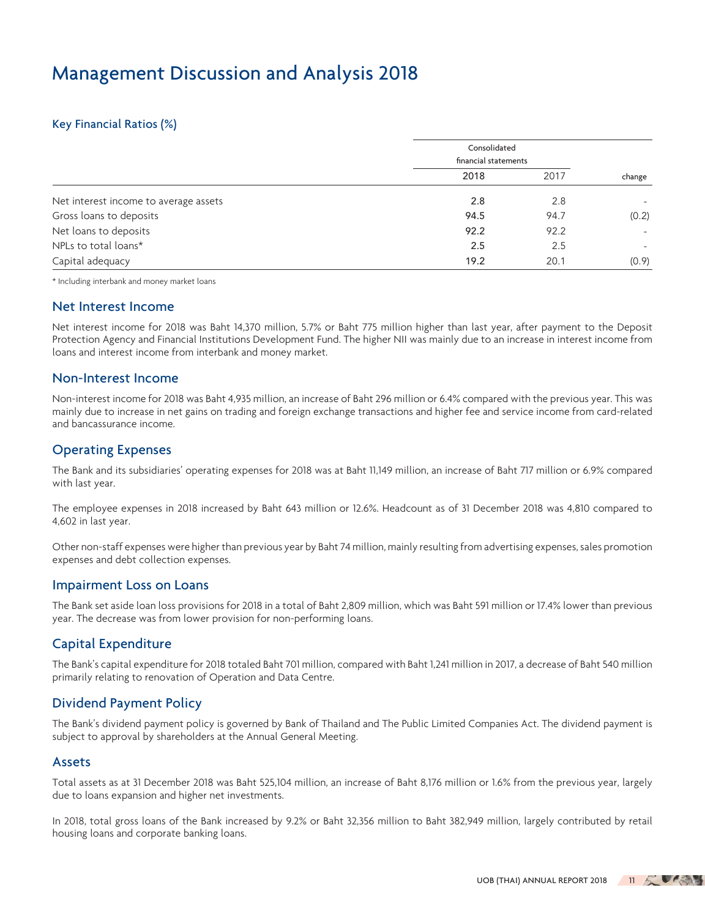# Management Discussion and Analysis 2018

## Key Financial Ratios (%)

| | Consolidated financial statements | | |
|---|---|---|---|
| | 2018 | 2017 | change |
| Net interest income to average assets | 2.8 | 2.8 | - |
| Gross loans to deposits | 94.5 | 94.7 | (0.2) |
| Net loans to deposits | 92.2 | 92.2 | - |
| NPLs to total loans* | 2.5 | 2.5 | - |
| Capital adequacy | 19.2 | 20.1 | (0.9) |

\* Including interbank and money market loans

## Net Interest Income

Net interest income for 2018 was Baht 14,370 million, 5.7% or Baht 775 million higher than last year, after payment to the Deposit Protection Agency and Financial Institutions Development Fund. The higher NII was mainly due to an increase in interest income from loans and interest income from interbank and money market.

## Non-Interest Income

Non-interest income for 2018 was Baht 4,935 million, an increase of Baht 296 million or 6.4% compared with the previous year. This was mainly due to increase in net gains on trading and foreign exchange transactions and higher fee and service income from card-related and bancassurance income.

## Operating Expenses

The Bank and its subsidiaries' operating expenses for 2018 was at Baht 11,149 million, an increase of Baht 717 million or 6.9% compared with last year.

The employee expenses in 2018 increased by Baht 643 million or 12.6%. Headcount as of 31 December 2018 was 4,810 compared to 4,602 in last year.

Other non-staff expenses were higher than previous year by Baht 74 million, mainly resulting from advertising expenses, sales promotion expenses and debt collection expenses.

## Impairment Loss on Loans

The Bank set aside loan loss provisions for 2018 in a total of Baht 2,809 million, which was Baht 591 million or 17.4% lower than previous year. The decrease was from lower provision for non-performing loans.

## Capital Expenditure

The Bank's capital expenditure for 2018 totaled Baht 701 million, compared with Baht 1,241 million in 2017, a decrease of Baht 540 million primarily relating to renovation of Operation and Data Centre.

## Dividend Payment Policy

The Bank's dividend payment policy is governed by Bank of Thailand and The Public Limited Companies Act. The dividend payment is subject to approval by shareholders at the Annual General Meeting.

## Assets

Total assets as at 31 December 2018 was Baht 525,104 million, an increase of Baht 8,176 million or 1.6% from the previous year, largely due to loans expansion and higher net investments.

In 2018, total gross loans of the Bank increased by 9.2% or Baht 32,356 million to Baht 382,949 million, largely contributed by retail housing loans and corporate banking loans.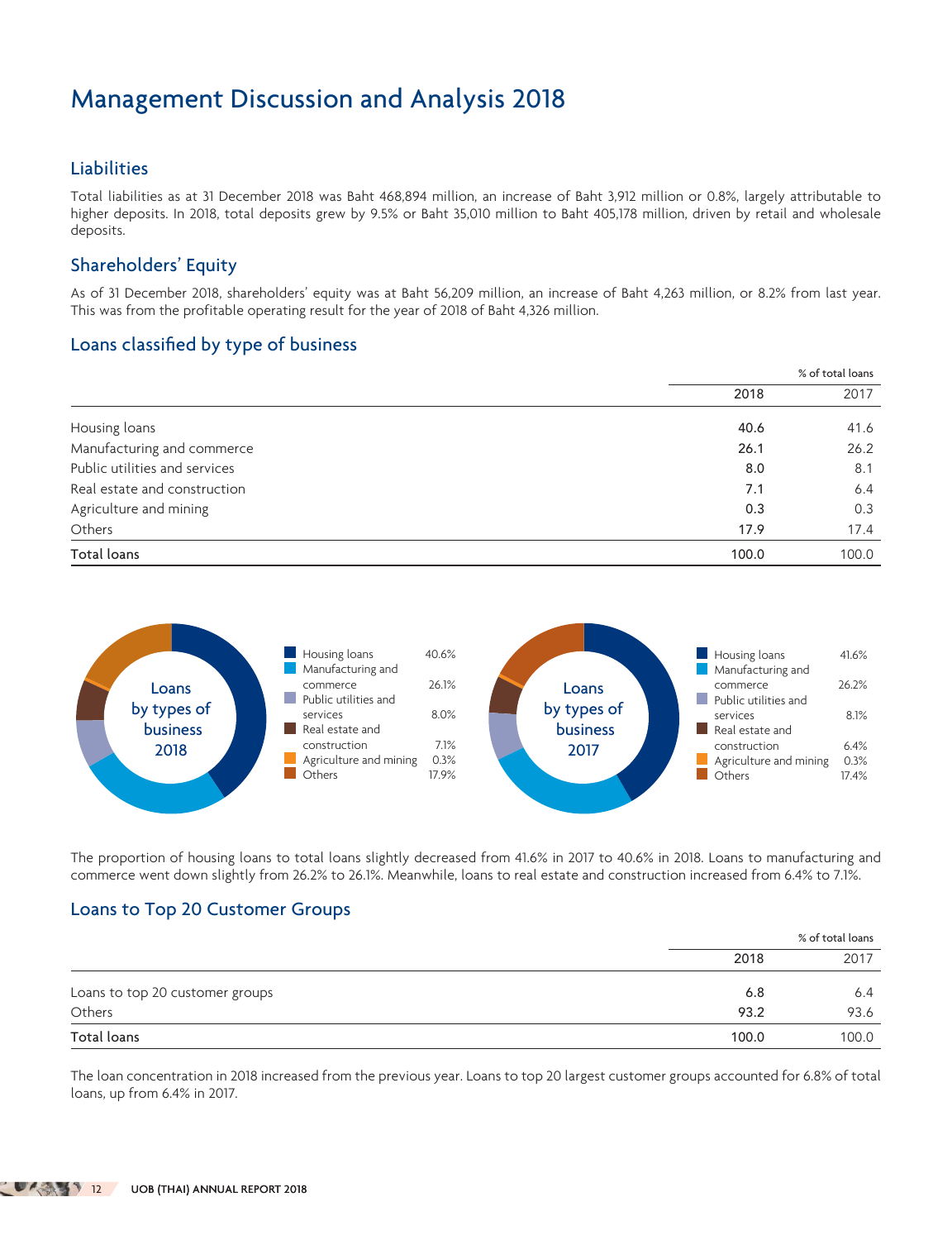# Management Discussion and Analysis 2018

## Liabilities

Total liabilities as at 31 December 2018 was Baht 468,894 million, an increase of Baht 3,912 million or 0.8%, largely attributable to higher deposits. In 2018, total deposits grew by 9.5% or Baht 35,010 million to Baht 405,178 million, driven by retail and wholesale deposits.

## Shareholders' Equity

As of 31 December 2018, shareholders' equity was at Baht 56,209 million, an increase of Baht 4,263 million, or 8.2% from last year. This was from the profitable operating result for the year of 2018 of Baht 4,326 million.

## Loans classified by type of business

| | % of total loans | |
|---|---|---|
| | **2018** | 2017 |
| Housing loans | **40.6** | 41.6 |
| Manufacturing and commerce | **26.1** | 26.2 |
| Public utilities and services | **8.0** | 8.1 |
| Real estate and construction | **7.1** | 6.4 |
| Agriculture and mining | **0.3** | 0.3 |
| Others | **17.9** | 17.4 |
| **Total loans** | **100.0** | 100.0 |

Loans by types of business 2018

| | |
|---|---|
| Housing loans | 40.6% |
| Manufacturing and commerce | 26.1% |
| Public utilities and services | 8.0% |
| Real estate and construction | 7.1% |
| Agriculture and mining | 0.3% |
| Others | 17.9% |

Loans by types of business 2017

| | |
|---|---|
| Housing loans | 41.6% |
| Manufacturing and commerce | 26.2% |
| Public utilities and services | 8.1% |
| Real estate and construction | 6.4% |
| Agriculture and mining | 0.3% |
| Others | 17.4% |

The proportion of housing loans to total loans slightly decreased from 41.6% in 2017 to 40.6% in 2018. Loans to manufacturing and commerce went down slightly from 26.2% to 26.1%. Meanwhile, loans to real estate and construction increased from 6.4% to 7.1%.

## Loans to Top 20 Customer Groups

| | % of total loans | |
|---|---|---|
| | **2018** | 2017 |
| Loans to top 20 customer groups | **6.8** | 6.4 |
| Others | **93.2** | 93.6 |
| **Total loans** | **100.0** | 100.0 |

The loan concentration in 2018 increased from the previous year. Loans to top 20 largest customer groups accounted for 6.8% of total loans, up from 6.4% in 2017.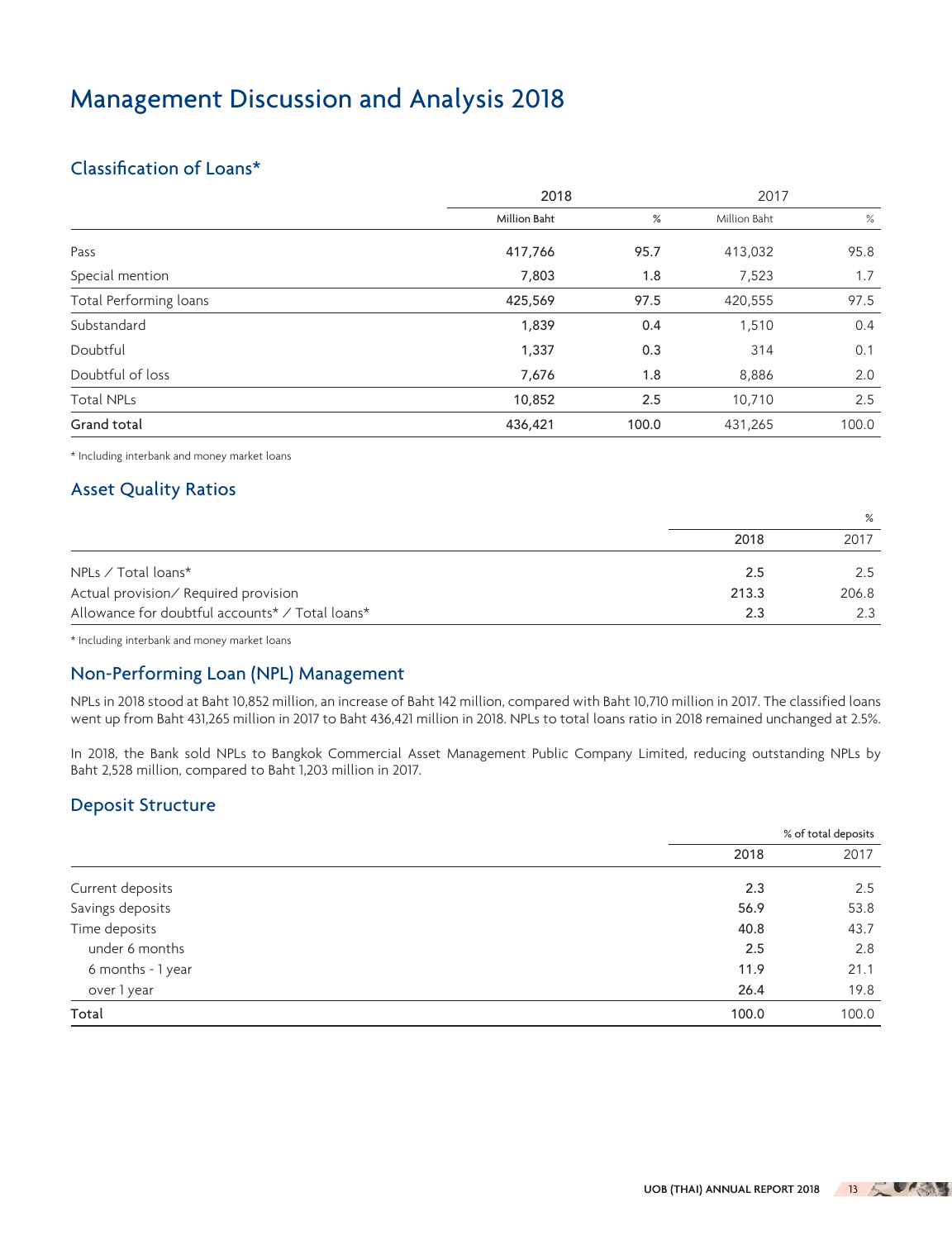# Management Discussion and Analysis 2018

## Classification of Loans*

| | 2018 | | 2017 | |
|---|---|---|---|---|
| | Million Baht | % | Million Baht | % |
| Pass | 417,766 | 95.7 | 413,032 | 95.8 |
| Special mention | 7,803 | 1.8 | 7,523 | 1.7 |
| Total Performing loans | 425,569 | 97.5 | 420,555 | 97.5 |
| Substandard | 1,839 | 0.4 | 1,510 | 0.4 |
| Doubtful | 1,337 | 0.3 | 314 | 0.1 |
| Doubtful of loss | 7,676 | 1.8 | 8,886 | 2.0 |
| Total NPLs | 10,852 | 2.5 | 10,710 | 2.5 |
| **Grand total** | 436,421 | 100.0 | 431,265 | 100.0 |

* Including interbank and money market loans

## Asset Quality Ratios

| | | % |
|---|---|---|
| | 2018 | 2017 |
| NPLs / Total loans* | 2.5 | 2.5 |
| Actual provision/ Required provision | 213.3 | 206.8 |
| Allowance for doubtful accounts* / Total loans* | 2.3 | 2.3 |

* Including interbank and money market loans

## Non-Performing Loan (NPL) Management

NPLs in 2018 stood at Baht 10,852 million, an increase of Baht 142 million, compared with Baht 10,710 million in 2017. The classified loans went up from Baht 431,265 million in 2017 to Baht 436,421 million in 2018. NPLs to total loans ratio in 2018 remained unchanged at 2.5%.

In 2018, the Bank sold NPLs to Bangkok Commercial Asset Management Public Company Limited, reducing outstanding NPLs by Baht 2,528 million, compared to Baht 1,203 million in 2017.

## Deposit Structure

| | % of total deposits | |
|---|---|---|
| | 2018 | 2017 |
| Current deposits | 2.3 | 2.5 |
| Savings deposits | 56.9 | 53.8 |
| Time deposits | 40.8 | 43.7 |
| under 6 months | 2.5 | 2.8 |
| 6 months - 1 year | 11.9 | 21.1 |
| over 1 year | 26.4 | 19.8 |
| **Total** | 100.0 | 100.0 |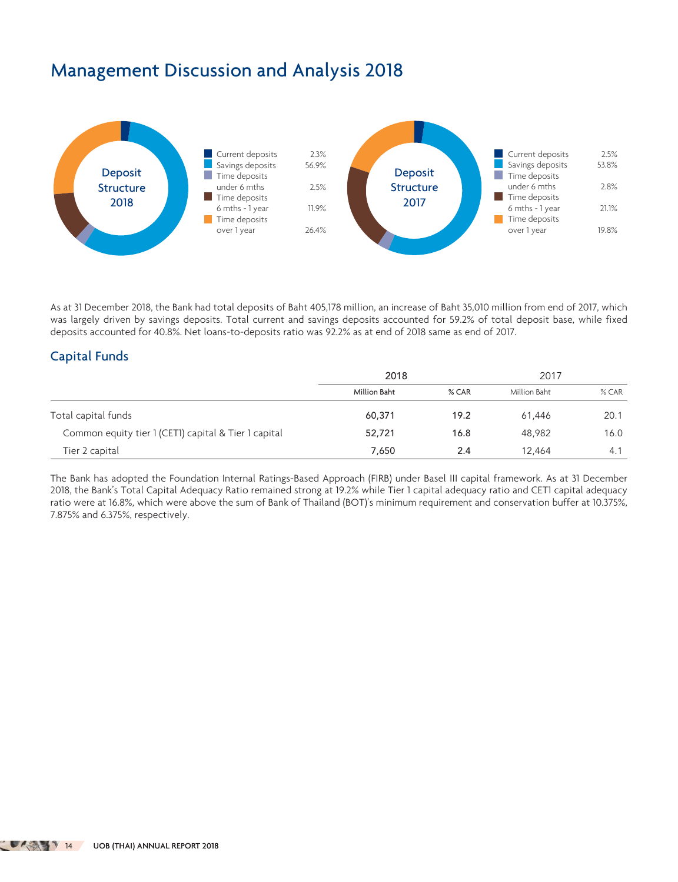# Management Discussion and Analysis 2018

**Deposit Structure 2018**

| | |
|---|---|
| Current deposits | 2.3% |
| Savings deposits | 56.9% |
| Time deposits under 6 mths | 2.5% |
| Time deposits 6 mths - 1 year | 11.9% |
| Time deposits over 1 year | 26.4% |

**Deposit Structure 2017**

| | |
|---|---|
| Current deposits | 2.5% |
| Savings deposits | 53.8% |
| Time deposits under 6 mths | 2.8% |
| Time deposits 6 mths - 1 year | 21.1% |
| Time deposits over 1 year | 19.8% |

As at 31 December 2018, the Bank had total deposits of Baht 405,178 million, an increase of Baht 35,010 million from end of 2017, which was largely driven by savings deposits. Total current and savings deposits accounted for 59.2% of total deposit base, while fixed deposits accounted for 40.8%. Net loans-to-deposits ratio was 92.2% as at end of 2018 same as end of 2017.

## Capital Funds

| | 2018 | | 2017 | |
|---|---|---|---|---|
| | Million Baht | % CAR | Million Baht | % CAR |
| Total capital funds | 60,371 | 19.2 | 61,446 | 20.1 |
| Common equity tier 1 (CET1) capital & Tier 1 capital | 52,721 | 16.8 | 48,982 | 16.0 |
| Tier 2 capital | 7,650 | 2.4 | 12,464 | 4.1 |

The Bank has adopted the Foundation Internal Ratings-Based Approach (FIRB) under Basel III capital framework. As at 31 December 2018, the Bank's Total Capital Adequacy Ratio remained strong at 19.2% while Tier 1 capital adequacy ratio and CET1 capital adequacy ratio were at 16.8%, which were above the sum of Bank of Thailand (BOT)'s minimum requirement and conservation buffer at 10.375%, 7.875% and 6.375%, respectively.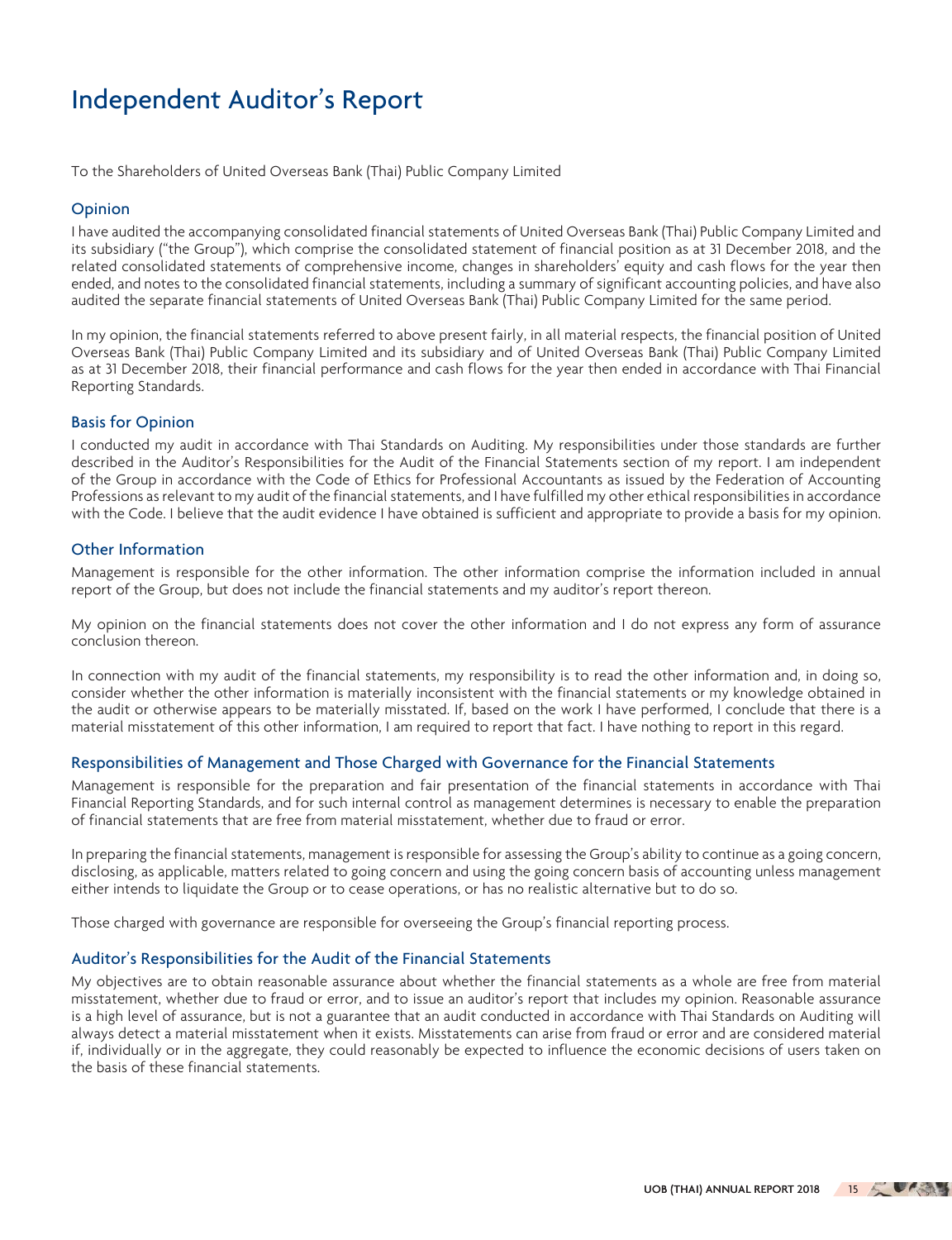# Independent Auditor's Report

To the Shareholders of United Overseas Bank (Thai) Public Company Limited

## Opinion

I have audited the accompanying consolidated financial statements of United Overseas Bank (Thai) Public Company Limited and its subsidiary ("the Group"), which comprise the consolidated statement of financial position as at 31 December 2018, and the related consolidated statements of comprehensive income, changes in shareholders' equity and cash flows for the year then ended, and notes to the consolidated financial statements, including a summary of significant accounting policies, and have also audited the separate financial statements of United Overseas Bank (Thai) Public Company Limited for the same period.

In my opinion, the financial statements referred to above present fairly, in all material respects, the financial position of United Overseas Bank (Thai) Public Company Limited and its subsidiary and of United Overseas Bank (Thai) Public Company Limited as at 31 December 2018, their financial performance and cash flows for the year then ended in accordance with Thai Financial Reporting Standards.

## Basis for Opinion

I conducted my audit in accordance with Thai Standards on Auditing. My responsibilities under those standards are further described in the Auditor's Responsibilities for the Audit of the Financial Statements section of my report. I am independent of the Group in accordance with the Code of Ethics for Professional Accountants as issued by the Federation of Accounting Professions as relevant to my audit of the financial statements, and I have fulfilled my other ethical responsibilities in accordance with the Code. I believe that the audit evidence I have obtained is sufficient and appropriate to provide a basis for my opinion.

## Other Information

Management is responsible for the other information. The other information comprise the information included in annual report of the Group, but does not include the financial statements and my auditor's report thereon.

My opinion on the financial statements does not cover the other information and I do not express any form of assurance conclusion thereon.

In connection with my audit of the financial statements, my responsibility is to read the other information and, in doing so, consider whether the other information is materially inconsistent with the financial statements or my knowledge obtained in the audit or otherwise appears to be materially misstated. If, based on the work I have performed, I conclude that there is a material misstatement of this other information, I am required to report that fact. I have nothing to report in this regard.

## Responsibilities of Management and Those Charged with Governance for the Financial Statements

Management is responsible for the preparation and fair presentation of the financial statements in accordance with Thai Financial Reporting Standards, and for such internal control as management determines is necessary to enable the preparation of financial statements that are free from material misstatement, whether due to fraud or error.

In preparing the financial statements, management is responsible for assessing the Group's ability to continue as a going concern, disclosing, as applicable, matters related to going concern and using the going concern basis of accounting unless management either intends to liquidate the Group or to cease operations, or has no realistic alternative but to do so.

Those charged with governance are responsible for overseeing the Group's financial reporting process.

## Auditor's Responsibilities for the Audit of the Financial Statements

My objectives are to obtain reasonable assurance about whether the financial statements as a whole are free from material misstatement, whether due to fraud or error, and to issue an auditor's report that includes my opinion. Reasonable assurance is a high level of assurance, but is not a guarantee that an audit conducted in accordance with Thai Standards on Auditing will always detect a material misstatement when it exists. Misstatements can arise from fraud or error and are considered material if, individually or in the aggregate, they could reasonably be expected to influence the economic decisions of users taken on the basis of these financial statements.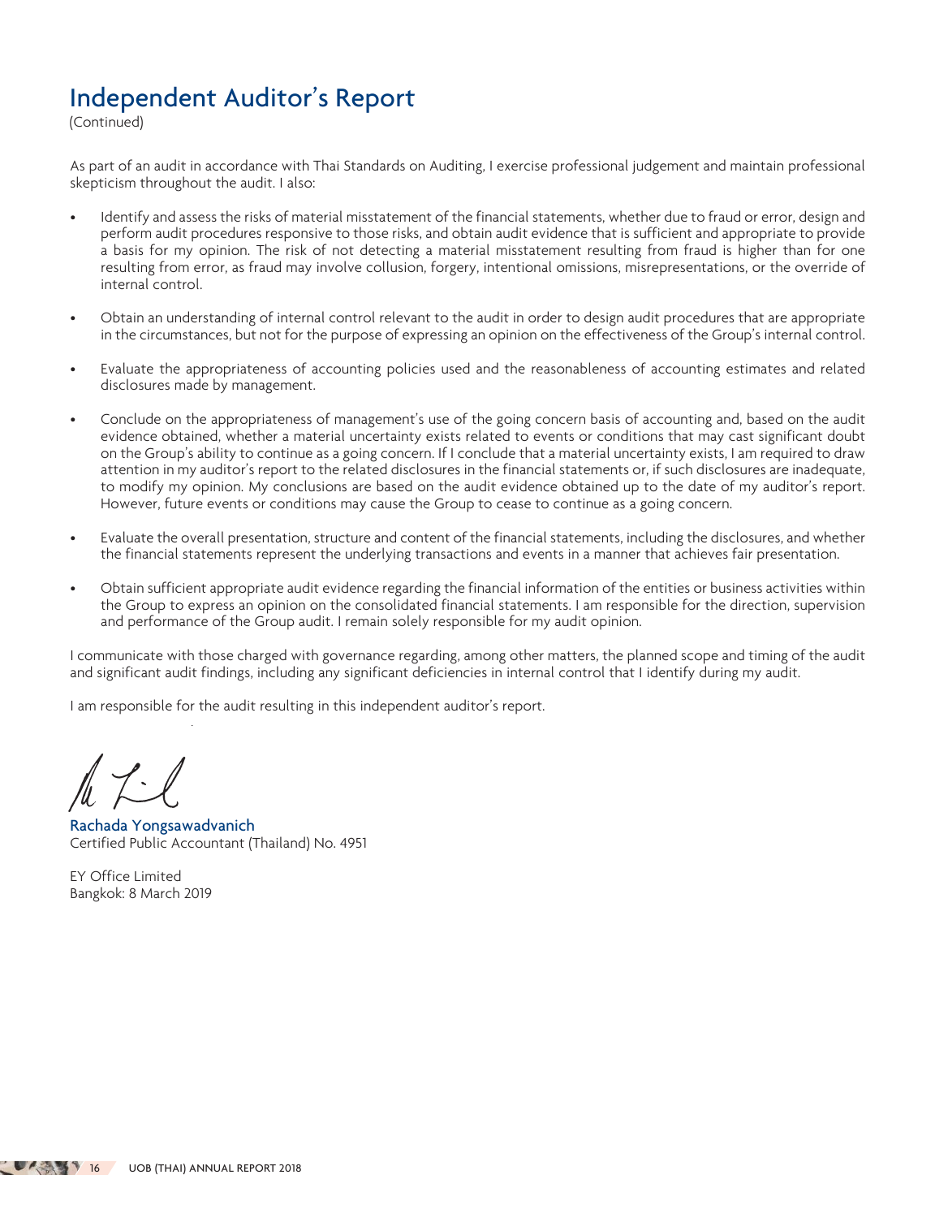# Independent Auditor's Report

(Continued)

As part of an audit in accordance with Thai Standards on Auditing, I exercise professional judgement and maintain professional skepticism throughout the audit. I also:

- Identify and assess the risks of material misstatement of the financial statements, whether due to fraud or error, design and perform audit procedures responsive to those risks, and obtain audit evidence that is sufficient and appropriate to provide a basis for my opinion. The risk of not detecting a material misstatement resulting from fraud is higher than for one resulting from error, as fraud may involve collusion, forgery, intentional omissions, misrepresentations, or the override of internal control.

- Obtain an understanding of internal control relevant to the audit in order to design audit procedures that are appropriate in the circumstances, but not for the purpose of expressing an opinion on the effectiveness of the Group's internal control.

- Evaluate the appropriateness of accounting policies used and the reasonableness of accounting estimates and related disclosures made by management.

- Conclude on the appropriateness of management's use of the going concern basis of accounting and, based on the audit evidence obtained, whether a material uncertainty exists related to events or conditions that may cast significant doubt on the Group's ability to continue as a going concern. If I conclude that a material uncertainty exists, I am required to draw attention in my auditor's report to the related disclosures in the financial statements or, if such disclosures are inadequate, to modify my opinion. My conclusions are based on the audit evidence obtained up to the date of my auditor's report. However, future events or conditions may cause the Group to cease to continue as a going concern.

- Evaluate the overall presentation, structure and content of the financial statements, including the disclosures, and whether the financial statements represent the underlying transactions and events in a manner that achieves fair presentation.

- Obtain sufficient appropriate audit evidence regarding the financial information of the entities or business activities within the Group to express an opinion on the consolidated financial statements. I am responsible for the direction, supervision and performance of the Group audit. I remain solely responsible for my audit opinion.

I communicate with those charged with governance regarding, among other matters, the planned scope and timing of the audit and significant audit findings, including any significant deficiencies in internal control that I identify during my audit.

I am responsible for the audit resulting in this independent auditor's report.

Rachada Yongsawadvanich
Certified Public Accountant (Thailand) No. 4951

EY Office Limited
Bangkok: 8 March 2019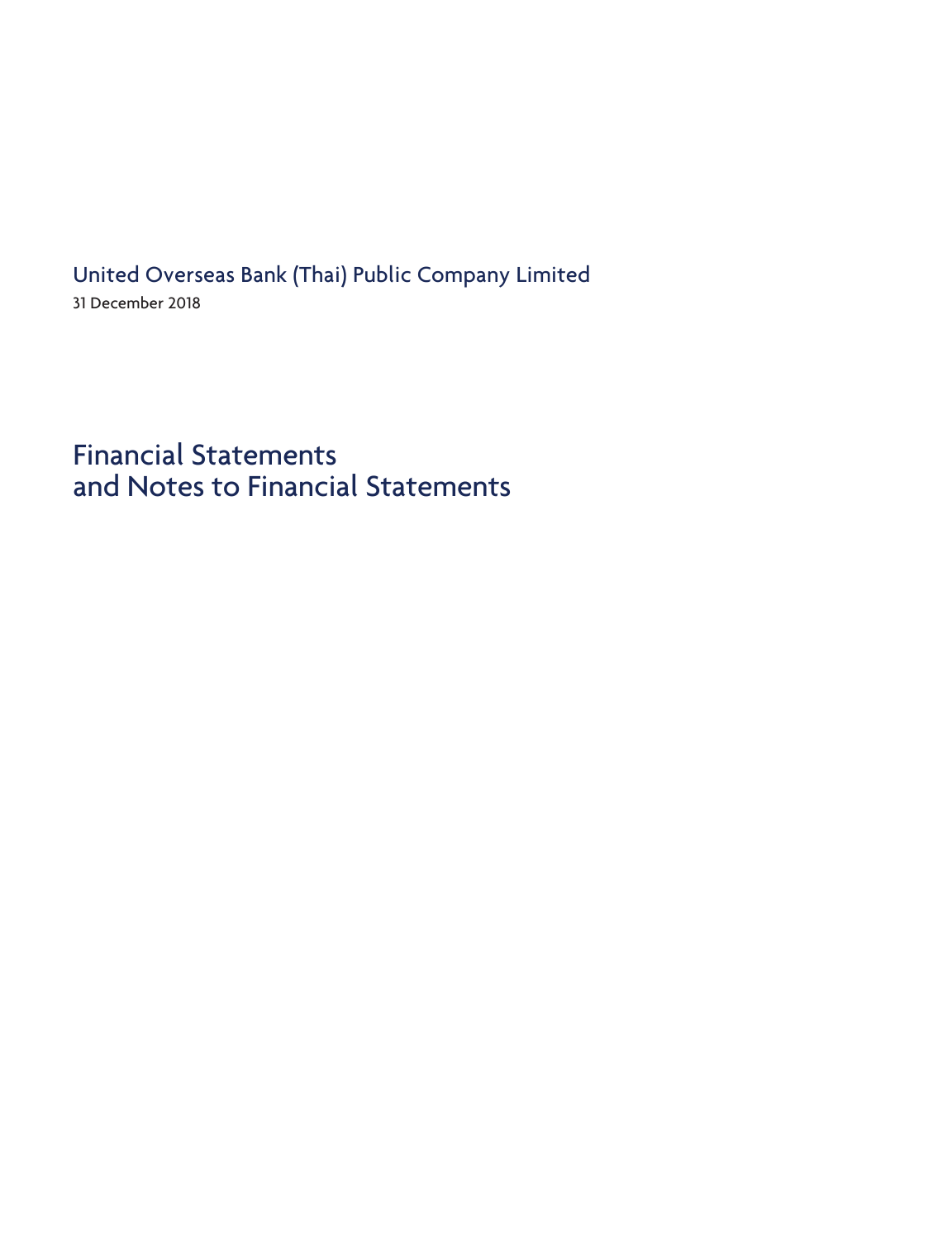United Overseas Bank (Thai) Public Company Limited

31 December 2018

# Financial Statements and Notes to Financial Statements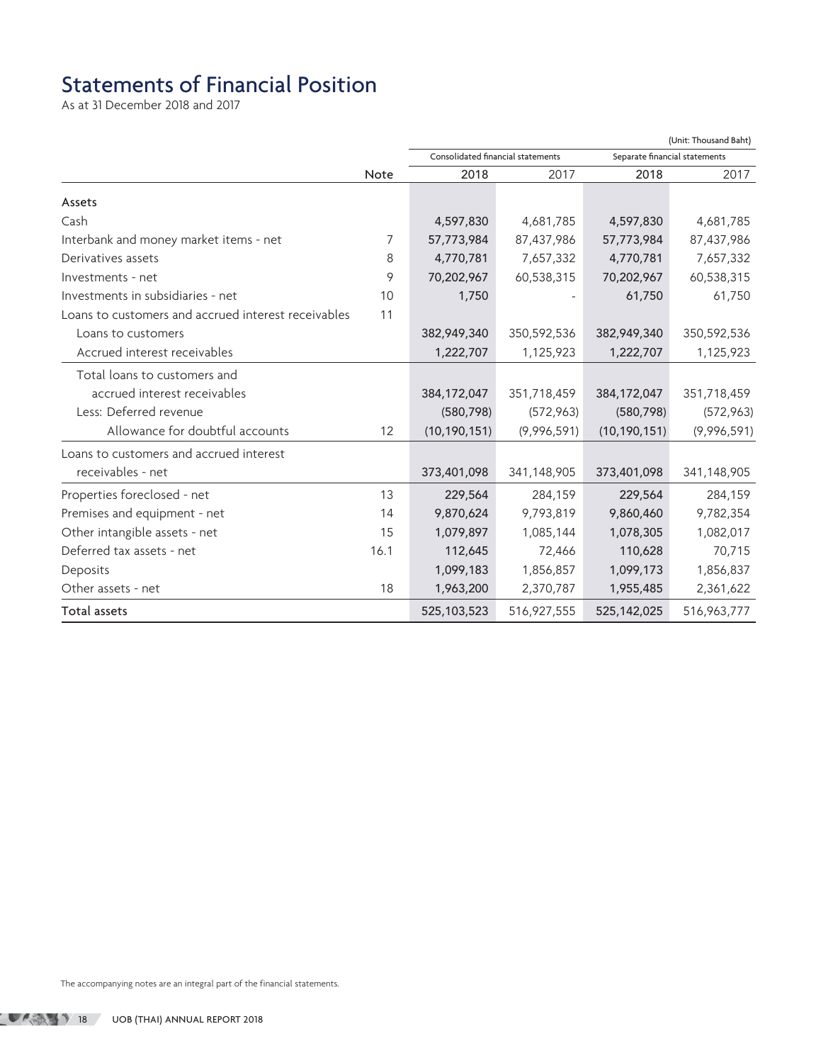# Statements of Financial Position

As at 31 December 2018 and 2017

(Unit: Thousand Baht)

| | Note | Consolidated financial statements | | Separate financial statements | |
|---|---|---|---|---|---|
| | | 2018 | 2017 | 2018 | 2017 |
| **Assets** | | | | | |
| Cash | | 4,597,830 | 4,681,785 | 4,597,830 | 4,681,785 |
| Interbank and money market items - net | 7 | 57,773,984 | 87,437,986 | 57,773,984 | 87,437,986 |
| Derivatives assets | 8 | 4,770,781 | 7,657,332 | 4,770,781 | 7,657,332 |
| Investments - net | 9 | 70,202,967 | 60,538,315 | 70,202,967 | 60,538,315 |
| Investments in subsidiaries - net | 10 | 1,750 | - | 61,750 | 61,750 |
| Loans to customers and accrued interest receivables | 11 | | | | |
| Loans to customers | | 382,949,340 | 350,592,536 | 382,949,340 | 350,592,536 |
| Accrued interest receivables | | 1,222,707 | 1,125,923 | 1,222,707 | 1,125,923 |
| Total loans to customers and accrued interest receivables | | 384,172,047 | 351,718,459 | 384,172,047 | 351,718,459 |
| Less: Deferred revenue | | (580,798) | (572,963) | (580,798) | (572,963) |
| Allowance for doubtful accounts | 12 | (10,190,151) | (9,996,591) | (10,190,151) | (9,996,591) |
| Loans to customers and accrued interest receivables - net | | 373,401,098 | 341,148,905 | 373,401,098 | 341,148,905 |
| Properties foreclosed - net | 13 | 229,564 | 284,159 | 229,564 | 284,159 |
| Premises and equipment - net | 14 | 9,870,624 | 9,793,819 | 9,860,460 | 9,782,354 |
| Other intangible assets - net | 15 | 1,079,897 | 1,085,144 | 1,078,305 | 1,082,017 |
| Deferred tax assets - net | 16.1 | 112,645 | 72,466 | 110,628 | 70,715 |
| Deposits | | 1,099,183 | 1,856,857 | 1,099,173 | 1,856,837 |
| Other assets - net | 18 | 1,963,200 | 2,370,787 | 1,955,485 | 2,361,622 |
| **Total assets** | | 525,103,523 | 516,927,555 | 525,142,025 | 516,963,777 |

The accompanying notes are an integral part of the financial statements.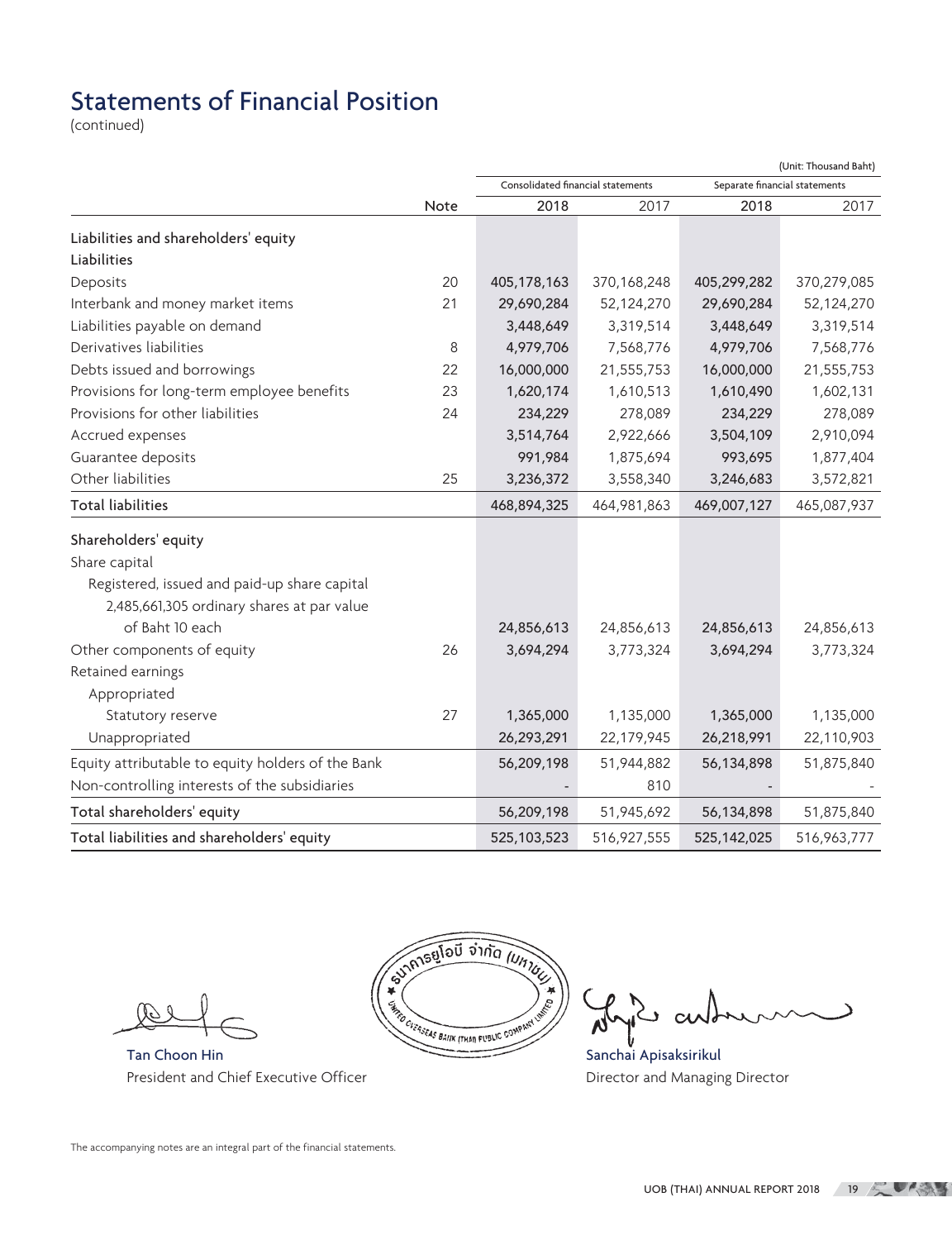# Statements of Financial Position

(continued)

(Unit: Thousand Baht)

| | Note | Consolidated financial statements | | Separate financial statements | |
|---|---|---|---|---|---|
| | | 2018 | 2017 | 2018 | 2017 |
| **Liabilities and shareholders' equity** | | | | | |
| **Liabilities** | | | | | |
| Deposits | 20 | 405,178,163 | 370,168,248 | 405,299,282 | 370,279,085 |
| Interbank and money market items | 21 | 29,690,284 | 52,124,270 | 29,690,284 | 52,124,270 |
| Liabilities payable on demand | | 3,448,649 | 3,319,514 | 3,448,649 | 3,319,514 |
| Derivatives liabilities | 8 | 4,979,706 | 7,568,776 | 4,979,706 | 7,568,776 |
| Debts issued and borrowings | 22 | 16,000,000 | 21,555,753 | 16,000,000 | 21,555,753 |
| Provisions for long-term employee benefits | 23 | 1,620,174 | 1,610,513 | 1,610,490 | 1,602,131 |
| Provisions for other liabilities | 24 | 234,229 | 278,089 | 234,229 | 278,089 |
| Accrued expenses | | 3,514,764 | 2,922,666 | 3,504,109 | 2,910,094 |
| Guarantee deposits | | 991,984 | 1,875,694 | 993,695 | 1,877,404 |
| Other liabilities | 25 | 3,236,372 | 3,558,340 | 3,246,683 | 3,572,821 |
| **Total liabilities** | | 468,894,325 | 464,981,863 | 469,007,127 | 465,087,937 |
| **Shareholders' equity** | | | | | |
| Share capital | | | | | |
| Registered, issued and paid-up share capital | | | | | |
| 2,485,661,305 ordinary shares at par value of Baht 10 each | | 24,856,613 | 24,856,613 | 24,856,613 | 24,856,613 |
| Other components of equity | 26 | 3,694,294 | 3,773,324 | 3,694,294 | 3,773,324 |
| Retained earnings | | | | | |
| Appropriated | | | | | |
| Statutory reserve | 27 | 1,365,000 | 1,135,000 | 1,365,000 | 1,135,000 |
| Unappropriated | | 26,293,291 | 22,179,945 | 26,218,991 | 22,110,903 |
| Equity attributable to equity holders of the Bank | | 56,209,198 | 51,944,882 | 56,134,898 | 51,875,840 |
| Non-controlling interests of the subsidiaries | | - | 810 | - | - |
| **Total shareholders' equity** | | 56,209,198 | 51,945,692 | 56,134,898 | 51,875,840 |
| **Total liabilities and shareholders' equity** | | 525,103,523 | 516,927,555 | 525,142,025 | 516,963,777 |

Tan Choon Hin
President and Chief Executive Officer

Sanchai Apisaksirikul
Director and Managing Director

The accompanying notes are an integral part of the financial statements.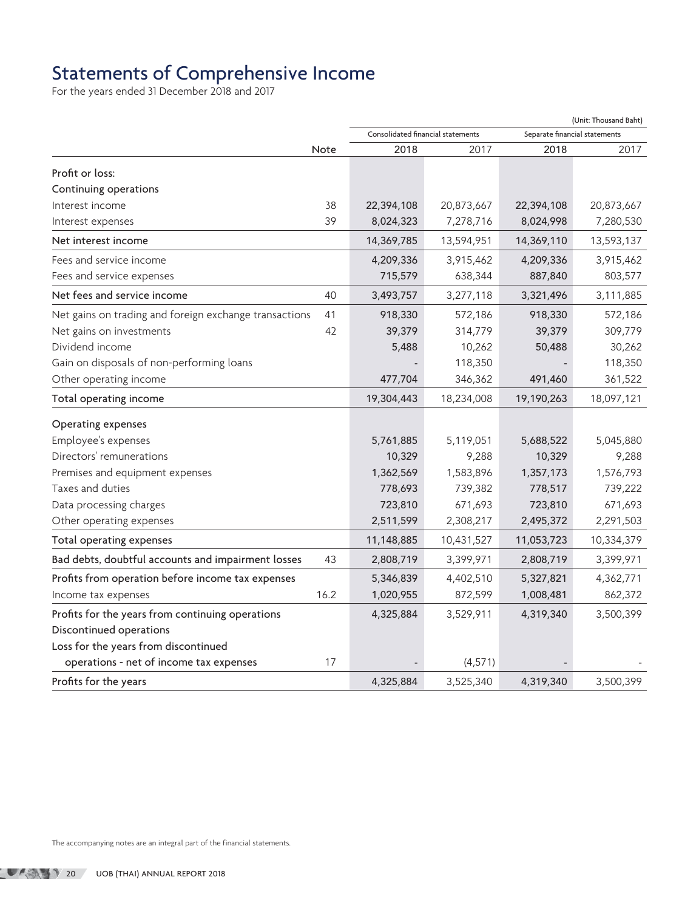# Statements of Comprehensive Income

For the years ended 31 December 2018 and 2017

(Unit: Thousand Baht)

| | Note | Consolidated financial statements | | Separate financial statements | |
|---|---|---|---|---|---|
| | | 2018 | 2017 | 2018 | 2017 |
| Profit or loss: | | | | | |
| Continuing operations | | | | | |
| Interest income | 38 | 22,394,108 | 20,873,667 | 22,394,108 | 20,873,667 |
| Interest expenses | 39 | 8,024,323 | 7,278,716 | 8,024,998 | 7,280,530 |
| Net interest income | | 14,369,785 | 13,594,951 | 14,369,110 | 13,593,137 |
| Fees and service income | | 4,209,336 | 3,915,462 | 4,209,336 | 3,915,462 |
| Fees and service expenses | | 715,579 | 638,344 | 887,840 | 803,577 |
| Net fees and service income | 40 | 3,493,757 | 3,277,118 | 3,321,496 | 3,111,885 |
| Net gains on trading and foreign exchange transactions | 41 | 918,330 | 572,186 | 918,330 | 572,186 |
| Net gains on investments | 42 | 39,379 | 314,779 | 39,379 | 309,779 |
| Dividend income | | 5,488 | 10,262 | 50,488 | 30,262 |
| Gain on disposals of non-performing loans | | - | 118,350 | - | 118,350 |
| Other operating income | | 477,704 | 346,362 | 491,460 | 361,522 |
| Total operating income | | 19,304,443 | 18,234,008 | 19,190,263 | 18,097,121 |
| Operating expenses | | | | | |
| Employee's expenses | | 5,761,885 | 5,119,051 | 5,688,522 | 5,045,880 |
| Directors' remunerations | | 10,329 | 9,288 | 10,329 | 9,288 |
| Premises and equipment expenses | | 1,362,569 | 1,583,896 | 1,357,173 | 1,576,793 |
| Taxes and duties | | 778,693 | 739,382 | 778,517 | 739,222 |
| Data processing charges | | 723,810 | 671,693 | 723,810 | 671,693 |
| Other operating expenses | | 2,511,599 | 2,308,217 | 2,495,372 | 2,291,503 |
| Total operating expenses | | 11,148,885 | 10,431,527 | 11,053,723 | 10,334,379 |
| Bad debts, doubtful accounts and impairment losses | 43 | 2,808,719 | 3,399,971 | 2,808,719 | 3,399,971 |
| Profits from operation before income tax expenses | | 5,346,839 | 4,402,510 | 5,327,821 | 4,362,771 |
| Income tax expenses | 16.2 | 1,020,955 | 872,599 | 1,008,481 | 862,372 |
| Profits for the years from continuing operations | | 4,325,884 | 3,529,911 | 4,319,340 | 3,500,399 |
| Discontinued operations | | | | | |
| Loss for the years from discontinued operations - net of income tax expenses | 17 | - | (4,571) | - | - |
| Profits for the years | | 4,325,884 | 3,525,340 | 4,319,340 | 3,500,399 |

The accompanying notes are an integral part of the financial statements.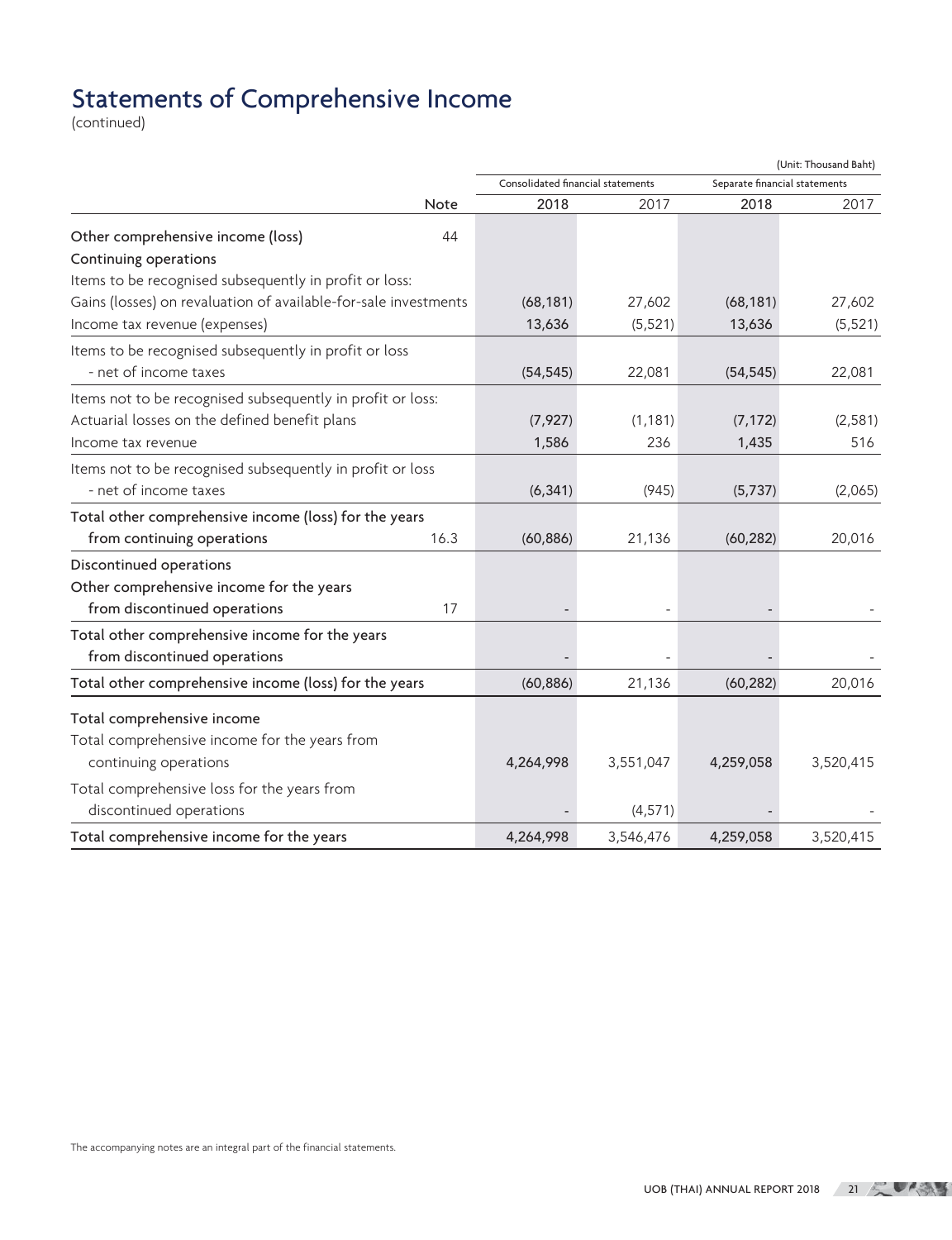# Statements of Comprehensive Income

(continued)

(Unit: Thousand Baht)

| | Note | Consolidated financial statements | | Separate financial statements | |
|---|---|---|---|---|---|
| | | 2018 | 2017 | 2018 | 2017 |
| Other comprehensive income (loss) | 44 | | | | |
| Continuing operations | | | | | |
| Items to be recognised subsequently in profit or loss: | | | | | |
| Gains (losses) on revaluation of available-for-sale investments | | (68,181) | 27,602 | (68,181) | 27,602 |
| Income tax revenue (expenses) | | 13,636 | (5,521) | 13,636 | (5,521) |
| Items to be recognised subsequently in profit or loss - net of income taxes | | (54,545) | 22,081 | (54,545) | 22,081 |
| Items not to be recognised subsequently in profit or loss: | | | | | |
| Actuarial losses on the defined benefit plans | | (7,927) | (1,181) | (7,172) | (2,581) |
| Income tax revenue | | 1,586 | 236 | 1,435 | 516 |
| Items not to be recognised subsequently in profit or loss - net of income taxes | | (6,341) | (945) | (5,737) | (2,065) |
| Total other comprehensive income (loss) for the years from continuing operations | 16.3 | (60,886) | 21,136 | (60,282) | 20,016 |
| Discontinued operations | | | | | |
| Other comprehensive income for the years from discontinued operations | 17 | - | - | - | - |
| Total other comprehensive income for the years from discontinued operations | | - | - | - | - |
| Total other comprehensive income (loss) for the years | | (60,886) | 21,136 | (60,282) | 20,016 |
| Total comprehensive income | | | | | |
| Total comprehensive income for the years from continuing operations | | 4,264,998 | 3,551,047 | 4,259,058 | 3,520,415 |
| Total comprehensive loss for the years from discontinued operations | | - | (4,571) | - | - |
| Total comprehensive income for the years | | 4,264,998 | 3,546,476 | 4,259,058 | 3,520,415 |

The accompanying notes are an integral part of the financial statements.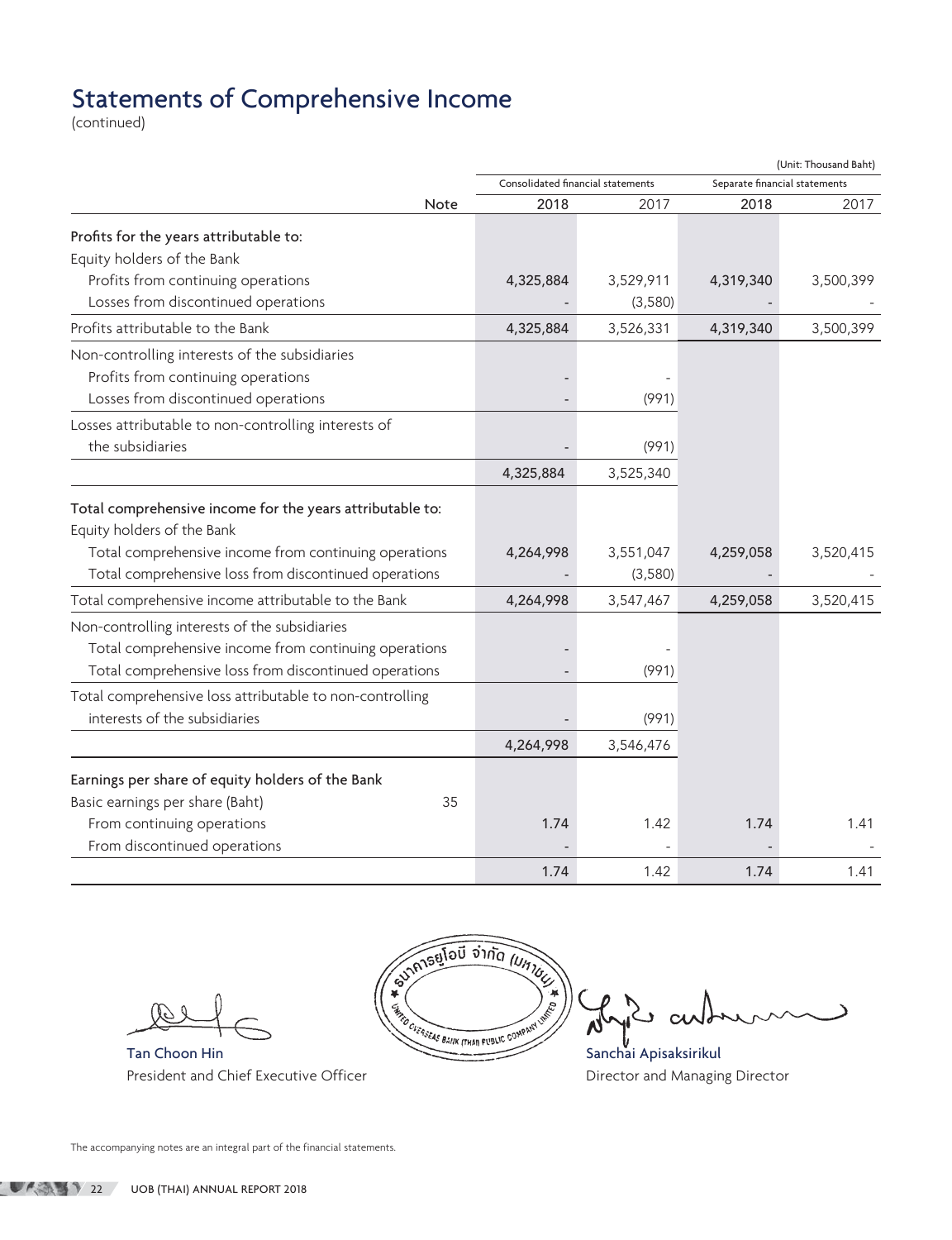# Statements of Comprehensive Income

(continued)

(Unit: Thousand Baht)

| | Note | Consolidated financial statements | | Separate financial statements | |
|---|---|---|---|---|---|
| | | 2018 | 2017 | 2018 | 2017 |
| **Profits for the years attributable to:** | | | | | |
| Equity holders of the Bank | | | | | |
| Profits from continuing operations | | 4,325,884 | 3,529,911 | 4,319,340 | 3,500,399 |
| Losses from discontinued operations | | - | (3,580) | - | - |
| Profits attributable to the Bank | | 4,325,884 | 3,526,331 | 4,319,340 | 3,500,399 |
| Non-controlling interests of the subsidiaries | | | | | |
| Profits from continuing operations | | - | - | | |
| Losses from discontinued operations | | - | (991) | | |
| Losses attributable to non-controlling interests of the subsidiaries | | - | (991) | | |
| | | 4,325,884 | 3,525,340 | | |
| **Total comprehensive income for the years attributable to:** | | | | | |
| Equity holders of the Bank | | | | | |
| Total comprehensive income from continuing operations | | 4,264,998 | 3,551,047 | 4,259,058 | 3,520,415 |
| Total comprehensive loss from discontinued operations | | - | (3,580) | - | - |
| Total comprehensive income attributable to the Bank | | 4,264,998 | 3,547,467 | 4,259,058 | 3,520,415 |
| Non-controlling interests of the subsidiaries | | | | | |
| Total comprehensive income from continuing operations | | - | - | | |
| Total comprehensive loss from discontinued operations | | - | (991) | | |
| Total comprehensive loss attributable to non-controlling interests of the subsidiaries | | - | (991) | | |
| | | 4,264,998 | 3,546,476 | | |
| **Earnings per share of equity holders of the Bank** | | | | | |
| Basic earnings per share (Baht) | 35 | | | | |
| From continuing operations | | 1.74 | 1.42 | 1.74 | 1.41 |
| From discontinued operations | | - | - | - | - |
| | | 1.74 | 1.42 | 1.74 | 1.41 |

Tan Choon Hin
President and Chief Executive Officer

ธนาคารยูโอบี จำกัด (มหาชน)
UNITED OVERSEAS BANK (THAI) PUBLIC COMPANY LIMITED

Sanchai Apisaksirikul
Director and Managing Director

The accompanying notes are an integral part of the financial statements.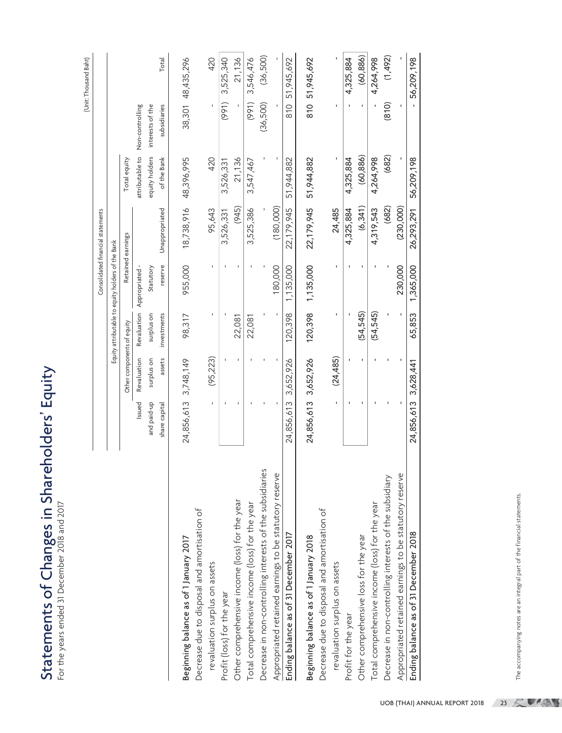# Statements of Changes in Shareholders' Equity

For the years ended 31 December 2018 and 2017

(Unit: Thousand Baht)

| | Consolidated financial statements | | | | | | | |
|---|---|---|---|---|---|---|---|---|
| | Equity attributable to equity holders of the Bank | | | | | | | |
| | | Other components of equity | | Retained earnings | | | | |
| | Issued and paid-up share capital | Revaluation surplus on assets | Revaluation surplus on investments | Appropriated - Statutory reserve | Unappropriated | Total equity attributable to equity holders of the Bank | Non-controlling interests of the subsidiaries | Total |
| Beginning balance as of 1 January 2017 | 24,856,613 | 3,748,149 | 98,317 | 955,000 | 18,738,916 | 48,396,995 | 38,301 | 48,435,296 |
| Decrease due to disposal and amortisation of revaluation surplus on assets | - | (95,223) | - | - | 95,643 | 420 | - | 420 |
| Profit (loss) for the year | - | - | - | - | 3,526,331 | 3,526,331 | (991) | 3,525,340 |
| Other comprehensive income (loss) for the year | - | - | 22,081 | - | (945) | 21,136 | - | 21,136 |
| Total comprehensive income (loss) for the year | - | - | 22,081 | - | 3,525,386 | 3,547,467 | (991) | 3,546,476 |
| Decrease in non-controlling interests of the subsidiaries | - | - | - | - | - | - | (36,500) | (36,500) |
| Appropriated retained earnings to be statutory reserve | - | - | - | 180,000 | (180,000) | - | - | - |
| **Ending balance as of 31 December 2017** | 24,856,613 | 3,652,926 | 120,398 | 1,135,000 | 22,179,945 | 51,944,882 | 810 | 51,945,692 |
| **Beginning balance as of 1 January 2018** | 24,856,613 | 3,652,926 | 120,398 | 1,135,000 | 22,179,945 | 51,944,882 | 810 | 51,945,692 |
| Decrease due to disposal and amortisation of revaluation surplus on assets | - | (24,485) | - | - | 24,485 | - | - | - |
| Profit for the year | - | - | - | - | 4,325,884 | 4,325,884 | - | 4,325,884 |
| Other comprehensive loss for the year | - | - | (54,545) | - | (6,341) | (60,886) | - | (60,886) |
| Total comprehensive income (loss) for the year | - | - | (54,545) | - | 4,319,543 | 4,264,998 | - | 4,264,998 |
| Decrease in non-controlling interests of the subsidiary | - | - | - | - | (682) | (682) | (810) | (1,492) |
| Appropriated retained earnings to be statutory reserve | - | - | - | 230,000 | (230,000) | - | - | - |
| **Ending balance as of 31 December 2018** | 24,856,613 | 3,628,441 | 65,853 | 1,365,000 | 26,293,291 | 56,209,198 | - | 56,209,198 |

The accompanying notes are an integral part of the financial statements.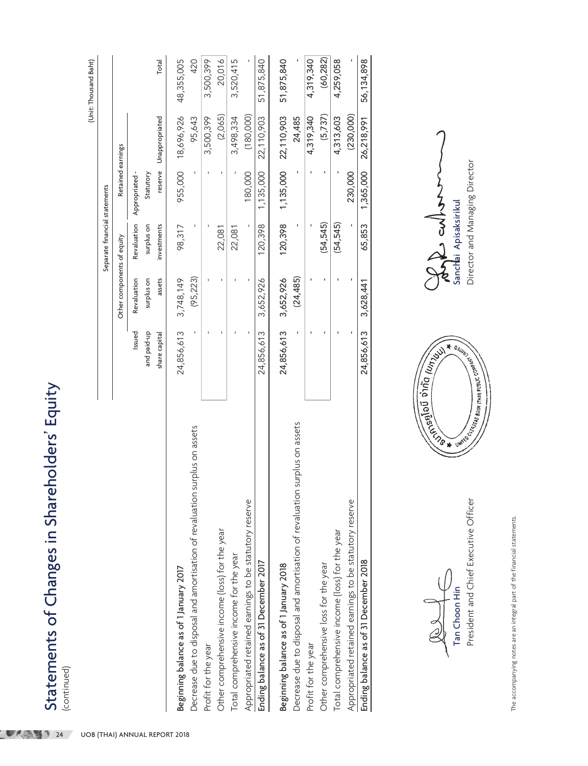# Statements of Changes in Shareholders' Equity

(continued)

(Unit: Thousand Baht)

| | Separate financial statements | | | | | |
|---|---|---|---|---|---|---|
| | | Other components of equity | | Retained earnings | | |
| | Issued and paid-up share capital | Revaluation surplus on assets | Revaluation surplus on investments | Appropriated - Statutory reserve | Unappropriated | Total |
| Beginning balance as of 1 January 2017 | 24,856,613 | 3,748,149 | 98,317 | 955,000 | 18,696,926 | 48,355,005 |
| Decrease due to disposal and amortisation of revaluation surplus on assets | - | (95,223) | - | - | 95,643 | 420 |
| Profit for the year | - | - | - | - | 3,500,399 | 3,500,399 |
| Other comprehensive income (loss) for the year | - | - | 22,081 | - | (2,065) | 20,016 |
| Total comprehensive income for the year | - | - | 22,081 | - | 3,498,334 | 3,520,415 |
| Appropriated retained earnings to be statutory reserve | - | - | - | 180,000 | (180,000) | - |
| **Ending balance as of 31 December 2017** | 24,856,613 | 3,652,926 | 120,398 | 1,135,000 | 22,110,903 | 51,875,840 |
| Beginning balance as of 1 January 2018 | 24,856,613 | 3,652,926 | 120,398 | 1,135,000 | 22,110,903 | 51,875,840 |
| Decrease due to disposal and amortisation of revaluation surplus on assets | - | (24,485) | - | - | 24,485 | - |
| Profit for the year | - | - | - | - | 4,319,340 | 4,319,340 |
| Other comprehensive loss for the year | - | - | (54,545) | - | (5,737) | (60,282) |
| Total comprehensive income (loss) for the year | - | - | (54,545) | - | 4,313,603 | 4,259,058 |
| Appropriated retained earnings to be statutory reserve | - | - | - | 230,000 | (230,000) | - |
| **Ending balance as of 31 December 2018** | 24,856,613 | 3,628,441 | 65,853 | 1,365,000 | 26,218,991 | 56,134,898 |

Tan Choon Hin
President and Chief Executive Officer

Sanchai Apisaksirikul
Director and Managing Director

The accompanying notes are an integral part of the financial statements.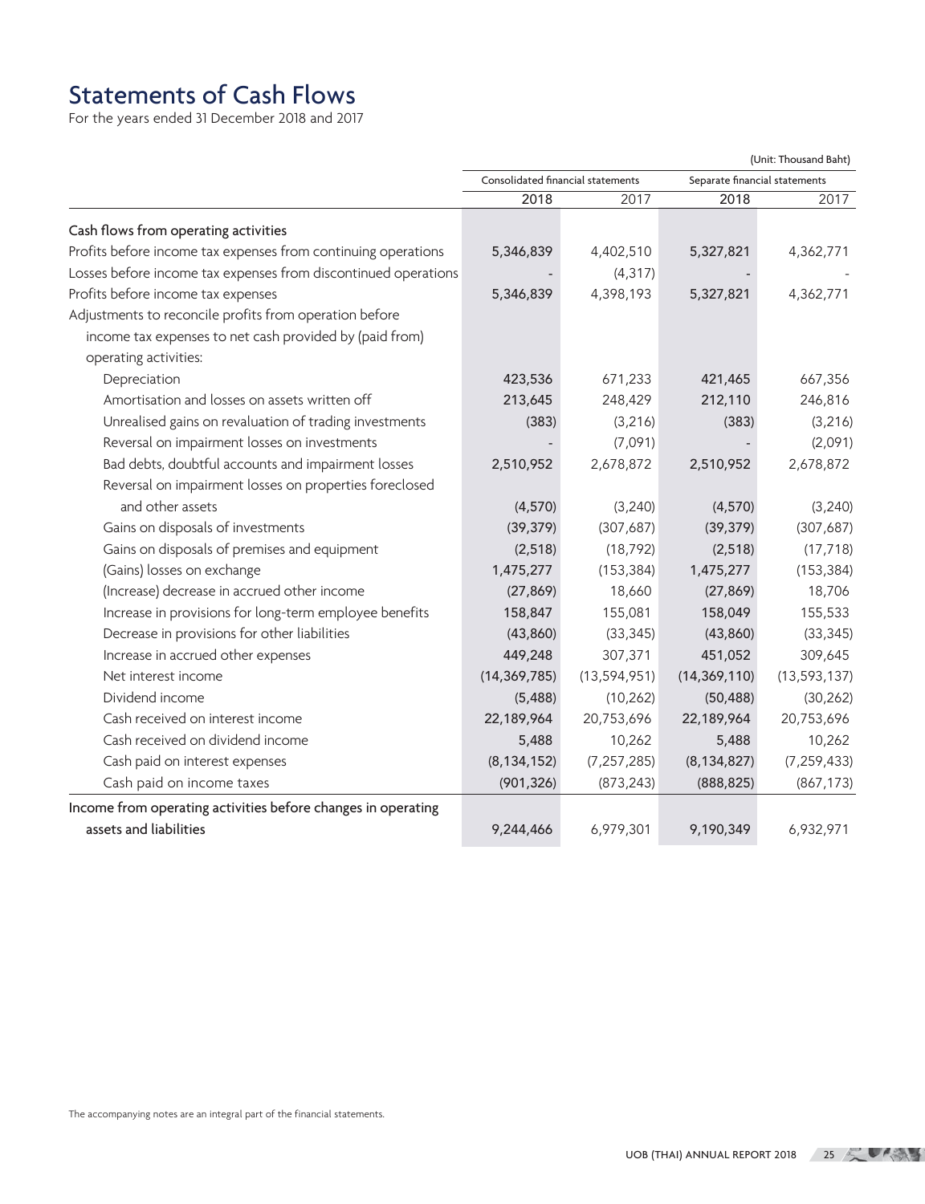# Statements of Cash Flows

For the years ended 31 December 2018 and 2017

(Unit: Thousand Baht)

| | Consolidated financial statements | | Separate financial statements | |
|---|---|---|---|---|
| | 2018 | 2017 | 2018 | 2017 |
| Cash flows from operating activities | | | | |
| Profits before income tax expenses from continuing operations | 5,346,839 | 4,402,510 | 5,327,821 | 4,362,771 |
| Losses before income tax expenses from discontinued operations | - | (4,317) | - | - |
| Profits before income tax expenses | 5,346,839 | 4,398,193 | 5,327,821 | 4,362,771 |
| Adjustments to reconcile profits from operation before income tax expenses to net cash provided by (paid from) operating activities: | | | | |
| Depreciation | 423,536 | 671,233 | 421,465 | 667,356 |
| Amortisation and losses on assets written off | 213,645 | 248,429 | 212,110 | 246,816 |
| Unrealised gains on revaluation of trading investments | (383) | (3,216) | (383) | (3,216) |
| Reversal on impairment losses on investments | - | (7,091) | - | (2,091) |
| Bad debts, doubtful accounts and impairment losses | 2,510,952 | 2,678,872 | 2,510,952 | 2,678,872 |
| Reversal on impairment losses on properties foreclosed and other assets | (4,570) | (3,240) | (4,570) | (3,240) |
| Gains on disposals of investments | (39,379) | (307,687) | (39,379) | (307,687) |
| Gains on disposals of premises and equipment | (2,518) | (18,792) | (2,518) | (17,718) |
| (Gains) losses on exchange | 1,475,277 | (153,384) | 1,475,277 | (153,384) |
| (Increase) decrease in accrued other income | (27,869) | 18,660 | (27,869) | 18,706 |
| Increase in provisions for long-term employee benefits | 158,847 | 155,081 | 158,049 | 155,533 |
| Decrease in provisions for other liabilities | (43,860) | (33,345) | (43,860) | (33,345) |
| Increase in accrued other expenses | 449,248 | 307,371 | 451,052 | 309,645 |
| Net interest income | (14,369,785) | (13,594,951) | (14,369,110) | (13,593,137) |
| Dividend income | (5,488) | (10,262) | (50,488) | (30,262) |
| Cash received on interest income | 22,189,964 | 20,753,696 | 22,189,964 | 20,753,696 |
| Cash received on dividend income | 5,488 | 10,262 | 5,488 | 10,262 |
| Cash paid on interest expenses | (8,134,152) | (7,257,285) | (8,134,827) | (7,259,433) |
| Cash paid on income taxes | (901,326) | (873,243) | (888,825) | (867,173) |
| Income from operating activities before changes in operating assets and liabilities | 9,244,466 | 6,979,301 | 9,190,349 | 6,932,971 |

The accompanying notes are an integral part of the financial statements.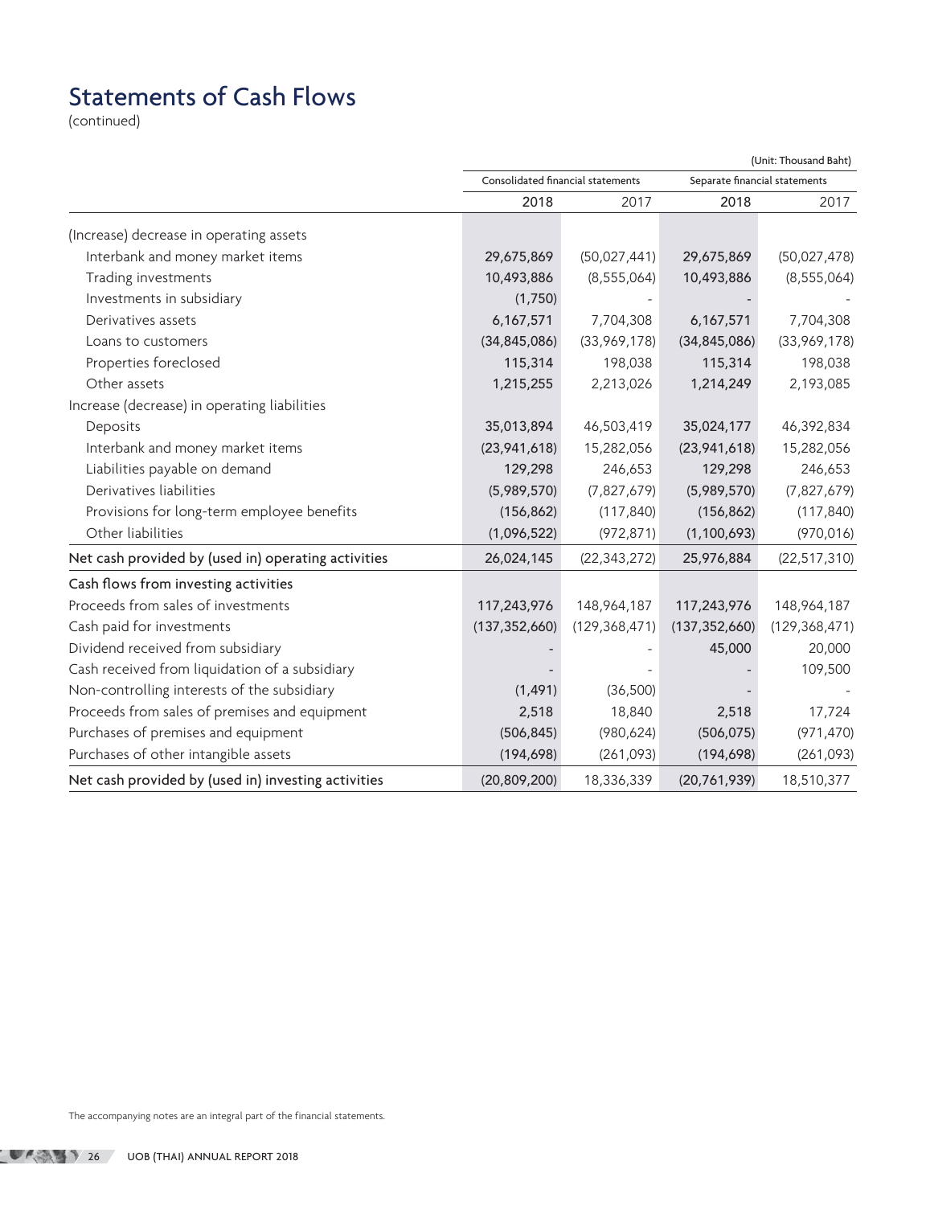# Statements of Cash Flows

(continued)

(Unit: Thousand Baht)

| | Consolidated financial statements | | Separate financial statements | |
|---|---|---|---|---|
| | 2018 | 2017 | 2018 | 2017 |
| (Increase) decrease in operating assets | | | | |
| Interbank and money market items | 29,675,869 | (50,027,441) | 29,675,869 | (50,027,478) |
| Trading investments | 10,493,886 | (8,555,064) | 10,493,886 | (8,555,064) |
| Investments in subsidiary | (1,750) | - | - | - |
| Derivatives assets | 6,167,571 | 7,704,308 | 6,167,571 | 7,704,308 |
| Loans to customers | (34,845,086) | (33,969,178) | (34,845,086) | (33,969,178) |
| Properties foreclosed | 115,314 | 198,038 | 115,314 | 198,038 |
| Other assets | 1,215,255 | 2,213,026 | 1,214,249 | 2,193,085 |
| Increase (decrease) in operating liabilities | | | | |
| Deposits | 35,013,894 | 46,503,419 | 35,024,177 | 46,392,834 |
| Interbank and money market items | (23,941,618) | 15,282,056 | (23,941,618) | 15,282,056 |
| Liabilities payable on demand | 129,298 | 246,653 | 129,298 | 246,653 |
| Derivatives liabilities | (5,989,570) | (7,827,679) | (5,989,570) | (7,827,679) |
| Provisions for long-term employee benefits | (156,862) | (117,840) | (156,862) | (117,840) |
| Other liabilities | (1,096,522) | (972,871) | (1,100,693) | (970,016) |
| Net cash provided by (used in) operating activities | 26,024,145 | (22,343,272) | 25,976,884 | (22,517,310) |
| Cash flows from investing activities | | | | |
| Proceeds from sales of investments | 117,243,976 | 148,964,187 | 117,243,976 | 148,964,187 |
| Cash paid for investments | (137,352,660) | (129,368,471) | (137,352,660) | (129,368,471) |
| Dividend received from subsidiary | - | - | 45,000 | 20,000 |
| Cash received from liquidation of a subsidiary | - | - | - | 109,500 |
| Non-controlling interests of the subsidiary | (1,491) | (36,500) | - | - |
| Proceeds from sales of premises and equipment | 2,518 | 18,840 | 2,518 | 17,724 |
| Purchases of premises and equipment | (506,845) | (980,624) | (506,075) | (971,470) |
| Purchases of other intangible assets | (194,698) | (261,093) | (194,698) | (261,093) |
| Net cash provided by (used in) investing activities | (20,809,200) | 18,336,339 | (20,761,939) | 18,510,377 |

The accompanying notes are an integral part of the financial statements.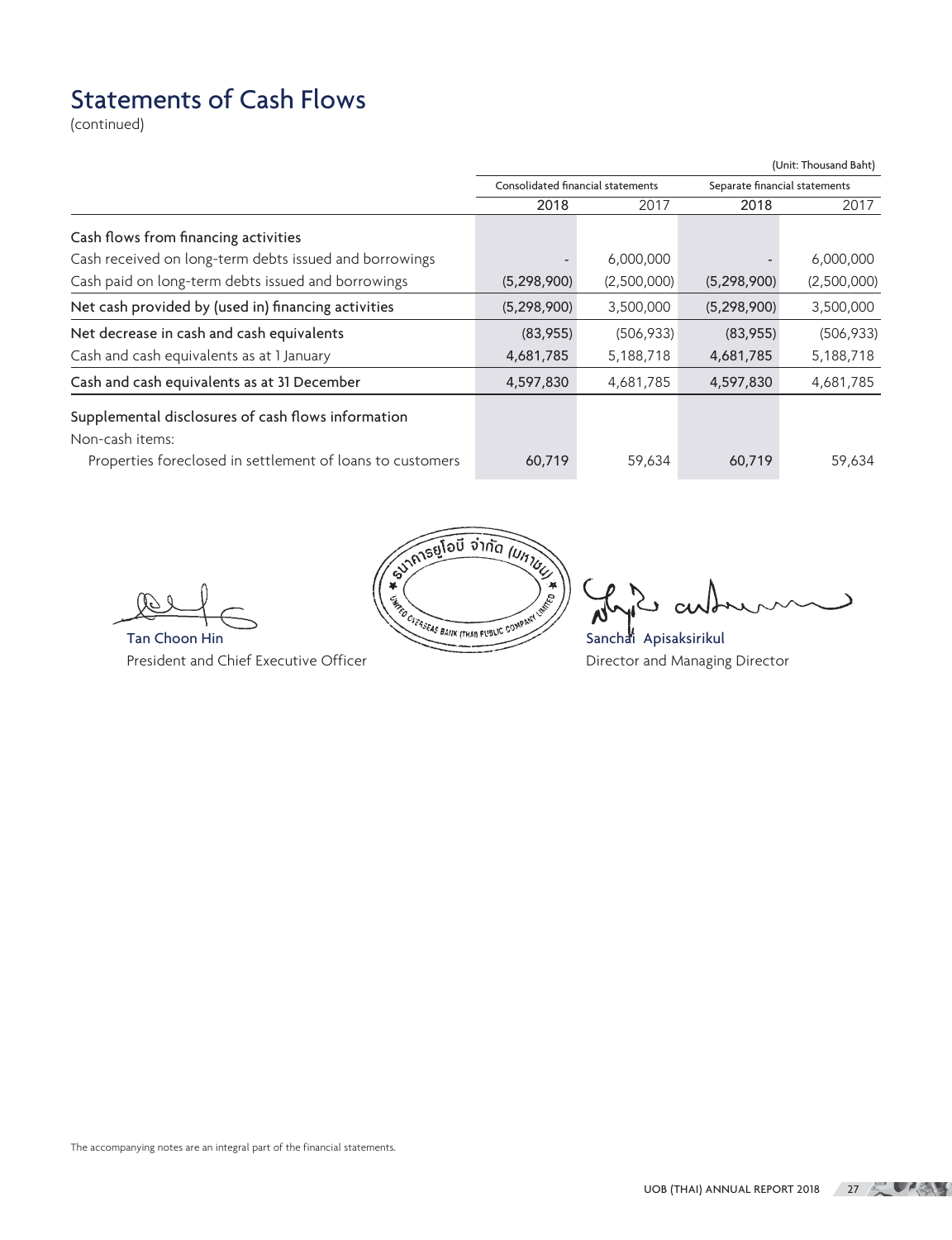# Statements of Cash Flows

(continued)

(Unit: Thousand Baht)

| | Consolidated financial statements | | Separate financial statements | |
|---|---|---|---|---|
| | 2018 | 2017 | 2018 | 2017 |
| **Cash flows from financing activities** | | | | |
| Cash received on long-term debts issued and borrowings | - | 6,000,000 | - | 6,000,000 |
| Cash paid on long-term debts issued and borrowings | (5,298,900) | (2,500,000) | (5,298,900) | (2,500,000) |
| Net cash provided by (used in) financing activities | (5,298,900) | 3,500,000 | (5,298,900) | 3,500,000 |
| Net decrease in cash and cash equivalents | (83,955) | (506,933) | (83,955) | (506,933) |
| Cash and cash equivalents as at 1 January | 4,681,785 | 5,188,718 | 4,681,785 | 5,188,718 |
| Cash and cash equivalents as at 31 December | 4,597,830 | 4,681,785 | 4,597,830 | 4,681,785 |
| **Supplemental disclosures of cash flows information** | | | | |
| Non-cash items: | | | | |
| Properties foreclosed in settlement of loans to customers | 60,719 | 59,634 | 60,719 | 59,634 |

Tan Choon Hin
President and Chief Executive Officer

ธนาคารยูโอบี จำกัด (มหาชน)
UNITED OVERSEAS BANK (THAI) PUBLIC COMPANY LIMITED

Sanchai Apisaksirikul
Director and Managing Director

The accompanying notes are an integral part of the financial statements.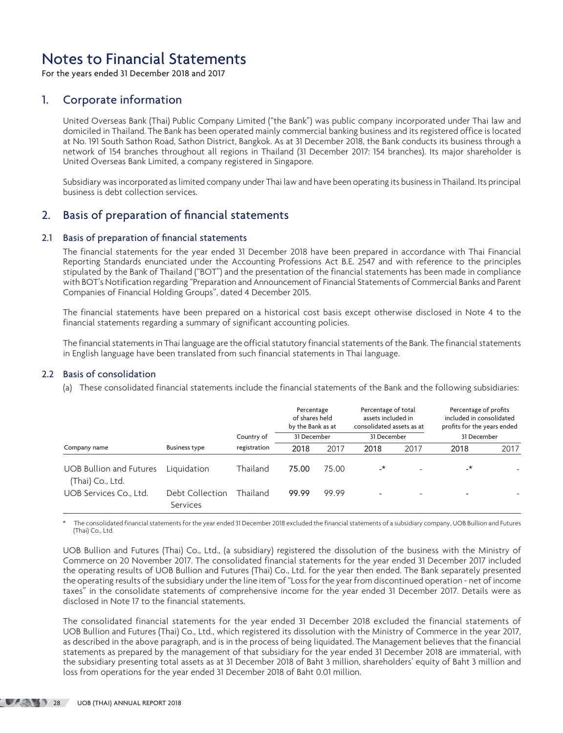# Notes to Financial Statements

For the years ended 31 December 2018 and 2017

## 1. Corporate information

United Overseas Bank (Thai) Public Company Limited ("the Bank") was public company incorporated under Thai law and domiciled in Thailand. The Bank has been operated mainly commercial banking business and its registered office is located at No. 191 South Sathon Road, Sathon District, Bangkok. As at 31 December 2018, the Bank conducts its business through a network of 154 branches throughout all regions in Thailand (31 December 2017: 154 branches). Its major shareholder is United Overseas Bank Limited, a company registered in Singapore.

Subsidiary was incorporated as limited company under Thai law and have been operating its business in Thailand. Its principal business is debt collection services.

## 2. Basis of preparation of financial statements

### 2.1 Basis of preparation of financial statements

The financial statements for the year ended 31 December 2018 have been prepared in accordance with Thai Financial Reporting Standards enunciated under the Accounting Professions Act B.E. 2547 and with reference to the principles stipulated by the Bank of Thailand ("BOT") and the presentation of the financial statements has been made in compliance with BOT's Notification regarding "Preparation and Announcement of Financial Statements of Commercial Banks and Parent Companies of Financial Holding Groups", dated 4 December 2015.

The financial statements have been prepared on a historical cost basis except otherwise disclosed in Note 4 to the financial statements regarding a summary of significant accounting policies.

The financial statements in Thai language are the official statutory financial statements of the Bank. The financial statements in English language have been translated from such financial statements in Thai language.

### 2.2 Basis of consolidation

(a) These consolidated financial statements include the financial statements of the Bank and the following subsidiaries:

| | | | Percentage of shares held by the Bank as at | | Percentage of total assets included in consolidated assets as at | | Percentage of profits included in consolidated profits for the years ended | |
|---|---|---|---|---|---|---|---|---|
| | | Country of | 31 December | | 31 December | | 31 December | |
| Company name | Business type | registration | 2018 | 2017 | 2018 | 2017 | 2018 | 2017 |
| UOB Bullion and Futures (Thai) Co., Ltd. | Liquidation | Thailand | 75.00 | 75.00 | -* | - | -* | - |
| UOB Services Co., Ltd. | Debt Collection Services | Thailand | 99.99 | 99.99 | - | - | - | - |

\* The consolidated financial statements for the year ended 31 December 2018 excluded the financial statements of a subsidiary company, UOB Bullion and Futures (Thai) Co., Ltd.

UOB Bullion and Futures (Thai) Co., Ltd., (a subsidiary) registered the dissolution of the business with the Ministry of Commerce on 20 November 2017. The consolidated financial statements for the year ended 31 December 2017 included the operating results of UOB Bullion and Futures (Thai) Co., Ltd. for the year then ended. The Bank separately presented the operating results of the subsidiary under the line item of "Loss for the year from discontinued operation - net of income taxes" in the consolidate statements of comprehensive income for the year ended 31 December 2017. Details were as disclosed in Note 17 to the financial statements.

The consolidated financial statements for the year ended 31 December 2018 excluded the financial statements of UOB Bullion and Futures (Thai) Co., Ltd., which registered its dissolution with the Ministry of Commerce in the year 2017, as described in the above paragraph, and is in the process of being liquidated. The Management believes that the financial statements as prepared by the management of that subsidiary for the year ended 31 December 2018 are immaterial, with the subsidiary presenting total assets as at 31 December 2018 of Baht 3 million, shareholders' equity of Baht 3 million and loss from operations for the year ended 31 December 2018 of Baht 0.01 million.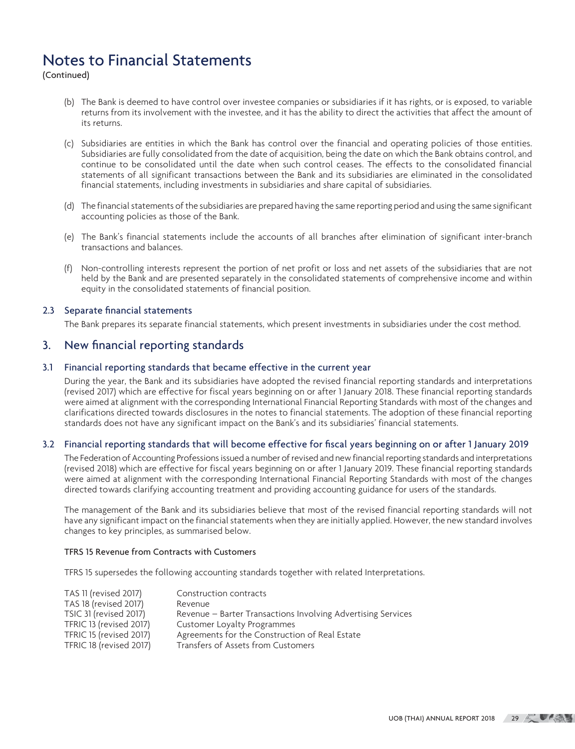# Notes to Financial Statements

(Continued)

(b) The Bank is deemed to have control over investee companies or subsidiaries if it has rights, or is exposed, to variable returns from its involvement with the investee, and it has the ability to direct the activities that affect the amount of its returns.

(c) Subsidiaries are entities in which the Bank has control over the financial and operating policies of those entities. Subsidiaries are fully consolidated from the date of acquisition, being the date on which the Bank obtains control, and continue to be consolidated until the date when such control ceases. The effects to the consolidated financial statements of all significant transactions between the Bank and its subsidiaries are eliminated in the consolidated financial statements, including investments in subsidiaries and share capital of subsidiaries.

(d) The financial statements of the subsidiaries are prepared having the same reporting period and using the same significant accounting policies as those of the Bank.

(e) The Bank's financial statements include the accounts of all branches after elimination of significant inter-branch transactions and balances.

(f) Non-controlling interests represent the portion of net profit or loss and net assets of the subsidiaries that are not held by the Bank and are presented separately in the consolidated statements of comprehensive income and within equity in the consolidated statements of financial position.

### 2.3 Separate financial statements

The Bank prepares its separate financial statements, which present investments in subsidiaries under the cost method.

## 3. New financial reporting standards

### 3.1 Financial reporting standards that became effective in the current year

During the year, the Bank and its subsidiaries have adopted the revised financial reporting standards and interpretations (revised 2017) which are effective for fiscal years beginning on or after 1 January 2018. These financial reporting standards were aimed at alignment with the corresponding International Financial Reporting Standards with most of the changes and clarifications directed towards disclosures in the notes to financial statements. The adoption of these financial reporting standards does not have any significant impact on the Bank's and its subsidiaries' financial statements.

### 3.2 Financial reporting standards that will become effective for fiscal years beginning on or after 1 January 2019

The Federation of Accounting Professions issued a number of revised and new financial reporting standards and interpretations (revised 2018) which are effective for fiscal years beginning on or after 1 January 2019. These financial reporting standards were aimed at alignment with the corresponding International Financial Reporting Standards with most of the changes directed towards clarifying accounting treatment and providing accounting guidance for users of the standards.

The management of the Bank and its subsidiaries believe that most of the revised financial reporting standards will not have any significant impact on the financial statements when they are initially applied. However, the new standard involves changes to key principles, as summarised below.

#### TFRS 15 Revenue from Contracts with Customers

TFRS 15 supersedes the following accounting standards together with related Interpretations.

| | |
|---|---|
| TAS 11 (revised 2017) | Construction contracts |
| TAS 18 (revised 2017) | Revenue |
| TSIC 31 (revised 2017) | Revenue – Barter Transactions Involving Advertising Services |
| TFRIC 13 (revised 2017) | Customer Loyalty Programmes |
| TFRIC 15 (revised 2017) | Agreements for the Construction of Real Estate |
| TFRIC 18 (revised 2017) | Transfers of Assets from Customers |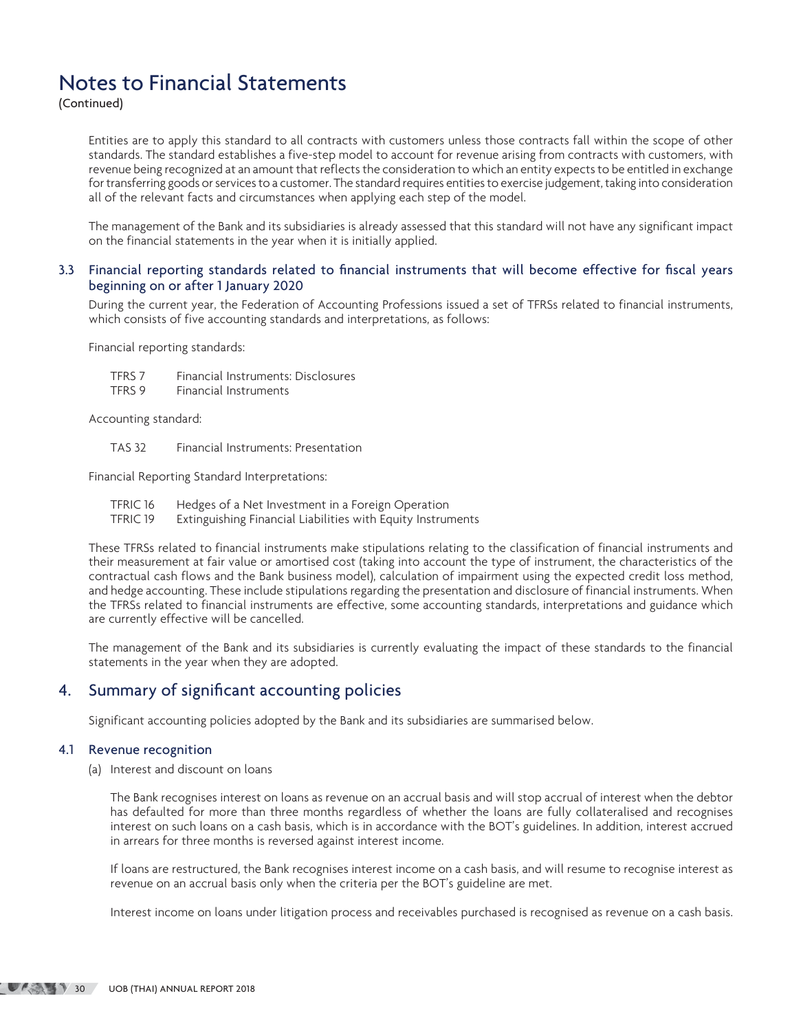# Notes to Financial Statements

(Continued)

Entities are to apply this standard to all contracts with customers unless those contracts fall within the scope of other standards. The standard establishes a five-step model to account for revenue arising from contracts with customers, with revenue being recognized at an amount that reflects the consideration to which an entity expects to be entitled in exchange for transferring goods or services to a customer. The standard requires entities to exercise judgement, taking into consideration all of the relevant facts and circumstances when applying each step of the model.

The management of the Bank and its subsidiaries is already assessed that this standard will not have any significant impact on the financial statements in the year when it is initially applied.

### 3.3 Financial reporting standards related to financial instruments that will become effective for fiscal years beginning on or after 1 January 2020

During the current year, the Federation of Accounting Professions issued a set of TFRSs related to financial instruments, which consists of five accounting standards and interpretations, as follows:

Financial reporting standards:

| | |
|---|---|
| TFRS 7 | Financial Instruments: Disclosures |
| TFRS 9 | Financial Instruments |

Accounting standard:

| | |
|---|---|
| TAS 32 | Financial Instruments: Presentation |

Financial Reporting Standard Interpretations:

| | |
|---|---|
| TFRIC 16 | Hedges of a Net Investment in a Foreign Operation |
| TFRIC 19 | Extinguishing Financial Liabilities with Equity Instruments |

These TFRSs related to financial instruments make stipulations relating to the classification of financial instruments and their measurement at fair value or amortised cost (taking into account the type of instrument, the characteristics of the contractual cash flows and the Bank business model), calculation of impairment using the expected credit loss method, and hedge accounting. These include stipulations regarding the presentation and disclosure of financial instruments. When the TFRSs related to financial instruments are effective, some accounting standards, interpretations and guidance which are currently effective will be cancelled.

The management of the Bank and its subsidiaries is currently evaluating the impact of these standards to the financial statements in the year when they are adopted.

## 4. Summary of significant accounting policies

Significant accounting policies adopted by the Bank and its subsidiaries are summarised below.

### 4.1 Revenue recognition

(a) Interest and discount on loans

The Bank recognises interest on loans as revenue on an accrual basis and will stop accrual of interest when the debtor has defaulted for more than three months regardless of whether the loans are fully collateralised and recognises interest on such loans on a cash basis, which is in accordance with the BOT's guidelines. In addition, interest accrued in arrears for three months is reversed against interest income.

If loans are restructured, the Bank recognises interest income on a cash basis, and will resume to recognise interest as revenue on an accrual basis only when the criteria per the BOT's guideline are met.

Interest income on loans under litigation process and receivables purchased is recognised as revenue on a cash basis.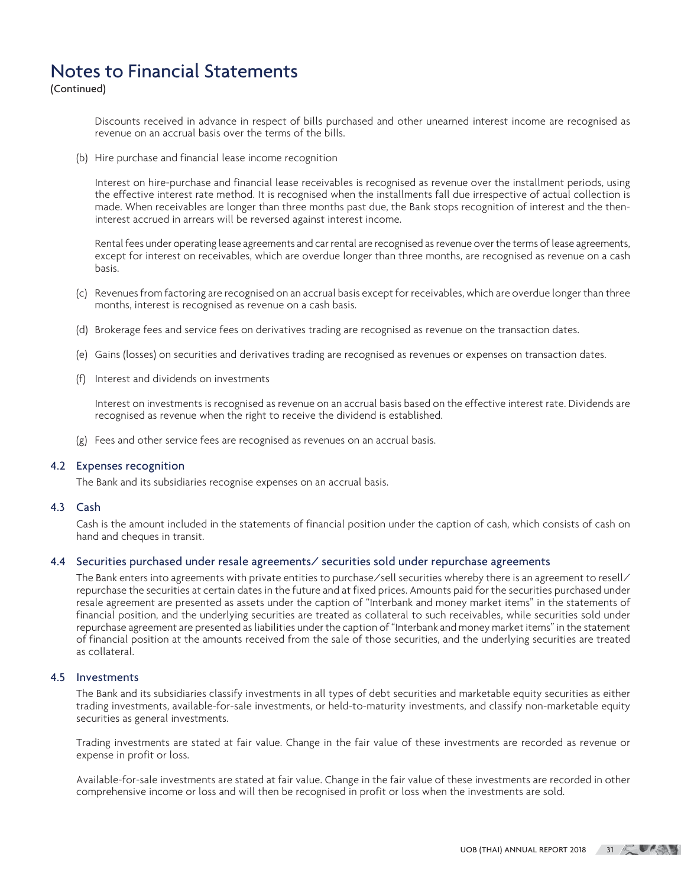# Notes to Financial Statements

(Continued)

Discounts received in advance in respect of bills purchased and other unearned interest income are recognised as revenue on an accrual basis over the terms of the bills.

(b) Hire purchase and financial lease income recognition

Interest on hire-purchase and financial lease receivables is recognised as revenue over the installment periods, using the effective interest rate method. It is recognised when the installments fall due irrespective of actual collection is made. When receivables are longer than three months past due, the Bank stops recognition of interest and the then-interest accrued in arrears will be reversed against interest income.

Rental fees under operating lease agreements and car rental are recognised as revenue over the terms of lease agreements, except for interest on receivables, which are overdue longer than three months, are recognised as revenue on a cash basis.

(c) Revenues from factoring are recognised on an accrual basis except for receivables, which are overdue longer than three months, interest is recognised as revenue on a cash basis.

(d) Brokerage fees and service fees on derivatives trading are recognised as revenue on the transaction dates.

(e) Gains (losses) on securities and derivatives trading are recognised as revenues or expenses on transaction dates.

(f) Interest and dividends on investments

Interest on investments is recognised as revenue on an accrual basis based on the effective interest rate. Dividends are recognised as revenue when the right to receive the dividend is established.

(g) Fees and other service fees are recognised as revenues on an accrual basis.

## 4.2 Expenses recognition

The Bank and its subsidiaries recognise expenses on an accrual basis.

## 4.3 Cash

Cash is the amount included in the statements of financial position under the caption of cash, which consists of cash on hand and cheques in transit.

## 4.4 Securities purchased under resale agreements/ securities sold under repurchase agreements

The Bank enters into agreements with private entities to purchase/sell securities whereby there is an agreement to resell/ repurchase the securities at certain dates in the future and at fixed prices. Amounts paid for the securities purchased under resale agreement are presented as assets under the caption of "Interbank and money market items" in the statements of financial position, and the underlying securities are treated as collateral to such receivables, while securities sold under repurchase agreement are presented as liabilities under the caption of "Interbank and money market items" in the statement of financial position at the amounts received from the sale of those securities, and the underlying securities are treated as collateral.

## 4.5 Investments

The Bank and its subsidiaries classify investments in all types of debt securities and marketable equity securities as either trading investments, available-for-sale investments, or held-to-maturity investments, and classify non-marketable equity securities as general investments.

Trading investments are stated at fair value. Change in the fair value of these investments are recorded as revenue or expense in profit or loss.

Available-for-sale investments are stated at fair value. Change in the fair value of these investments are recorded in other comprehensive income or loss and will then be recognised in profit or loss when the investments are sold.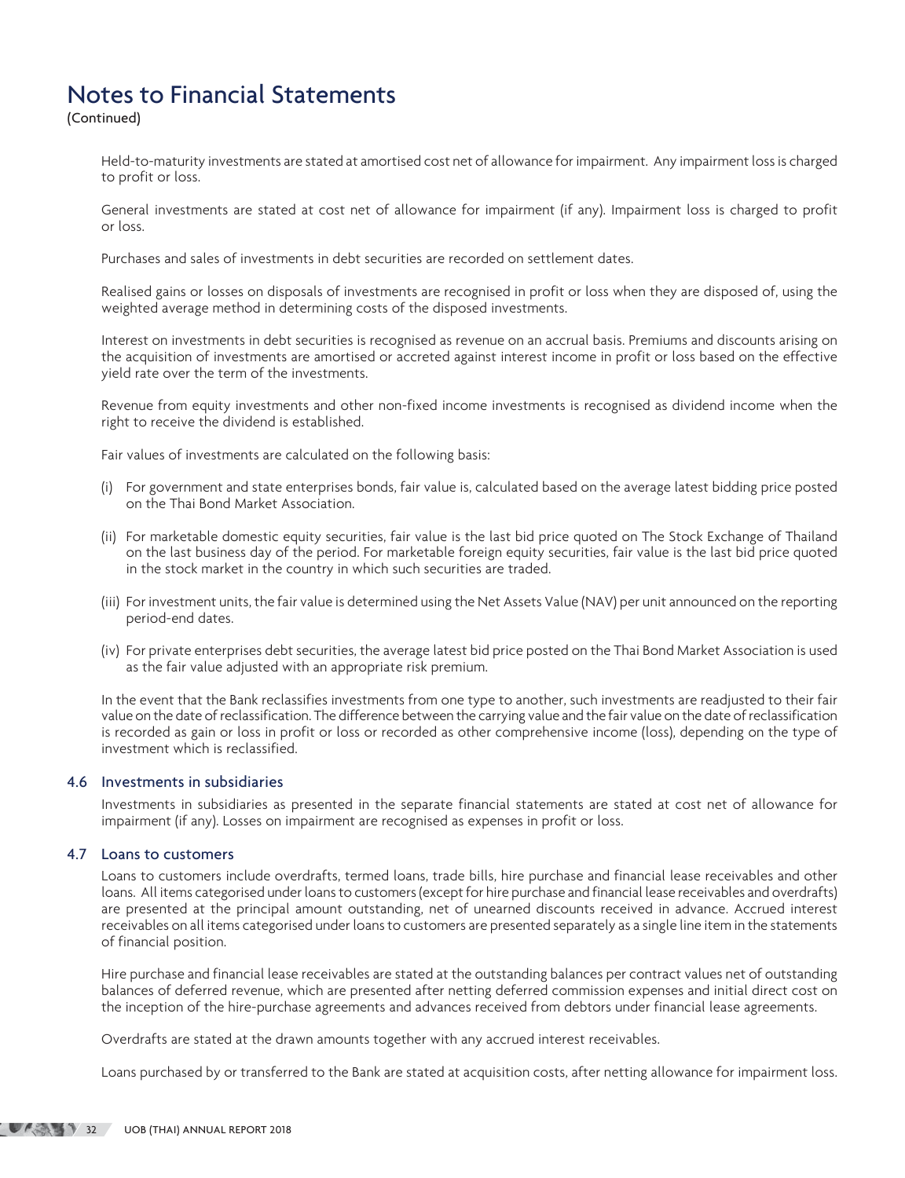Held-to-maturity investments are stated at amortised cost net of allowance for impairment. Any impairment loss is charged to profit or loss.

General investments are stated at cost net of allowance for impairment (if any). Impairment loss is charged to profit or loss.

Purchases and sales of investments in debt securities are recorded on settlement dates.

Realised gains or losses on disposals of investments are recognised in profit or loss when they are disposed of, using the weighted average method in determining costs of the disposed investments.

Interest on investments in debt securities is recognised as revenue on an accrual basis. Premiums and discounts arising on the acquisition of investments are amortised or accreted against interest income in profit or loss based on the effective yield rate over the term of the investments.

Revenue from equity investments and other non-fixed income investments is recognised as dividend income when the right to receive the dividend is established.

Fair values of investments are calculated on the following basis:

(i) For government and state enterprises bonds, fair value is, calculated based on the average latest bidding price posted on the Thai Bond Market Association.

(ii) For marketable domestic equity securities, fair value is the last bid price quoted on The Stock Exchange of Thailand on the last business day of the period. For marketable foreign equity securities, fair value is the last bid price quoted in the stock market in the country in which such securities are traded.

(iii) For investment units, the fair value is determined using the Net Assets Value (NAV) per unit announced on the reporting period-end dates.

(iv) For private enterprises debt securities, the average latest bid price posted on the Thai Bond Market Association is used as the fair value adjusted with an appropriate risk premium.

In the event that the Bank reclassifies investments from one type to another, such investments are readjusted to their fair value on the date of reclassification. The difference between the carrying value and the fair value on the date of reclassification is recorded as gain or loss in profit or loss or recorded as other comprehensive income (loss), depending on the type of investment which is reclassified.

### 4.6 Investments in subsidiaries

Investments in subsidiaries as presented in the separate financial statements are stated at cost net of allowance for impairment (if any). Losses on impairment are recognised as expenses in profit or loss.

### 4.7 Loans to customers

Loans to customers include overdrafts, termed loans, trade bills, hire purchase and financial lease receivables and other loans. All items categorised under loans to customers (except for hire purchase and financial lease receivables and overdrafts) are presented at the principal amount outstanding, net of unearned discounts received in advance. Accrued interest receivables on all items categorised under loans to customers are presented separately as a single line item in the statements of financial position.

Hire purchase and financial lease receivables are stated at the outstanding balances per contract values net of outstanding balances of deferred revenue, which are presented after netting deferred commission expenses and initial direct cost on the inception of the hire-purchase agreements and advances received from debtors under financial lease agreements.

Overdrafts are stated at the drawn amounts together with any accrued interest receivables.

Loans purchased by or transferred to the Bank are stated at acquisition costs, after netting allowance for impairment loss.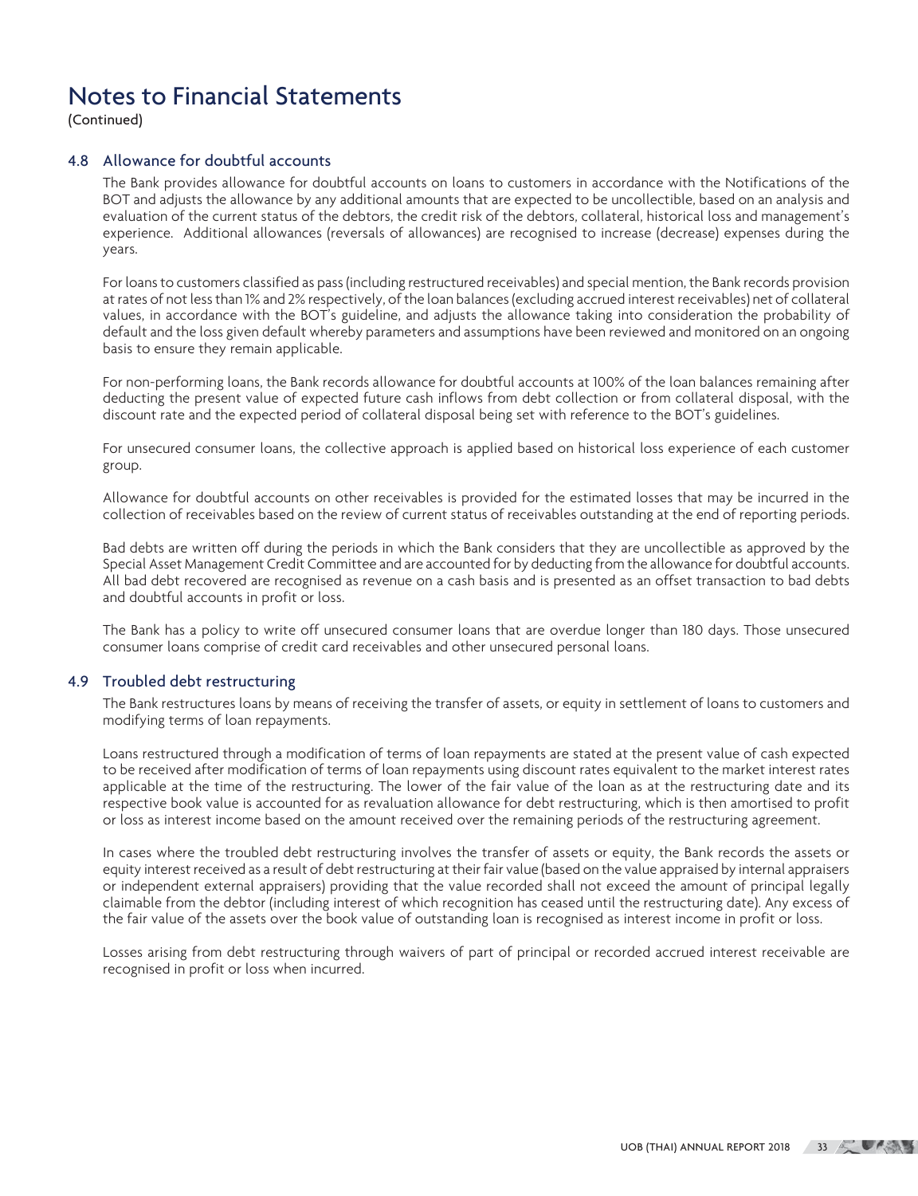# Notes to Financial Statements

(Continued)

## 4.8 Allowance for doubtful accounts

The Bank provides allowance for doubtful accounts on loans to customers in accordance with the Notifications of the BOT and adjusts the allowance by any additional amounts that are expected to be uncollectible, based on an analysis and evaluation of the current status of the debtors, the credit risk of the debtors, collateral, historical loss and management's experience. Additional allowances (reversals of allowances) are recognised to increase (decrease) expenses during the years.

For loans to customers classified as pass (including restructured receivables) and special mention, the Bank records provision at rates of not less than 1% and 2% respectively, of the loan balances (excluding accrued interest receivables) net of collateral values, in accordance with the BOT's guideline, and adjusts the allowance taking into consideration the probability of default and the loss given default whereby parameters and assumptions have been reviewed and monitored on an ongoing basis to ensure they remain applicable.

For non-performing loans, the Bank records allowance for doubtful accounts at 100% of the loan balances remaining after deducting the present value of expected future cash inflows from debt collection or from collateral disposal, with the discount rate and the expected period of collateral disposal being set with reference to the BOT's guidelines.

For unsecured consumer loans, the collective approach is applied based on historical loss experience of each customer group.

Allowance for doubtful accounts on other receivables is provided for the estimated losses that may be incurred in the collection of receivables based on the review of current status of receivables outstanding at the end of reporting periods.

Bad debts are written off during the periods in which the Bank considers that they are uncollectible as approved by the Special Asset Management Credit Committee and are accounted for by deducting from the allowance for doubtful accounts. All bad debt recovered are recognised as revenue on a cash basis and is presented as an offset transaction to bad debts and doubtful accounts in profit or loss.

The Bank has a policy to write off unsecured consumer loans that are overdue longer than 180 days. Those unsecured consumer loans comprise of credit card receivables and other unsecured personal loans.

## 4.9 Troubled debt restructuring

The Bank restructures loans by means of receiving the transfer of assets, or equity in settlement of loans to customers and modifying terms of loan repayments.

Loans restructured through a modification of terms of loan repayments are stated at the present value of cash expected to be received after modification of terms of loan repayments using discount rates equivalent to the market interest rates applicable at the time of the restructuring. The lower of the fair value of the loan as at the restructuring date and its respective book value is accounted for as revaluation allowance for debt restructuring, which is then amortised to profit or loss as interest income based on the amount received over the remaining periods of the restructuring agreement.

In cases where the troubled debt restructuring involves the transfer of assets or equity, the Bank records the assets or equity interest received as a result of debt restructuring at their fair value (based on the value appraised by internal appraisers or independent external appraisers) providing that the value recorded shall not exceed the amount of principal legally claimable from the debtor (including interest of which recognition has ceased until the restructuring date). Any excess of the fair value of the assets over the book value of outstanding loan is recognised as interest income in profit or loss.

Losses arising from debt restructuring through waivers of part of principal or recorded accrued interest receivable are recognised in profit or loss when incurred.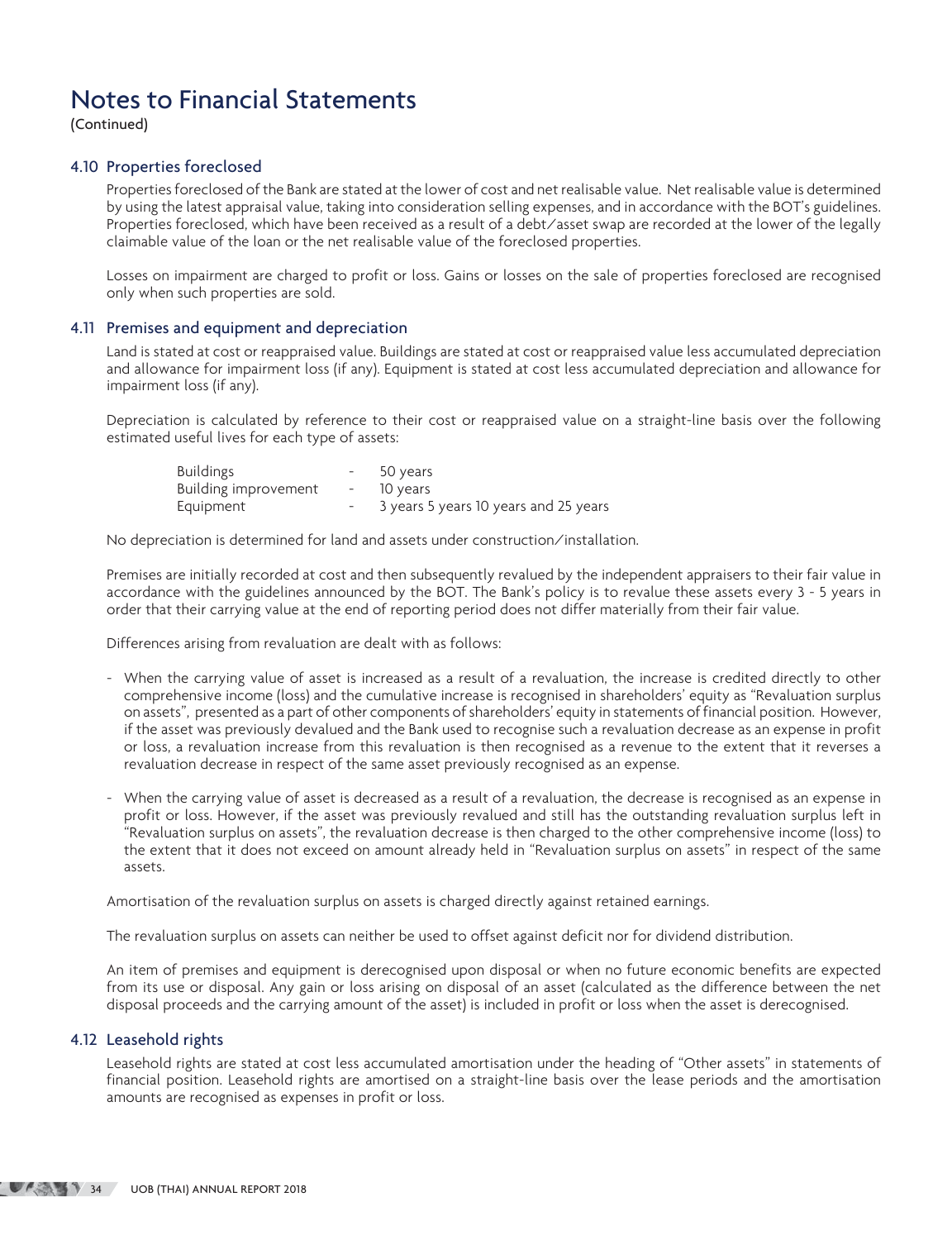# Notes to Financial Statements

(Continued)

### 4.10 Properties foreclosed

Properties foreclosed of the Bank are stated at the lower of cost and net realisable value. Net realisable value is determined by using the latest appraisal value, taking into consideration selling expenses, and in accordance with the BOT's guidelines. Properties foreclosed, which have been received as a result of a debt/asset swap are recorded at the lower of the legally claimable value of the loan or the net realisable value of the foreclosed properties.

Losses on impairment are charged to profit or loss. Gains or losses on the sale of properties foreclosed are recognised only when such properties are sold.

### 4.11 Premises and equipment and depreciation

Land is stated at cost or reappraised value. Buildings are stated at cost or reappraised value less accumulated depreciation and allowance for impairment loss (if any). Equipment is stated at cost less accumulated depreciation and allowance for impairment loss (if any).

Depreciation is calculated by reference to their cost or reappraised value on a straight-line basis over the following estimated useful lives for each type of assets:

| | | |
|---|---|---|
| Buildings | - | 50 years |
| Building improvement | - | 10 years |
| Equipment | - | 3 years 5 years 10 years and 25 years |

No depreciation is determined for land and assets under construction/installation.

Premises are initially recorded at cost and then subsequently revalued by the independent appraisers to their fair value in accordance with the guidelines announced by the BOT. The Bank's policy is to revalue these assets every 3 - 5 years in order that their carrying value at the end of reporting period does not differ materially from their fair value.

Differences arising from revaluation are dealt with as follows:

- When the carrying value of asset is increased as a result of a revaluation, the increase is credited directly to other comprehensive income (loss) and the cumulative increase is recognised in shareholders' equity as "Revaluation surplus on assets", presented as a part of other components of shareholders' equity in statements of financial position. However, if the asset was previously devalued and the Bank used to recognise such a revaluation decrease as an expense in profit or loss, a revaluation increase from this revaluation is then recognised as a revenue to the extent that it reverses a revaluation decrease in respect of the same asset previously recognised as an expense.
- When the carrying value of asset is decreased as a result of a revaluation, the decrease is recognised as an expense in profit or loss. However, if the asset was previously revalued and still has the outstanding revaluation surplus left in "Revaluation surplus on assets", the revaluation decrease is then charged to the other comprehensive income (loss) to the extent that it does not exceed on amount already held in "Revaluation surplus on assets" in respect of the same assets.

Amortisation of the revaluation surplus on assets is charged directly against retained earnings.

The revaluation surplus on assets can neither be used to offset against deficit nor for dividend distribution.

An item of premises and equipment is derecognised upon disposal or when no future economic benefits are expected from its use or disposal. Any gain or loss arising on disposal of an asset (calculated as the difference between the net disposal proceeds and the carrying amount of the asset) is included in profit or loss when the asset is derecognised.

### 4.12 Leasehold rights

Leasehold rights are stated at cost less accumulated amortisation under the heading of "Other assets" in statements of financial position. Leasehold rights are amortised on a straight-line basis over the lease periods and the amortisation amounts are recognised as expenses in profit or loss.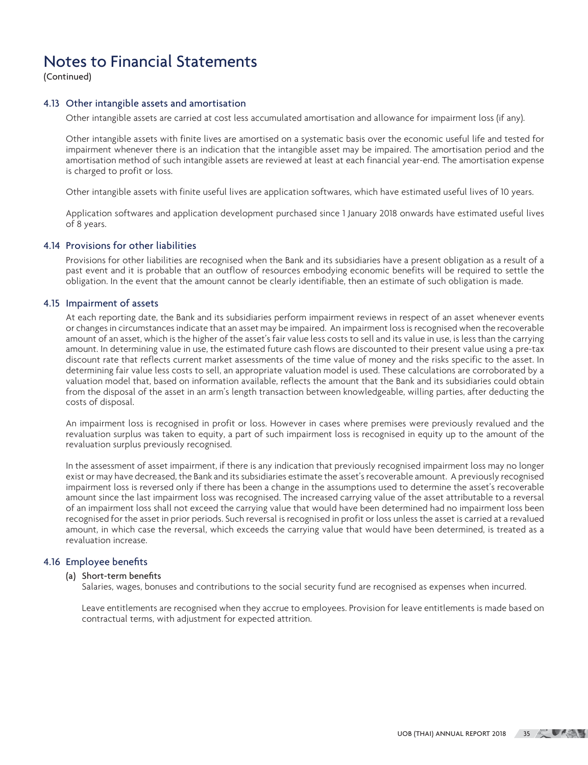# Notes to Financial Statements

(Continued)

### 4.13 Other intangible assets and amortisation

Other intangible assets are carried at cost less accumulated amortisation and allowance for impairment loss (if any).

Other intangible assets with finite lives are amortised on a systematic basis over the economic useful life and tested for impairment whenever there is an indication that the intangible asset may be impaired. The amortisation period and the amortisation method of such intangible assets are reviewed at least at each financial year-end. The amortisation expense is charged to profit or loss.

Other intangible assets with finite useful lives are application softwares, which have estimated useful lives of 10 years.

Application softwares and application development purchased since 1 January 2018 onwards have estimated useful lives of 8 years.

### 4.14 Provisions for other liabilities

Provisions for other liabilities are recognised when the Bank and its subsidiaries have a present obligation as a result of a past event and it is probable that an outflow of resources embodying economic benefits will be required to settle the obligation. In the event that the amount cannot be clearly identifiable, then an estimate of such obligation is made.

### 4.15 Impairment of assets

At each reporting date, the Bank and its subsidiaries perform impairment reviews in respect of an asset whenever events or changes in circumstances indicate that an asset may be impaired. An impairment loss is recognised when the recoverable amount of an asset, which is the higher of the asset's fair value less costs to sell and its value in use, is less than the carrying amount. In determining value in use, the estimated future cash flows are discounted to their present value using a pre-tax discount rate that reflects current market assessments of the time value of money and the risks specific to the asset. In determining fair value less costs to sell, an appropriate valuation model is used. These calculations are corroborated by a valuation model that, based on information available, reflects the amount that the Bank and its subsidiaries could obtain from the disposal of the asset in an arm's length transaction between knowledgeable, willing parties, after deducting the costs of disposal.

An impairment loss is recognised in profit or loss. However in cases where premises were previously revalued and the revaluation surplus was taken to equity, a part of such impairment loss is recognised in equity up to the amount of the revaluation surplus previously recognised.

In the assessment of asset impairment, if there is any indication that previously recognised impairment loss may no longer exist or may have decreased, the Bank and its subsidiaries estimate the asset's recoverable amount. A previously recognised impairment loss is reversed only if there has been a change in the assumptions used to determine the asset's recoverable amount since the last impairment loss was recognised. The increased carrying value of the asset attributable to a reversal of an impairment loss shall not exceed the carrying value that would have been determined had no impairment loss been recognised for the asset in prior periods. Such reversal is recognised in profit or loss unless the asset is carried at a revalued amount, in which case the reversal, which exceeds the carrying value that would have been determined, is treated as a revaluation increase.

### 4.16 Employee benefits

#### (a) Short-term benefits

Salaries, wages, bonuses and contributions to the social security fund are recognised as expenses when incurred.

Leave entitlements are recognised when they accrue to employees. Provision for leave entitlements is made based on contractual terms, with adjustment for expected attrition.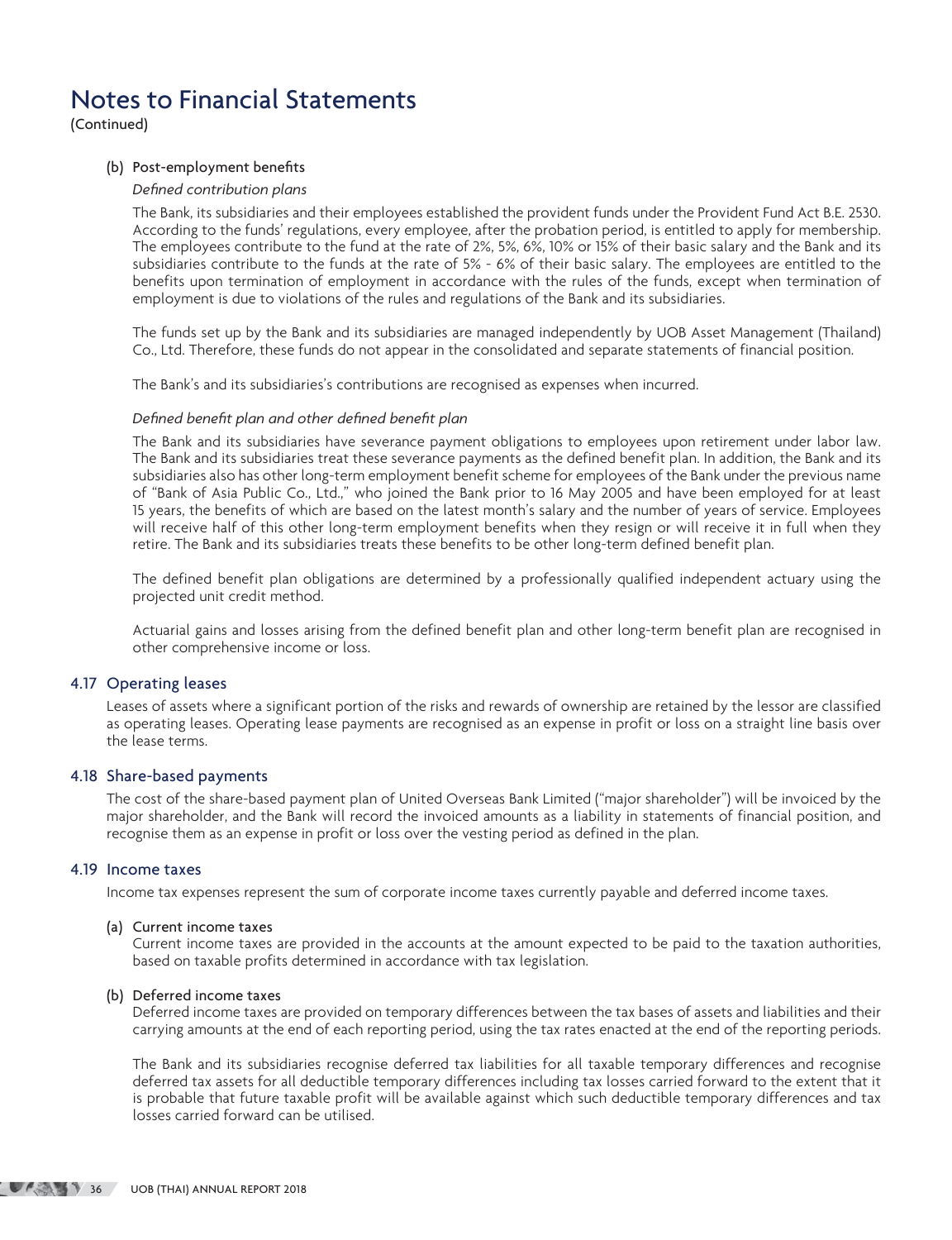# Notes to Financial Statements

(Continued)

(b) Post-employment benefits

*Defined contribution plans*

The Bank, its subsidiaries and their employees established the provident funds under the Provident Fund Act B.E. 2530. According to the funds' regulations, every employee, after the probation period, is entitled to apply for membership. The employees contribute to the fund at the rate of 2%, 5%, 6%, 10% or 15% of their basic salary and the Bank and its subsidiaries contribute to the funds at the rate of 5% - 6% of their basic salary. The employees are entitled to the benefits upon termination of employment in accordance with the rules of the funds, except when termination of employment is due to violations of the rules and regulations of the Bank and its subsidiaries.

The funds set up by the Bank and its subsidiaries are managed independently by UOB Asset Management (Thailand) Co., Ltd. Therefore, these funds do not appear in the consolidated and separate statements of financial position.

The Bank's and its subsidiaries's contributions are recognised as expenses when incurred.

*Defined benefit plan and other defined benefit plan*

The Bank and its subsidiaries have severance payment obligations to employees upon retirement under labor law. The Bank and its subsidiaries treat these severance payments as the defined benefit plan. In addition, the Bank and its subsidiaries also has other long-term employment benefit scheme for employees of the Bank under the previous name of "Bank of Asia Public Co., Ltd.," who joined the Bank prior to 16 May 2005 and have been employed for at least 15 years, the benefits of which are based on the latest month's salary and the number of years of service. Employees will receive half of this other long-term employment benefits when they resign or will receive it in full when they retire. The Bank and its subsidiaries treats these benefits to be other long-term defined benefit plan.

The defined benefit plan obligations are determined by a professionally qualified independent actuary using the projected unit credit method.

Actuarial gains and losses arising from the defined benefit plan and other long-term benefit plan are recognised in other comprehensive income or loss.

## 4.17 Operating leases

Leases of assets where a significant portion of the risks and rewards of ownership are retained by the lessor are classified as operating leases. Operating lease payments are recognised as an expense in profit or loss on a straight line basis over the lease terms.

## 4.18 Share-based payments

The cost of the share-based payment plan of United Overseas Bank Limited ("major shareholder") will be invoiced by the major shareholder, and the Bank will record the invoiced amounts as a liability in statements of financial position, and recognise them as an expense in profit or loss over the vesting period as defined in the plan.

## 4.19 Income taxes

Income tax expenses represent the sum of corporate income taxes currently payable and deferred income taxes.

(a) Current income taxes

Current income taxes are provided in the accounts at the amount expected to be paid to the taxation authorities, based on taxable profits determined in accordance with tax legislation.

(b) Deferred income taxes

Deferred income taxes are provided on temporary differences between the tax bases of assets and liabilities and their carrying amounts at the end of each reporting period, using the tax rates enacted at the end of the reporting periods.

The Bank and its subsidiaries recognise deferred tax liabilities for all taxable temporary differences and recognise deferred tax assets for all deductible temporary differences including tax losses carried forward to the extent that it is probable that future taxable profit will be available against which such deductible temporary differences and tax losses carried forward can be utilised.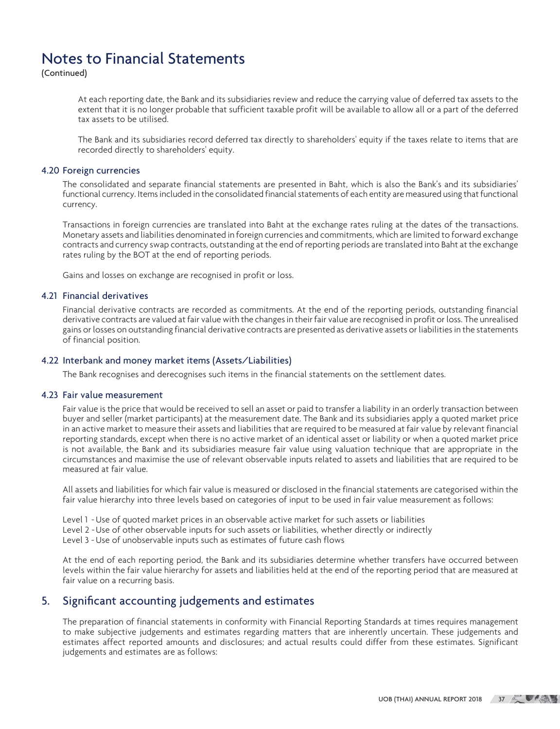# Notes to Financial Statements

(Continued)

At each reporting date, the Bank and its subsidiaries review and reduce the carrying value of deferred tax assets to the extent that it is no longer probable that sufficient taxable profit will be available to allow all or a part of the deferred tax assets to be utilised.

The Bank and its subsidiaries record deferred tax directly to shareholders' equity if the taxes relate to items that are recorded directly to shareholders' equity.

### 4.20 Foreign currencies

The consolidated and separate financial statements are presented in Baht, which is also the Bank's and its subsidiaries' functional currency. Items included in the consolidated financial statements of each entity are measured using that functional currency.

Transactions in foreign currencies are translated into Baht at the exchange rates ruling at the dates of the transactions. Monetary assets and liabilities denominated in foreign currencies and commitments, which are limited to forward exchange contracts and currency swap contracts, outstanding at the end of reporting periods are translated into Baht at the exchange rates ruling by the BOT at the end of reporting periods.

Gains and losses on exchange are recognised in profit or loss.

### 4.21 Financial derivatives

Financial derivative contracts are recorded as commitments. At the end of the reporting periods, outstanding financial derivative contracts are valued at fair value with the changes in their fair value are recognised in profit or loss. The unrealised gains or losses on outstanding financial derivative contracts are presented as derivative assets or liabilities in the statements of financial position.

### 4.22 Interbank and money market items (Assets/Liabilities)

The Bank recognises and derecognises such items in the financial statements on the settlement dates.

### 4.23 Fair value measurement

Fair value is the price that would be received to sell an asset or paid to transfer a liability in an orderly transaction between buyer and seller (market participants) at the measurement date. The Bank and its subsidiaries apply a quoted market price in an active market to measure their assets and liabilities that are required to be measured at fair value by relevant financial reporting standards, except when there is no active market of an identical asset or liability or when a quoted market price is not available, the Bank and its subsidiaries measure fair value using valuation technique that are appropriate in the circumstances and maximise the use of relevant observable inputs related to assets and liabilities that are required to be measured at fair value.

All assets and liabilities for which fair value is measured or disclosed in the financial statements are categorised within the fair value hierarchy into three levels based on categories of input to be used in fair value measurement as follows:

Level 1 - Use of quoted market prices in an observable active market for such assets or liabilities
Level 2 - Use of other observable inputs for such assets or liabilities, whether directly or indirectly
Level 3 - Use of unobservable inputs such as estimates of future cash flows

At the end of each reporting period, the Bank and its subsidiaries determine whether transfers have occurred between levels within the fair value hierarchy for assets and liabilities held at the end of the reporting period that are measured at fair value on a recurring basis.

## 5. Significant accounting judgements and estimates

The preparation of financial statements in conformity with Financial Reporting Standards at times requires management to make subjective judgements and estimates regarding matters that are inherently uncertain. These judgements and estimates affect reported amounts and disclosures; and actual results could differ from these estimates. Significant judgements and estimates are as follows: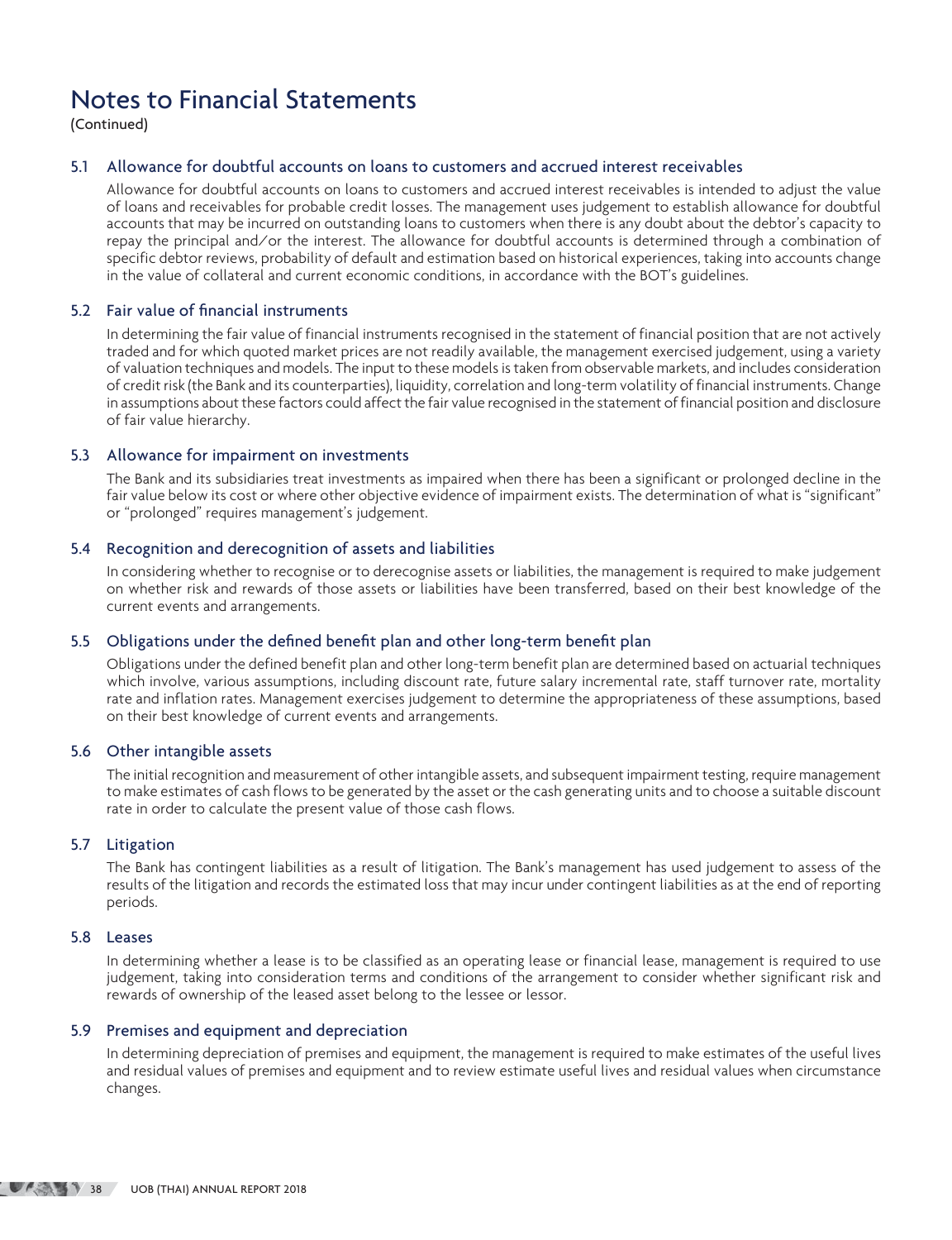# Notes to Financial Statements

(Continued)

### 5.1 Allowance for doubtful accounts on loans to customers and accrued interest receivables

Allowance for doubtful accounts on loans to customers and accrued interest receivables is intended to adjust the value of loans and receivables for probable credit losses. The management uses judgement to establish allowance for doubtful accounts that may be incurred on outstanding loans to customers when there is any doubt about the debtor's capacity to repay the principal and/or the interest. The allowance for doubtful accounts is determined through a combination of specific debtor reviews, probability of default and estimation based on historical experiences, taking into accounts change in the value of collateral and current economic conditions, in accordance with the BOT's guidelines.

### 5.2 Fair value of financial instruments

In determining the fair value of financial instruments recognised in the statement of financial position that are not actively traded and for which quoted market prices are not readily available, the management exercised judgement, using a variety of valuation techniques and models. The input to these models is taken from observable markets, and includes consideration of credit risk (the Bank and its counterparties), liquidity, correlation and long-term volatility of financial instruments. Change in assumptions about these factors could affect the fair value recognised in the statement of financial position and disclosure of fair value hierarchy.

### 5.3 Allowance for impairment on investments

The Bank and its subsidiaries treat investments as impaired when there has been a significant or prolonged decline in the fair value below its cost or where other objective evidence of impairment exists. The determination of what is "significant" or "prolonged" requires management's judgement.

### 5.4 Recognition and derecognition of assets and liabilities

In considering whether to recognise or to derecognise assets or liabilities, the management is required to make judgement on whether risk and rewards of those assets or liabilities have been transferred, based on their best knowledge of the current events and arrangements.

### 5.5 Obligations under the defined benefit plan and other long-term benefit plan

Obligations under the defined benefit plan and other long-term benefit plan are determined based on actuarial techniques which involve, various assumptions, including discount rate, future salary incremental rate, staff turnover rate, mortality rate and inflation rates. Management exercises judgement to determine the appropriateness of these assumptions, based on their best knowledge of current events and arrangements.

### 5.6 Other intangible assets

The initial recognition and measurement of other intangible assets, and subsequent impairment testing, require management to make estimates of cash flows to be generated by the asset or the cash generating units and to choose a suitable discount rate in order to calculate the present value of those cash flows.

### 5.7 Litigation

The Bank has contingent liabilities as a result of litigation. The Bank's management has used judgement to assess of the results of the litigation and records the estimated loss that may incur under contingent liabilities as at the end of reporting periods.

### 5.8 Leases

In determining whether a lease is to be classified as an operating lease or financial lease, management is required to use judgement, taking into consideration terms and conditions of the arrangement to consider whether significant risk and rewards of ownership of the leased asset belong to the lessee or lessor.

### 5.9 Premises and equipment and depreciation

In determining depreciation of premises and equipment, the management is required to make estimates of the useful lives and residual values of premises and equipment and to review estimate useful lives and residual values when circumstance changes.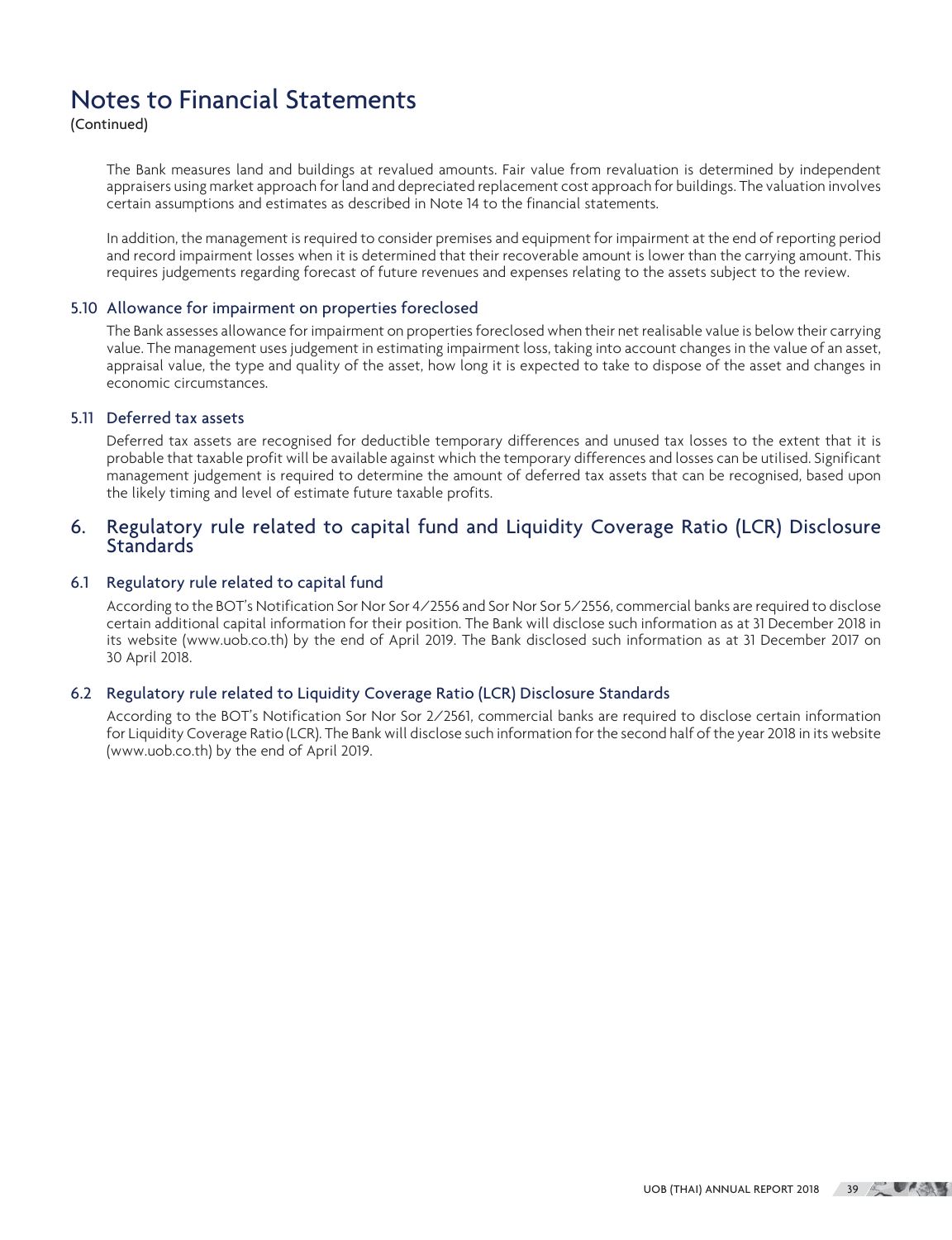# Notes to Financial Statements

(Continued)

The Bank measures land and buildings at revalued amounts. Fair value from revaluation is determined by independent appraisers using market approach for land and depreciated replacement cost approach for buildings. The valuation involves certain assumptions and estimates as described in Note 14 to the financial statements.

In addition, the management is required to consider premises and equipment for impairment at the end of reporting period and record impairment losses when it is determined that their recoverable amount is lower than the carrying amount. This requires judgements regarding forecast of future revenues and expenses relating to the assets subject to the review.

### 5.10 Allowance for impairment on properties foreclosed

The Bank assesses allowance for impairment on properties foreclosed when their net realisable value is below their carrying value. The management uses judgement in estimating impairment loss, taking into account changes in the value of an asset, appraisal value, the type and quality of the asset, how long it is expected to take to dispose of the asset and changes in economic circumstances.

### 5.11 Deferred tax assets

Deferred tax assets are recognised for deductible temporary differences and unused tax losses to the extent that it is probable that taxable profit will be available against which the temporary differences and losses can be utilised. Significant management judgement is required to determine the amount of deferred tax assets that can be recognised, based upon the likely timing and level of estimate future taxable profits.

## 6. Regulatory rule related to capital fund and Liquidity Coverage Ratio (LCR) Disclosure Standards

### 6.1 Regulatory rule related to capital fund

According to the BOT's Notification Sor Nor Sor 4/2556 and Sor Nor Sor 5/2556, commercial banks are required to disclose certain additional capital information for their position. The Bank will disclose such information as at 31 December 2018 in its website (www.uob.co.th) by the end of April 2019. The Bank disclosed such information as at 31 December 2017 on 30 April 2018.

### 6.2 Regulatory rule related to Liquidity Coverage Ratio (LCR) Disclosure Standards

According to the BOT's Notification Sor Nor Sor 2/2561, commercial banks are required to disclose certain information for Liquidity Coverage Ratio (LCR). The Bank will disclose such information for the second half of the year 2018 in its website (www.uob.co.th) by the end of April 2019.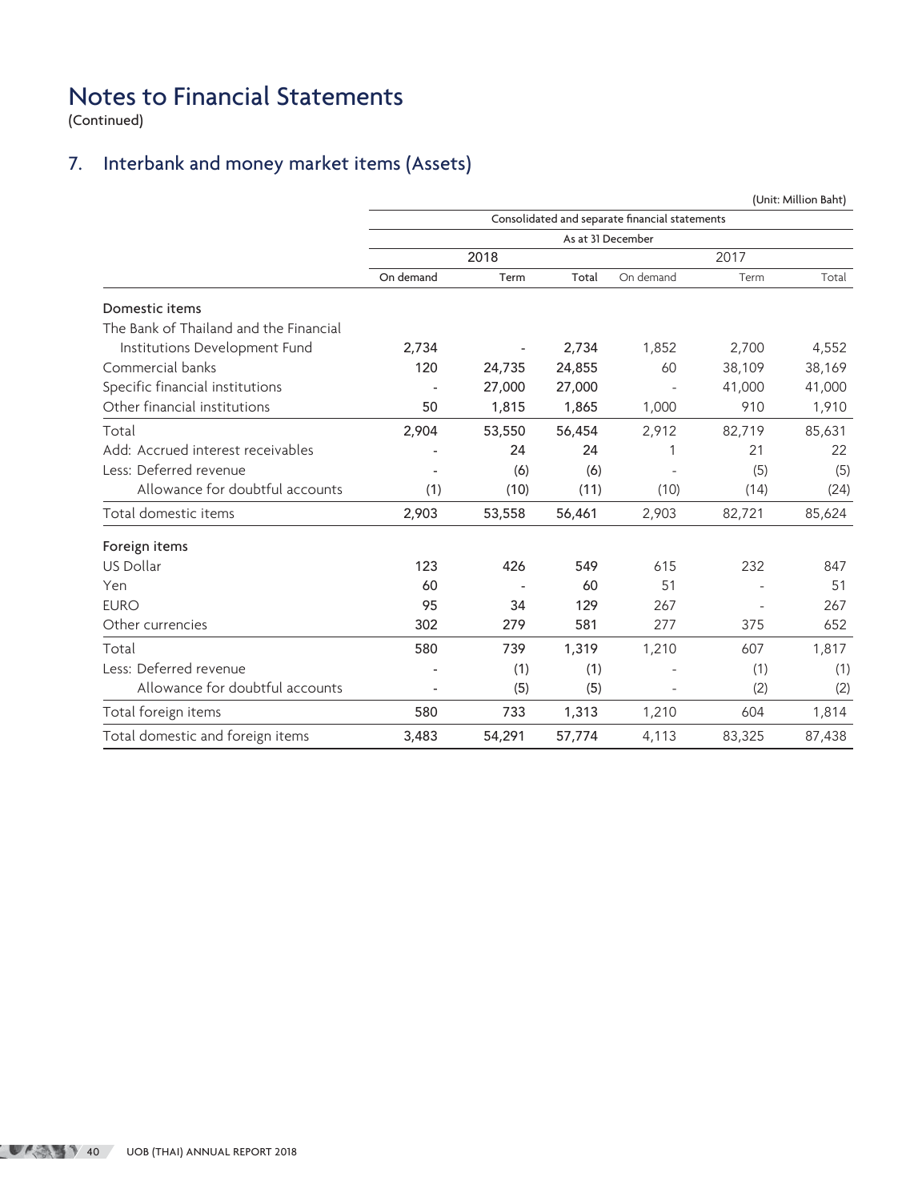# Notes to Financial Statements

(Continued)

## 7. Interbank and money market items (Assets)

(Unit: Million Baht)

| | Consolidated and separate financial statements | | | | | |
|---|---|---|---|---|---|---|
| | As at 31 December | | | | | |
| | 2018 | | | 2017 | | |
| | On demand | Term | Total | On demand | Term | Total |
| **Domestic items** | | | | | | |
| The Bank of Thailand and the Financial Institutions Development Fund | 2,734 | - | 2,734 | 1,852 | 2,700 | 4,552 |
| Commercial banks | 120 | 24,735 | 24,855 | 60 | 38,109 | 38,169 |
| Specific financial institutions | - | 27,000 | 27,000 | - | 41,000 | 41,000 |
| Other financial institutions | 50 | 1,815 | 1,865 | 1,000 | 910 | 1,910 |
| Total | 2,904 | 53,550 | 56,454 | 2,912 | 82,719 | 85,631 |
| Add: Accrued interest receivables | - | 24 | 24 | 1 | 21 | 22 |
| Less: Deferred revenue | - | (6) | (6) | - | (5) | (5) |
| Allowance for doubtful accounts | (1) | (10) | (11) | (10) | (14) | (24) |
| Total domestic items | 2,903 | 53,558 | 56,461 | 2,903 | 82,721 | 85,624 |
| **Foreign items** | | | | | | |
| US Dollar | 123 | 426 | 549 | 615 | 232 | 847 |
| Yen | 60 | - | 60 | 51 | - | 51 |
| EURO | 95 | 34 | 129 | 267 | - | 267 |
| Other currencies | 302 | 279 | 581 | 277 | 375 | 652 |
| Total | 580 | 739 | 1,319 | 1,210 | 607 | 1,817 |
| Less: Deferred revenue | - | (1) | (1) | - | (1) | (1) |
| Allowance for doubtful accounts | - | (5) | (5) | - | (2) | (2) |
| Total foreign items | 580 | 733 | 1,313 | 1,210 | 604 | 1,814 |
| Total domestic and foreign items | 3,483 | 54,291 | 57,774 | 4,113 | 83,325 | 87,438 |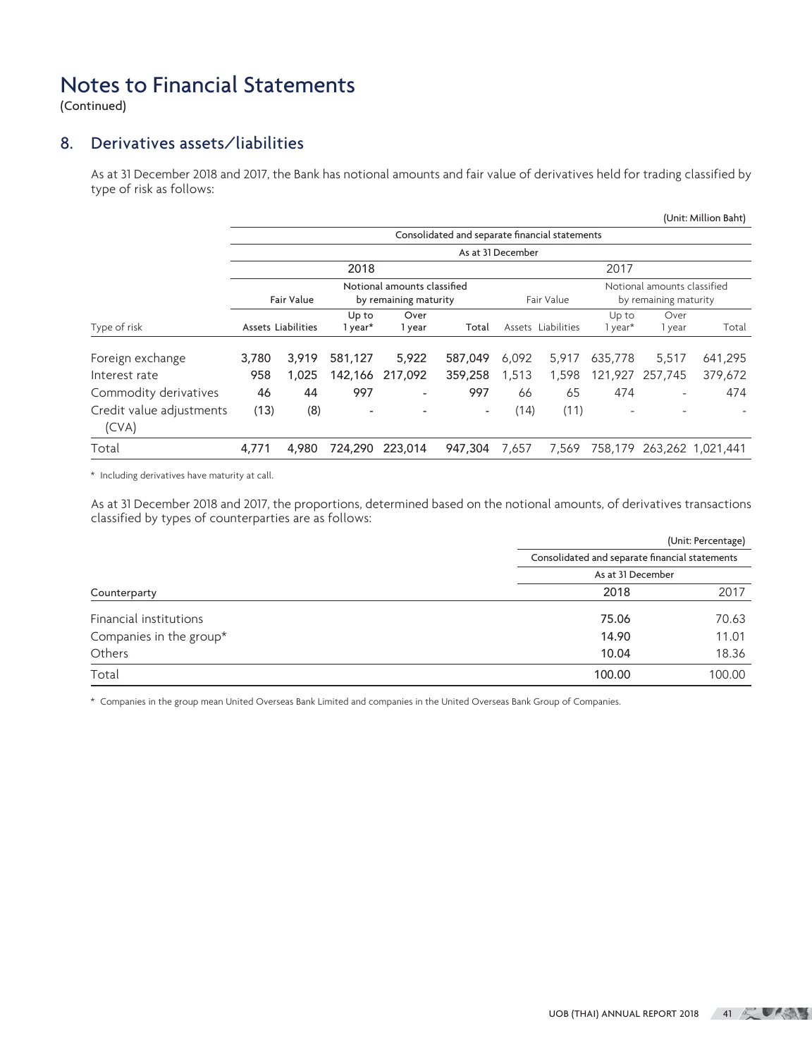# Notes to Financial Statements

(Continued)

## 8. Derivatives assets/liabilities

As at 31 December 2018 and 2017, the Bank has notional amounts and fair value of derivatives held for trading classified by type of risk as follows:

(Unit: Million Baht)

| | Consolidated and separate financial statements | | | | | | | | | |
|---|---|---|---|---|---|---|---|---|---|---|
| | As at 31 December | | | | | | | | | |
| | 2018 | | | | | 2017 | | | | |
| | Fair Value | | Notional amounts classified by remaining maturity | | | Fair Value | | Notional amounts classified by remaining maturity | | |
| Type of risk | Assets | Liabilities | Up to 1 year* | Over 1 year | Total | Assets | Liabilities | Up to 1 year* | Over 1 year | Total |
| Foreign exchange | 3,780 | 3,919 | 581,127 | 5,922 | 587,049 | 6,092 | 5,917 | 635,778 | 5,517 | 641,295 |
| Interest rate | 958 | 1,025 | 142,166 | 217,092 | 359,258 | 1,513 | 1,598 | 121,927 | 257,745 | 379,672 |
| Commodity derivatives | 46 | 44 | 997 | - | 997 | 66 | 65 | 474 | - | 474 |
| Credit value adjustments (CVA) | (13) | (8) | - | - | - | (14) | (11) | - | - | - |
| Total | 4,771 | 4,980 | 724,290 | 223,014 | 947,304 | 7,657 | 7,569 | 758,179 | 263,262 | 1,021,441 |

\* Including derivatives have maturity at call.

As at 31 December 2018 and 2017, the proportions, determined based on the notional amounts, of derivatives transactions classified by types of counterparties are as follows:

(Unit: Percentage)

| | Consolidated and separate financial statements | |
|---|---|---|
| | As at 31 December | |
| Counterparty | 2018 | 2017 |
| Financial institutions | 75.06 | 70.63 |
| Companies in the group* | 14.90 | 11.01 |
| Others | 10.04 | 18.36 |
| Total | 100.00 | 100.00 |

\* Companies in the group mean United Overseas Bank Limited and companies in the United Overseas Bank Group of Companies.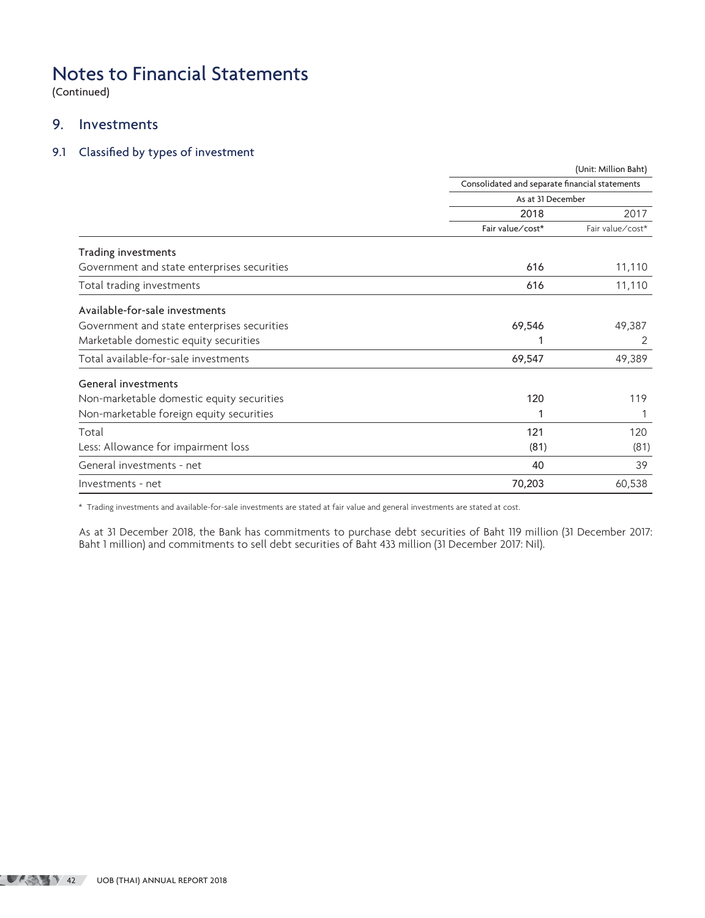# Notes to Financial Statements

(Continued)

## 9. Investments

### 9.1 Classified by types of investment

| | (Unit: Million Baht) | |
|---|---|---|
| | Consolidated and separate financial statements | |
| | As at 31 December | |
| | 2018 | 2017 |
| | Fair value/cost* | Fair value/cost* |
| **Trading investments** | | |
| Government and state enterprises securities | 616 | 11,110 |
| Total trading investments | 616 | 11,110 |
| **Available-for-sale investments** | | |
| Government and state enterprises securities | 69,546 | 49,387 |
| Marketable domestic equity securities | 1 | 2 |
| Total available-for-sale investments | 69,547 | 49,389 |
| **General investments** | | |
| Non-marketable domestic equity securities | 120 | 119 |
| Non-marketable foreign equity securities | 1 | 1 |
| Total | 121 | 120 |
| Less: Allowance for impairment loss | (81) | (81) |
| General investments - net | 40 | 39 |
| Investments - net | 70,203 | 60,538 |

* Trading investments and available-for-sale investments are stated at fair value and general investments are stated at cost.

As at 31 December 2018, the Bank has commitments to purchase debt securities of Baht 119 million (31 December 2017: Baht 1 million) and commitments to sell debt securities of Baht 433 million (31 December 2017: Nil).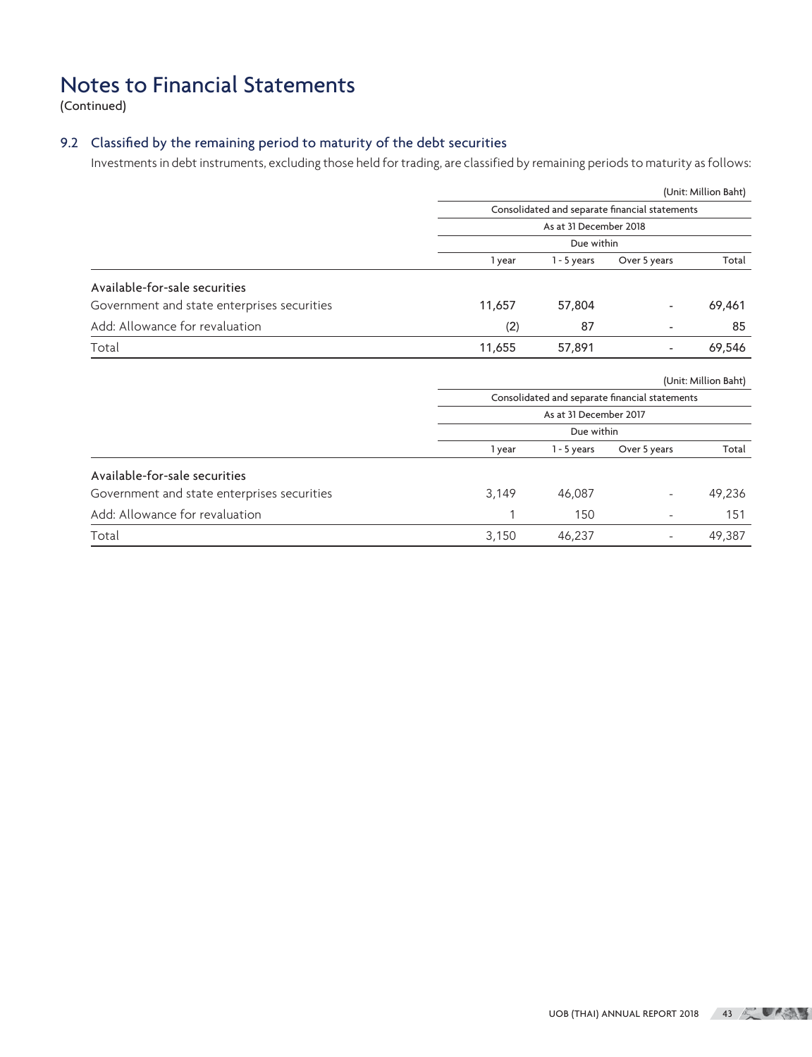# Notes to Financial Statements

(Continued)

## 9.2 Classified by the remaining period to maturity of the debt securities

Investments in debt instruments, excluding those held for trading, are classified by remaining periods to maturity as follows:

(Unit: Million Baht)

| | Consolidated and separate financial statements | | | |
|---|---|---|---|---|
| | As at 31 December 2018 | | | |
| | Due within | | | |
| | 1 year | 1 - 5 years | Over 5 years | Total |
| Available-for-sale securities | | | | |
| Government and state enterprises securities | 11,657 | 57,804 | - | 69,461 |
| Add: Allowance for revaluation | (2) | 87 | - | 85 |
| Total | 11,655 | 57,891 | - | 69,546 |

(Unit: Million Baht)

| | Consolidated and separate financial statements | | | |
|---|---|---|---|---|
| | As at 31 December 2017 | | | |
| | Due within | | | |
| | 1 year | 1 - 5 years | Over 5 years | Total |
| Available-for-sale securities | | | | |
| Government and state enterprises securities | 3,149 | 46,087 | - | 49,236 |
| Add: Allowance for revaluation | 1 | 150 | - | 151 |
| Total | 3,150 | 46,237 | - | 49,387 |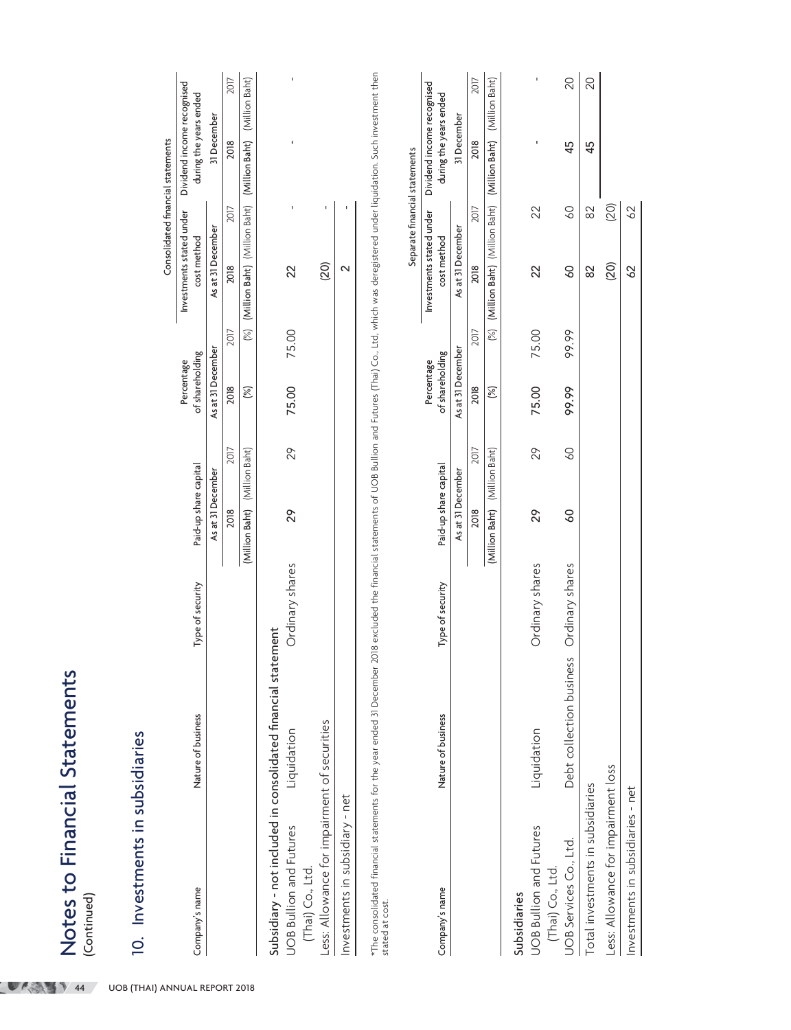# Notes to Financial Statements
(Continued)

## 10. Investments in subsidiaries

| Company's name | Nature of business | Type of security | Paid-up share capital | | Percentage of shareholding | | Investments stated under cost method | | Dividend income recognised during the years ended 31 December | |
|---|---|---|---|---|---|---|---|---|---|---|
| | | | As at 31 December | | As at 31 December | | As at 31 December | | | |
| | | | 2018 | 2017 | 2018 | 2017 | 2018 | 2017 | 2018 | 2017 |
| | | | (Million Baht) | (Million Baht) | (%) | (%) | (Million Baht) | (Million Baht) | (Million Baht) | (Million Baht) |
| **Subsidiary - not included in consolidated financial statement** | | | | | | | | | | |
| UOB Bullion and Futures (Thai) Co., Ltd. | Liquidation | Ordinary shares | 29 | 29 | 75.00 | 75.00 | 22 | - | - | - |
| Less: Allowance for impairment of securities | | | | | | | (20) | - | | |
| Investments in subsidiary - net | | | | | | | 2 | - | | |

Consolidated financial statements

*The consolidated financial statements for the year ended 31 December 2018 excluded the financial statements of UOB Bullion and Futures (Thai) Co., Ltd. which was deregistered under liquidation. Such investment then stated at cost.

Separate financial statements

| Company's name | Nature of business | Type of security | Paid-up share capital | | Percentage of shareholding | | Investments stated under cost method | | Dividend income recognised during the years ended 31 December | |
|---|---|---|---|---|---|---|---|---|---|---|
| | | | As at 31 December | | As at 31 December | | As at 31 December | | | |
| | | | 2018 | 2017 | 2018 | 2017 | 2018 | 2017 | 2018 | 2017 |
| | | | (Million Baht) | (Million Baht) | (%) | (%) | (Million Baht) | (Million Baht) | (Million Baht) | (Million Baht) |
| **Subsidiaries** | | | | | | | | | | |
| UOB Bullion and Futures (Thai) Co., Ltd. | Liquidation | Ordinary shares | 29 | 29 | 75.00 | 75.00 | 22 | 22 | - | - |
| UOB Services Co., Ltd. | Debt collection business | Ordinary shares | 60 | 60 | 99.99 | 99.99 | 60 | 60 | 45 | 20 |
| Total investments in subsidiaries | | | | | | | 82 | 82 | 45 | 20 |
| Less: Allowance for impairment loss | | | | | | | (20) | (20) | | |
| Investments in subsidiaries - net | | | | | | | 62 | 62 | | |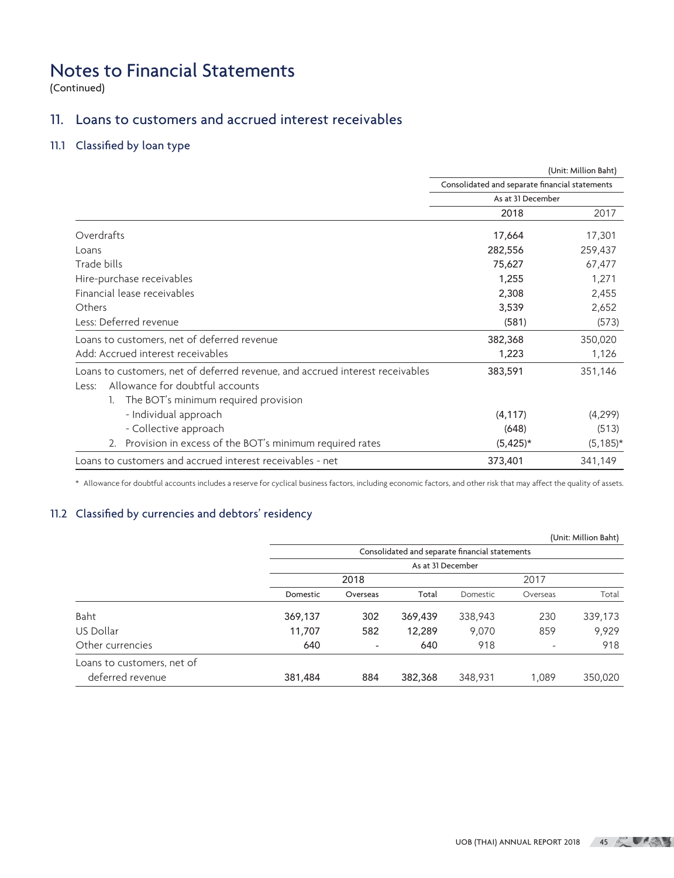# Notes to Financial Statements

(Continued)

## 11. Loans to customers and accrued interest receivables

### 11.1 Classified by loan type

(Unit: Million Baht)

| | Consolidated and separate financial statements | |
|---|---|---|
| | As at 31 December | |
| | 2018 | 2017 |
| Overdrafts | 17,664 | 17,301 |
| Loans | 282,556 | 259,437 |
| Trade bills | 75,627 | 67,477 |
| Hire-purchase receivables | 1,255 | 1,271 |
| Financial lease receivables | 2,308 | 2,455 |
| Others | 3,539 | 2,652 |
| Less: Deferred revenue | (581) | (573) |
| Loans to customers, net of deferred revenue | 382,368 | 350,020 |
| Add: Accrued interest receivables | 1,223 | 1,126 |
| Loans to customers, net of deferred revenue, and accrued interest receivables | 383,591 | 351,146 |
| Less: Allowance for doubtful accounts | | |
| 1. The BOT's minimum required provision | | |
| - Individual approach | (4,117) | (4,299) |
| - Collective approach | (648) | (513) |
| 2. Provision in excess of the BOT's minimum required rates | (5,425)* | (5,185)* |
| Loans to customers and accrued interest receivables - net | 373,401 | 341,149 |

\* Allowance for doubtful accounts includes a reserve for cyclical business factors, including economic factors, and other risk that may affect the quality of assets.

### 11.2 Classified by currencies and debtors' residency

(Unit: Million Baht)

| | Consolidated and separate financial statements | | | | | |
|---|---|---|---|---|---|---|
| | As at 31 December | | | | | |
| | 2018 | | | 2017 | | |
| | Domestic | Overseas | Total | Domestic | Overseas | Total |
| Baht | 369,137 | 302 | 369,439 | 338,943 | 230 | 339,173 |
| US Dollar | 11,707 | 582 | 12,289 | 9,070 | 859 | 9,929 |
| Other currencies | 640 | - | 640 | 918 | - | 918 |
| Loans to customers, net of deferred revenue | 381,484 | 884 | 382,368 | 348,931 | 1,089 | 350,020 |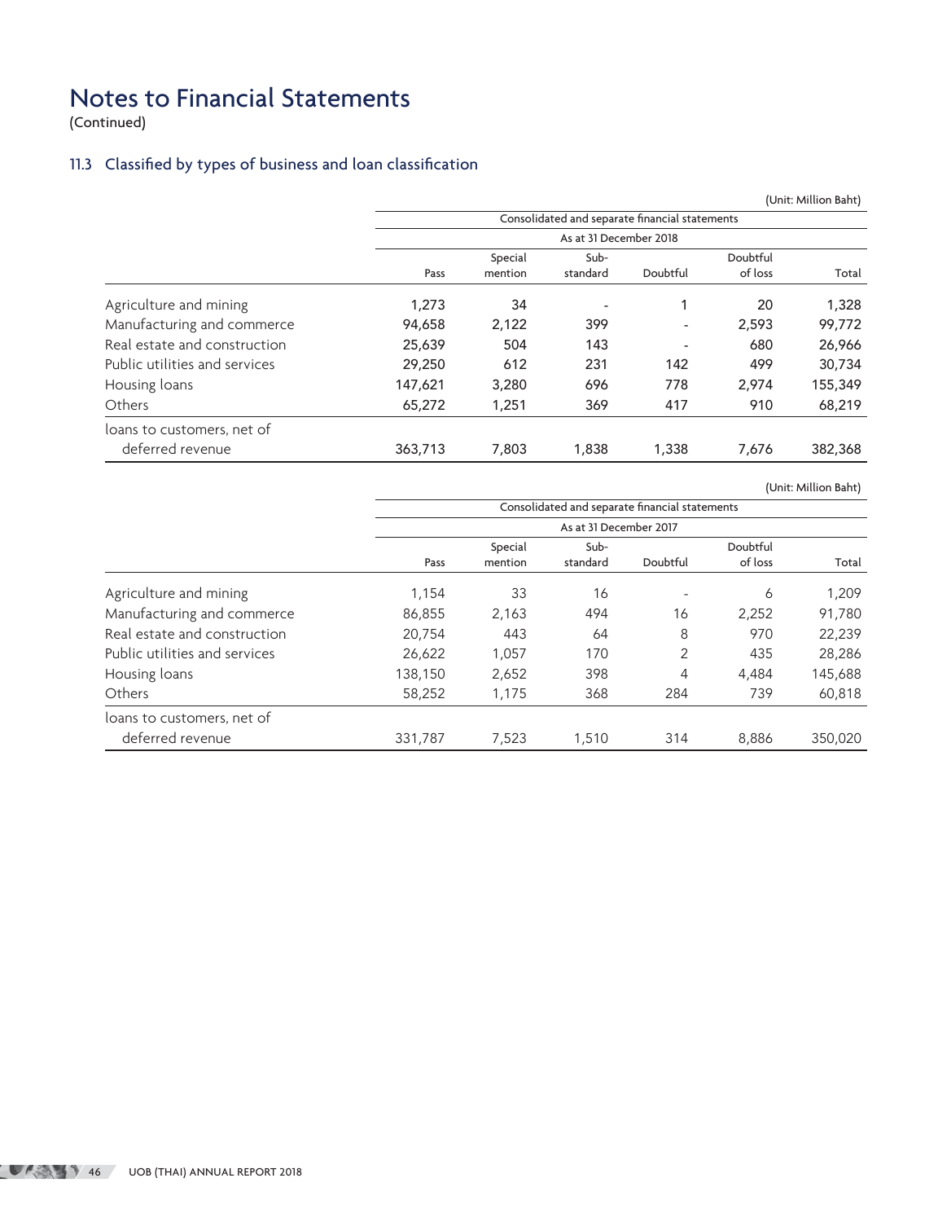# Notes to Financial Statements

(Continued)

## 11.3 Classified by types of business and loan classification

(Unit: Million Baht)

| | Consolidated and separate financial statements | | | | | |
|---|---|---|---|---|---|---|
| | As at 31 December 2018 | | | | | |
| | Pass | Special mention | Sub-standard | Doubtful | Doubtful of loss | Total |
| Agriculture and mining | 1,273 | 34 | - | 1 | 20 | 1,328 |
| Manufacturing and commerce | 94,658 | 2,122 | 399 | - | 2,593 | 99,772 |
| Real estate and construction | 25,639 | 504 | 143 | - | 680 | 26,966 |
| Public utilities and services | 29,250 | 612 | 231 | 142 | 499 | 30,734 |
| Housing loans | 147,621 | 3,280 | 696 | 778 | 2,974 | 155,349 |
| Others | 65,272 | 1,251 | 369 | 417 | 910 | 68,219 |
| loans to customers, net of deferred revenue | 363,713 | 7,803 | 1,838 | 1,338 | 7,676 | 382,368 |

(Unit: Million Baht)

| | Consolidated and separate financial statements | | | | | |
|---|---|---|---|---|---|---|
| | As at 31 December 2017 | | | | | |
| | Pass | Special mention | Sub-standard | Doubtful | Doubtful of loss | Total |
| Agriculture and mining | 1,154 | 33 | 16 | - | 6 | 1,209 |
| Manufacturing and commerce | 86,855 | 2,163 | 494 | 16 | 2,252 | 91,780 |
| Real estate and construction | 20,754 | 443 | 64 | 8 | 970 | 22,239 |
| Public utilities and services | 26,622 | 1,057 | 170 | 2 | 435 | 28,286 |
| Housing loans | 138,150 | 2,652 | 398 | 4 | 4,484 | 145,688 |
| Others | 58,252 | 1,175 | 368 | 284 | 739 | 60,818 |
| loans to customers, net of deferred revenue | 331,787 | 7,523 | 1,510 | 314 | 8,886 | 350,020 |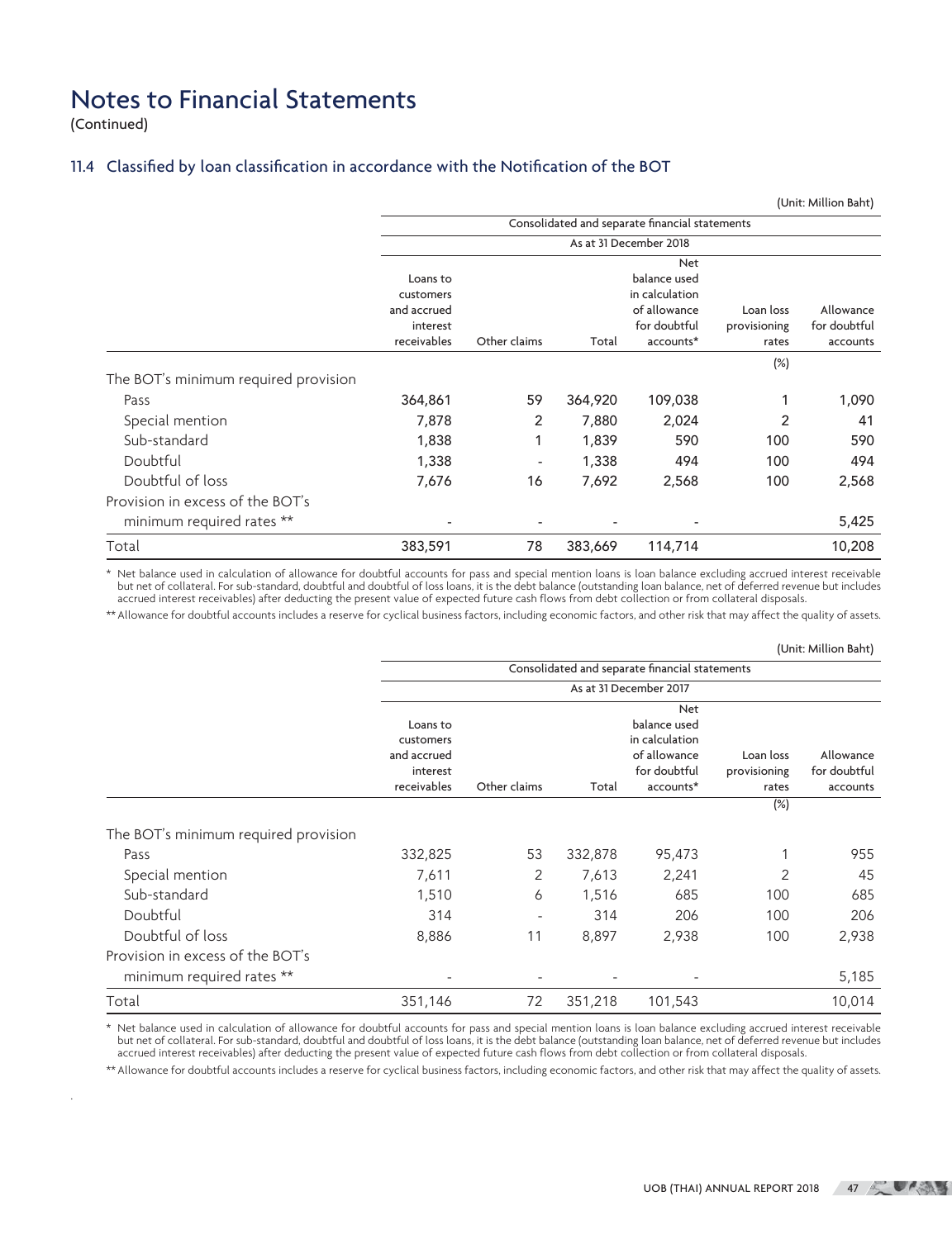# Notes to Financial Statements

(Continued)

## 11.4 Classified by loan classification in accordance with the Notification of the BOT

(Unit: Million Baht)

| | Consolidated and separate financial statements | | | | | |
|---|---|---|---|---|---|---|
| | As at 31 December 2018 | | | | | |
| | Loans to customers and accrued interest receivables | Other claims | Total | Net balance used in calculation of allowance for doubtful accounts* | Loan loss provisioning rates | Allowance for doubtful accounts |
| | | | | | (%) | |
| The BOT's minimum required provision | | | | | | |
| Pass | 364,861 | 59 | 364,920 | 109,038 | 1 | 1,090 |
| Special mention | 7,878 | 2 | 7,880 | 2,024 | 2 | 41 |
| Sub-standard | 1,838 | 1 | 1,839 | 590 | 100 | 590 |
| Doubtful | 1,338 | - | 1,338 | 494 | 100 | 494 |
| Doubtful of loss | 7,676 | 16 | 7,692 | 2,568 | 100 | 2,568 |
| Provision in excess of the BOT's minimum required rates ** | - | - | - | - | | 5,425 |
| Total | 383,591 | 78 | 383,669 | 114,714 | | 10,208 |

\* Net balance used in calculation of allowance for doubtful accounts for pass and special mention loans is loan balance excluding accrued interest receivable but net of collateral. For sub-standard, doubtful and doubtful of loss loans, it is the debt balance (outstanding loan balance, net of deferred revenue but includes accrued interest receivables) after deducting the present value of expected future cash flows from debt collection or from collateral disposals.

** Allowance for doubtful accounts includes a reserve for cyclical business factors, including economic factors, and other risk that may affect the quality of assets.

(Unit: Million Baht)

| | Consolidated and separate financial statements | | | | | |
|---|---|---|---|---|---|---|
| | As at 31 December 2017 | | | | | |
| | Loans to customers and accrued interest receivables | Other claims | Total | Net balance used in calculation of allowance for doubtful accounts* | Loan loss provisioning rates | Allowance for doubtful accounts |
| | | | | | (%) | |
| The BOT's minimum required provision | | | | | | |
| Pass | 332,825 | 53 | 332,878 | 95,473 | 1 | 955 |
| Special mention | 7,611 | 2 | 7,613 | 2,241 | 2 | 45 |
| Sub-standard | 1,510 | 6 | 1,516 | 685 | 100 | 685 |
| Doubtful | 314 | - | 314 | 206 | 100 | 206 |
| Doubtful of loss | 8,886 | 11 | 8,897 | 2,938 | 100 | 2,938 |
| Provision in excess of the BOT's minimum required rates ** | - | - | - | - | | 5,185 |
| Total | 351,146 | 72 | 351,218 | 101,543 | | 10,014 |

\* Net balance used in calculation of allowance for doubtful accounts for pass and special mention loans is loan balance excluding accrued interest receivable but net of collateral. For sub-standard, doubtful and doubtful of loss loans, it is the debt balance (outstanding loan balance, net of deferred revenue but includes accrued interest receivables) after deducting the present value of expected future cash flows from debt collection or from collateral disposals.

** Allowance for doubtful accounts includes a reserve for cyclical business factors, including economic factors, and other risk that may affect the quality of assets.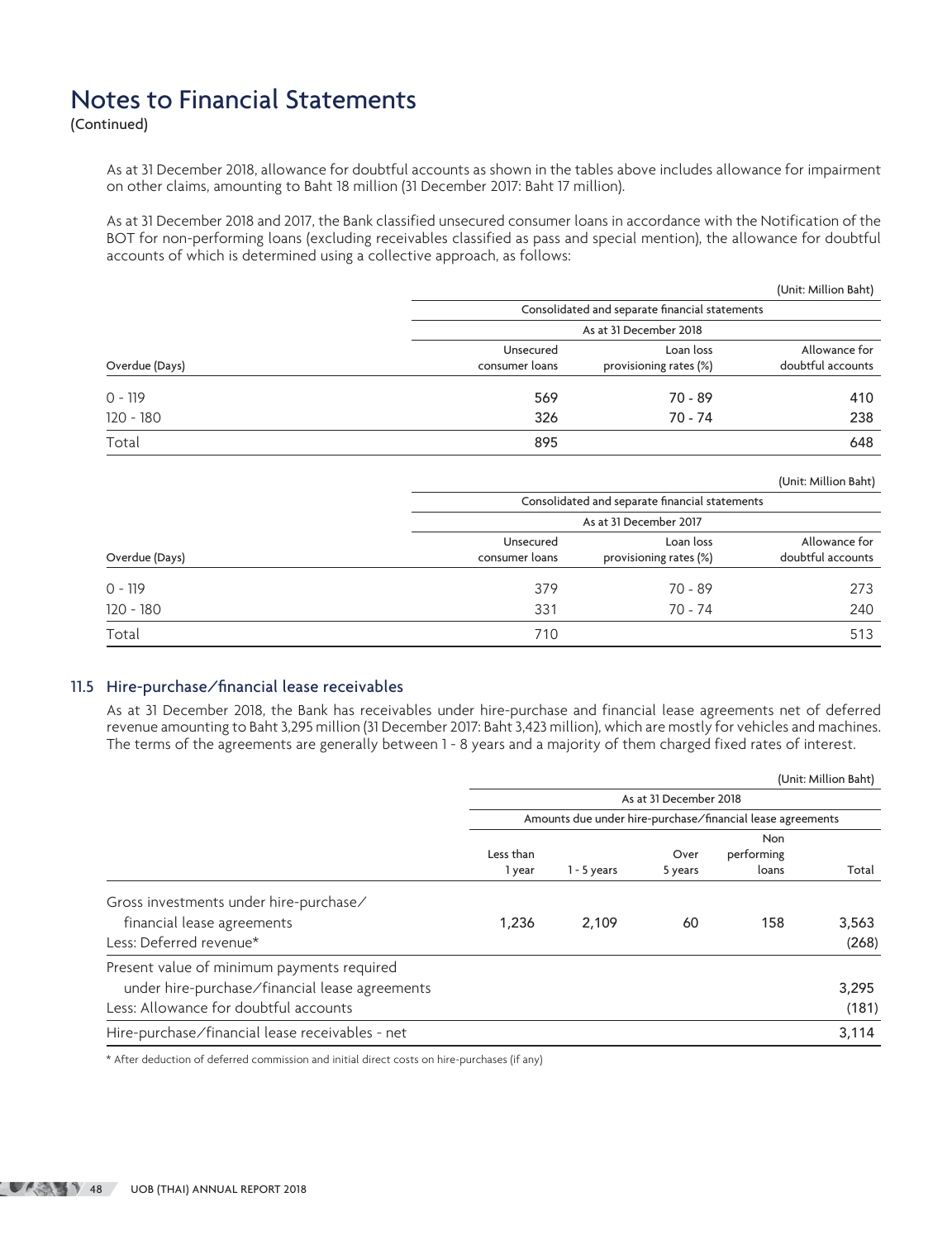# Notes to Financial Statements

(Continued)

As at 31 December 2018, allowance for doubtful accounts as shown in the tables above includes allowance for impairment on other claims, amounting to Baht 18 million (31 December 2017: Baht 17 million).

As at 31 December 2018 and 2017, the Bank classified unsecured consumer loans in accordance with the Notification of the BOT for non-performing loans (excluding receivables classified as pass and special mention), the allowance for doubtful accounts of which is determined using a collective approach, as follows:

(Unit: Million Baht)

| | Consolidated and separate financial statements | | |
|---|---|---|---|
| | As at 31 December 2018 | | |
| Overdue (Days) | Unsecured consumer loans | Loan loss provisioning rates (%) | Allowance for doubtful accounts |
| 0 - 119 | 569 | 70 - 89 | 410 |
| 120 - 180 | 326 | 70 - 74 | 238 |
| Total | 895 | | 648 |

(Unit: Million Baht)

| | Consolidated and separate financial statements | | |
|---|---|---|---|
| | As at 31 December 2017 | | |
| Overdue (Days) | Unsecured consumer loans | Loan loss provisioning rates (%) | Allowance for doubtful accounts |
| 0 - 119 | 379 | 70 - 89 | 273 |
| 120 - 180 | 331 | 70 - 74 | 240 |
| Total | 710 | | 513 |

## 11.5 Hire-purchase/financial lease receivables

As at 31 December 2018, the Bank has receivables under hire-purchase and financial lease agreements net of deferred revenue amounting to Baht 3,295 million (31 December 2017: Baht 3,423 million), which are mostly for vehicles and machines. The terms of the agreements are generally between 1 - 8 years and a majority of them charged fixed rates of interest.

(Unit: Million Baht)

| | As at 31 December 2018 | | | | |
|---|---|---|---|---|---|
| | Amounts due under hire-purchase/financial lease agreements | | | | |
| | Less than 1 year | 1 - 5 years | Over 5 years | Non performing loans | Total |
| Gross investments under hire-purchase/ financial lease agreements | 1,236 | 2,109 | 60 | 158 | 3,563 |
| Less: Deferred revenue* | | | | | (268) |
| Present value of minimum payments required under hire-purchase/financial lease agreements | | | | | 3,295 |
| Less: Allowance for doubtful accounts | | | | | (181) |
| Hire-purchase/financial lease receivables - net | | | | | 3,114 |

* After deduction of deferred commission and initial direct costs on hire-purchases (if any)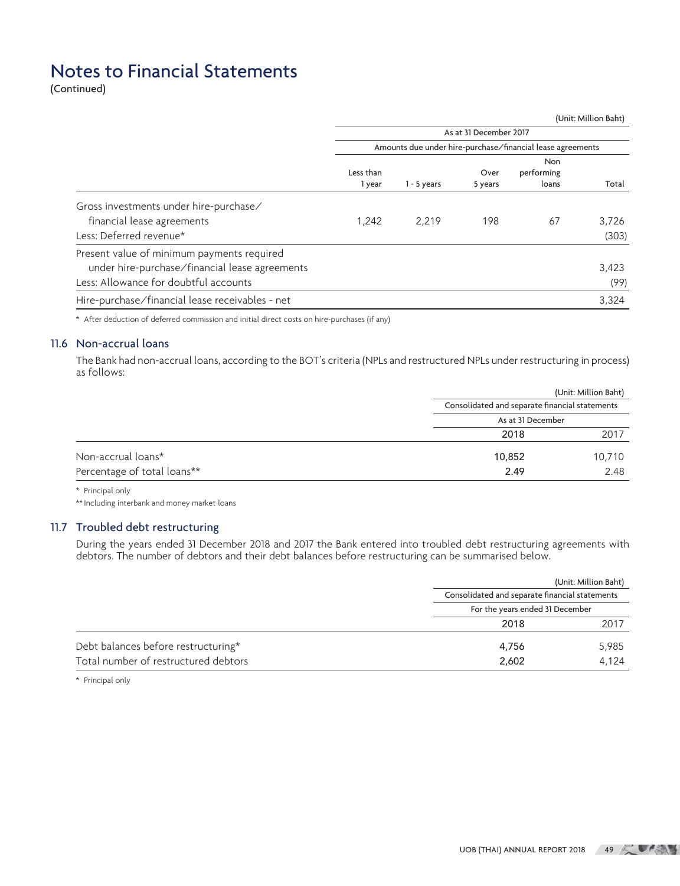# Notes to Financial Statements

(Continued)

(Unit: Million Baht)

| | As at 31 December 2017 | | | | |
|---|---|---|---|---|---|
| | Amounts due under hire-purchase/financial lease agreements | | | | |
| | Less than 1 year | 1 - 5 years | Over 5 years | Non performing loans | Total |
| Gross investments under hire-purchase/ financial lease agreements | 1,242 | 2,219 | 198 | 67 | 3,726 |
| Less: Deferred revenue* | | | | | (303) |
| Present value of minimum payments required under hire-purchase/financial lease agreements | | | | | 3,423 |
| Less: Allowance for doubtful accounts | | | | | (99) |
| Hire-purchase/financial lease receivables - net | | | | | 3,324 |

* After deduction of deferred commission and initial direct costs on hire-purchases (if any)

### 11.6 Non-accrual loans

The Bank had non-accrual loans, according to the BOT's criteria (NPLs and restructured NPLs under restructuring in process) as follows:

(Unit: Million Baht)

| | Consolidated and separate financial statements | |
|---|---|---|
| | As at 31 December | |
| | **2018** | 2017 |
| Non-accrual loans* | **10,852** | 10,710 |
| Percentage of total loans** | **2.49** | 2.48 |

* Principal only

** Including interbank and money market loans

### 11.7 Troubled debt restructuring

During the years ended 31 December 2018 and 2017 the Bank entered into troubled debt restructuring agreements with debtors. The number of debtors and their debt balances before restructuring can be summarised below.

(Unit: Million Baht)

| | Consolidated and separate financial statements | |
|---|---|---|
| | For the years ended 31 December | |
| | **2018** | 2017 |
| Debt balances before restructuring* | **4,756** | 5,985 |
| Total number of restructured debtors | **2,602** | 4,124 |

* Principal only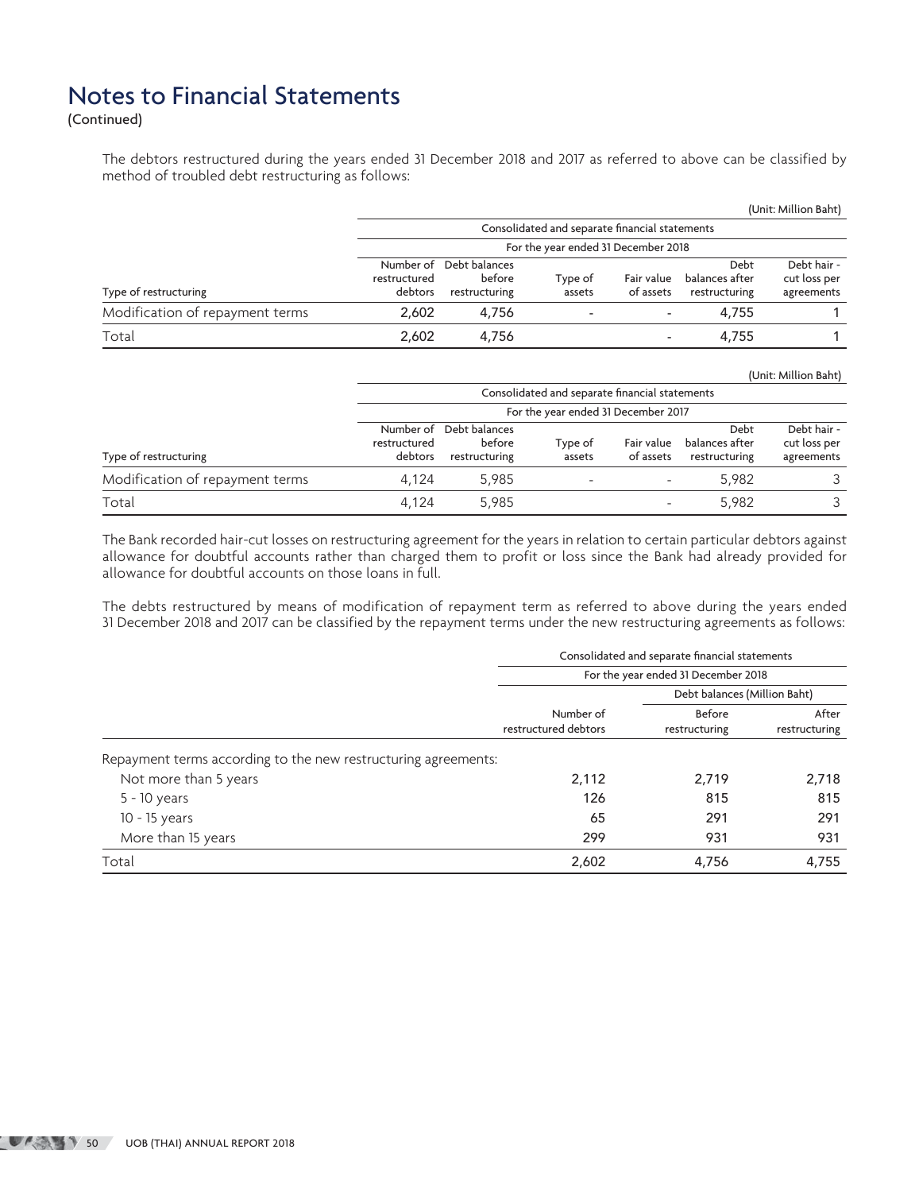# Notes to Financial Statements

(Continued)

The debtors restructured during the years ended 31 December 2018 and 2017 as referred to above can be classified by method of troubled debt restructuring as follows:

(Unit: Million Baht)

| | Consolidated and separate financial statements | | | | | |
|---|---|---|---|---|---|---|
| | For the year ended 31 December 2018 | | | | | |
| Type of restructuring | Number of restructured debtors | Debt balances before restructuring | Type of assets | Fair value of assets | Debt balances after restructuring | Debt hair - cut loss per agreements |
| Modification of repayment terms | 2,602 | 4,756 | - | - | 4,755 | 1 |
| Total | 2,602 | 4,756 | | - | 4,755 | 1 |

(Unit: Million Baht)

| | Consolidated and separate financial statements | | | | | |
|---|---|---|---|---|---|---|
| | For the year ended 31 December 2017 | | | | | |
| Type of restructuring | Number of restructured debtors | Debt balances before restructuring | Type of assets | Fair value of assets | Debt balances after restructuring | Debt hair - cut loss per agreements |
| Modification of repayment terms | 4,124 | 5,985 | - | - | 5,982 | 3 |
| Total | 4,124 | 5,985 | | - | 5,982 | 3 |

The Bank recorded hair-cut losses on restructuring agreement for the years in relation to certain particular debtors against allowance for doubtful accounts rather than charged them to profit or loss since the Bank had already provided for allowance for doubtful accounts on those loans in full.

The debts restructured by means of modification of repayment term as referred to above during the years ended 31 December 2018 and 2017 can be classified by the repayment terms under the new restructuring agreements as follows:

| | Consolidated and separate financial statements | | |
|---|---|---|---|
| | For the year ended 31 December 2018 | | |
| | | Debt balances (Million Baht) | |
| | Number of restructured debtors | Before restructuring | After restructuring |
| Repayment terms according to the new restructuring agreements: | | | |
| Not more than 5 years | 2,112 | 2,719 | 2,718 |
| 5 - 10 years | 126 | 815 | 815 |
| 10 - 15 years | 65 | 291 | 291 |
| More than 15 years | 299 | 931 | 931 |
| Total | 2,602 | 4,756 | 4,755 |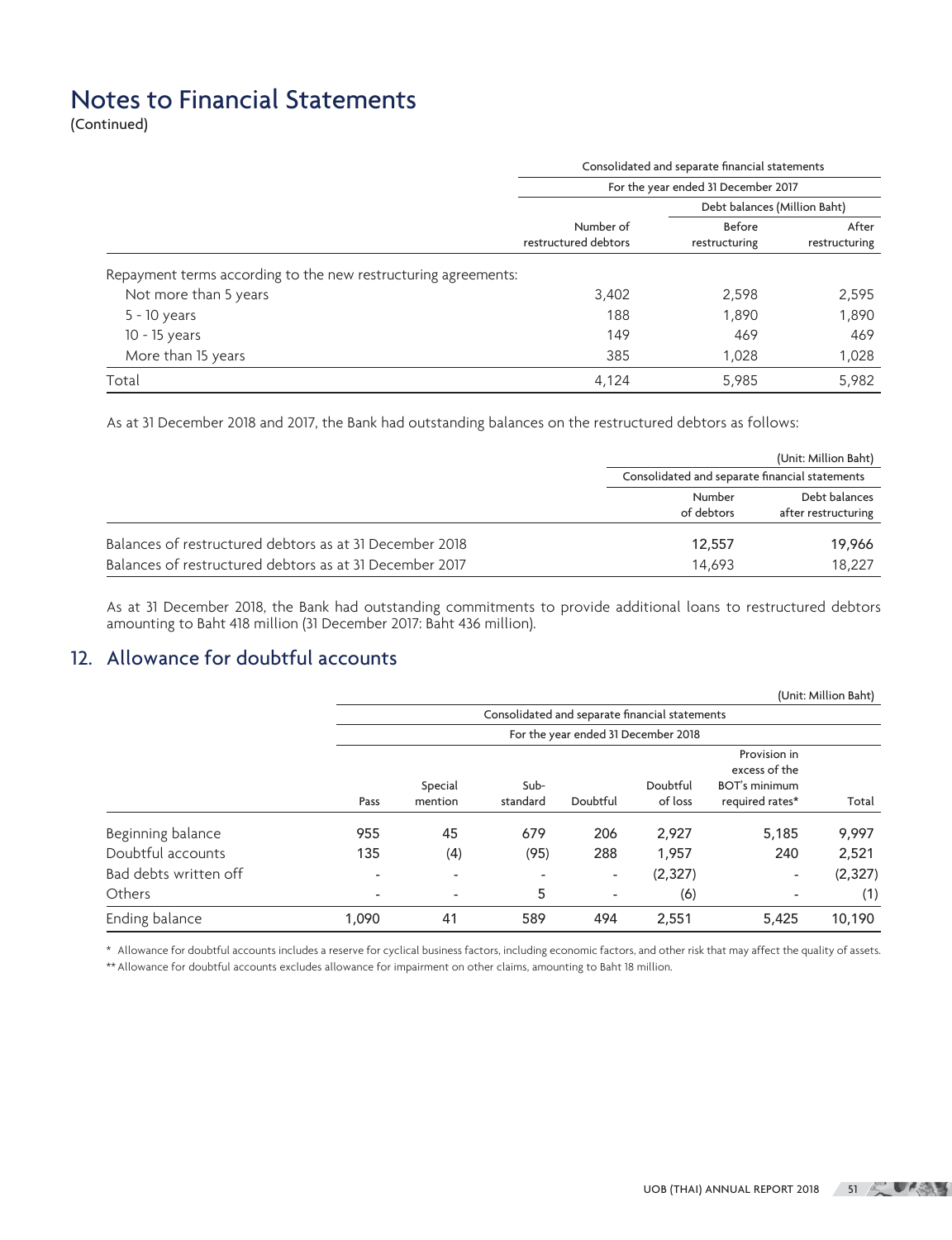# Notes to Financial Statements

(Continued)

| | Consolidated and separate financial statements | | |
|---|---|---|---|
| | For the year ended 31 December 2017 | | |
| | | Debt balances (Million Baht) | |
| | Number of restructured debtors | Before restructuring | After restructuring |
| Repayment terms according to the new restructuring agreements: | | | |
| Not more than 5 years | 3,402 | 2,598 | 2,595 |
| 5 - 10 years | 188 | 1,890 | 1,890 |
| 10 - 15 years | 149 | 469 | 469 |
| More than 15 years | 385 | 1,028 | 1,028 |
| Total | 4,124 | 5,985 | 5,982 |

As at 31 December 2018 and 2017, the Bank had outstanding balances on the restructured debtors as follows:

(Unit: Million Baht)

| | Consolidated and separate financial statements | |
|---|---|---|
| | Number of debtors | Debt balances after restructuring |
| Balances of restructured debtors as at 31 December 2018 | 12,557 | 19,966 |
| Balances of restructured debtors as at 31 December 2017 | 14,693 | 18,227 |

As at 31 December 2018, the Bank had outstanding commitments to provide additional loans to restructured debtors amounting to Baht 418 million (31 December 2017: Baht 436 million).

## 12. Allowance for doubtful accounts

(Unit: Million Baht)

| | Consolidated and separate financial statements | | | | | | |
|---|---|---|---|---|---|---|---|
| | For the year ended 31 December 2018 | | | | | | |
| | Pass | Special mention | Sub-standard | Doubtful | Doubtful of loss | Provision in excess of the BOT's minimum required rates* | Total |
| Beginning balance | 955 | 45 | 679 | 206 | 2,927 | 5,185 | 9,997 |
| Doubtful accounts | 135 | (4) | (95) | 288 | 1,957 | 240 | 2,521 |
| Bad debts written off | - | - | - | - | (2,327) | - | (2,327) |
| Others | - | - | 5 | - | (6) | - | (1) |
| Ending balance | 1,090 | 41 | 589 | 494 | 2,551 | 5,425 | 10,190 |

\* Allowance for doubtful accounts includes a reserve for cyclical business factors, including economic factors, and other risk that may affect the quality of assets.

** Allowance for doubtful accounts excludes allowance for impairment on other claims, amounting to Baht 18 million.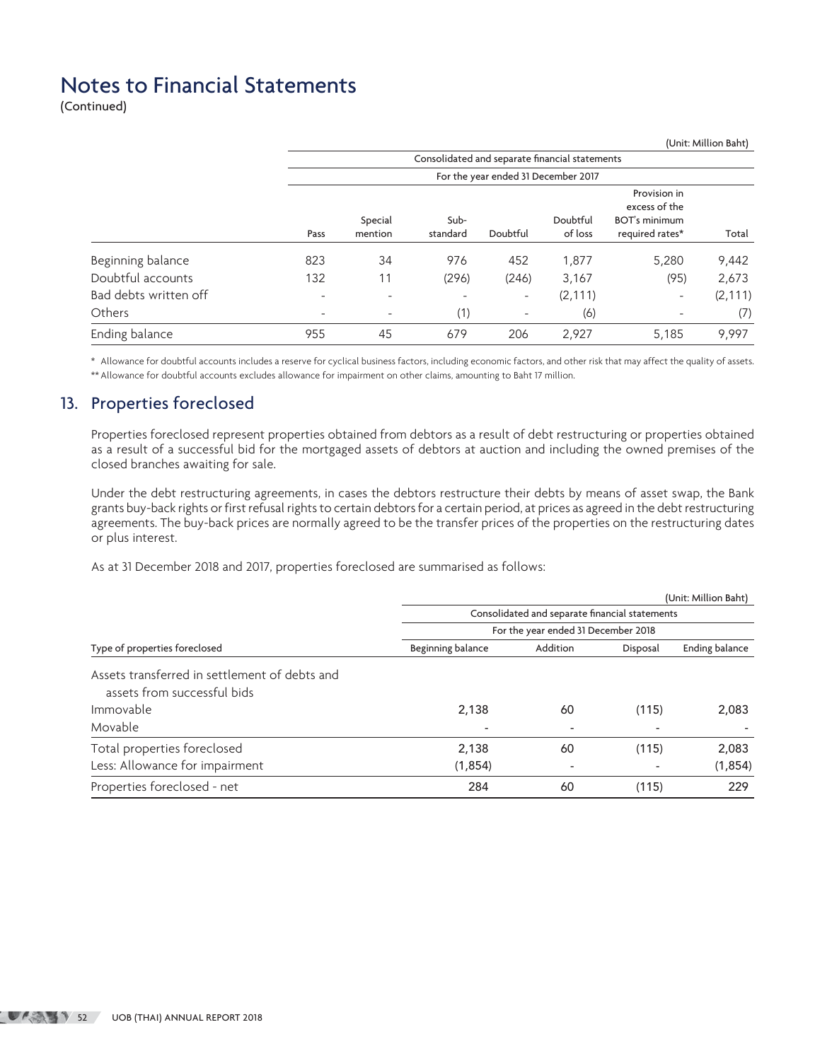# Notes to Financial Statements

(Continued)

(Unit: Million Baht)

| | Consolidated and separate financial statements | | | | | | |
|---|---|---|---|---|---|---|---|
| | For the year ended 31 December 2017 | | | | | | |
| | Pass | Special mention | Sub-standard | Doubtful | Doubtful of loss | Provision in excess of the BOT's minimum required rates* | Total |
| Beginning balance | 823 | 34 | 976 | 452 | 1,877 | 5,280 | 9,442 |
| Doubtful accounts | 132 | 11 | (296) | (246) | 3,167 | (95) | 2,673 |
| Bad debts written off | - | - | - | - | (2,111) | - | (2,111) |
| Others | - | - | (1) | - | (6) | - | (7) |
| Ending balance | 955 | 45 | 679 | 206 | 2,927 | 5,185 | 9,997 |

\* Allowance for doubtful accounts includes a reserve for cyclical business factors, including economic factors, and other risk that may affect the quality of assets.

** Allowance for doubtful accounts excludes allowance for impairment on other claims, amounting to Baht 17 million.

## 13. Properties foreclosed

Properties foreclosed represent properties obtained from debtors as a result of debt restructuring or properties obtained as a result of a successful bid for the mortgaged assets of debtors at auction and including the owned premises of the closed branches awaiting for sale.

Under the debt restructuring agreements, in cases the debtors restructure their debts by means of asset swap, the Bank grants buy-back rights or first refusal rights to certain debtors for a certain period, at prices as agreed in the debt restructuring agreements. The buy-back prices are normally agreed to be the transfer prices of the properties on the restructuring dates or plus interest.

As at 31 December 2018 and 2017, properties foreclosed are summarised as follows:

(Unit: Million Baht)

| | Consolidated and separate financial statements | | | |
|---|---|---|---|---|
| | For the year ended 31 December 2018 | | | |
| Type of properties foreclosed | Beginning balance | Addition | Disposal | Ending balance |
| Assets transferred in settlement of debts and assets from successful bids | | | | |
| Immovable | 2,138 | 60 | (115) | 2,083 |
| Movable | - | - | - | - |
| Total properties foreclosed | 2,138 | 60 | (115) | 2,083 |
| Less: Allowance for impairment | (1,854) | - | - | (1,854) |
| Properties foreclosed - net | 284 | 60 | (115) | 229 |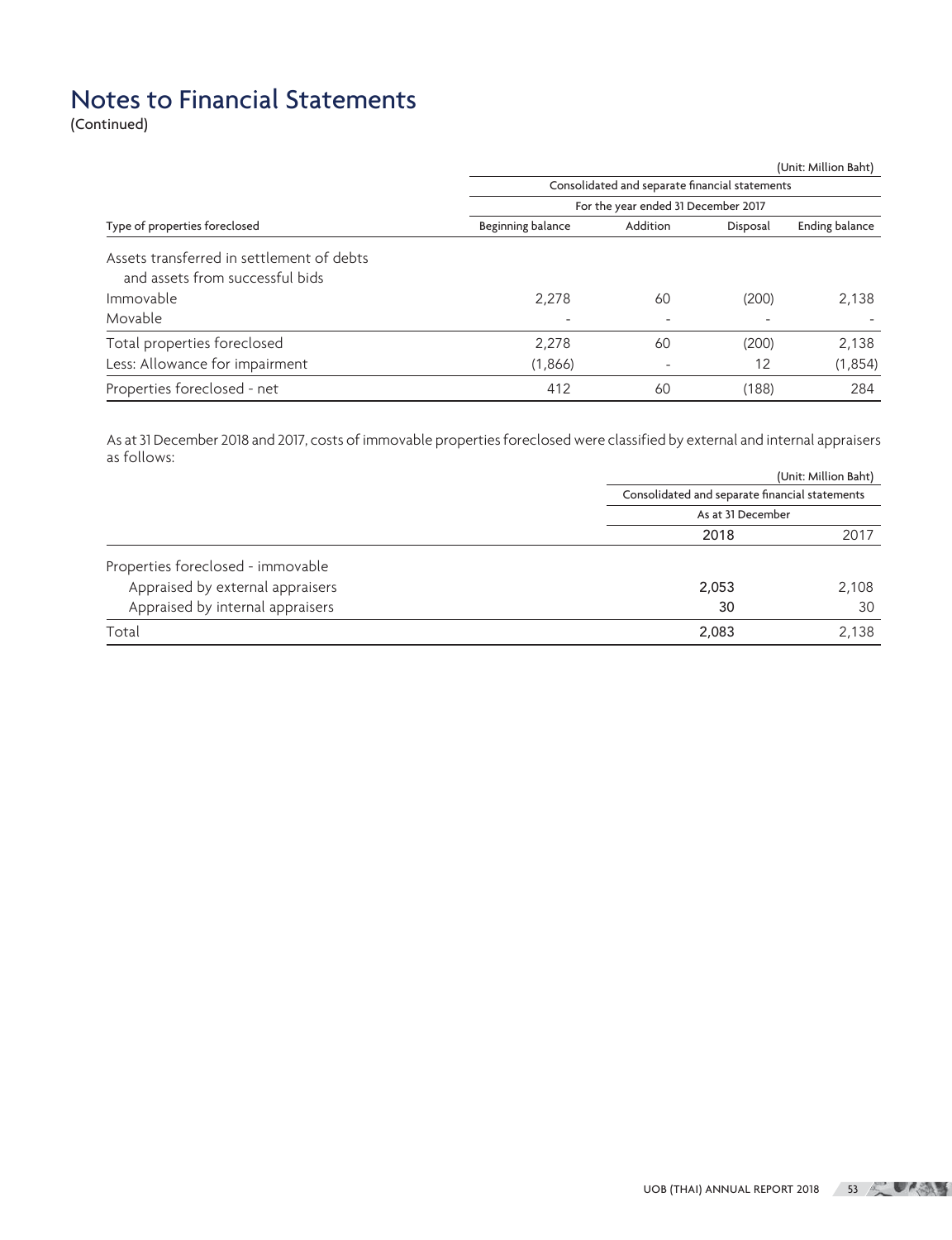# Notes to Financial Statements

(Continued)

(Unit: Million Baht)

| Type of properties foreclosed | Consolidated and separate financial statements | | | |
|---|---|---|---|---|
| | For the year ended 31 December 2017 | | | |
| | Beginning balance | Addition | Disposal | Ending balance |
| Assets transferred in settlement of debts and assets from successful bids | | | | |
| Immovable | 2,278 | 60 | (200) | 2,138 |
| Movable | - | - | - | - |
| Total properties foreclosed | 2,278 | 60 | (200) | 2,138 |
| Less: Allowance for impairment | (1,866) | - | 12 | (1,854) |
| Properties foreclosed - net | 412 | 60 | (188) | 284 |

As at 31 December 2018 and 2017, costs of immovable properties foreclosed were classified by external and internal appraisers as follows:

(Unit: Million Baht)

| | Consolidated and separate financial statements | |
|---|---|---|
| | As at 31 December | |
| | 2018 | 2017 |
| Properties foreclosed - immovable | | |
| Appraised by external appraisers | 2,053 | 2,108 |
| Appraised by internal appraisers | 30 | 30 |
| Total | 2,083 | 2,138 |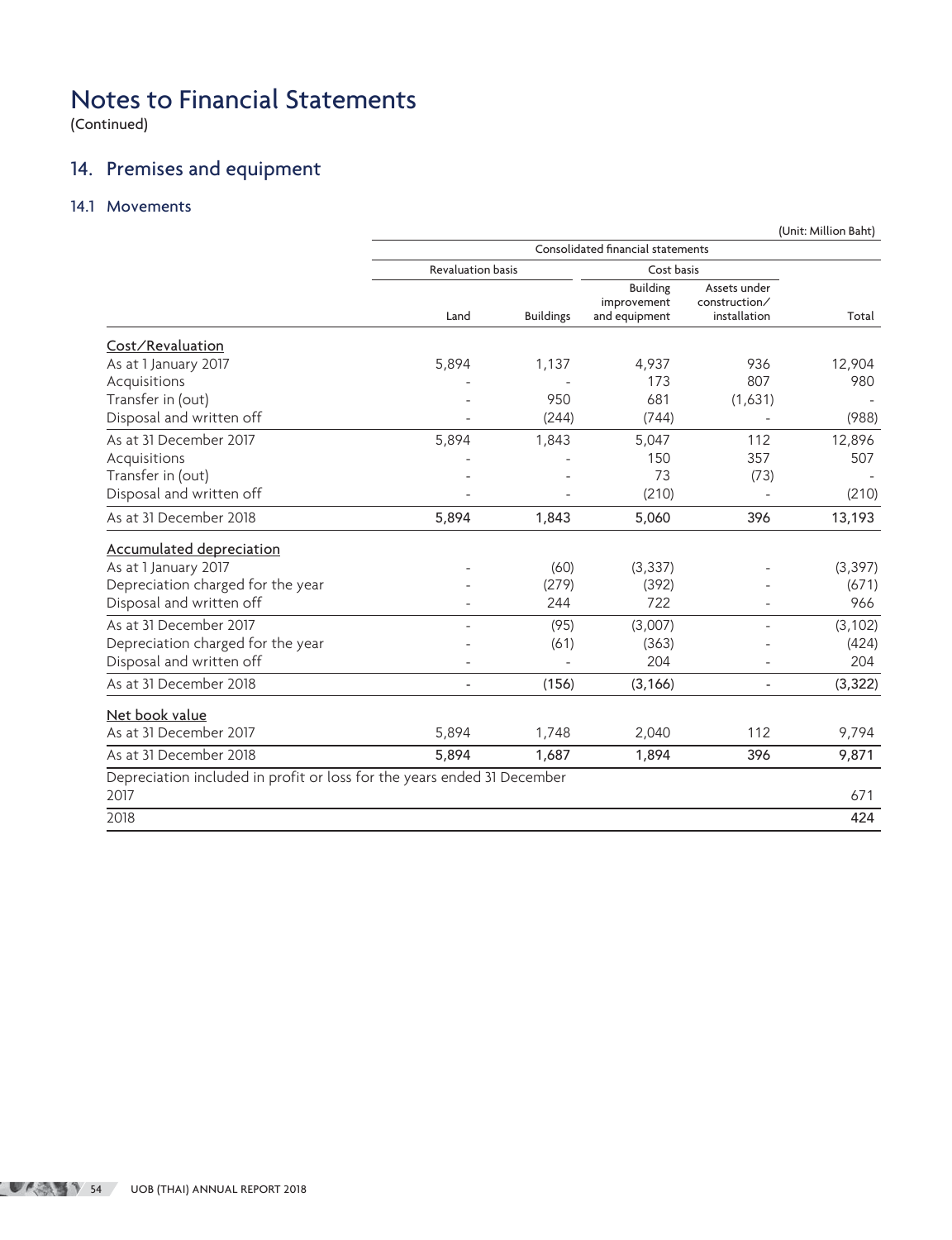# Notes to Financial Statements

(Continued)

## 14. Premises and equipment

### 14.1 Movements

(Unit: Million Baht)

| | Consolidated financial statements | | | | |
|---|---|---|---|---|---|
| | Revaluation basis | | Cost basis | | |
| | Land | Buildings | Building improvement and equipment | Assets under construction/ installation | Total |
| **Cost/Revaluation** | | | | | |
| As at 1 January 2017 | 5,894 | 1,137 | 4,937 | 936 | 12,904 |
| Acquisitions | - | - | 173 | 807 | 980 |
| Transfer in (out) | - | 950 | 681 | (1,631) | - |
| Disposal and written off | - | (244) | (744) | - | (988) |
| As at 31 December 2017 | 5,894 | 1,843 | 5,047 | 112 | 12,896 |
| Acquisitions | - | - | 150 | 357 | 507 |
| Transfer in (out) | - | - | 73 | (73) | - |
| Disposal and written off | - | - | (210) | - | (210) |
| As at 31 December 2018 | **5,894** | **1,843** | **5,060** | **396** | **13,193** |
| **Accumulated depreciation** | | | | | |
| As at 1 January 2017 | - | (60) | (3,337) | - | (3,397) |
| Depreciation charged for the year | - | (279) | (392) | - | (671) |
| Disposal and written off | - | 244 | 722 | - | 966 |
| As at 31 December 2017 | - | (95) | (3,007) | - | (3,102) |
| Depreciation charged for the year | - | (61) | (363) | - | (424) |
| Disposal and written off | - | - | 204 | - | 204 |
| As at 31 December 2018 | **-** | **(156)** | **(3,166)** | **-** | **(3,322)** |
| **Net book value** | | | | | |
| As at 31 December 2017 | 5,894 | 1,748 | 2,040 | 112 | 9,794 |
| As at 31 December 2018 | **5,894** | **1,687** | **1,894** | **396** | **9,871** |
| Depreciation included in profit or loss for the years ended 31 December | | | | | |
| 2017 | | | | | 671 |
| 2018 | | | | | **424** |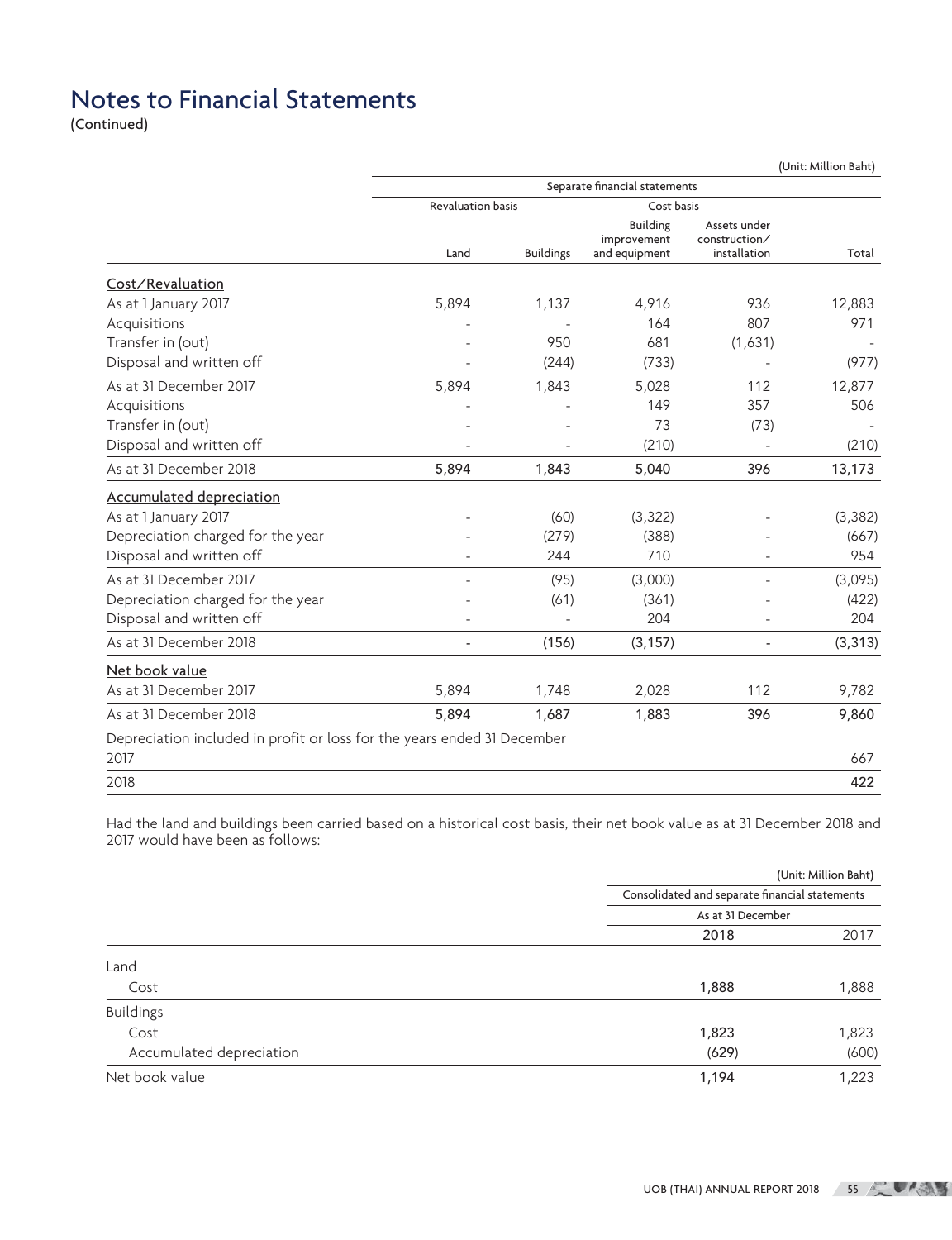# Notes to Financial Statements

(Continued)

(Unit: Million Baht)

| | Separate financial statements | | | | |
|---|---|---|---|---|---|
| | Revaluation basis | | Cost basis | | |
| | Land | Buildings | Building improvement and equipment | Assets under construction/ installation | Total |
| **Cost/Revaluation** | | | | | |
| As at 1 January 2017 | 5,894 | 1,137 | 4,916 | 936 | 12,883 |
| Acquisitions | - | - | 164 | 807 | 971 |
| Transfer in (out) | - | 950 | 681 | (1,631) | - |
| Disposal and written off | - | (244) | (733) | - | (977) |
| As at 31 December 2017 | 5,894 | 1,843 | 5,028 | 112 | 12,877 |
| Acquisitions | - | - | 149 | 357 | 506 |
| Transfer in (out) | - | - | 73 | (73) | - |
| Disposal and written off | - | - | (210) | - | (210) |
| As at 31 December 2018 | **5,894** | **1,843** | **5,040** | **396** | **13,173** |
| **Accumulated depreciation** | | | | | |
| As at 1 January 2017 | - | (60) | (3,322) | - | (3,382) |
| Depreciation charged for the year | - | (279) | (388) | - | (667) |
| Disposal and written off | - | 244 | 710 | - | 954 |
| As at 31 December 2017 | - | (95) | (3,000) | - | (3,095) |
| Depreciation charged for the year | - | (61) | (361) | - | (422) |
| Disposal and written off | - | - | 204 | - | 204 |
| As at 31 December 2018 | **-** | **(156)** | **(3,157)** | **-** | **(3,313)** |
| **Net book value** | | | | | |
| As at 31 December 2017 | 5,894 | 1,748 | 2,028 | 112 | 9,782 |
| As at 31 December 2018 | **5,894** | **1,687** | **1,883** | **396** | **9,860** |
| Depreciation included in profit or loss for the years ended 31 December | | | | | |
| 2017 | | | | | 667 |
| 2018 | | | | | **422** |

Had the land and buildings been carried based on a historical cost basis, their net book value as at 31 December 2018 and 2017 would have been as follows:

(Unit: Million Baht)

| | Consolidated and separate financial statements | |
|---|---|---|
| | As at 31 December | |
| | **2018** | 2017 |
| Land | | |
| Cost | **1,888** | 1,888 |
| Buildings | | |
| Cost | **1,823** | 1,823 |
| Accumulated depreciation | **(629)** | (600) |
| Net book value | **1,194** | 1,223 |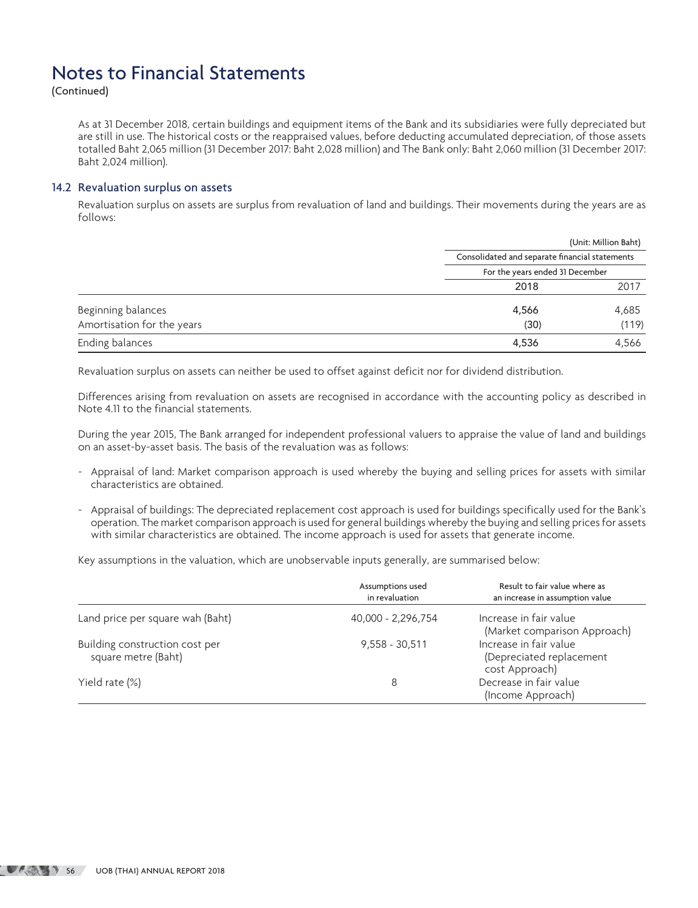# Notes to Financial Statements

(Continued)

As at 31 December 2018, certain buildings and equipment items of the Bank and its subsidiaries were fully depreciated but are still in use. The historical costs or the reappraised values, before deducting accumulated depreciation, of those assets totalled Baht 2,065 million (31 December 2017: Baht 2,028 million) and The Bank only: Baht 2,060 million (31 December 2017: Baht 2,024 million).

## 14.2 Revaluation surplus on assets

Revaluation surplus on assets are surplus from revaluation of land and buildings. Their movements during the years are as follows:

(Unit: Million Baht)

| | Consolidated and separate financial statements | |
|---|---|---|
| | For the years ended 31 December | |
| | 2018 | 2017 |
| Beginning balances | 4,566 | 4,685 |
| Amortisation for the years | (30) | (119) |
| Ending balances | 4,536 | 4,566 |

Revaluation surplus on assets can neither be used to offset against deficit nor for dividend distribution.

Differences arising from revaluation on assets are recognised in accordance with the accounting policy as described in Note 4.11 to the financial statements.

During the year 2015, The Bank arranged for independent professional valuers to appraise the value of land and buildings on an asset-by-asset basis. The basis of the revaluation was as follows:

- Appraisal of land: Market comparison approach is used whereby the buying and selling prices for assets with similar characteristics are obtained.
- Appraisal of buildings: The depreciated replacement cost approach is used for buildings specifically used for the Bank's operation. The market comparison approach is used for general buildings whereby the buying and selling prices for assets with similar characteristics are obtained. The income approach is used for assets that generate income.

Key assumptions in the valuation, which are unobservable inputs generally, are summarised below:

| | Assumptions used in revaluation | Result to fair value where as an increase in assumption value |
|---|---|---|
| Land price per square wah (Baht) | 40,000 - 2,296,754 | Increase in fair value (Market comparison Approach) |
| Building construction cost per square metre (Baht) | 9,558 - 30,511 | Increase in fair value (Depreciated replacement cost Approach) |
| Yield rate (%) | 8 | Decrease in fair value (Income Approach) |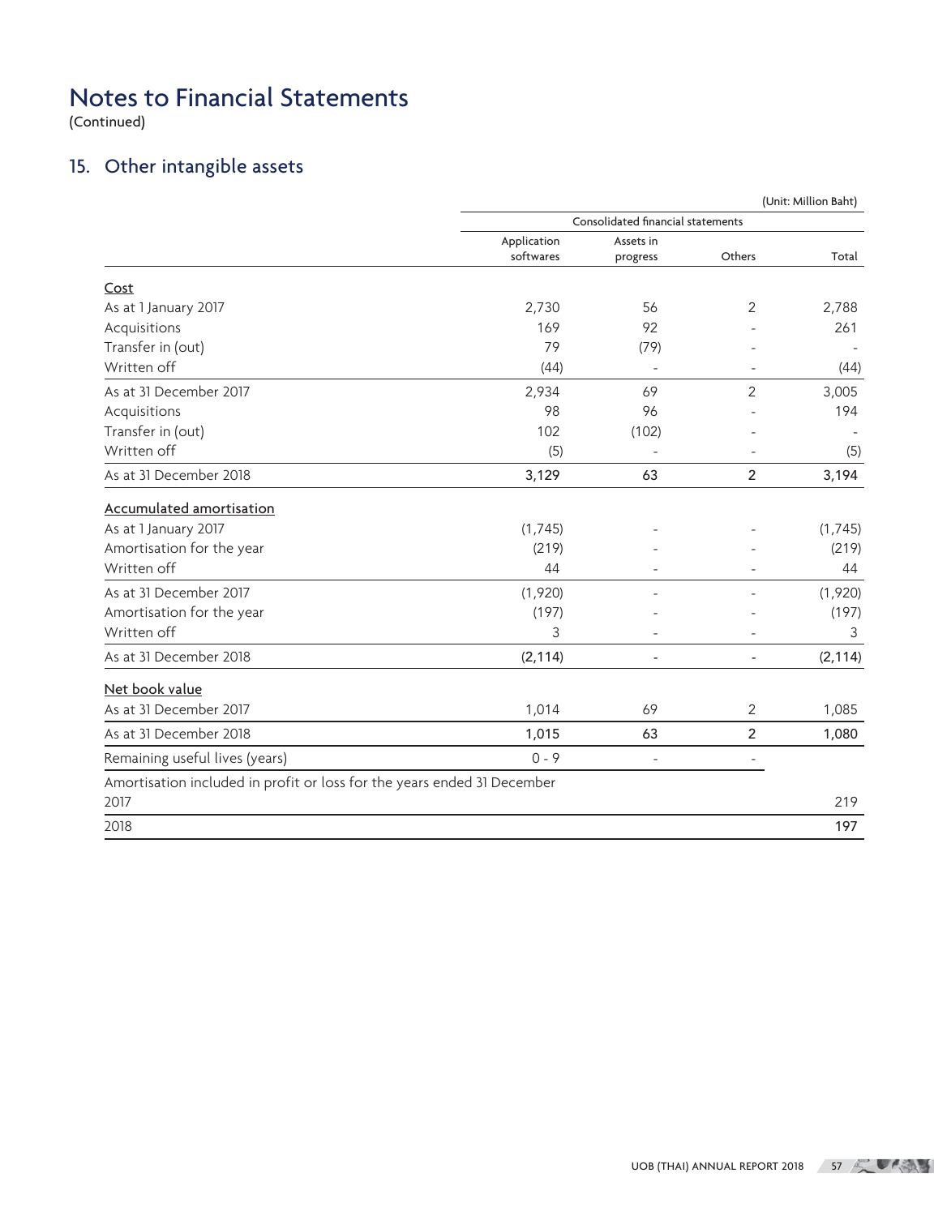# Notes to Financial Statements

(Continued)

## 15. Other intangible assets

(Unit: Million Baht)

| | Consolidated financial statements | | | |
|---|---|---|---|---|
| | Application softwares | Assets in progress | Others | Total |
| Cost | | | | |
| As at 1 January 2017 | 2,730 | 56 | 2 | 2,788 |
| Acquisitions | 169 | 92 | - | 261 |
| Transfer in (out) | 79 | (79) | - | - |
| Written off | (44) | - | - | (44) |
| As at 31 December 2017 | 2,934 | 69 | 2 | 3,005 |
| Acquisitions | 98 | 96 | - | 194 |
| Transfer in (out) | 102 | (102) | - | - |
| Written off | (5) | - | - | (5) |
| **As at 31 December 2018** | **3,129** | **63** | **2** | **3,194** |
| Accumulated amortisation | | | | |
| As at 1 January 2017 | (1,745) | - | - | (1,745) |
| Amortisation for the year | (219) | - | - | (219) |
| Written off | 44 | - | - | 44 |
| As at 31 December 2017 | (1,920) | - | - | (1,920) |
| Amortisation for the year | (197) | - | - | (197) |
| Written off | 3 | - | - | 3 |
| **As at 31 December 2018** | **(2,114)** | **-** | **-** | **(2,114)** |
| Net book value | | | | |
| As at 31 December 2017 | 1,014 | 69 | 2 | 1,085 |
| **As at 31 December 2018** | **1,015** | **63** | **2** | **1,080** |
| Remaining useful lives (years) | 0 - 9 | - | - | |
| Amortisation included in profit or loss for the years ended 31 December | | | | |
| 2017 | | | | 219 |
| **2018** | | | | **197** |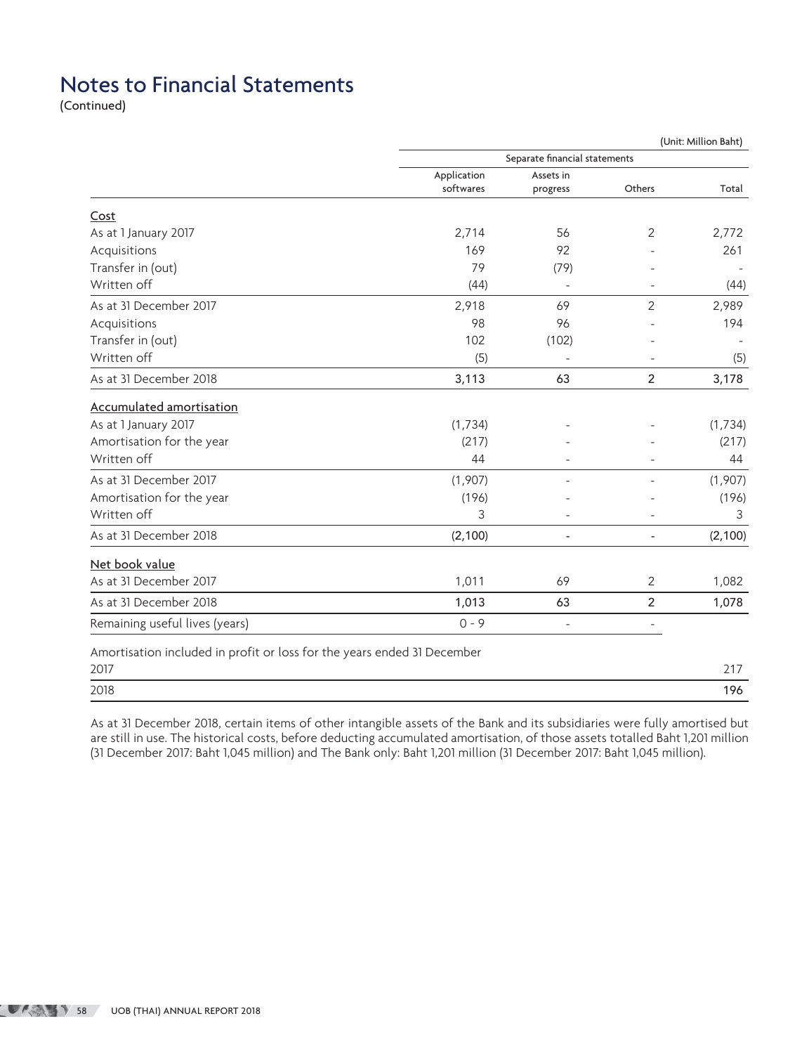# Notes to Financial Statements

(Continued)

(Unit: Million Baht)

| | Separate financial statements | | | |
|---|---|---|---|---|
| | Application softwares | Assets in progress | Others | Total |
| Cost | | | | |
| As at 1 January 2017 | 2,714 | 56 | 2 | 2,772 |
| Acquisitions | 169 | 92 | - | 261 |
| Transfer in (out) | 79 | (79) | - | - |
| Written off | (44) | - | - | (44) |
| As at 31 December 2017 | 2,918 | 69 | 2 | 2,989 |
| Acquisitions | 98 | 96 | - | 194 |
| Transfer in (out) | 102 | (102) | - | - |
| Written off | (5) | - | - | (5) |
| **As at 31 December 2018** | **3,113** | **63** | **2** | **3,178** |
| Accumulated amortisation | | | | |
| As at 1 January 2017 | (1,734) | - | - | (1,734) |
| Amortisation for the year | (217) | - | - | (217) |
| Written off | 44 | - | - | 44 |
| As at 31 December 2017 | (1,907) | - | - | (1,907) |
| Amortisation for the year | (196) | - | - | (196) |
| Written off | 3 | - | - | 3 |
| **As at 31 December 2018** | **(2,100)** | **-** | **-** | **(2,100)** |
| Net book value | | | | |
| As at 31 December 2017 | 1,011 | 69 | 2 | 1,082 |
| **As at 31 December 2018** | **1,013** | **63** | **2** | **1,078** |
| Remaining useful lives (years) | 0 - 9 | - | - | |
| Amortisation included in profit or loss for the years ended 31 December | | | | |
| 2017 | | | | 217 |
| **2018** | | | | **196** |

As at 31 December 2018, certain items of other intangible assets of the Bank and its subsidiaries were fully amortised but are still in use. The historical costs, before deducting accumulated amortisation, of those assets totalled Baht 1,201 million (31 December 2017: Baht 1,045 million) and The Bank only: Baht 1,201 million (31 December 2017: Baht 1,045 million).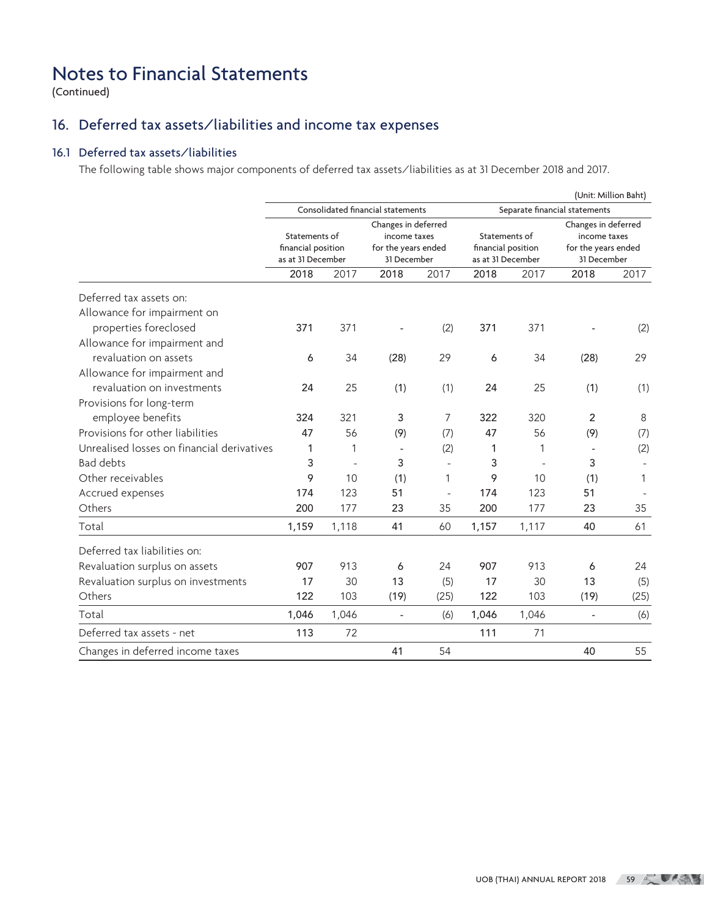# Notes to Financial Statements

(Continued)

## 16. Deferred tax assets/liabilities and income tax expenses

### 16.1 Deferred tax assets/liabilities

The following table shows major components of deferred tax assets/liabilities as at 31 December 2018 and 2017.

(Unit: Million Baht)

| | Consolidated financial statements | | | | Separate financial statements | | | |
|---|---|---|---|---|---|---|---|---|
| | Statements of financial position as at 31 December | | Changes in deferred income taxes for the years ended 31 December | | Statements of financial position as at 31 December | | Changes in deferred income taxes for the years ended 31 December | |
| | **2018** | 2017 | **2018** | 2017 | **2018** | 2017 | **2018** | 2017 |
| Deferred tax assets on: | | | | | | | | |
| Allowance for impairment on properties foreclosed | **371** | 371 | **-** | (2) | **371** | 371 | **-** | (2) |
| Allowance for impairment and revaluation on assets | **6** | 34 | **(28)** | 29 | **6** | 34 | **(28)** | 29 |
| Allowance for impairment and revaluation on investments | **24** | 25 | **(1)** | (1) | **24** | 25 | **(1)** | (1) |
| Provisions for long-term employee benefits | **324** | 321 | **3** | 7 | **322** | 320 | **2** | 8 |
| Provisions for other liabilities | **47** | 56 | **(9)** | (7) | **47** | 56 | **(9)** | (7) |
| Unrealised losses on financial derivatives | **1** | 1 | **-** | (2) | **1** | 1 | **-** | (2) |
| Bad debts | **3** | - | **3** | - | **3** | - | **3** | - |
| Other receivables | **9** | 10 | **(1)** | 1 | **9** | 10 | **(1)** | 1 |
| Accrued expenses | **174** | 123 | **51** | - | **174** | 123 | **51** | - |
| Others | **200** | 177 | **23** | 35 | **200** | 177 | **23** | 35 |
| Total | **1,159** | 1,118 | **41** | 60 | **1,157** | 1,117 | **40** | 61 |
| Deferred tax liabilities on: | | | | | | | | |
| Revaluation surplus on assets | **907** | 913 | **6** | 24 | **907** | 913 | **6** | 24 |
| Revaluation surplus on investments | **17** | 30 | **13** | (5) | **17** | 30 | **13** | (5) |
| Others | **122** | 103 | **(19)** | (25) | **122** | 103 | **(19)** | (25) |
| Total | **1,046** | 1,046 | **-** | (6) | **1,046** | 1,046 | **-** | (6) |
| Deferred tax assets - net | **113** | 72 | | | **111** | 71 | | |
| Changes in deferred income taxes | | | **41** | 54 | | | **40** | 55 |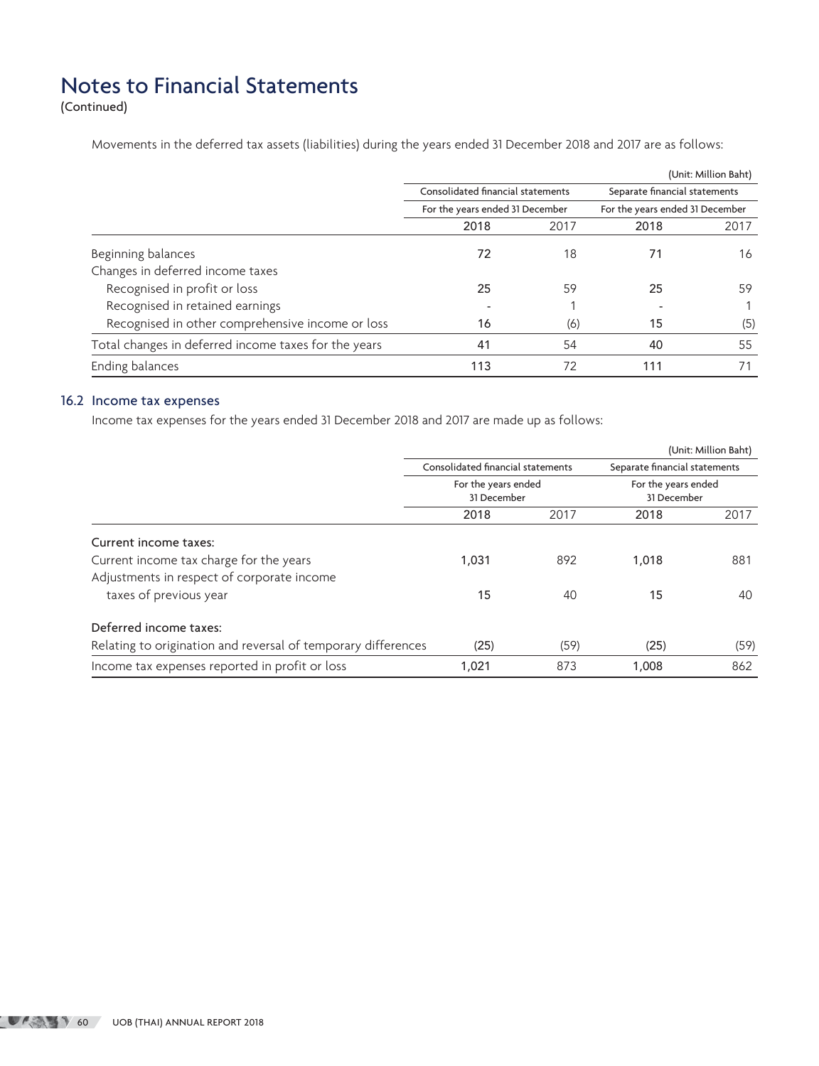# Notes to Financial Statements
(Continued)

Movements in the deferred tax assets (liabilities) during the years ended 31 December 2018 and 2017 are as follows:

(Unit: Million Baht)

| | Consolidated financial statements | | Separate financial statements | |
|---|---|---|---|---|
| | For the years ended 31 December | | For the years ended 31 December | |
| | **2018** | 2017 | **2018** | 2017 |
| Beginning balances | **72** | 18 | **71** | 16 |
| Changes in deferred income taxes | | | | |
| Recognised in profit or loss | **25** | 59 | **25** | 59 |
| Recognised in retained earnings | **-** | 1 | **-** | 1 |
| Recognised in other comprehensive income or loss | **16** | (6) | **15** | (5) |
| Total changes in deferred income taxes for the years | **41** | 54 | **40** | 55 |
| Ending balances | **113** | 72 | **111** | 71 |

## 16.2 Income tax expenses

Income tax expenses for the years ended 31 December 2018 and 2017 are made up as follows:

(Unit: Million Baht)

| | Consolidated financial statements | | Separate financial statements | |
|---|---|---|---|---|
| | For the years ended 31 December | | For the years ended 31 December | |
| | **2018** | 2017 | **2018** | 2017 |
| Current income taxes: | | | | |
| Current income tax charge for the years | **1,031** | 892 | **1,018** | 881 |
| Adjustments in respect of corporate income taxes of previous year | **15** | 40 | **15** | 40 |
| Deferred income taxes: | | | | |
| Relating to origination and reversal of temporary differences | **(25)** | (59) | **(25)** | (59) |
| Income tax expenses reported in profit or loss | **1,021** | 873 | **1,008** | 862 |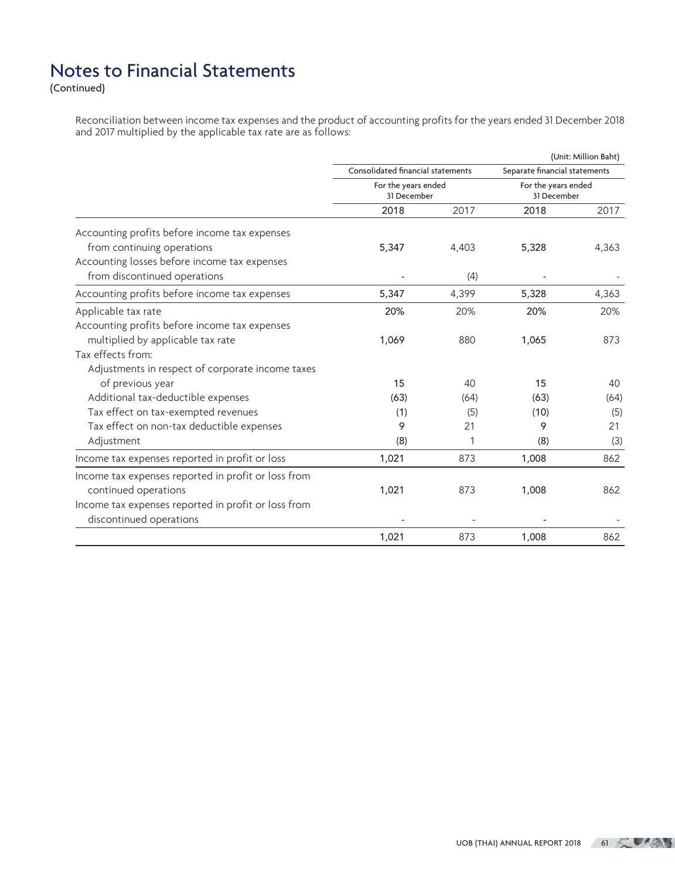# Notes to Financial Statements

(Continued)

Reconciliation between income tax expenses and the product of accounting profits for the years ended 31 December 2018 and 2017 multiplied by the applicable tax rate are as follows:

(Unit: Million Baht)

| | Consolidated financial statements | | Separate financial statements | |
|---|---|---|---|---|
| | For the years ended 31 December | | For the years ended 31 December | |
| | **2018** | 2017 | **2018** | 2017 |
| Accounting profits before income tax expenses from continuing operations | **5,347** | 4,403 | **5,328** | 4,363 |
| Accounting losses before income tax expenses from discontinued operations | **-** | (4) | **-** | - |
| Accounting profits before income tax expenses | **5,347** | 4,399 | **5,328** | 4,363 |
| Applicable tax rate | **20%** | 20% | **20%** | 20% |
| Accounting profits before income tax expenses multiplied by applicable tax rate | **1,069** | 880 | **1,065** | 873 |
| Tax effects from: | | | | |
| Adjustments in respect of corporate income taxes of previous year | **15** | 40 | **15** | 40 |
| Additional tax-deductible expenses | **(63)** | (64) | **(63)** | (64) |
| Tax effect on tax-exempted revenues | **(1)** | (5) | **(10)** | (5) |
| Tax effect on non-tax deductible expenses | **9** | 21 | **9** | 21 |
| Adjustment | **(8)** | 1 | **(8)** | (3) |
| Income tax expenses reported in profit or loss | **1,021** | 873 | **1,008** | 862 |
| Income tax expenses reported in profit or loss from continued operations | **1,021** | 873 | **1,008** | 862 |
| Income tax expenses reported in profit or loss from discontinued operations | **-** | - | **-** | - |
| | **1,021** | 873 | **1,008** | 862 |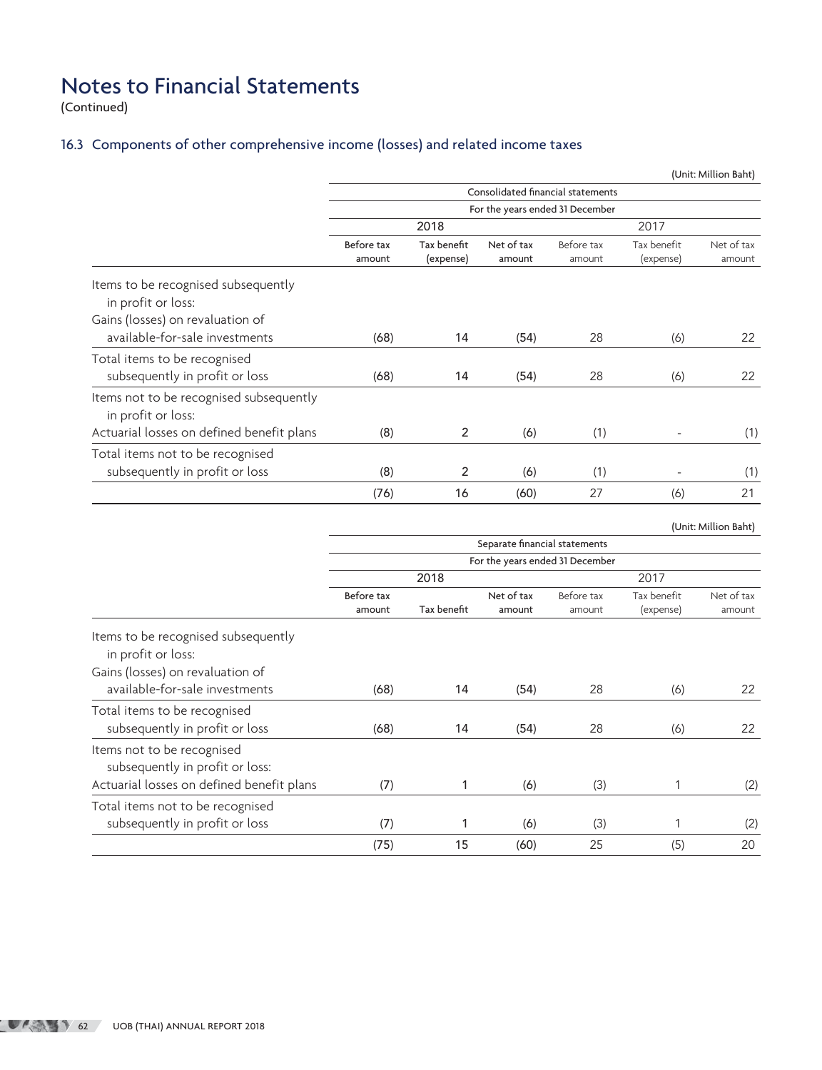# Notes to Financial Statements

(Continued)

## 16.3 Components of other comprehensive income (losses) and related income taxes

(Unit: Million Baht)

| | Consolidated financial statements | | | | | |
|---|---|---|---|---|---|---|
| | For the years ended 31 December | | | | | |
| | 2018 | | | 2017 | | |
| | Before tax amount | Tax benefit (expense) | Net of tax amount | Before tax amount | Tax benefit (expense) | Net of tax amount |
| Items to be recognised subsequently in profit or loss: | | | | | | |
| Gains (losses) on revaluation of available-for-sale investments | (68) | 14 | (54) | 28 | (6) | 22 |
| Total items to be recognised subsequently in profit or loss | (68) | 14 | (54) | 28 | (6) | 22 |
| Items not to be recognised subsequently in profit or loss: | | | | | | |
| Actuarial losses on defined benefit plans | (8) | 2 | (6) | (1) | - | (1) |
| Total items not to be recognised subsequently in profit or loss | (8) | 2 | (6) | (1) | - | (1) |
| | (76) | 16 | (60) | 27 | (6) | 21 |

(Unit: Million Baht)

| | Separate financial statements | | | | | |
|---|---|---|---|---|---|---|
| | For the years ended 31 December | | | | | |
| | 2018 | | | 2017 | | |
| | Before tax amount | Tax benefit | Net of tax amount | Before tax amount | Tax benefit (expense) | Net of tax amount |
| Items to be recognised subsequently in profit or loss: | | | | | | |
| Gains (losses) on revaluation of available-for-sale investments | (68) | 14 | (54) | 28 | (6) | 22 |
| Total items to be recognised subsequently in profit or loss | (68) | 14 | (54) | 28 | (6) | 22 |
| Items not to be recognised subsequently in profit or loss: | | | | | | |
| Actuarial losses on defined benefit plans | (7) | 1 | (6) | (3) | 1 | (2) |
| Total items not to be recognised subsequently in profit or loss | (7) | 1 | (6) | (3) | 1 | (2) |
| | (75) | 15 | (60) | 25 | (5) | 20 |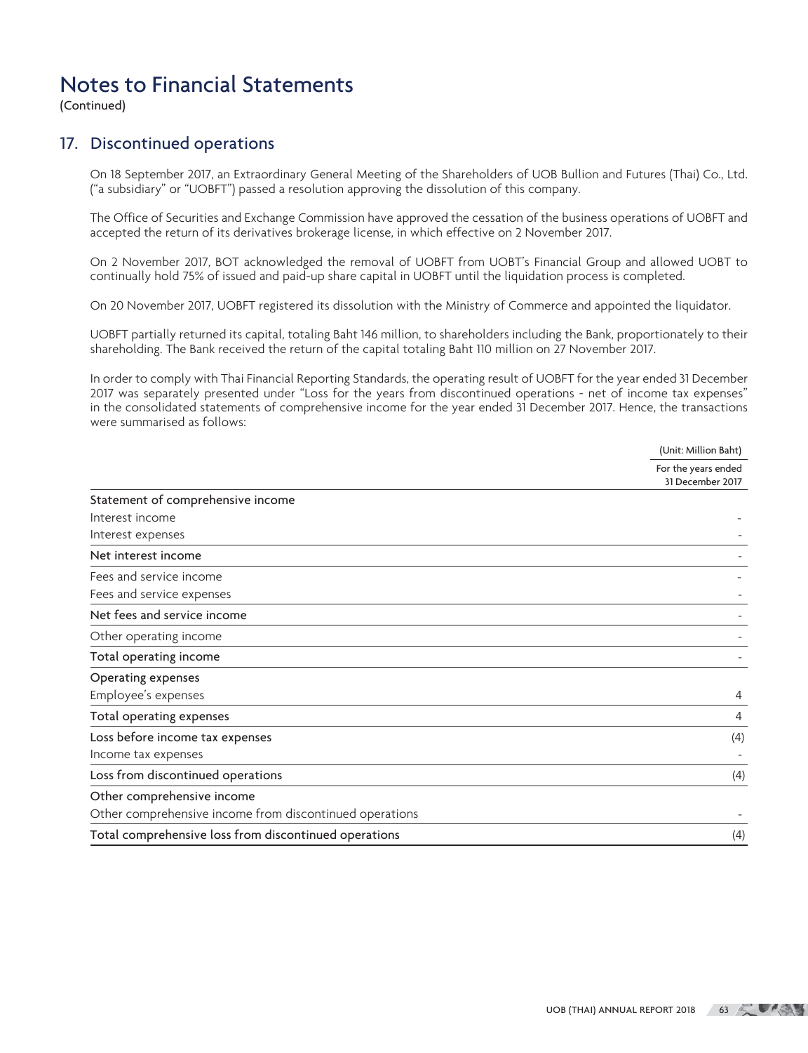# Notes to Financial Statements

(Continued)

## 17. Discontinued operations

On 18 September 2017, an Extraordinary General Meeting of the Shareholders of UOB Bullion and Futures (Thai) Co., Ltd. ("a subsidiary" or "UOBFT") passed a resolution approving the dissolution of this company.

The Office of Securities and Exchange Commission have approved the cessation of the business operations of UOBFT and accepted the return of its derivatives brokerage license, in which effective on 2 November 2017.

On 2 November 2017, BOT acknowledged the removal of UOBFT from UOBT's Financial Group and allowed UOBT to continually hold 75% of issued and paid-up share capital in UOBFT until the liquidation process is completed.

On 20 November 2017, UOBFT registered its dissolution with the Ministry of Commerce and appointed the liquidator.

UOBFT partially returned its capital, totaling Baht 146 million, to shareholders including the Bank, proportionately to their shareholding. The Bank received the return of the capital totaling Baht 110 million on 27 November 2017.

In order to comply with Thai Financial Reporting Standards, the operating result of UOBFT for the year ended 31 December 2017 was separately presented under "Loss for the years from discontinued operations - net of income tax expenses" in the consolidated statements of comprehensive income for the year ended 31 December 2017. Hence, the transactions were summarised as follows:

(Unit: Million Baht)

| | For the years ended 31 December 2017 |
|---|---|
| Statement of comprehensive income | |
| Interest income | - |
| Interest expenses | - |
| Net interest income | - |
| Fees and service income | - |
| Fees and service expenses | - |
| Net fees and service income | - |
| Other operating income | - |
| Total operating income | - |
| Operating expenses | |
| Employee's expenses | 4 |
| Total operating expenses | 4 |
| Loss before income tax expenses | (4) |
| Income tax expenses | - |
| Loss from discontinued operations | (4) |
| Other comprehensive income | |
| Other comprehensive income from discontinued operations | - |
| Total comprehensive loss from discontinued operations | (4) |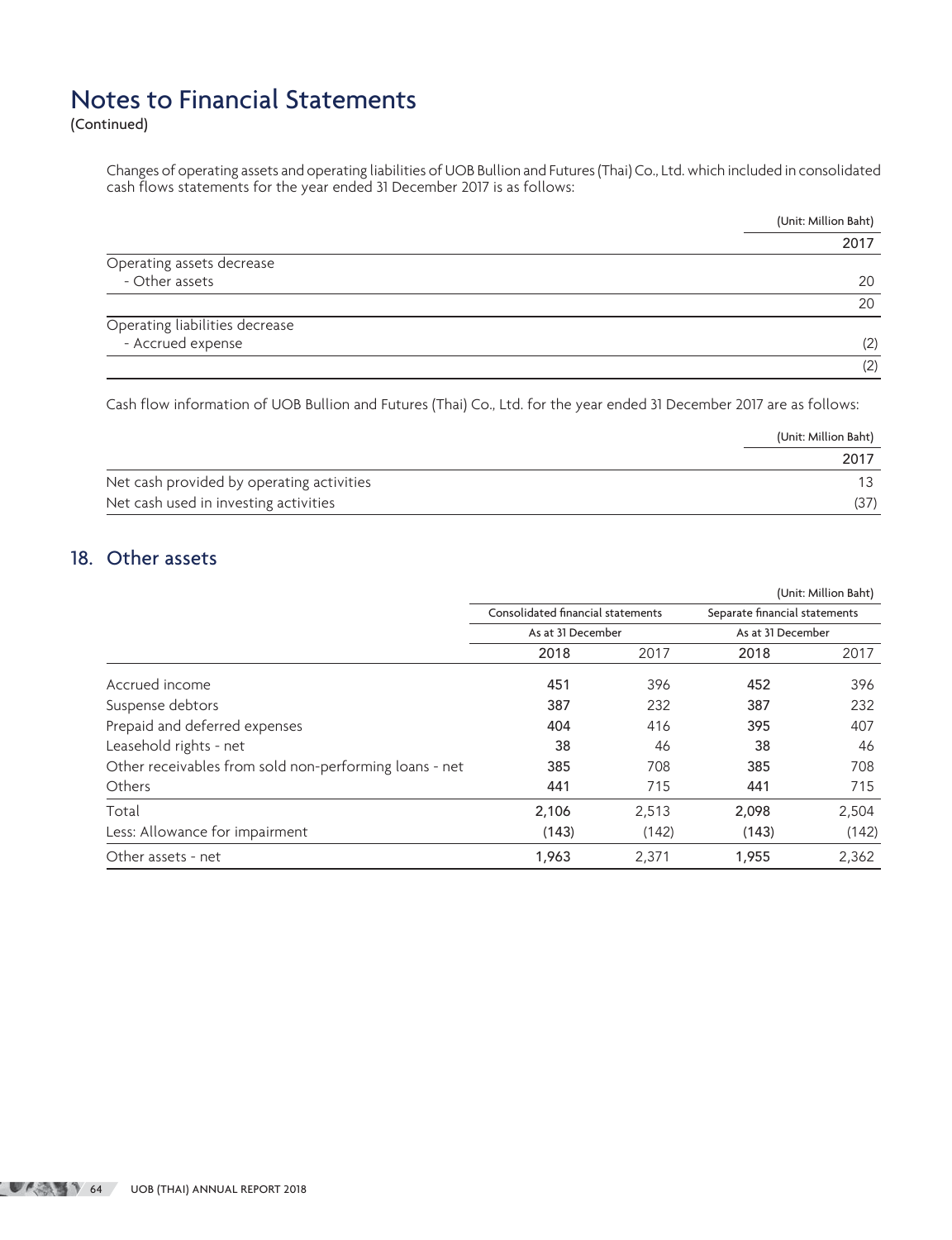# Notes to Financial Statements

(Continued)

Changes of operating assets and operating liabilities of UOB Bullion and Futures (Thai) Co., Ltd. which included in consolidated cash flows statements for the year ended 31 December 2017 is as follows:

(Unit: Million Baht)

| | 2017 |
|---|---|
| Operating assets decrease | |
| - Other assets | 20 |
| | 20 |
| Operating liabilities decrease | |
| - Accrued expense | (2) |
| | (2) |

Cash flow information of UOB Bullion and Futures (Thai) Co., Ltd. for the year ended 31 December 2017 are as follows:

(Unit: Million Baht)

| | 2017 |
|---|---|
| Net cash provided by operating activities | 13 |
| Net cash used in investing activities | (37) |

## 18. Other assets

(Unit: Million Baht)

| | Consolidated financial statements | | Separate financial statements | |
|---|---|---|---|---|
| | As at 31 December | | As at 31 December | |
| | 2018 | 2017 | 2018 | 2017 |
| Accrued income | 451 | 396 | 452 | 396 |
| Suspense debtors | 387 | 232 | 387 | 232 |
| Prepaid and deferred expenses | 404 | 416 | 395 | 407 |
| Leasehold rights - net | 38 | 46 | 38 | 46 |
| Other receivables from sold non-performing loans - net | 385 | 708 | 385 | 708 |
| Others | 441 | 715 | 441 | 715 |
| Total | 2,106 | 2,513 | 2,098 | 2,504 |
| Less: Allowance for impairment | (143) | (142) | (143) | (142) |
| Other assets - net | 1,963 | 2,371 | 1,955 | 2,362 |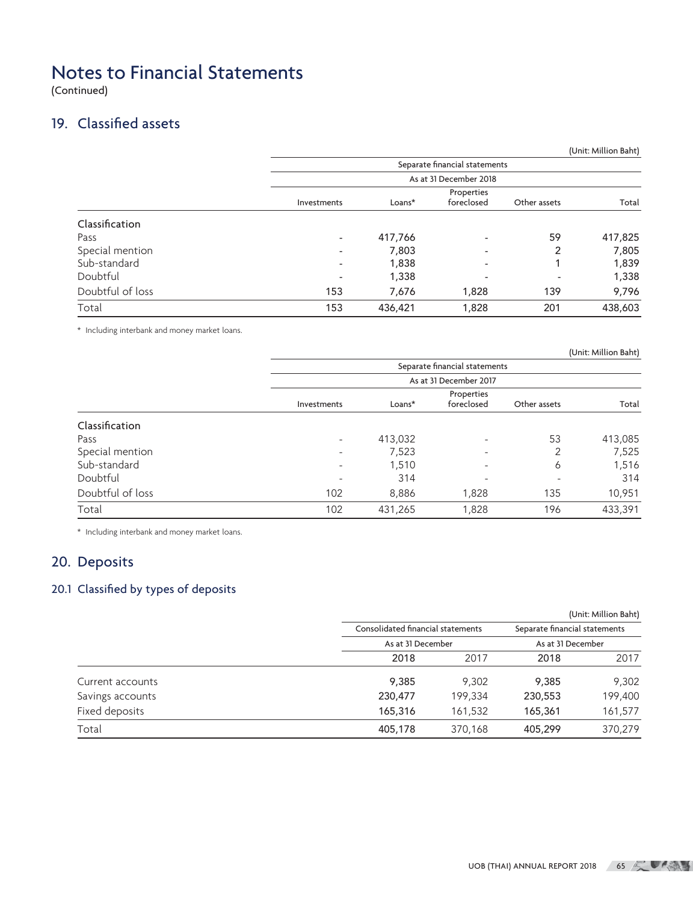# Notes to Financial Statements

(Continued)

## 19. Classified assets

(Unit: Million Baht)

| | Separate financial statements | | | | |
|---|---|---|---|---|---|
| | As at 31 December 2018 | | | | |
| | Investments | Loans* | Properties foreclosed | Other assets | Total |
| **Classification** | | | | | |
| Pass | - | 417,766 | - | 59 | 417,825 |
| Special mention | - | 7,803 | - | 2 | 7,805 |
| Sub-standard | - | 1,838 | - | 1 | 1,839 |
| Doubtful | - | 1,338 | - | - | 1,338 |
| Doubtful of loss | 153 | 7,676 | 1,828 | 139 | 9,796 |
| Total | 153 | 436,421 | 1,828 | 201 | 438,603 |

* Including interbank and money market loans.

(Unit: Million Baht)

| | Separate financial statements | | | | |
|---|---|---|---|---|---|
| | As at 31 December 2017 | | | | |
| | Investments | Loans* | Properties foreclosed | Other assets | Total |
| **Classification** | | | | | |
| Pass | - | 413,032 | - | 53 | 413,085 |
| Special mention | - | 7,523 | - | 2 | 7,525 |
| Sub-standard | - | 1,510 | - | 6 | 1,516 |
| Doubtful | - | 314 | - | - | 314 |
| Doubtful of loss | 102 | 8,886 | 1,828 | 135 | 10,951 |
| Total | 102 | 431,265 | 1,828 | 196 | 433,391 |

* Including interbank and money market loans.

## 20. Deposits

### 20.1 Classified by types of deposits

(Unit: Million Baht)

| | Consolidated financial statements | | Separate financial statements | |
|---|---|---|---|---|
| | As at 31 December | | As at 31 December | |
| | **2018** | 2017 | **2018** | 2017 |
| Current accounts | **9,385** | 9,302 | **9,385** | 9,302 |
| Savings accounts | **230,477** | 199,334 | **230,553** | 199,400 |
| Fixed deposits | **165,316** | 161,532 | **165,361** | 161,577 |
| Total | **405,178** | 370,168 | **405,299** | 370,279 |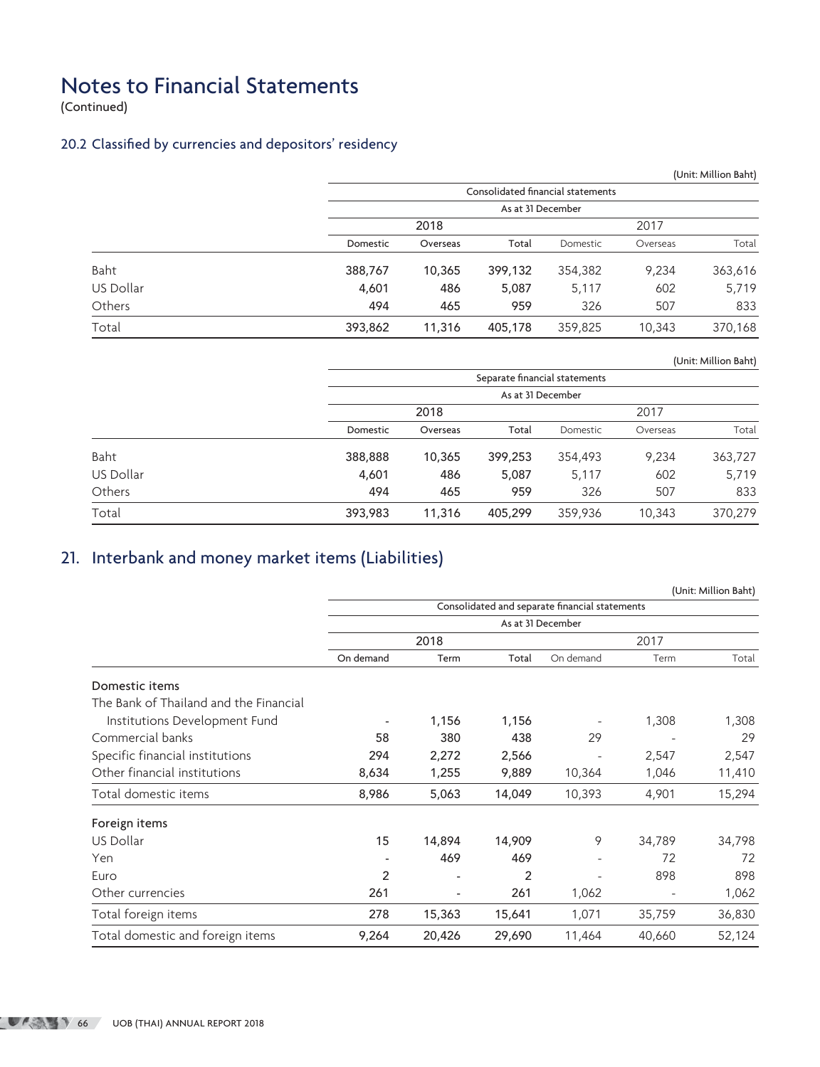# Notes to Financial Statements
(Continued)

## 20.2 Classified by currencies and depositors' residency

(Unit: Million Baht)

| | Consolidated financial statements | | | | | |
|---|---|---|---|---|---|---|
| | As at 31 December | | | | | |
| | 2018 | | | 2017 | | |
| | Domestic | Overseas | Total | Domestic | Overseas | Total |
| Baht | 388,767 | 10,365 | 399,132 | 354,382 | 9,234 | 363,616 |
| US Dollar | 4,601 | 486 | 5,087 | 5,117 | 602 | 5,719 |
| Others | 494 | 465 | 959 | 326 | 507 | 833 |
| Total | 393,862 | 11,316 | 405,178 | 359,825 | 10,343 | 370,168 |

(Unit: Million Baht)

| | Separate financial statements | | | | | |
|---|---|---|---|---|---|---|
| | As at 31 December | | | | | |
| | 2018 | | | 2017 | | |
| | Domestic | Overseas | Total | Domestic | Overseas | Total |
| Baht | 388,888 | 10,365 | 399,253 | 354,493 | 9,234 | 363,727 |
| US Dollar | 4,601 | 486 | 5,087 | 5,117 | 602 | 5,719 |
| Others | 494 | 465 | 959 | 326 | 507 | 833 |
| Total | 393,983 | 11,316 | 405,299 | 359,936 | 10,343 | 370,279 |

## 21. Interbank and money market items (Liabilities)

(Unit: Million Baht)

| | Consolidated and separate financial statements | | | | | |
|---|---|---|---|---|---|---|
| | As at 31 December | | | | | |
| | 2018 | | | 2017 | | |
| | On demand | Term | Total | On demand | Term | Total |
| **Domestic items** | | | | | | |
| The Bank of Thailand and the Financial Institutions Development Fund | - | 1,156 | 1,156 | - | 1,308 | 1,308 |
| Commercial banks | 58 | 380 | 438 | 29 | - | 29 |
| Specific financial institutions | 294 | 2,272 | 2,566 | - | 2,547 | 2,547 |
| Other financial institutions | 8,634 | 1,255 | 9,889 | 10,364 | 1,046 | 11,410 |
| Total domestic items | 8,986 | 5,063 | 14,049 | 10,393 | 4,901 | 15,294 |
| **Foreign items** | | | | | | |
| US Dollar | 15 | 14,894 | 14,909 | 9 | 34,789 | 34,798 |
| Yen | - | 469 | 469 | - | 72 | 72 |
| Euro | 2 | - | 2 | - | 898 | 898 |
| Other currencies | 261 | - | 261 | 1,062 | - | 1,062 |
| Total foreign items | 278 | 15,363 | 15,641 | 1,071 | 35,759 | 36,830 |
| Total domestic and foreign items | 9,264 | 20,426 | 29,690 | 11,464 | 40,660 | 52,124 |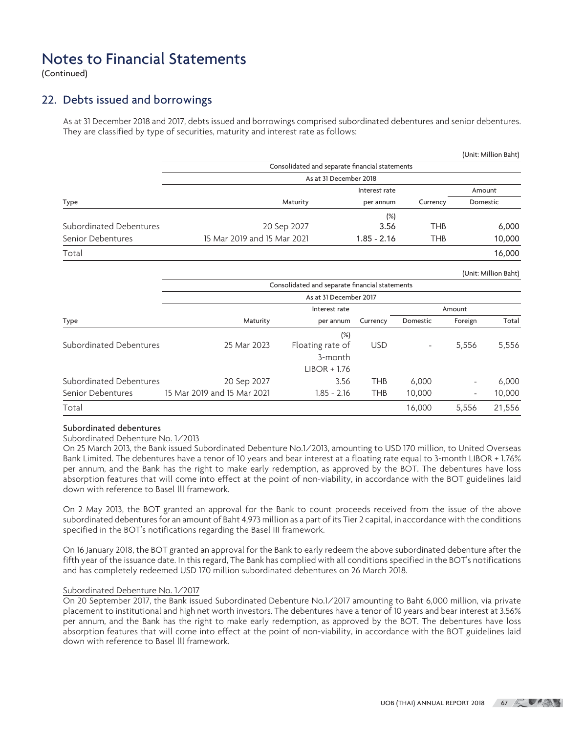# Notes to Financial Statements

(Continued)

## 22. Debts issued and borrowings

As at 31 December 2018 and 2017, debts issued and borrowings comprised subordinated debentures and senior debentures. They are classified by type of securities, maturity and interest rate as follows:

(Unit: Million Baht)

| | Consolidated and separate financial statements | | | |
|---|---|---|---|---|
| | As at 31 December 2018 | | | |
| | | Interest rate | | Amount |
| Type | Maturity | per annum | Currency | Domestic |
| | | (%) | | |
| Subordinated Debentures | 20 Sep 2027 | 3.56 | THB | 6,000 |
| Senior Debentures | 15 Mar 2019 and 15 Mar 2021 | 1.85 - 2.16 | THB | 10,000 |
| Total | | | | 16,000 |

(Unit: Million Baht)

| | Consolidated and separate financial statements | | | | | |
|---|---|---|---|---|---|---|
| | As at 31 December 2017 | | | | | |
| | | Interest rate | | Amount | | |
| Type | Maturity | per annum | Currency | Domestic | Foreign | Total |
| | | (%) | | | | |
| Subordinated Debentures | 25 Mar 2023 | Floating rate of 3-month LIBOR + 1.76 | USD | - | 5,556 | 5,556 |
| Subordinated Debentures | 20 Sep 2027 | 3.56 | THB | 6,000 | - | 6,000 |
| Senior Debentures | 15 Mar 2019 and 15 Mar 2021 | 1.85 - 2.16 | THB | 10,000 | - | 10,000 |
| Total | | | | 16,000 | 5,556 | 21,556 |

**Subordinated debentures**

Subordinated Debenture No. 1/2013

On 25 March 2013, the Bank issued Subordinated Debenture No.1/2013, amounting to USD 170 million, to United Overseas Bank Limited. The debentures have a tenor of 10 years and bear interest at a floating rate equal to 3-month LIBOR + 1.76% per annum, and the Bank has the right to make early redemption, as approved by the BOT. The debentures have loss absorption features that will come into effect at the point of non-viability, in accordance with the BOT guidelines laid down with reference to Basel lll framework.

On 2 May 2013, the BOT granted an approval for the Bank to count proceeds received from the issue of the above subordinated debentures for an amount of Baht 4,973 million as a part of its Tier 2 capital, in accordance with the conditions specified in the BOT's notifications regarding the Basel III framework.

On 16 January 2018, the BOT granted an approval for the Bank to early redeem the above subordinated debenture after the fifth year of the issuance date. In this regard, The Bank has complied with all conditions specified in the BOT's notifications and has completely redeemed USD 170 million subordinated debentures on 26 March 2018.

Subordinated Debenture No. 1/2017

On 20 September 2017, the Bank issued Subordinated Debenture No.1/2017 amounting to Baht 6,000 million, via private placement to institutional and high net worth investors. The debentures have a tenor of 10 years and bear interest at 3.56% per annum, and the Bank has the right to make early redemption, as approved by the BOT. The debentures have loss absorption features that will come into effect at the point of non-viability, in accordance with the BOT guidelines laid down with reference to Basel lll framework.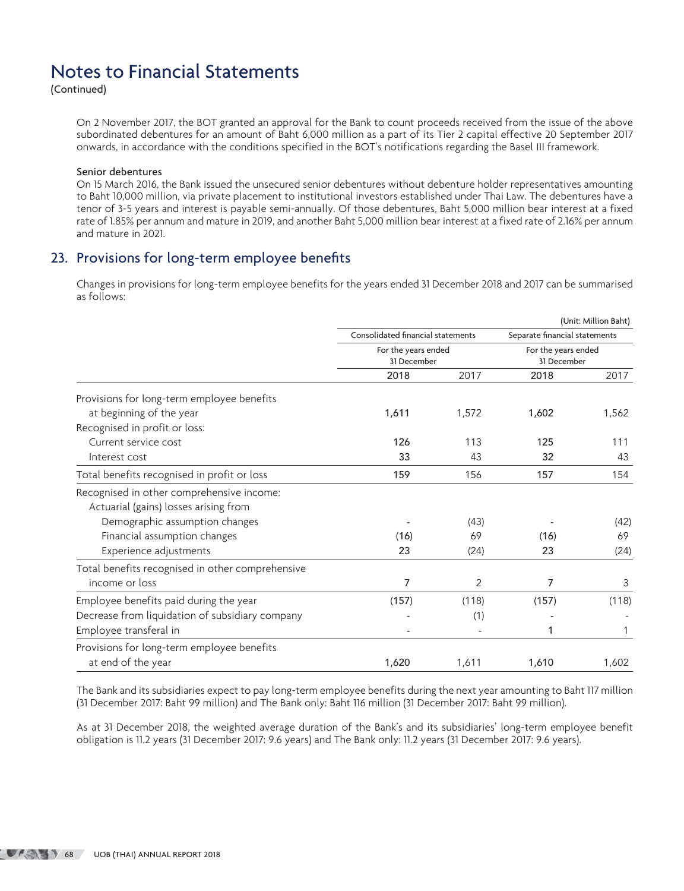# Notes to Financial Statements

(Continued)

On 2 November 2017, the BOT granted an approval for the Bank to count proceeds received from the issue of the above subordinated debentures for an amount of Baht 6,000 million as a part of its Tier 2 capital effective 20 September 2017 onwards, in accordance with the conditions specified in the BOT's notifications regarding the Basel III framework.

**Senior debentures**

On 15 March 2016, the Bank issued the unsecured senior debentures without debenture holder representatives amounting to Baht 10,000 million, via private placement to institutional investors established under Thai Law. The debentures have a tenor of 3-5 years and interest is payable semi-annually. Of those debentures, Baht 5,000 million bear interest at a fixed rate of 1.85% per annum and mature in 2019, and another Baht 5,000 million bear interest at a fixed rate of 2.16% per annum and mature in 2021.

## 23. Provisions for long-term employee benefits

Changes in provisions for long-term employee benefits for the years ended 31 December 2018 and 2017 can be summarised as follows:

(Unit: Million Baht)

| | Consolidated financial statements | | Separate financial statements | |
|---|---|---|---|---|
| | For the years ended 31 December | | For the years ended 31 December | |
| | 2018 | 2017 | 2018 | 2017 |
| Provisions for long-term employee benefits at beginning of the year | 1,611 | 1,572 | 1,602 | 1,562 |
| Recognised in profit or loss: | | | | |
| Current service cost | 126 | 113 | 125 | 111 |
| Interest cost | 33 | 43 | 32 | 43 |
| Total benefits recognised in profit or loss | 159 | 156 | 157 | 154 |
| Recognised in other comprehensive income: | | | | |
| Actuarial (gains) losses arising from | | | | |
| Demographic assumption changes | - | (43) | - | (42) |
| Financial assumption changes | (16) | 69 | (16) | 69 |
| Experience adjustments | 23 | (24) | 23 | (24) |
| Total benefits recognised in other comprehensive income or loss | 7 | 2 | 7 | 3 |
| Employee benefits paid during the year | (157) | (118) | (157) | (118) |
| Decrease from liquidation of subsidiary company | - | (1) | - | - |
| Employee transferal in | - | - | 1 | 1 |
| Provisions for long-term employee benefits at end of the year | 1,620 | 1,611 | 1,610 | 1,602 |

The Bank and its subsidiaries expect to pay long-term employee benefits during the next year amounting to Baht 117 million (31 December 2017: Baht 99 million) and The Bank only: Baht 116 million (31 December 2017: Baht 99 million).

As at 31 December 2018, the weighted average duration of the Bank's and its subsidiaries' long-term employee benefit obligation is 11.2 years (31 December 2017: 9.6 years) and The Bank only: 11.2 years (31 December 2017: 9.6 years).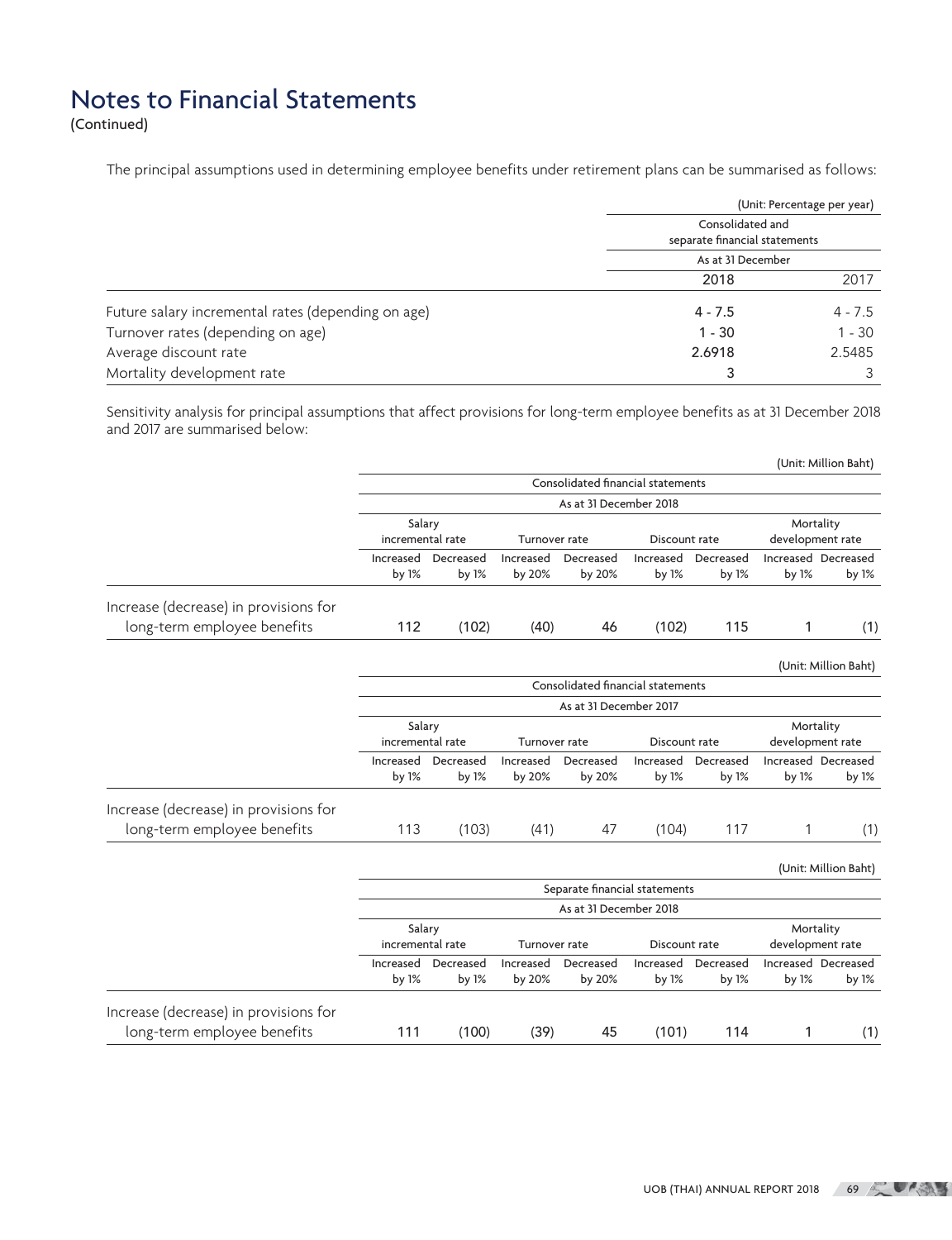# Notes to Financial Statements

(Continued)

The principal assumptions used in determining employee benefits under retirement plans can be summarised as follows:

(Unit: Percentage per year)

| | Consolidated and separate financial statements | |
|---|---|---|
| | As at 31 December | |
| | 2018 | 2017 |
| Future salary incremental rates (depending on age) | 4 - 7.5 | 4 - 7.5 |
| Turnover rates (depending on age) | 1 - 30 | 1 - 30 |
| Average discount rate | 2.6918 | 2.5485 |
| Mortality development rate | 3 | 3 |

Sensitivity analysis for principal assumptions that affect provisions for long-term employee benefits as at 31 December 2018 and 2017 are summarised below:

(Unit: Million Baht)

| | Consolidated financial statements | | | | | | | |
|---|---|---|---|---|---|---|---|---|
| | As at 31 December 2018 | | | | | | | |
| | Salary incremental rate | | Turnover rate | | Discount rate | | Mortality development rate | |
| | Increased by 1% | Decreased by 1% | Increased by 20% | Decreased by 20% | Increased by 1% | Decreased by 1% | Increased by 1% | Decreased by 1% |
| Increase (decrease) in provisions for long-term employee benefits | 112 | (102) | (40) | 46 | (102) | 115 | 1 | (1) |

(Unit: Million Baht)

| | Consolidated financial statements | | | | | | | |
|---|---|---|---|---|---|---|---|---|
| | As at 31 December 2017 | | | | | | | |
| | Salary incremental rate | | Turnover rate | | Discount rate | | Mortality development rate | |
| | Increased by 1% | Decreased by 1% | Increased by 20% | Decreased by 20% | Increased by 1% | Decreased by 1% | Increased by 1% | Decreased by 1% |
| Increase (decrease) in provisions for long-term employee benefits | 113 | (103) | (41) | 47 | (104) | 117 | 1 | (1) |

(Unit: Million Baht)

| | Separate financial statements | | | | | | | |
|---|---|---|---|---|---|---|---|---|
| | As at 31 December 2018 | | | | | | | |
| | Salary incremental rate | | Turnover rate | | Discount rate | | Mortality development rate | |
| | Increased by 1% | Decreased by 1% | Increased by 20% | Decreased by 20% | Increased by 1% | Decreased by 1% | Increased by 1% | Decreased by 1% |
| Increase (decrease) in provisions for long-term employee benefits | 111 | (100) | (39) | 45 | (101) | 114 | 1 | (1) |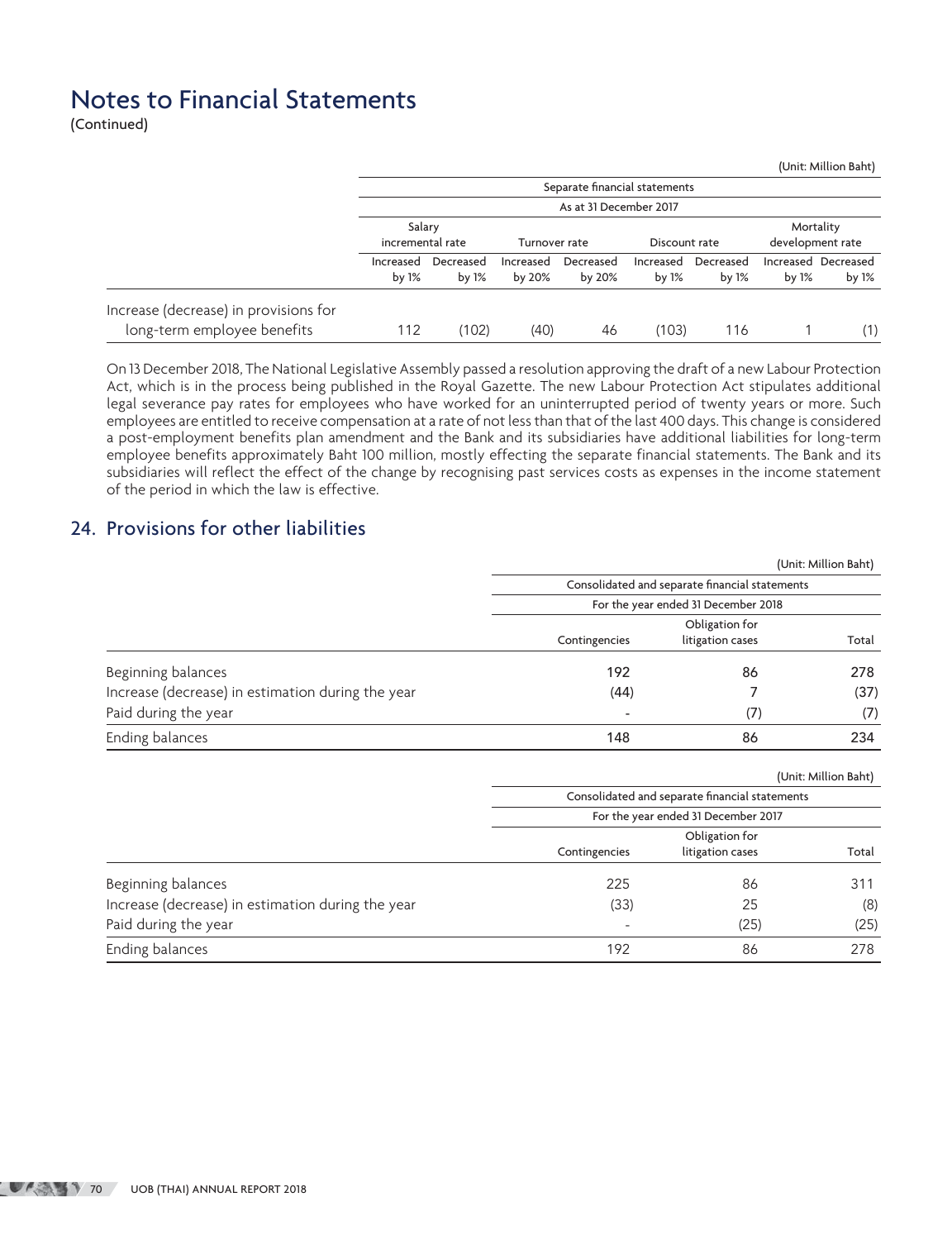# Notes to Financial Statements

(Continued)

(Unit: Million Baht)

| | Separate financial statements | | | | | | | |
|---|---|---|---|---|---|---|---|---|
| | As at 31 December 2017 | | | | | | | |
| | Salary incremental rate | | Turnover rate | | Discount rate | | Mortality development rate | |
| | Increased by 1% | Decreased by 1% | Increased by 20% | Decreased by 20% | Increased by 1% | Decreased by 1% | Increased by 1% | Decreased by 1% |
| Increase (decrease) in provisions for long-term employee benefits | 112 | (102) | (40) | 46 | (103) | 116 | 1 | (1) |

On 13 December 2018, The National Legislative Assembly passed a resolution approving the draft of a new Labour Protection Act, which is in the process being published in the Royal Gazette. The new Labour Protection Act stipulates additional legal severance pay rates for employees who have worked for an uninterrupted period of twenty years or more. Such employees are entitled to receive compensation at a rate of not less than that of the last 400 days. This change is considered a post-employment benefits plan amendment and the Bank and its subsidiaries have additional liabilities for long-term employee benefits approximately Baht 100 million, mostly effecting the separate financial statements. The Bank and its subsidiaries will reflect the effect of the change by recognising past services costs as expenses in the income statement of the period in which the law is effective.

## 24. Provisions for other liabilities

(Unit: Million Baht)

| | Consolidated and separate financial statements | | |
|---|---|---|---|
| | For the year ended 31 December 2018 | | |
| | Contingencies | Obligation for litigation cases | Total |
| Beginning balances | 192 | 86 | 278 |
| Increase (decrease) in estimation during the year | (44) | 7 | (37) |
| Paid during the year | - | (7) | (7) |
| Ending balances | 148 | 86 | 234 |

(Unit: Million Baht)

| | Consolidated and separate financial statements | | |
|---|---|---|---|
| | For the year ended 31 December 2017 | | |
| | Contingencies | Obligation for litigation cases | Total |
| Beginning balances | 225 | 86 | 311 |
| Increase (decrease) in estimation during the year | (33) | 25 | (8) |
| Paid during the year | - | (25) | (25) |
| Ending balances | 192 | 86 | 278 |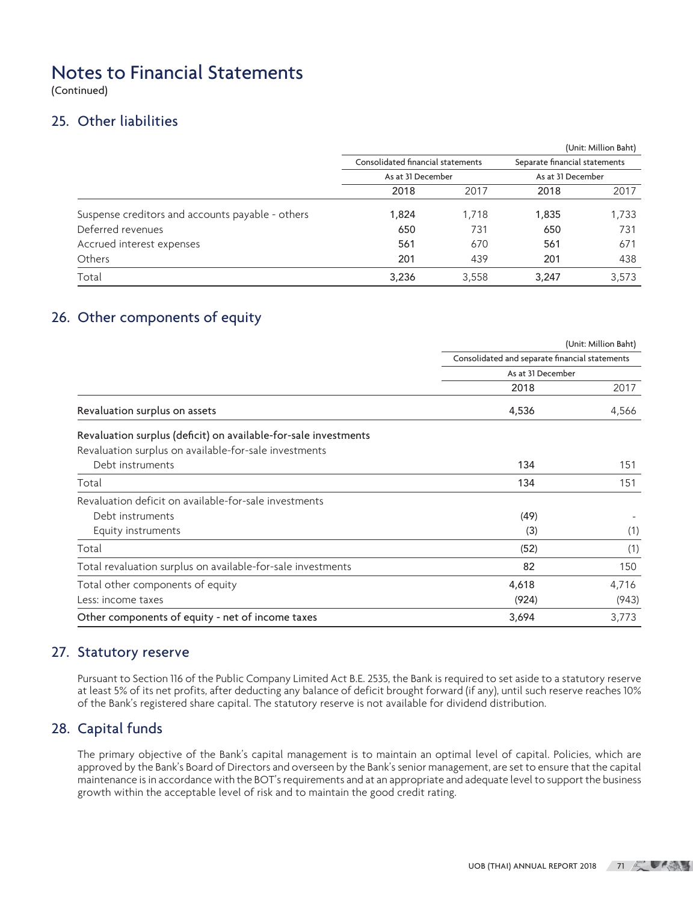# Notes to Financial Statements

(Continued)

## 25. Other liabilities

(Unit: Million Baht)

| | Consolidated financial statements | | Separate financial statements | |
|---|---|---|---|---|
| | As at 31 December | | As at 31 December | |
| | 2018 | 2017 | 2018 | 2017 |
| Suspense creditors and accounts payable - others | 1,824 | 1,718 | 1,835 | 1,733 |
| Deferred revenues | 650 | 731 | 650 | 731 |
| Accrued interest expenses | 561 | 670 | 561 | 671 |
| Others | 201 | 439 | 201 | 438 |
| Total | 3,236 | 3,558 | 3,247 | 3,573 |

## 26. Other components of equity

(Unit: Million Baht)

| | Consolidated and separate financial statements | |
|---|---|---|
| | As at 31 December | |
| | 2018 | 2017 |
| **Revaluation surplus on assets** | 4,536 | 4,566 |
| **Revaluation surplus (deficit) on available-for-sale investments** | | |
| Revaluation surplus on available-for-sale investments | | |
| Debt instruments | 134 | 151 |
| Total | 134 | 151 |
| Revaluation deficit on available-for-sale investments | | |
| Debt instruments | (49) | - |
| Equity instruments | (3) | (1) |
| Total | (52) | (1) |
| Total revaluation surplus on available-for-sale investments | 82 | 150 |
| Total other components of equity | 4,618 | 4,716 |
| Less: income taxes | (924) | (943) |
| **Other components of equity - net of income taxes** | 3,694 | 3,773 |

## 27. Statutory reserve

Pursuant to Section 116 of the Public Company Limited Act B.E. 2535, the Bank is required to set aside to a statutory reserve at least 5% of its net profits, after deducting any balance of deficit brought forward (if any), until such reserve reaches 10% of the Bank's registered share capital. The statutory reserve is not available for dividend distribution.

## 28. Capital funds

The primary objective of the Bank's capital management is to maintain an optimal level of capital. Policies, which are approved by the Bank's Board of Directors and overseen by the Bank's senior management, are set to ensure that the capital maintenance is in accordance with the BOT's requirements and at an appropriate and adequate level to support the business growth within the acceptable level of risk and to maintain the good credit rating.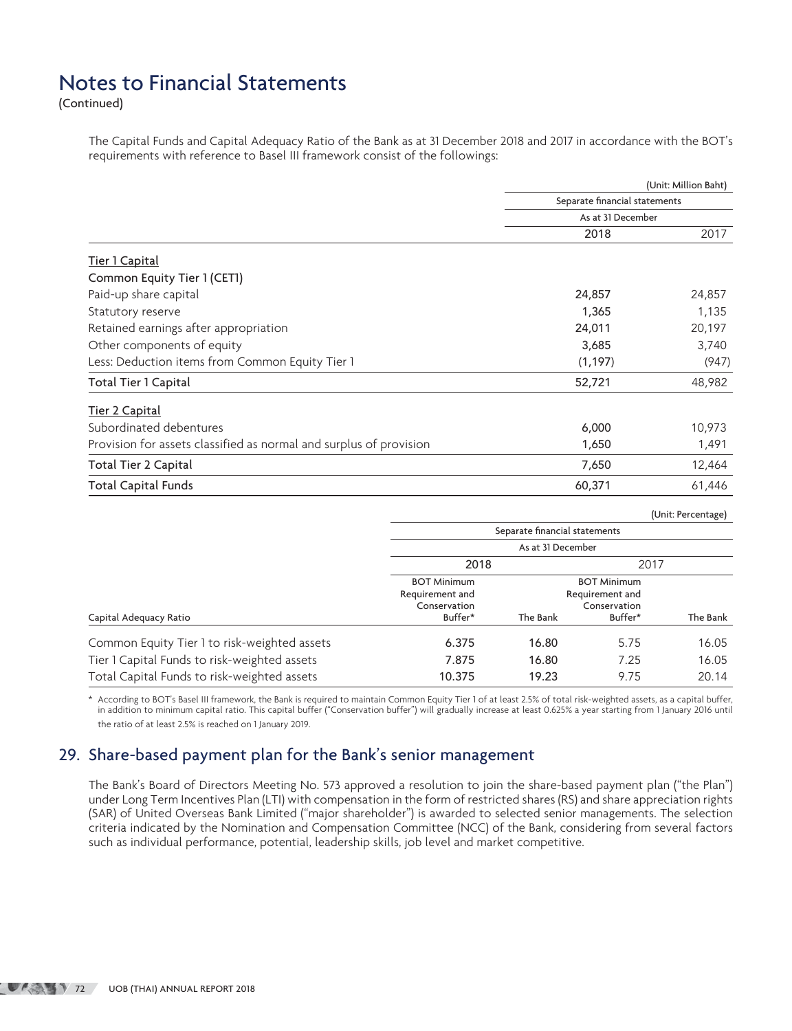# Notes to Financial Statements

(Continued)

The Capital Funds and Capital Adequacy Ratio of the Bank as at 31 December 2018 and 2017 in accordance with the BOT's requirements with reference to Basel III framework consist of the followings:

(Unit: Million Baht)

| | Separate financial statements | |
|---|---|---|
| | As at 31 December | |
| | 2018 | 2017 |
| **Tier 1 Capital** | | |
| Common Equity Tier 1 (CET1) | | |
| Paid-up share capital | 24,857 | 24,857 |
| Statutory reserve | 1,365 | 1,135 |
| Retained earnings after appropriation | 24,011 | 20,197 |
| Other components of equity | 3,685 | 3,740 |
| Less: Deduction items from Common Equity Tier 1 | (1,197) | (947) |
| Total Tier 1 Capital | 52,721 | 48,982 |
| **Tier 2 Capital** | | |
| Subordinated debentures | 6,000 | 10,973 |
| Provision for assets classified as normal and surplus of provision | 1,650 | 1,491 |
| Total Tier 2 Capital | 7,650 | 12,464 |
| Total Capital Funds | 60,371 | 61,446 |

(Unit: Percentage)

| | Separate financial statements | | | |
|---|---|---|---|---|
| | As at 31 December | | | |
| | 2018 | | 2017 | |
| Capital Adequacy Ratio | BOT Minimum Requirement and Conservation Buffer* | The Bank | BOT Minimum Requirement and Conservation Buffer* | The Bank |
| Common Equity Tier 1 to risk-weighted assets | 6.375 | 16.80 | 5.75 | 16.05 |
| Tier 1 Capital Funds to risk-weighted assets | 7.875 | 16.80 | 7.25 | 16.05 |
| Total Capital Funds to risk-weighted assets | 10.375 | 19.23 | 9.75 | 20.14 |

\* According to BOT's Basel III framework, the Bank is required to maintain Common Equity Tier 1 of at least 2.5% of total risk-weighted assets, as a capital buffer, in addition to minimum capital ratio. This capital buffer ("Conservation buffer") will gradually increase at least 0.625% a year starting from 1 January 2016 until the ratio of at least 2.5% is reached on 1 January 2019.

## 29. Share-based payment plan for the Bank's senior management

The Bank's Board of Directors Meeting No. 573 approved a resolution to join the share-based payment plan ("the Plan") under Long Term Incentives Plan (LTI) with compensation in the form of restricted shares (RS) and share appreciation rights (SAR) of United Overseas Bank Limited ("major shareholder") is awarded to selected senior managements. The selection criteria indicated by the Nomination and Compensation Committee (NCC) of the Bank, considering from several factors such as individual performance, potential, leadership skills, job level and market competitive.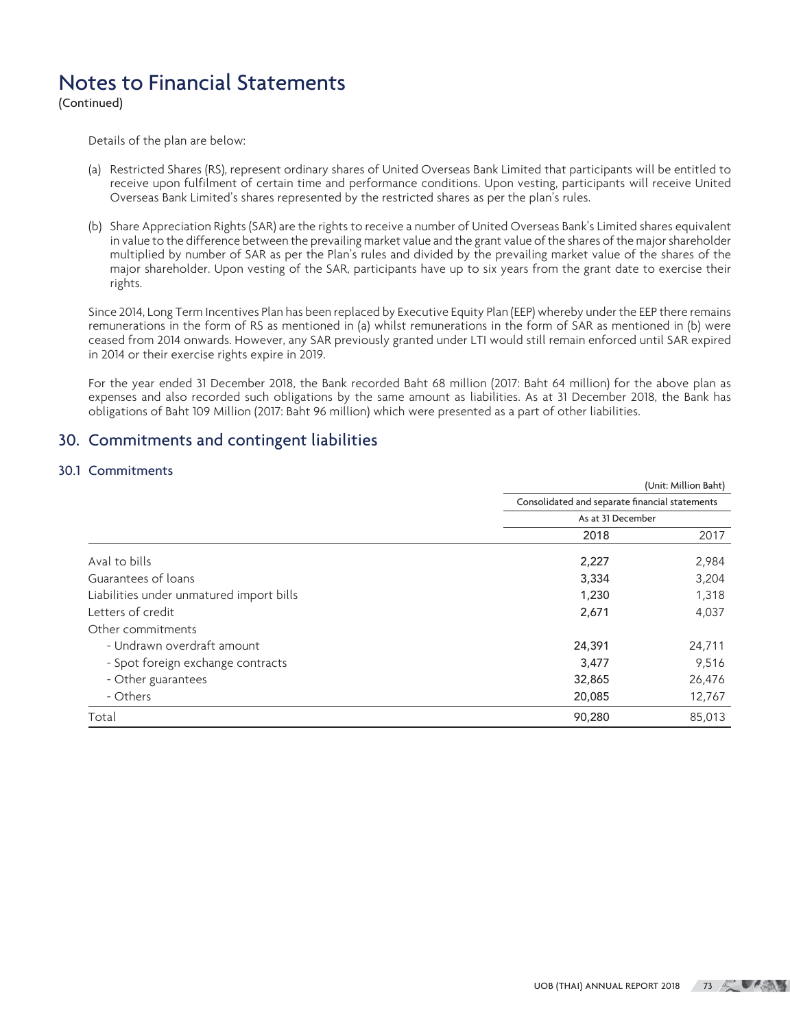# Notes to Financial Statements

(Continued)

Details of the plan are below:

(a) Restricted Shares (RS), represent ordinary shares of United Overseas Bank Limited that participants will be entitled to receive upon fulfilment of certain time and performance conditions. Upon vesting, participants will receive United Overseas Bank Limited's shares represented by the restricted shares as per the plan's rules.

(b) Share Appreciation Rights (SAR) are the rights to receive a number of United Overseas Bank's Limited shares equivalent in value to the difference between the prevailing market value and the grant value of the shares of the major shareholder multiplied by number of SAR as per the Plan's rules and divided by the prevailing market value of the shares of the major shareholder. Upon vesting of the SAR, participants have up to six years from the grant date to exercise their rights.

Since 2014, Long Term Incentives Plan has been replaced by Executive Equity Plan (EEP) whereby under the EEP there remains remunerations in the form of RS as mentioned in (a) whilst remunerations in the form of SAR as mentioned in (b) were ceased from 2014 onwards. However, any SAR previously granted under LTI would still remain enforced until SAR expired in 2014 or their exercise rights expire in 2019.

For the year ended 31 December 2018, the Bank recorded Baht 68 million (2017: Baht 64 million) for the above plan as expenses and also recorded such obligations by the same amount as liabilities. As at 31 December 2018, the Bank has obligations of Baht 109 Million (2017: Baht 96 million) which were presented as a part of other liabilities.

## 30. Commitments and contingent liabilities

### 30.1 Commitments

(Unit: Million Baht)

| | Consolidated and separate financial statements | |
|---|---|---|
| | As at 31 December | |
| | 2018 | 2017 |
| Aval to bills | 2,227 | 2,984 |
| Guarantees of loans | 3,334 | 3,204 |
| Liabilities under unmatured import bills | 1,230 | 1,318 |
| Letters of credit | 2,671 | 4,037 |
| Other commitments | | |
| - Undrawn overdraft amount | 24,391 | 24,711 |
| - Spot foreign exchange contracts | 3,477 | 9,516 |
| - Other guarantees | 32,865 | 26,476 |
| - Others | 20,085 | 12,767 |
| Total | 90,280 | 85,013 |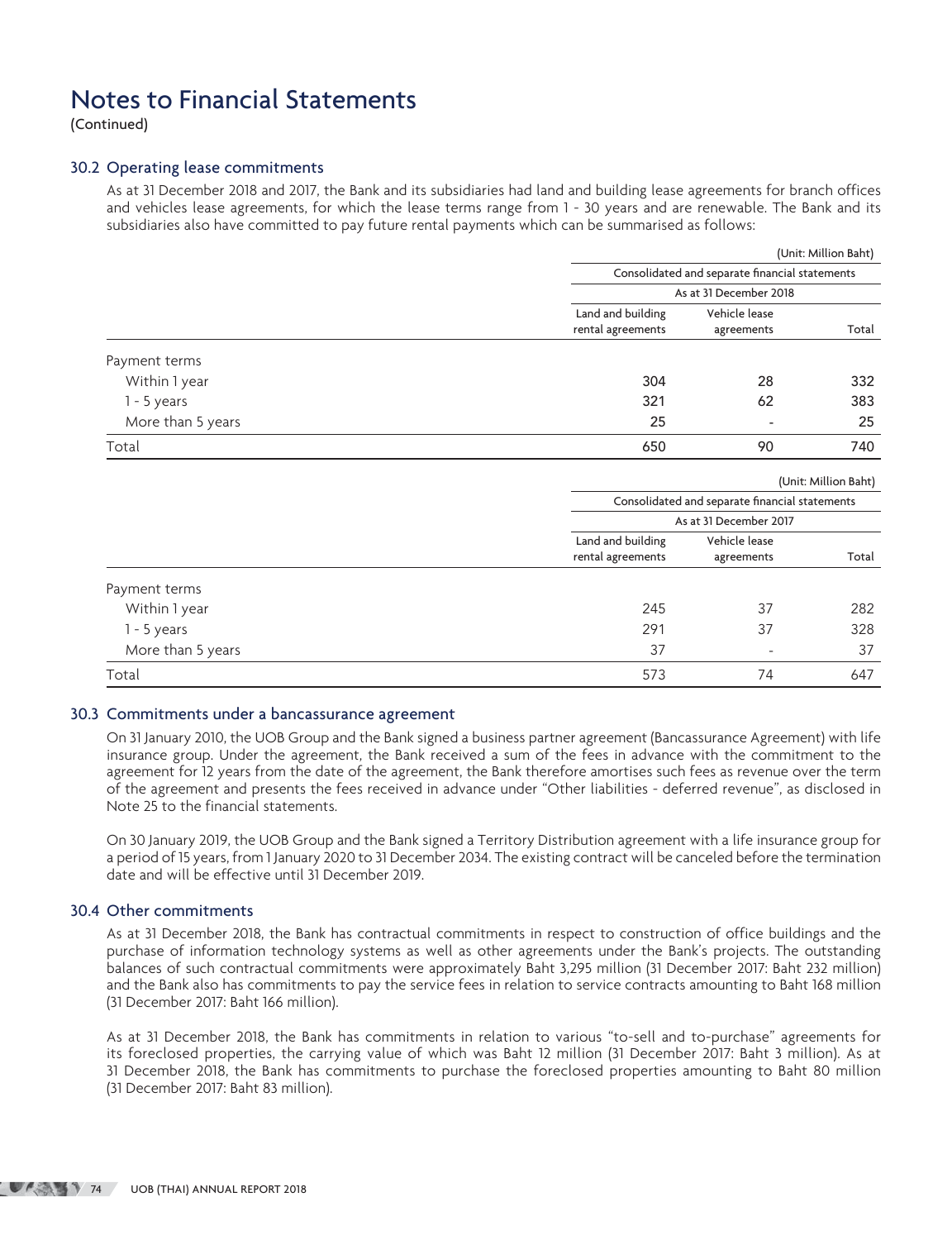# Notes to Financial Statements

(Continued)

### 30.2 Operating lease commitments

As at 31 December 2018 and 2017, the Bank and its subsidiaries had land and building lease agreements for branch offices and vehicles lease agreements, for which the lease terms range from 1 - 30 years and are renewable. The Bank and its subsidiaries also have committed to pay future rental payments which can be summarised as follows:

(Unit: Million Baht)

| | Consolidated and separate financial statements | | |
|---|---|---|---|
| | As at 31 December 2018 | | |
| | Land and building rental agreements | Vehicle lease agreements | Total |
| Payment terms | | | |
| Within 1 year | 304 | 28 | 332 |
| 1 - 5 years | 321 | 62 | 383 |
| More than 5 years | 25 | - | 25 |
| Total | 650 | 90 | 740 |

(Unit: Million Baht)

| | Consolidated and separate financial statements | | |
|---|---|---|---|
| | As at 31 December 2017 | | |
| | Land and building rental agreements | Vehicle lease agreements | Total |
| Payment terms | | | |
| Within 1 year | 245 | 37 | 282 |
| 1 - 5 years | 291 | 37 | 328 |
| More than 5 years | 37 | - | 37 |
| Total | 573 | 74 | 647 |

### 30.3 Commitments under a bancassurance agreement

On 31 January 2010, the UOB Group and the Bank signed a business partner agreement (Bancassurance Agreement) with life insurance group. Under the agreement, the Bank received a sum of the fees in advance with the commitment to the agreement for 12 years from the date of the agreement, the Bank therefore amortises such fees as revenue over the term of the agreement and presents the fees received in advance under "Other liabilities - deferred revenue", as disclosed in Note 25 to the financial statements.

On 30 January 2019, the UOB Group and the Bank signed a Territory Distribution agreement with a life insurance group for a period of 15 years, from 1 January 2020 to 31 December 2034. The existing contract will be canceled before the termination date and will be effective until 31 December 2019.

### 30.4 Other commitments

As at 31 December 2018, the Bank has contractual commitments in respect to construction of office buildings and the purchase of information technology systems as well as other agreements under the Bank's projects. The outstanding balances of such contractual commitments were approximately Baht 3,295 million (31 December 2017: Baht 232 million) and the Bank also has commitments to pay the service fees in relation to service contracts amounting to Baht 168 million (31 December 2017: Baht 166 million).

As at 31 December 2018, the Bank has commitments in relation to various "to-sell and to-purchase" agreements for its foreclosed properties, the carrying value of which was Baht 12 million (31 December 2017: Baht 3 million). As at 31 December 2018, the Bank has commitments to purchase the foreclosed properties amounting to Baht 80 million (31 December 2017: Baht 83 million).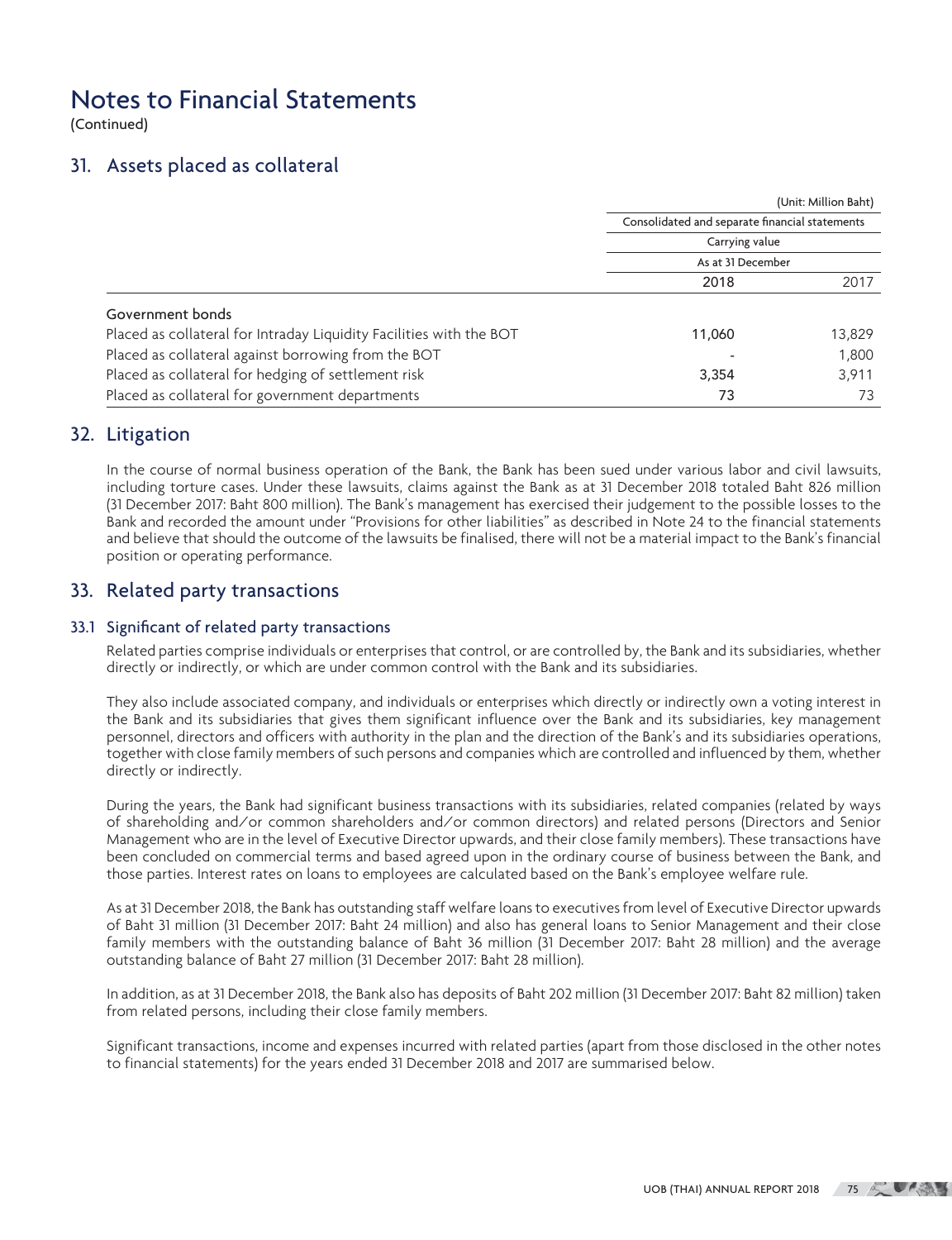# Notes to Financial Statements

(Continued)

## 31. Assets placed as collateral

(Unit: Million Baht)

| | Consolidated and separate financial statements | |
|---|---|---|
| | Carrying value | |
| | As at 31 December | |
| | 2018 | 2017 |
| Government bonds | | |
| Placed as collateral for Intraday Liquidity Facilities with the BOT | 11,060 | 13,829 |
| Placed as collateral against borrowing from the BOT | - | 1,800 |
| Placed as collateral for hedging of settlement risk | 3,354 | 3,911 |
| Placed as collateral for government departments | 73 | 73 |

## 32. Litigation

In the course of normal business operation of the Bank, the Bank has been sued under various labor and civil lawsuits, including torture cases. Under these lawsuits, claims against the Bank as at 31 December 2018 totaled Baht 826 million (31 December 2017: Baht 800 million). The Bank's management has exercised their judgement to the possible losses to the Bank and recorded the amount under "Provisions for other liabilities" as described in Note 24 to the financial statements and believe that should the outcome of the lawsuits be finalised, there will not be a material impact to the Bank's financial position or operating performance.

## 33. Related party transactions

### 33.1 Significant of related party transactions

Related parties comprise individuals or enterprises that control, or are controlled by, the Bank and its subsidiaries, whether directly or indirectly, or which are under common control with the Bank and its subsidiaries.

They also include associated company, and individuals or enterprises which directly or indirectly own a voting interest in the Bank and its subsidiaries that gives them significant influence over the Bank and its subsidiaries, key management personnel, directors and officers with authority in the plan and the direction of the Bank's and its subsidiaries operations, together with close family members of such persons and companies which are controlled and influenced by them, whether directly or indirectly.

During the years, the Bank had significant business transactions with its subsidiaries, related companies (related by ways of shareholding and/or common shareholders and/or common directors) and related persons (Directors and Senior Management who are in the level of Executive Director upwards, and their close family members). These transactions have been concluded on commercial terms and based agreed upon in the ordinary course of business between the Bank, and those parties. Interest rates on loans to employees are calculated based on the Bank's employee welfare rule.

As at 31 December 2018, the Bank has outstanding staff welfare loans to executives from level of Executive Director upwards of Baht 31 million (31 December 2017: Baht 24 million) and also has general loans to Senior Management and their close family members with the outstanding balance of Baht 36 million (31 December 2017: Baht 28 million) and the average outstanding balance of Baht 27 million (31 December 2017: Baht 28 million).

In addition, as at 31 December 2018, the Bank also has deposits of Baht 202 million (31 December 2017: Baht 82 million) taken from related persons, including their close family members.

Significant transactions, income and expenses incurred with related parties (apart from those disclosed in the other notes to financial statements) for the years ended 31 December 2018 and 2017 are summarised below.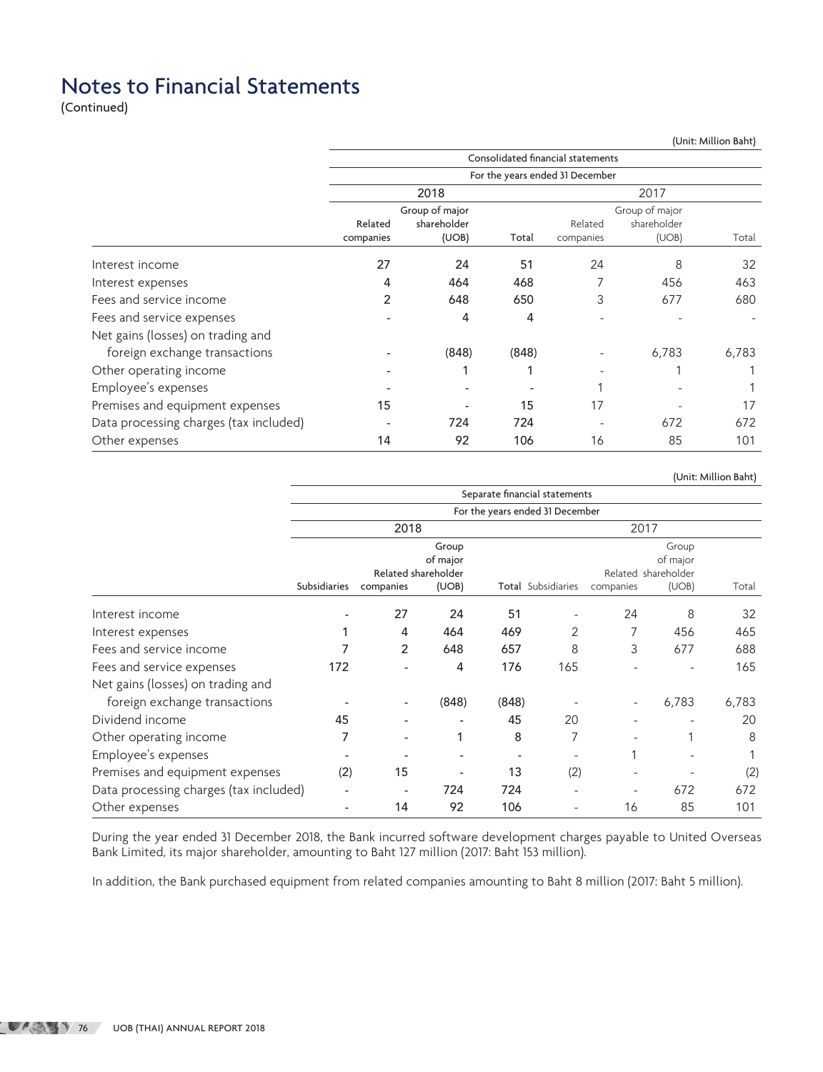# Notes to Financial Statements

(Continued)

(Unit: Million Baht)

| | Consolidated financial statements | | | | | |
|---|---|---|---|---|---|---|
| | For the years ended 31 December | | | | | |
| | 2018 | | | 2017 | | |
| | Related companies | Group of major shareholder (UOB) | Total | Related companies | Group of major shareholder (UOB) | Total |
| Interest income | 27 | 24 | 51 | 24 | 8 | 32 |
| Interest expenses | 4 | 464 | 468 | 7 | 456 | 463 |
| Fees and service income | 2 | 648 | 650 | 3 | 677 | 680 |
| Fees and service expenses | - | 4 | 4 | - | - | - |
| Net gains (losses) on trading and foreign exchange transactions | - | (848) | (848) | - | 6,783 | 6,783 |
| Other operating income | - | 1 | 1 | - | 1 | 1 |
| Employee's expenses | - | - | - | 1 | - | 1 |
| Premises and equipment expenses | 15 | - | 15 | 17 | - | 17 |
| Data processing charges (tax included) | - | 724 | 724 | - | 672 | 672 |
| Other expenses | 14 | 92 | 106 | 16 | 85 | 101 |

(Unit: Million Baht)

| | Separate financial statements | | | | | | | |
|---|---|---|---|---|---|---|---|---|
| | For the years ended 31 December | | | | | | | |
| | 2018 | | | | 2017 | | | |
| | Subsidiaries | Related companies | Group of major shareholder (UOB) | Total | Subsidiaries | Related companies | Group of major shareholder (UOB) | Total |
| Interest income | - | 27 | 24 | 51 | - | 24 | 8 | 32 |
| Interest expenses | 1 | 4 | 464 | 469 | 2 | 7 | 456 | 465 |
| Fees and service income | 7 | 2 | 648 | 657 | 8 | 3 | 677 | 688 |
| Fees and service expenses | 172 | - | 4 | 176 | 165 | - | - | 165 |
| Net gains (losses) on trading and foreign exchange transactions | - | - | (848) | (848) | - | - | 6,783 | 6,783 |
| Dividend income | 45 | - | - | 45 | 20 | - | - | 20 |
| Other operating income | 7 | - | 1 | 8 | 7 | - | 1 | 8 |
| Employee's expenses | - | - | - | - | - | 1 | - | 1 |
| Premises and equipment expenses | (2) | 15 | - | 13 | (2) | - | - | (2) |
| Data processing charges (tax included) | - | - | 724 | 724 | - | - | 672 | 672 |
| Other expenses | - | 14 | 92 | 106 | - | 16 | 85 | 101 |

During the year ended 31 December 2018, the Bank incurred software development charges payable to United Overseas Bank Limited, its major shareholder, amounting to Baht 127 million (2017: Baht 153 million).

In addition, the Bank purchased equipment from related companies amounting to Baht 8 million (2017: Baht 5 million).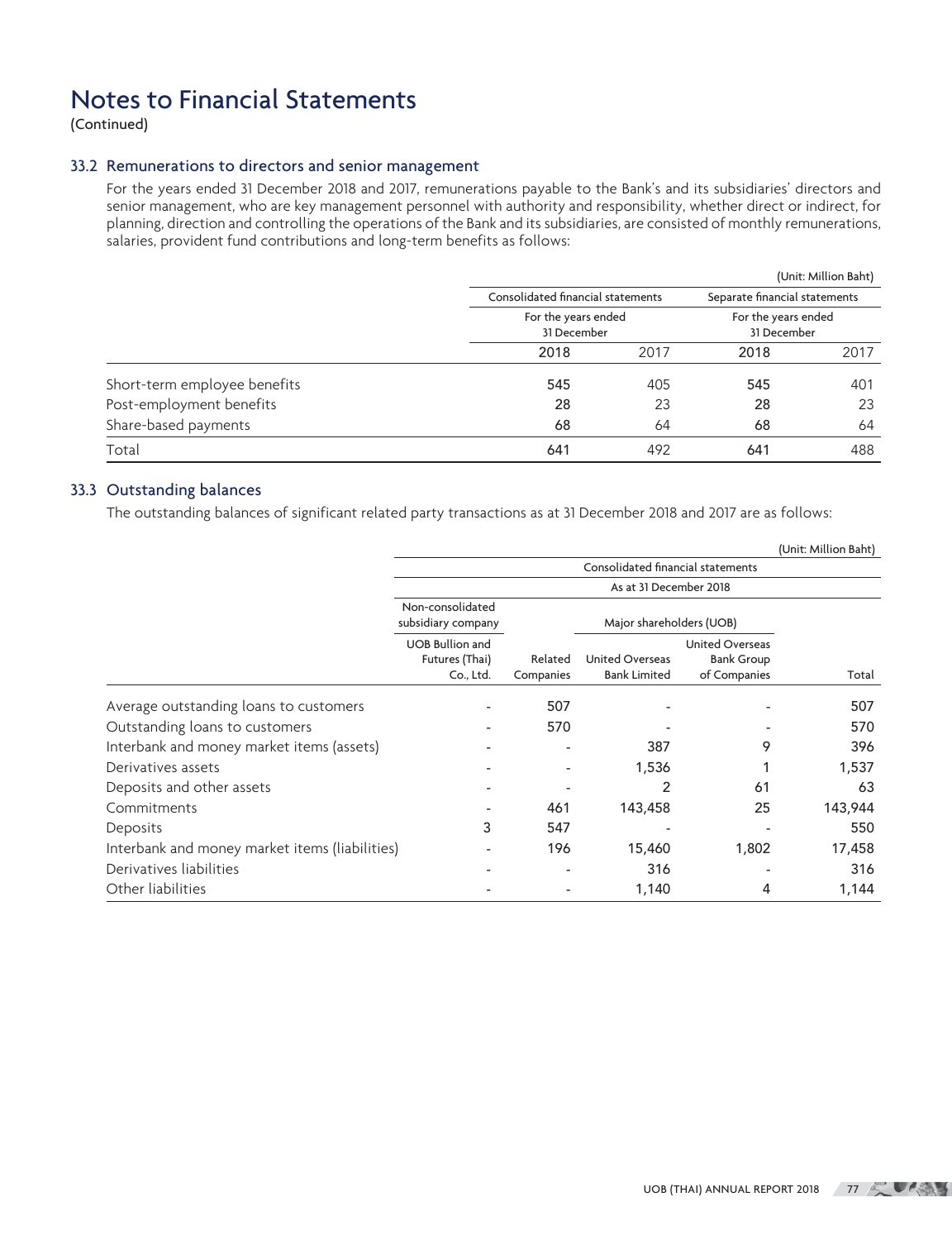# Notes to Financial Statements

(Continued)

### 33.2 Remunerations to directors and senior management

For the years ended 31 December 2018 and 2017, remunerations payable to the Bank's and its subsidiaries' directors and senior management, who are key management personnel with authority and responsibility, whether direct or indirect, for planning, direction and controlling the operations of the Bank and its subsidiaries, are consisted of monthly remunerations, salaries, provident fund contributions and long-term benefits as follows:

(Unit: Million Baht)

| | Consolidated financial statements | | Separate financial statements | |
|---|---|---|---|---|
| | For the years ended 31 December | | For the years ended 31 December | |
| | 2018 | 2017 | 2018 | 2017 |
| Short-term employee benefits | 545 | 405 | 545 | 401 |
| Post-employment benefits | 28 | 23 | 28 | 23 |
| Share-based payments | 68 | 64 | 68 | 64 |
| Total | 641 | 492 | 641 | 488 |

### 33.3 Outstanding balances

The outstanding balances of significant related party transactions as at 31 December 2018 and 2017 are as follows:

(Unit: Million Baht)

| | Consolidated financial statements | | | | |
|---|---|---|---|---|---|
| | As at 31 December 2018 | | | | |
| | Non-consolidated subsidiary company | | Major shareholders (UOB) | | |
| | UOB Bullion and Futures (Thai) Co., Ltd. | Related Companies | United Overseas Bank Limited | United Overseas Bank Group of Companies | Total |
| Average outstanding loans to customers | - | 507 | - | - | 507 |
| Outstanding loans to customers | - | 570 | - | - | 570 |
| Interbank and money market items (assets) | - | - | 387 | 9 | 396 |
| Derivatives assets | - | - | 1,536 | 1 | 1,537 |
| Deposits and other assets | - | - | 2 | 61 | 63 |
| Commitments | - | 461 | 143,458 | 25 | 143,944 |
| Deposits | 3 | 547 | - | - | 550 |
| Interbank and money market items (liabilities) | - | 196 | 15,460 | 1,802 | 17,458 |
| Derivatives liabilities | - | - | 316 | - | 316 |
| Other liabilities | - | - | 1,140 | 4 | 1,144 |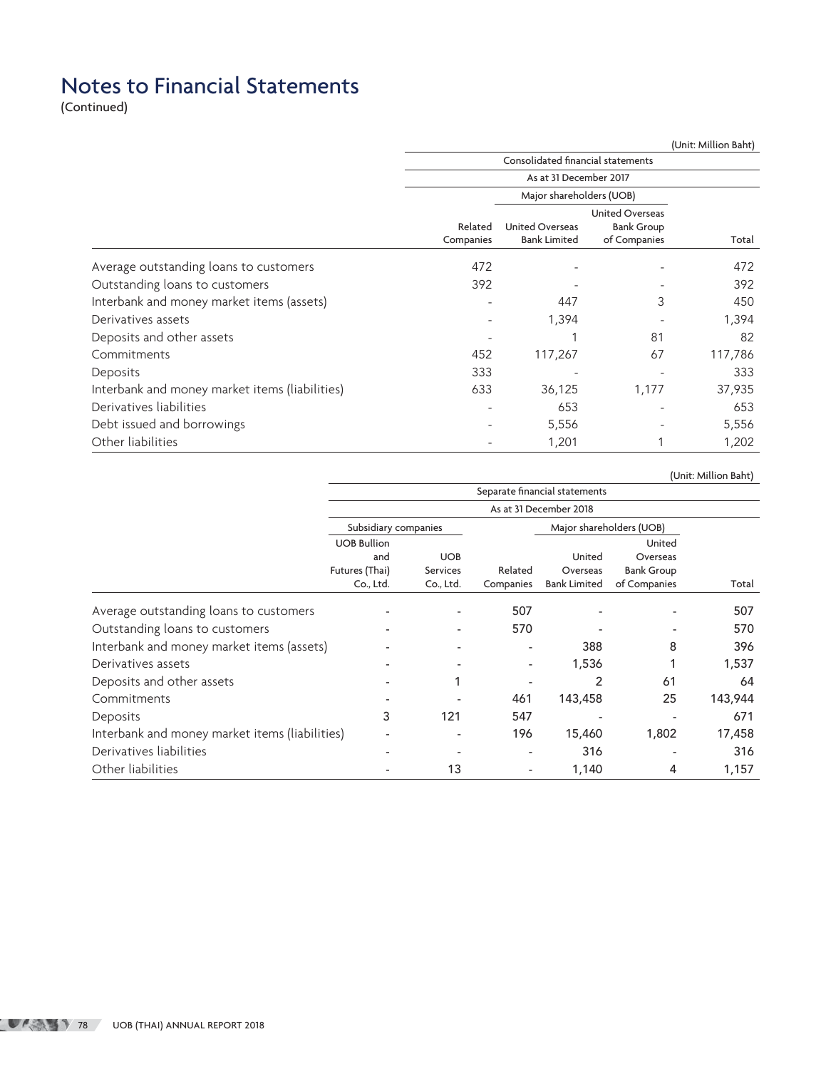# Notes to Financial Statements

(Continued)

(Unit: Million Baht)

| | Consolidated financial statements | | | |
|---|---|---|---|---|
| | As at 31 December 2017 | | | |
| | | Major shareholders (UOB) | | |
| | Related Companies | United Overseas Bank Limited | United Overseas Bank Group of Companies | Total |
| Average outstanding loans to customers | 472 | - | - | 472 |
| Outstanding loans to customers | 392 | - | - | 392 |
| Interbank and money market items (assets) | - | 447 | 3 | 450 |
| Derivatives assets | - | 1,394 | - | 1,394 |
| Deposits and other assets | - | 1 | 81 | 82 |
| Commitments | 452 | 117,267 | 67 | 117,786 |
| Deposits | 333 | - | - | 333 |
| Interbank and money market items (liabilities) | 633 | 36,125 | 1,177 | 37,935 |
| Derivatives liabilities | - | 653 | - | 653 |
| Debt issued and borrowings | - | 5,556 | - | 5,556 |
| Other liabilities | - | 1,201 | 1 | 1,202 |

(Unit: Million Baht)

| | Separate financial statements | | | | | |
|---|---|---|---|---|---|---|
| | As at 31 December 2018 | | | | | |
| | Subsidiary companies | | | Major shareholders (UOB) | | |
| | UOB Bullion and Futures (Thai) Co., Ltd. | UOB Services Co., Ltd. | Related Companies | United Overseas Bank Limited | United Overseas Bank Group of Companies | Total |
| Average outstanding loans to customers | - | - | 507 | - | - | 507 |
| Outstanding loans to customers | - | - | 570 | - | - | 570 |
| Interbank and money market items (assets) | - | - | - | 388 | 8 | 396 |
| Derivatives assets | - | - | - | 1,536 | 1 | 1,537 |
| Deposits and other assets | - | 1 | - | 2 | 61 | 64 |
| Commitments | - | - | 461 | 143,458 | 25 | 143,944 |
| Deposits | 3 | 121 | 547 | - | - | 671 |
| Interbank and money market items (liabilities) | - | - | 196 | 15,460 | 1,802 | 17,458 |
| Derivatives liabilities | - | - | - | 316 | - | 316 |
| Other liabilities | - | 13 | - | 1,140 | 4 | 1,157 |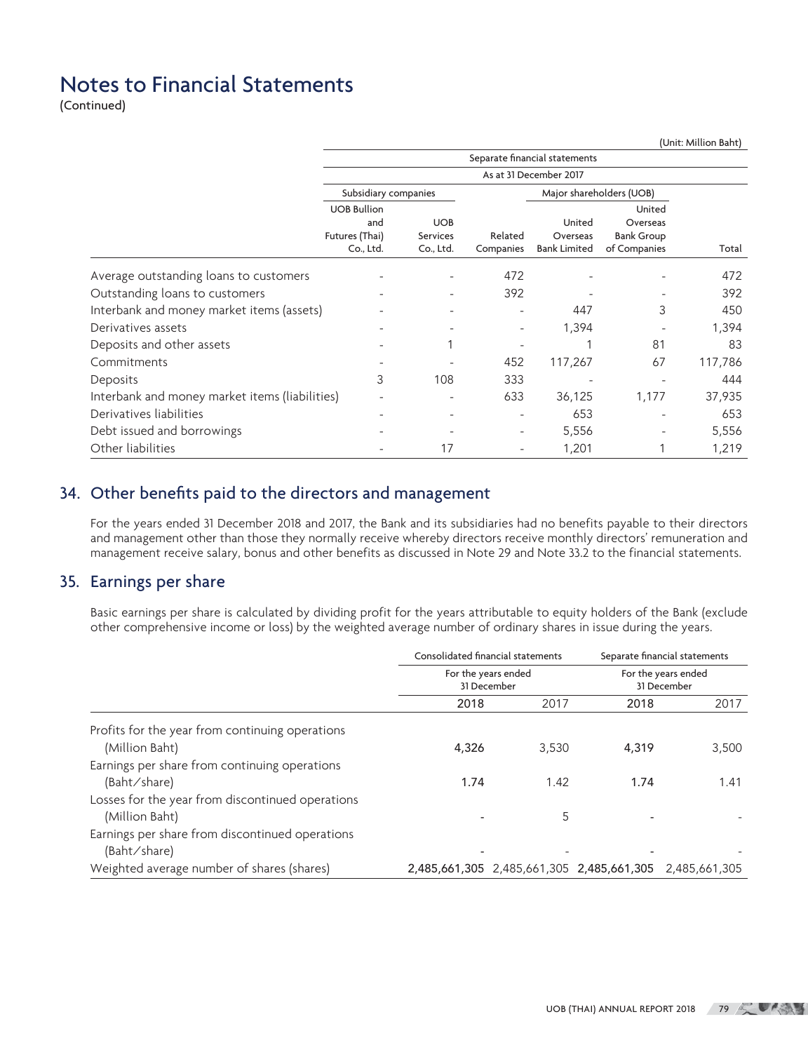# Notes to Financial Statements
(Continued)

(Unit: Million Baht)

| | Separate financial statements | | | | | |
|---|---|---|---|---|---|---|
| | As at 31 December 2017 | | | | | |
| | Subsidiary companies | | | Major shareholders (UOB) | | |
| | UOB Bullion and Futures (Thai) Co., Ltd. | UOB Services Co., Ltd. | Related Companies | United Overseas Bank Limited | United Overseas Bank Group of Companies | Total |
| Average outstanding loans to customers | - | - | 472 | - | - | 472 |
| Outstanding loans to customers | - | - | 392 | - | - | 392 |
| Interbank and money market items (assets) | - | - | - | 447 | 3 | 450 |
| Derivatives assets | - | - | - | 1,394 | - | 1,394 |
| Deposits and other assets | - | 1 | - | 1 | 81 | 83 |
| Commitments | - | - | 452 | 117,267 | 67 | 117,786 |
| Deposits | 3 | 108 | 333 | - | - | 444 |
| Interbank and money market items (liabilities) | - | - | 633 | 36,125 | 1,177 | 37,935 |
| Derivatives liabilities | - | - | - | 653 | - | 653 |
| Debt issued and borrowings | - | - | - | 5,556 | - | 5,556 |
| Other liabilities | - | 17 | - | 1,201 | 1 | 1,219 |

## 34. Other benefits paid to the directors and management

For the years ended 31 December 2018 and 2017, the Bank and its subsidiaries had no benefits payable to their directors and management other than those they normally receive whereby directors receive monthly directors' remuneration and management receive salary, bonus and other benefits as discussed in Note 29 and Note 33.2 to the financial statements.

## 35. Earnings per share

Basic earnings per share is calculated by dividing profit for the years attributable to equity holders of the Bank (exclude other comprehensive income or loss) by the weighted average number of ordinary shares in issue during the years.

| | Consolidated financial statements | | Separate financial statements | |
|---|---|---|---|---|
| | For the years ended 31 December | | For the years ended 31 December | |
| | **2018** | 2017 | **2018** | 2017 |
| Profits for the year from continuing operations (Million Baht) | **4,326** | 3,530 | **4,319** | 3,500 |
| Earnings per share from continuing operations (Baht/share) | **1.74** | 1.42 | **1.74** | 1.41 |
| Losses for the year from discontinued operations (Million Baht) | **-** | 5 | **-** | - |
| Earnings per share from discontinued operations (Baht/share) | **-** | - | **-** | - |
| Weighted average number of shares (shares) | **2,485,661,305** | 2,485,661,305 | **2,485,661,305** | 2,485,661,305 |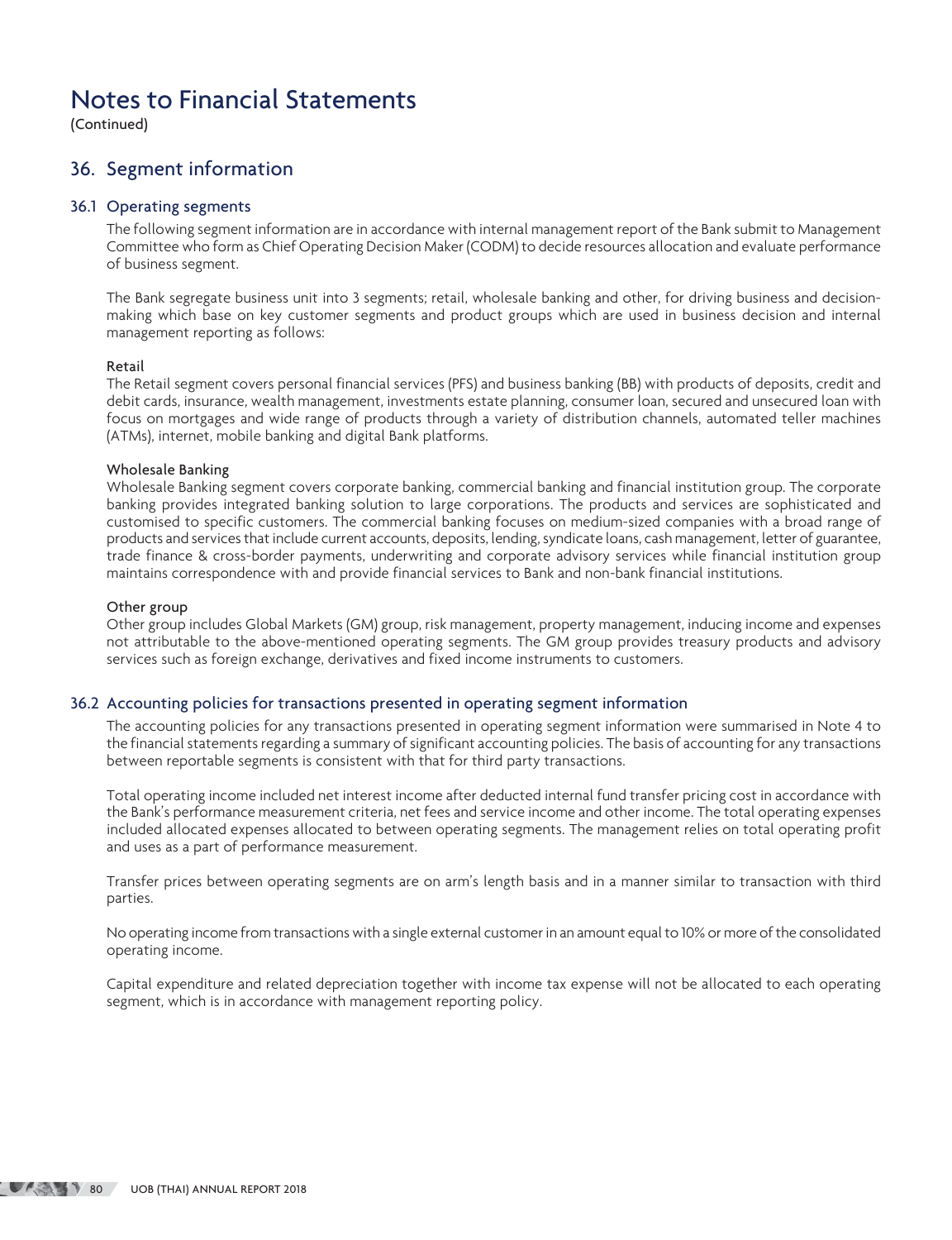# Notes to Financial Statements

(Continued)

## 36. Segment information

### 36.1 Operating segments

The following segment information are in accordance with internal management report of the Bank submit to Management Committee who form as Chief Operating Decision Maker (CODM) to decide resources allocation and evaluate performance of business segment.

The Bank segregate business unit into 3 segments; retail, wholesale banking and other, for driving business and decision-making which base on key customer segments and product groups which are used in business decision and internal management reporting as follows:

**Retail**

The Retail segment covers personal financial services (PFS) and business banking (BB) with products of deposits, credit and debit cards, insurance, wealth management, investments estate planning, consumer loan, secured and unsecured loan with focus on mortgages and wide range of products through a variety of distribution channels, automated teller machines (ATMs), internet, mobile banking and digital Bank platforms.

**Wholesale Banking**

Wholesale Banking segment covers corporate banking, commercial banking and financial institution group. The corporate banking provides integrated banking solution to large corporations. The products and services are sophisticated and customised to specific customers. The commercial banking focuses on medium-sized companies with a broad range of products and services that include current accounts, deposits, lending, syndicate loans, cash management, letter of guarantee, trade finance & cross-border payments, underwriting and corporate advisory services while financial institution group maintains correspondence with and provide financial services to Bank and non-bank financial institutions.

**Other group**

Other group includes Global Markets (GM) group, risk management, property management, inducing income and expenses not attributable to the above-mentioned operating segments. The GM group provides treasury products and advisory services such as foreign exchange, derivatives and fixed income instruments to customers.

### 36.2 Accounting policies for transactions presented in operating segment information

The accounting policies for any transactions presented in operating segment information were summarised in Note 4 to the financial statements regarding a summary of significant accounting policies. The basis of accounting for any transactions between reportable segments is consistent with that for third party transactions.

Total operating income included net interest income after deducted internal fund transfer pricing cost in accordance with the Bank's performance measurement criteria, net fees and service income and other income. The total operating expenses included allocated expenses allocated to between operating segments. The management relies on total operating profit and uses as a part of performance measurement.

Transfer prices between operating segments are on arm's length basis and in a manner similar to transaction with third parties.

No operating income from transactions with a single external customer in an amount equal to 10% or more of the consolidated operating income.

Capital expenditure and related depreciation together with income tax expense will not be allocated to each operating segment, which is in accordance with management reporting policy.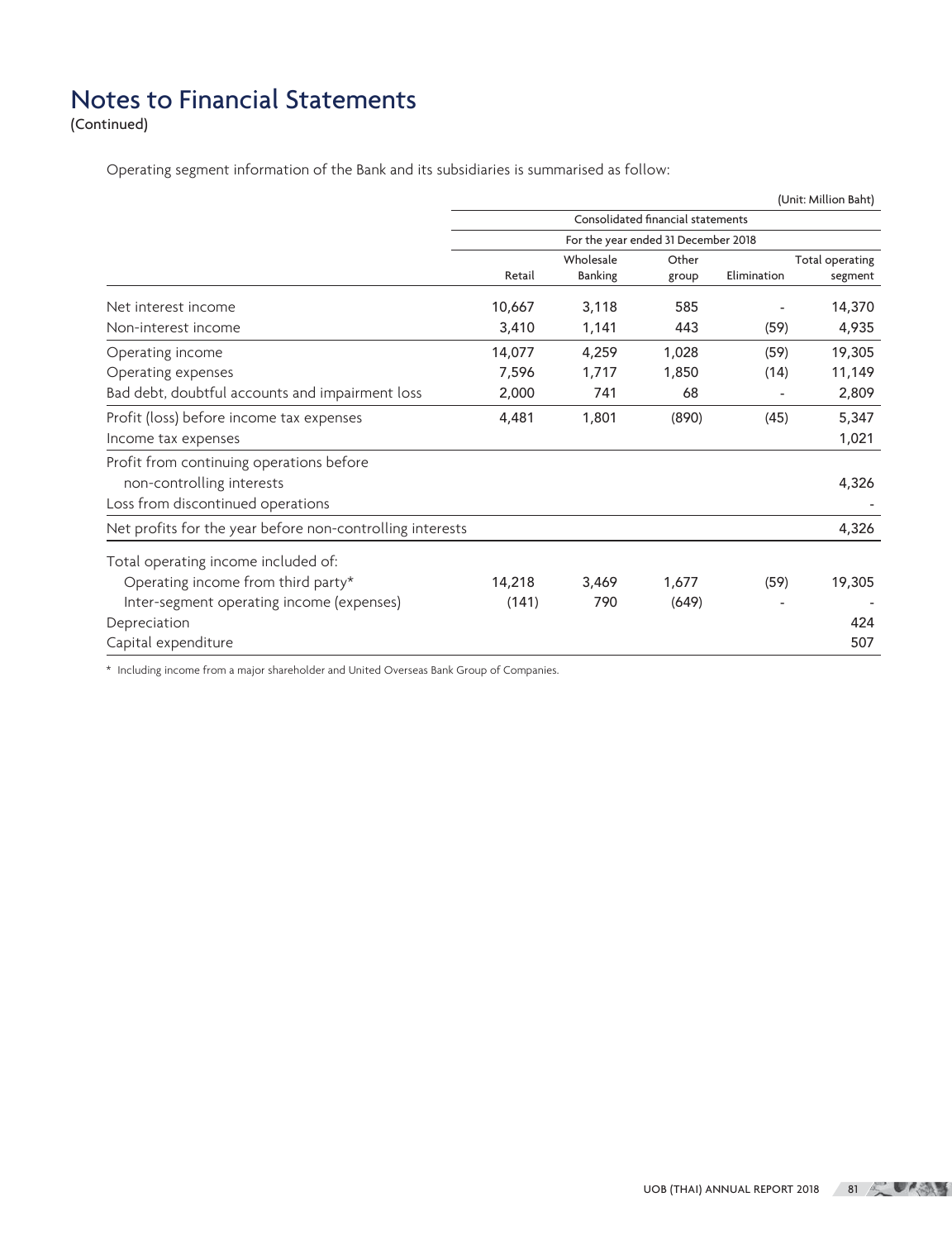# Notes to Financial Statements

(Continued)

Operating segment information of the Bank and its subsidiaries is summarised as follow:

(Unit: Million Baht)

| | Consolidated financial statements | | | | |
|---|---|---|---|---|---|
| | For the year ended 31 December 2018 | | | | |
| | Retail | Wholesale Banking | Other group | Elimination | Total operating segment |
| Net interest income | 10,667 | 3,118 | 585 | - | 14,370 |
| Non-interest income | 3,410 | 1,141 | 443 | (59) | 4,935 |
| Operating income | 14,077 | 4,259 | 1,028 | (59) | 19,305 |
| Operating expenses | 7,596 | 1,717 | 1,850 | (14) | 11,149 |
| Bad debt, doubtful accounts and impairment loss | 2,000 | 741 | 68 | - | 2,809 |
| Profit (loss) before income tax expenses | 4,481 | 1,801 | (890) | (45) | 5,347 |
| Income tax expenses | | | | | 1,021 |
| Profit from continuing operations before non-controlling interests | | | | | 4,326 |
| Loss from discontinued operations | | | | | - |
| Net profits for the year before non-controlling interests | | | | | 4,326 |
| Total operating income included of: | | | | | |
| Operating income from third party* | 14,218 | 3,469 | 1,677 | (59) | 19,305 |
| Inter-segment operating income (expenses) | (141) | 790 | (649) | - | - |
| Depreciation | | | | | 424 |
| Capital expenditure | | | | | 507 |

\* Including income from a major shareholder and United Overseas Bank Group of Companies.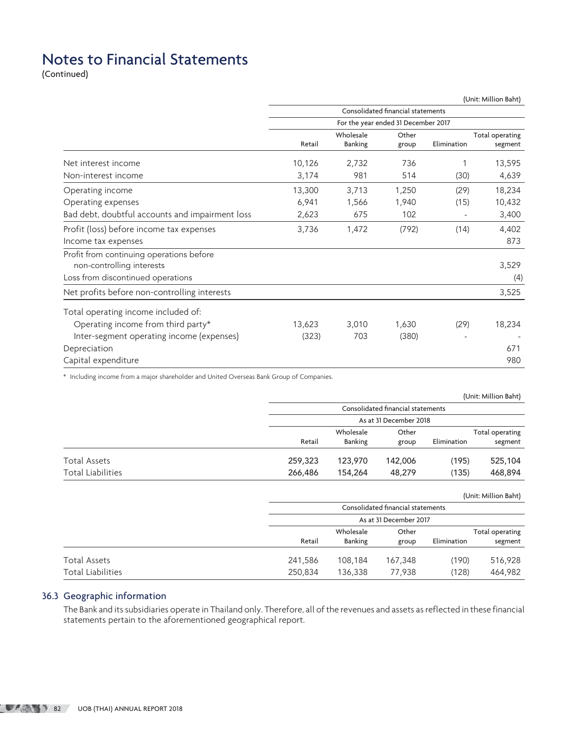# Notes to Financial Statements

(Continued)

(Unit: Million Baht)

| | Consolidated financial statements | | | | |
|---|---|---|---|---|---|
| | For the year ended 31 December 2017 | | | | |
| | Retail | Wholesale Banking | Other group | Elimination | Total operating segment |
| Net interest income | 10,126 | 2,732 | 736 | 1 | 13,595 |
| Non-interest income | 3,174 | 981 | 514 | (30) | 4,639 |
| Operating income | 13,300 | 3,713 | 1,250 | (29) | 18,234 |
| Operating expenses | 6,941 | 1,566 | 1,940 | (15) | 10,432 |
| Bad debt, doubtful accounts and impairment loss | 2,623 | 675 | 102 | - | 3,400 |
| Profit (loss) before income tax expenses | 3,736 | 1,472 | (792) | (14) | 4,402 |
| Income tax expenses | | | | | 873 |
| Profit from continuing operations before non-controlling interests | | | | | 3,529 |
| Loss from discontinued operations | | | | | (4) |
| Net profits before non-controlling interests | | | | | 3,525 |
| Total operating income included of: | | | | | |
| Operating income from third party* | 13,623 | 3,010 | 1,630 | (29) | 18,234 |
| Inter-segment operating income (expenses) | (323) | 703 | (380) | - | - |
| Depreciation | | | | | 671 |
| Capital expenditure | | | | | 980 |

\* Including income from a major shareholder and United Overseas Bank Group of Companies.

(Unit: Million Baht)

| | Consolidated financial statements | | | | |
|---|---|---|---|---|---|
| | As at 31 December 2018 | | | | |
| | Retail | Wholesale Banking | Other group | Elimination | Total operating segment |
| Total Assets | 259,323 | 123,970 | 142,006 | (195) | 525,104 |
| Total Liabilities | 266,486 | 154,264 | 48,279 | (135) | 468,894 |

(Unit: Million Baht)

| | Consolidated financial statements | | | | |
|---|---|---|---|---|---|
| | As at 31 December 2017 | | | | |
| | Retail | Wholesale Banking | Other group | Elimination | Total operating segment |
| Total Assets | 241,586 | 108,184 | 167,348 | (190) | 516,928 |
| Total Liabilities | 250,834 | 136,338 | 77,938 | (128) | 464,982 |

## 36.3 Geographic information

The Bank and its subsidiaries operate in Thailand only. Therefore, all of the revenues and assets as reflected in these financial statements pertain to the aforementioned geographical report.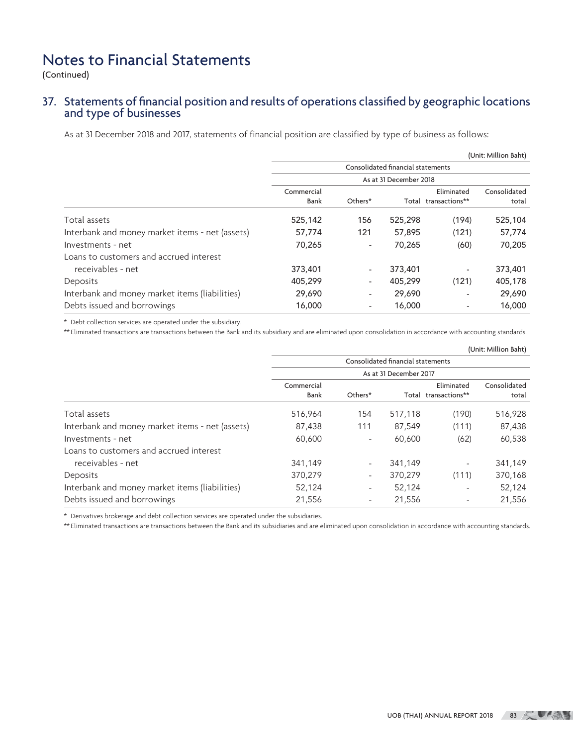# Notes to Financial Statements

(Continued)

## 37. Statements of financial position and results of operations classified by geographic locations and type of businesses

As at 31 December 2018 and 2017, statements of financial position are classified by type of business as follows:

(Unit: Million Baht)

| | Consolidated financial statements | | | | |
|---|---|---|---|---|---|
| | As at 31 December 2018 | | | | |
| | Commercial Bank | Others* | Total | Eliminated transactions** | Consolidated total |
| Total assets | 525,142 | 156 | 525,298 | (194) | 525,104 |
| Interbank and money market items - net (assets) | 57,774 | 121 | 57,895 | (121) | 57,774 |
| Investments - net | 70,265 | - | 70,265 | (60) | 70,205 |
| Loans to customers and accrued interest receivables - net | 373,401 | - | 373,401 | - | 373,401 |
| Deposits | 405,299 | - | 405,299 | (121) | 405,178 |
| Interbank and money market items (liabilities) | 29,690 | - | 29,690 | - | 29,690 |
| Debts issued and borrowings | 16,000 | - | 16,000 | - | 16,000 |

\* Debt collection services are operated under the subsidiary.

\*\* Eliminated transactions are transactions between the Bank and its subsidiary and are eliminated upon consolidation in accordance with accounting standards.

(Unit: Million Baht)

| | Consolidated financial statements | | | | |
|---|---|---|---|---|---|
| | As at 31 December 2017 | | | | |
| | Commercial Bank | Others* | Total | Eliminated transactions** | Consolidated total |
| Total assets | 516,964 | 154 | 517,118 | (190) | 516,928 |
| Interbank and money market items - net (assets) | 87,438 | 111 | 87,549 | (111) | 87,438 |
| Investments - net | 60,600 | - | 60,600 | (62) | 60,538 |
| Loans to customers and accrued interest receivables - net | 341,149 | - | 341,149 | - | 341,149 |
| Deposits | 370,279 | - | 370,279 | (111) | 370,168 |
| Interbank and money market items (liabilities) | 52,124 | - | 52,124 | - | 52,124 |
| Debts issued and borrowings | 21,556 | - | 21,556 | - | 21,556 |

\* Derivatives brokerage and debt collection services are operated under the subsidiaries.

\*\* Eliminated transactions are transactions between the Bank and its subsidiaries and are eliminated upon consolidation in accordance with accounting standards.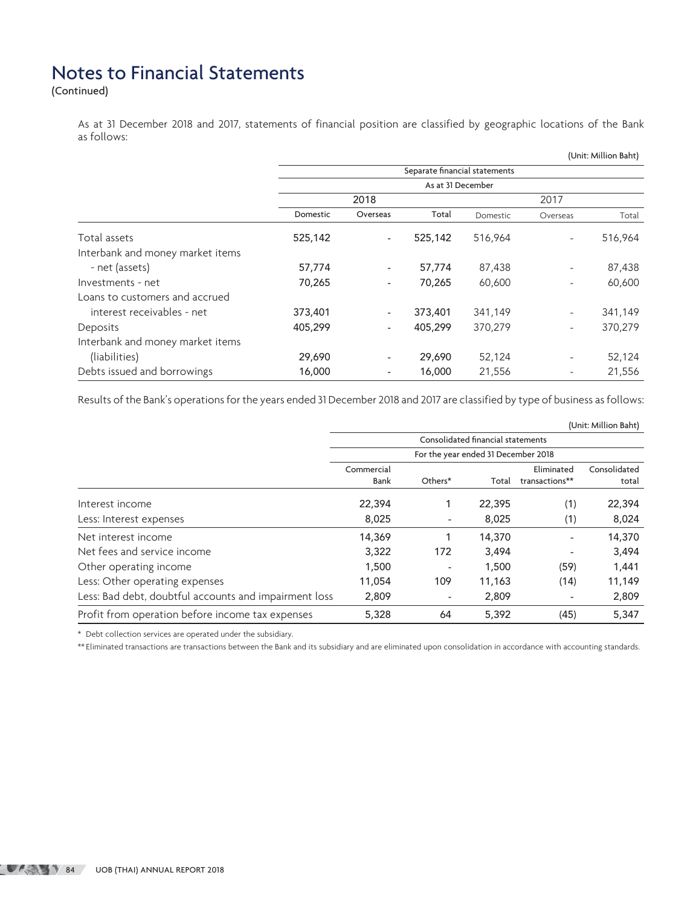# Notes to Financial Statements

(Continued)

As at 31 December 2018 and 2017, statements of financial position are classified by geographic locations of the Bank as follows:

(Unit: Million Baht)

| | Separate financial statements | | | | | |
|---|---|---|---|---|---|---|
| | As at 31 December | | | | | |
| | 2018 | | | 2017 | | |
| | Domestic | Overseas | Total | Domestic | Overseas | Total |
| Total assets | 525,142 | - | 525,142 | 516,964 | - | 516,964 |
| Interbank and money market items - net (assets) | 57,774 | - | 57,774 | 87,438 | - | 87,438 |
| Investments - net | 70,265 | - | 70,265 | 60,600 | - | 60,600 |
| Loans to customers and accrued interest receivables - net | 373,401 | - | 373,401 | 341,149 | - | 341,149 |
| Deposits | 405,299 | - | 405,299 | 370,279 | - | 370,279 |
| Interbank and money market items (liabilities) | 29,690 | - | 29,690 | 52,124 | - | 52,124 |
| Debts issued and borrowings | 16,000 | - | 16,000 | 21,556 | - | 21,556 |

Results of the Bank's operations for the years ended 31 December 2018 and 2017 are classified by type of business as follows:

(Unit: Million Baht)

| | Consolidated financial statements | | | | |
|---|---|---|---|---|---|
| | For the year ended 31 December 2018 | | | | |
| | Commercial Bank | Others* | Total | Eliminated transactions** | Consolidated total |
| Interest income | 22,394 | 1 | 22,395 | (1) | 22,394 |
| Less: Interest expenses | 8,025 | - | 8,025 | (1) | 8,024 |
| Net interest income | 14,369 | 1 | 14,370 | - | 14,370 |
| Net fees and service income | 3,322 | 172 | 3,494 | - | 3,494 |
| Other operating income | 1,500 | - | 1,500 | (59) | 1,441 |
| Less: Other operating expenses | 11,054 | 109 | 11,163 | (14) | 11,149 |
| Less: Bad debt, doubtful accounts and impairment loss | 2,809 | - | 2,809 | - | 2,809 |
| Profit from operation before income tax expenses | 5,328 | 64 | 5,392 | (45) | 5,347 |

\* Debt collection services are operated under the subsidiary.

** Eliminated transactions are transactions between the Bank and its subsidiary and are eliminated upon consolidation in accordance with accounting standards.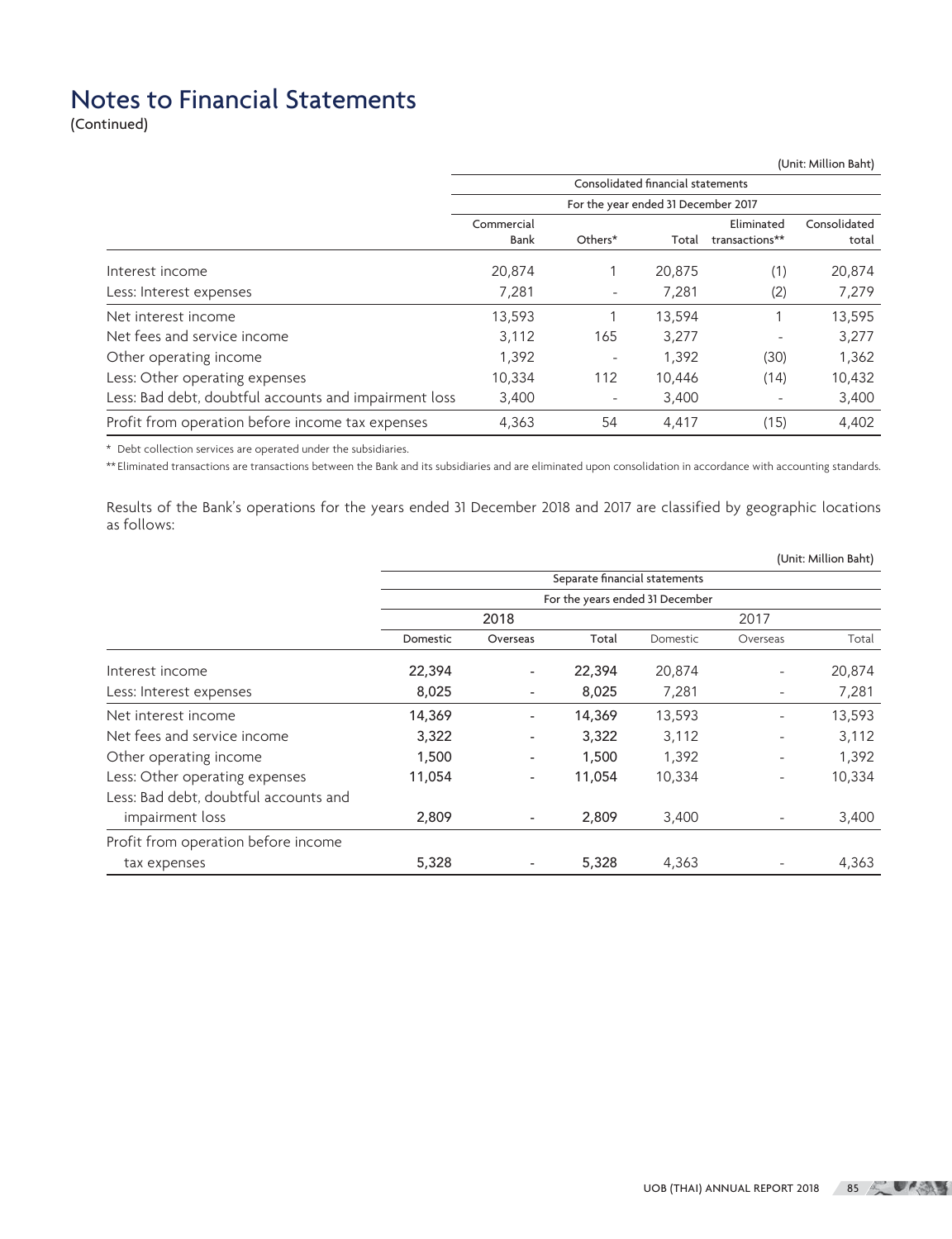# Notes to Financial Statements

(Continued)

(Unit: Million Baht)

| | Consolidated financial statements | | | | |
|---|---|---|---|---|---|
| | For the year ended 31 December 2017 | | | | |
| | Commercial Bank | Others* | Total | Eliminated transactions** | Consolidated total |
| Interest income | 20,874 | 1 | 20,875 | (1) | 20,874 |
| Less: Interest expenses | 7,281 | - | 7,281 | (2) | 7,279 |
| Net interest income | 13,593 | 1 | 13,594 | 1 | 13,595 |
| Net fees and service income | 3,112 | 165 | 3,277 | - | 3,277 |
| Other operating income | 1,392 | - | 1,392 | (30) | 1,362 |
| Less: Other operating expenses | 10,334 | 112 | 10,446 | (14) | 10,432 |
| Less: Bad debt, doubtful accounts and impairment loss | 3,400 | - | 3,400 | - | 3,400 |
| Profit from operation before income tax expenses | 4,363 | 54 | 4,417 | (15) | 4,402 |

\* Debt collection services are operated under the subsidiaries.

** Eliminated transactions are transactions between the Bank and its subsidiaries and are eliminated upon consolidation in accordance with accounting standards.

Results of the Bank's operations for the years ended 31 December 2018 and 2017 are classified by geographic locations as follows:

(Unit: Million Baht)

| | Separate financial statements | | | | | |
|---|---|---|---|---|---|---|
| | For the years ended 31 December | | | | | |
| | 2018 | | | 2017 | | |
| | Domestic | Overseas | Total | Domestic | Overseas | Total |
| Interest income | **22,394** | - | **22,394** | 20,874 | - | 20,874 |
| Less: Interest expenses | **8,025** | - | **8,025** | 7,281 | - | 7,281 |
| Net interest income | **14,369** | - | **14,369** | 13,593 | - | 13,593 |
| Net fees and service income | **3,322** | - | **3,322** | 3,112 | - | 3,112 |
| Other operating income | **1,500** | - | **1,500** | 1,392 | - | 1,392 |
| Less: Other operating expenses | **11,054** | - | **11,054** | 10,334 | - | 10,334 |
| Less: Bad debt, doubtful accounts and impairment loss | **2,809** | - | **2,809** | 3,400 | - | 3,400 |
| Profit from operation before income tax expenses | **5,328** | - | **5,328** | 4,363 | - | 4,363 |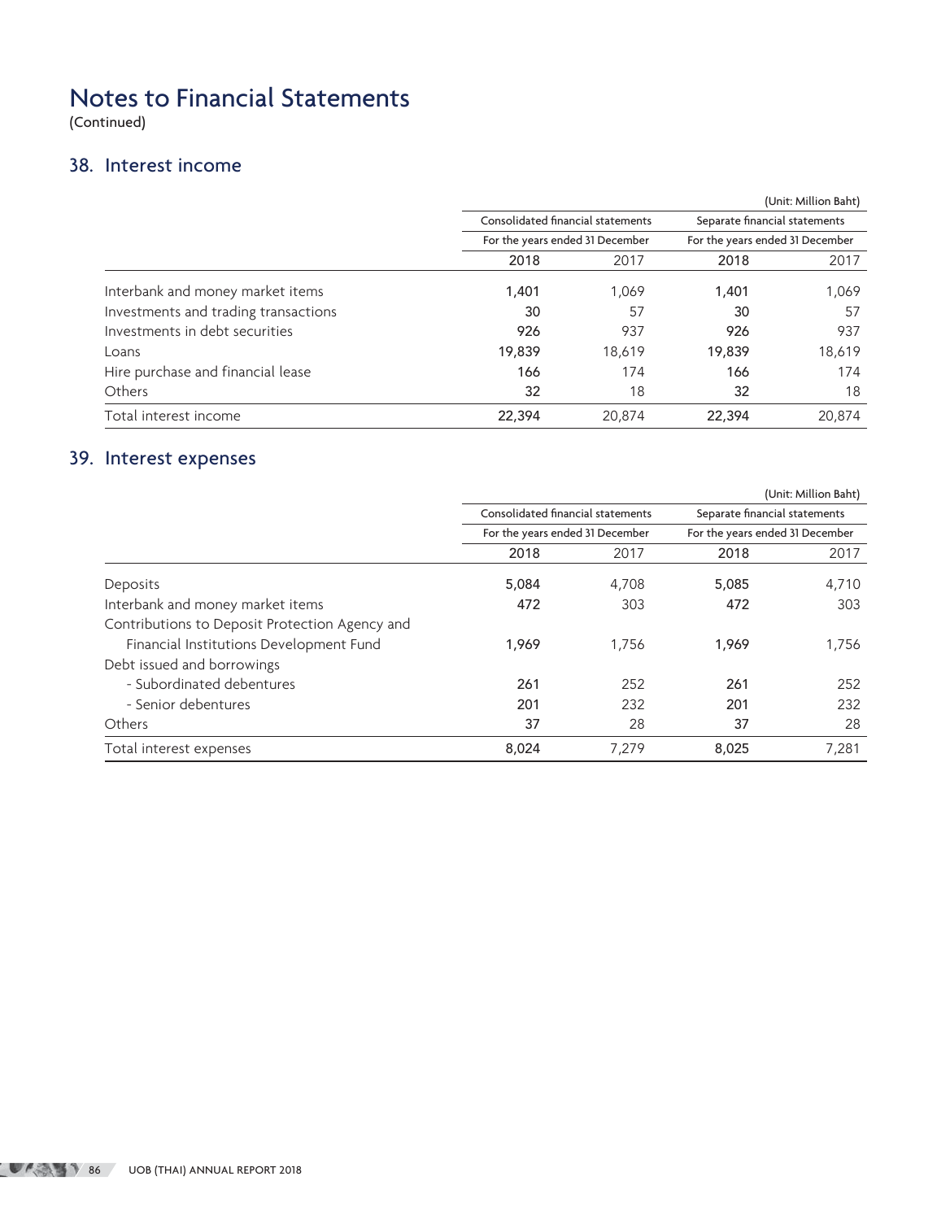# Notes to Financial Statements

(Continued)

## 38. Interest income

(Unit: Million Baht)

| | Consolidated financial statements | | Separate financial statements | |
|---|---|---|---|---|
| | For the years ended 31 December | | For the years ended 31 December | |
| | 2018 | 2017 | 2018 | 2017 |
| Interbank and money market items | 1,401 | 1,069 | 1,401 | 1,069 |
| Investments and trading transactions | 30 | 57 | 30 | 57 |
| Investments in debt securities | 926 | 937 | 926 | 937 |
| Loans | 19,839 | 18,619 | 19,839 | 18,619 |
| Hire purchase and financial lease | 166 | 174 | 166 | 174 |
| Others | 32 | 18 | 32 | 18 |
| Total interest income | 22,394 | 20,874 | 22,394 | 20,874 |

## 39. Interest expenses

(Unit: Million Baht)

| | Consolidated financial statements | | Separate financial statements | |
|---|---|---|---|---|
| | For the years ended 31 December | | For the years ended 31 December | |
| | 2018 | 2017 | 2018 | 2017 |
| Deposits | 5,084 | 4,708 | 5,085 | 4,710 |
| Interbank and money market items | 472 | 303 | 472 | 303 |
| Contributions to Deposit Protection Agency and Financial Institutions Development Fund | 1,969 | 1,756 | 1,969 | 1,756 |
| Debt issued and borrowings | | | | |
| - Subordinated debentures | 261 | 252 | 261 | 252 |
| - Senior debentures | 201 | 232 | 201 | 232 |
| Others | 37 | 28 | 37 | 28 |
| Total interest expenses | 8,024 | 7,279 | 8,025 | 7,281 |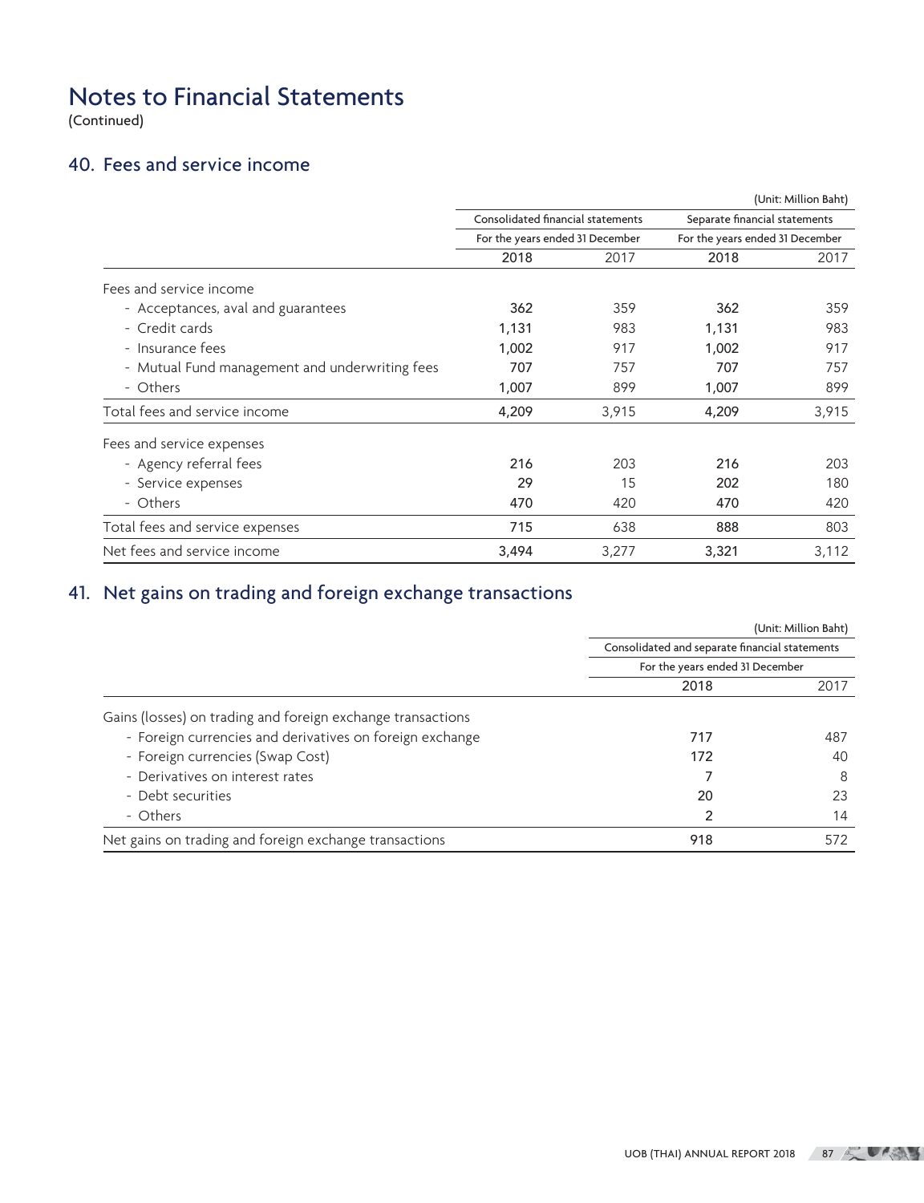# Notes to Financial Statements

(Continued)

## 40. Fees and service income

(Unit: Million Baht)

| | Consolidated financial statements | | Separate financial statements | |
|---|---|---|---|---|
| | For the years ended 31 December | | For the years ended 31 December | |
| | 2018 | 2017 | 2018 | 2017 |
| Fees and service income | | | | |
| - Acceptances, aval and guarantees | 362 | 359 | 362 | 359 |
| - Credit cards | 1,131 | 983 | 1,131 | 983 |
| - Insurance fees | 1,002 | 917 | 1,002 | 917 |
| - Mutual Fund management and underwriting fees | 707 | 757 | 707 | 757 |
| - Others | 1,007 | 899 | 1,007 | 899 |
| Total fees and service income | 4,209 | 3,915 | 4,209 | 3,915 |
| Fees and service expenses | | | | |
| - Agency referral fees | 216 | 203 | 216 | 203 |
| - Service expenses | 29 | 15 | 202 | 180 |
| - Others | 470 | 420 | 470 | 420 |
| Total fees and service expenses | 715 | 638 | 888 | 803 |
| Net fees and service income | 3,494 | 3,277 | 3,321 | 3,112 |

## 41. Net gains on trading and foreign exchange transactions

(Unit: Million Baht)

| | Consolidated and separate financial statements | |
|---|---|---|
| | For the years ended 31 December | |
| | 2018 | 2017 |
| Gains (losses) on trading and foreign exchange transactions | | |
| - Foreign currencies and derivatives on foreign exchange | 717 | 487 |
| - Foreign currencies (Swap Cost) | 172 | 40 |
| - Derivatives on interest rates | 7 | 8 |
| - Debt securities | 20 | 23 |
| - Others | 2 | 14 |
| Net gains on trading and foreign exchange transactions | 918 | 572 |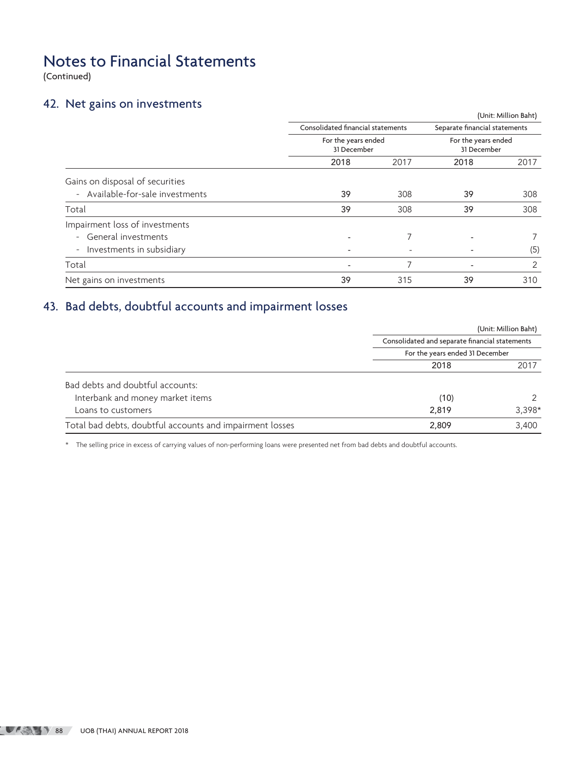# Notes to Financial Statements

(Continued)

## 42. Net gains on investments

(Unit: Million Baht)

| | Consolidated financial statements | | Separate financial statements | |
|---|---|---|---|---|
| | For the years ended 31 December | | For the years ended 31 December | |
| | 2018 | 2017 | 2018 | 2017 |
| Gains on disposal of securities | | | | |
| - Available-for-sale investments | 39 | 308 | 39 | 308 |
| Total | 39 | 308 | 39 | 308 |
| Impairment loss of investments | | | | |
| - General investments | - | 7 | - | 7 |
| - Investments in subsidiary | - | - | - | (5) |
| Total | - | 7 | - | 2 |
| Net gains on investments | 39 | 315 | 39 | 310 |

## 43. Bad debts, doubtful accounts and impairment losses

(Unit: Million Baht)

| | Consolidated and separate financial statements | |
|---|---|---|
| | For the years ended 31 December | |
| | 2018 | 2017 |
| Bad debts and doubtful accounts: | | |
| Interbank and money market items | (10) | 2 |
| Loans to customers | 2,819 | 3,398* |
| Total bad debts, doubtful accounts and impairment losses | 2,809 | 3,400 |

\* The selling price in excess of carrying values of non-performing loans were presented net from bad debts and doubtful accounts.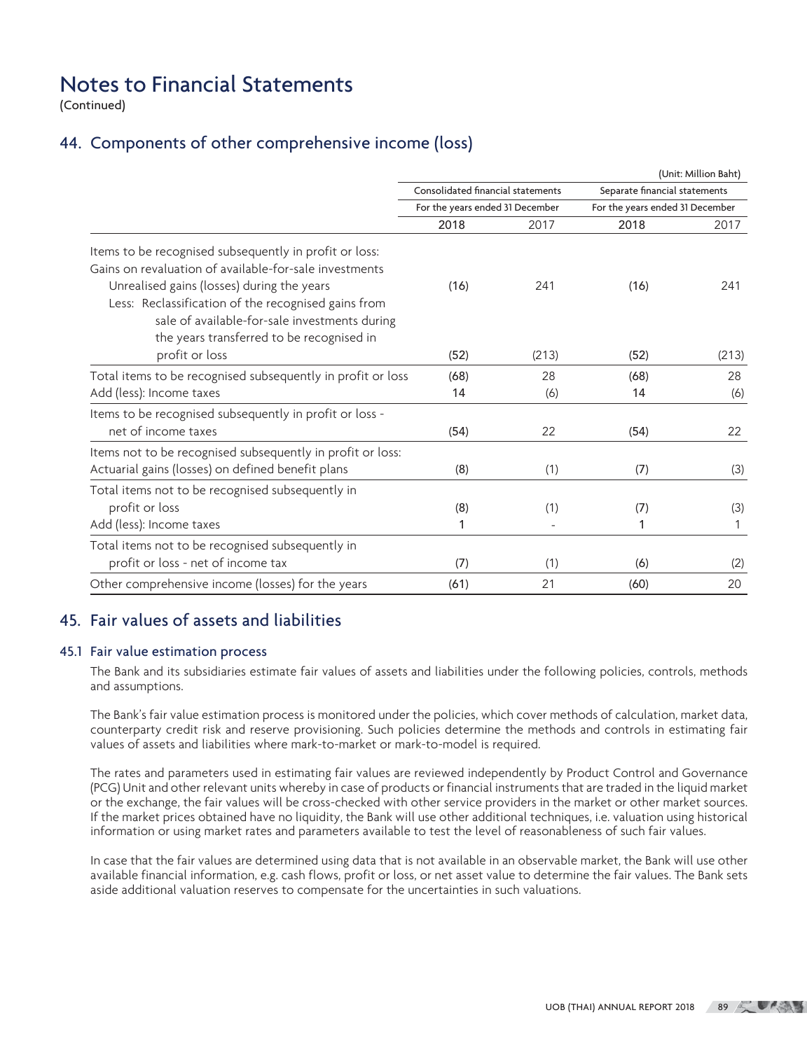# Notes to Financial Statements

(Continued)

## 44. Components of other comprehensive income (loss)

(Unit: Million Baht)

| | Consolidated financial statements | | Separate financial statements | |
|---|---|---|---|---|
| | For the years ended 31 December | | For the years ended 31 December | |
| | 2018 | 2017 | 2018 | 2017 |
| Items to be recognised subsequently in profit or loss: | | | | |
| Gains on revaluation of available-for-sale investments | | | | |
| Unrealised gains (losses) during the years | (16) | 241 | (16) | 241 |
| Less: Reclassification of the recognised gains from sale of available-for-sale investments during the years transferred to be recognised in profit or loss | (52) | (213) | (52) | (213) |
| Total items to be recognised subsequently in profit or loss | (68) | 28 | (68) | 28 |
| Add (less): Income taxes | 14 | (6) | 14 | (6) |
| Items to be recognised subsequently in profit or loss - net of income taxes | (54) | 22 | (54) | 22 |
| Items not to be recognised subsequently in profit or loss: | | | | |
| Actuarial gains (losses) on defined benefit plans | (8) | (1) | (7) | (3) |
| Total items not to be recognised subsequently in profit or loss | (8) | (1) | (7) | (3) |
| Add (less): Income taxes | 1 | - | 1 | 1 |
| Total items not to be recognised subsequently in profit or loss - net of income tax | (7) | (1) | (6) | (2) |
| Other comprehensive income (losses) for the years | (61) | 21 | (60) | 20 |

## 45. Fair values of assets and liabilities

### 45.1 Fair value estimation process

The Bank and its subsidiaries estimate fair values of assets and liabilities under the following policies, controls, methods and assumptions.

The Bank's fair value estimation process is monitored under the policies, which cover methods of calculation, market data, counterparty credit risk and reserve provisioning. Such policies determine the methods and controls in estimating fair values of assets and liabilities where mark-to-market or mark-to-model is required.

The rates and parameters used in estimating fair values are reviewed independently by Product Control and Governance (PCG) Unit and other relevant units whereby in case of products or financial instruments that are traded in the liquid market or the exchange, the fair values will be cross-checked with other service providers in the market or other market sources. If the market prices obtained have no liquidity, the Bank will use other additional techniques, i.e. valuation using historical information or using market rates and parameters available to test the level of reasonableness of such fair values.

In case that the fair values are determined using data that is not available in an observable market, the Bank will use other available financial information, e.g. cash flows, profit or loss, or net asset value to determine the fair values. The Bank sets aside additional valuation reserves to compensate for the uncertainties in such valuations.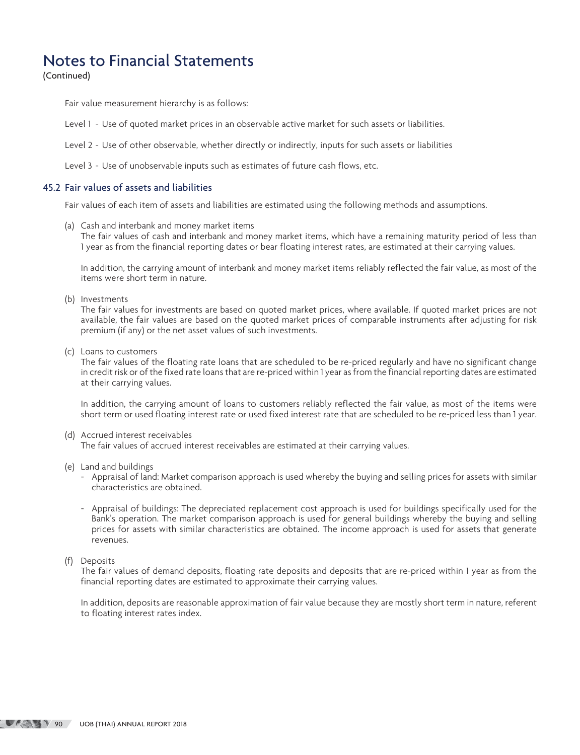Fair value measurement hierarchy is as follows:

Level 1 - Use of quoted market prices in an observable active market for such assets or liabilities.

Level 2 - Use of other observable, whether directly or indirectly, inputs for such assets or liabilities

Level 3 - Use of unobservable inputs such as estimates of future cash flows, etc.

## 45.2 Fair values of assets and liabilities

Fair values of each item of assets and liabilities are estimated using the following methods and assumptions.

(a) Cash and interbank and money market items
The fair values of cash and interbank and money market items, which have a remaining maturity period of less than 1 year as from the financial reporting dates or bear floating interest rates, are estimated at their carrying values.

In addition, the carrying amount of interbank and money market items reliably reflected the fair value, as most of the items were short term in nature.

(b) Investments
The fair values for investments are based on quoted market prices, where available. If quoted market prices are not available, the fair values are based on the quoted market prices of comparable instruments after adjusting for risk premium (if any) or the net asset values of such investments.

(c) Loans to customers
The fair values of the floating rate loans that are scheduled to be re-priced regularly and have no significant change in credit risk or of the fixed rate loans that are re-priced within 1 year as from the financial reporting dates are estimated at their carrying values.

In addition, the carrying amount of loans to customers reliably reflected the fair value, as most of the items were short term or used floating interest rate or used fixed interest rate that are scheduled to be re-priced less than 1 year.

(d) Accrued interest receivables
The fair values of accrued interest receivables are estimated at their carrying values.

(e) Land and buildings
- Appraisal of land: Market comparison approach is used whereby the buying and selling prices for assets with similar characteristics are obtained.
- Appraisal of buildings: The depreciated replacement cost approach is used for buildings specifically used for the Bank's operation. The market comparison approach is used for general buildings whereby the buying and selling prices for assets with similar characteristics are obtained. The income approach is used for assets that generate revenues.

(f) Deposits
The fair values of demand deposits, floating rate deposits and deposits that are re-priced within 1 year as from the financial reporting dates are estimated to approximate their carrying values.

In addition, deposits are reasonable approximation of fair value because they are mostly short term in nature, referent to floating interest rates index.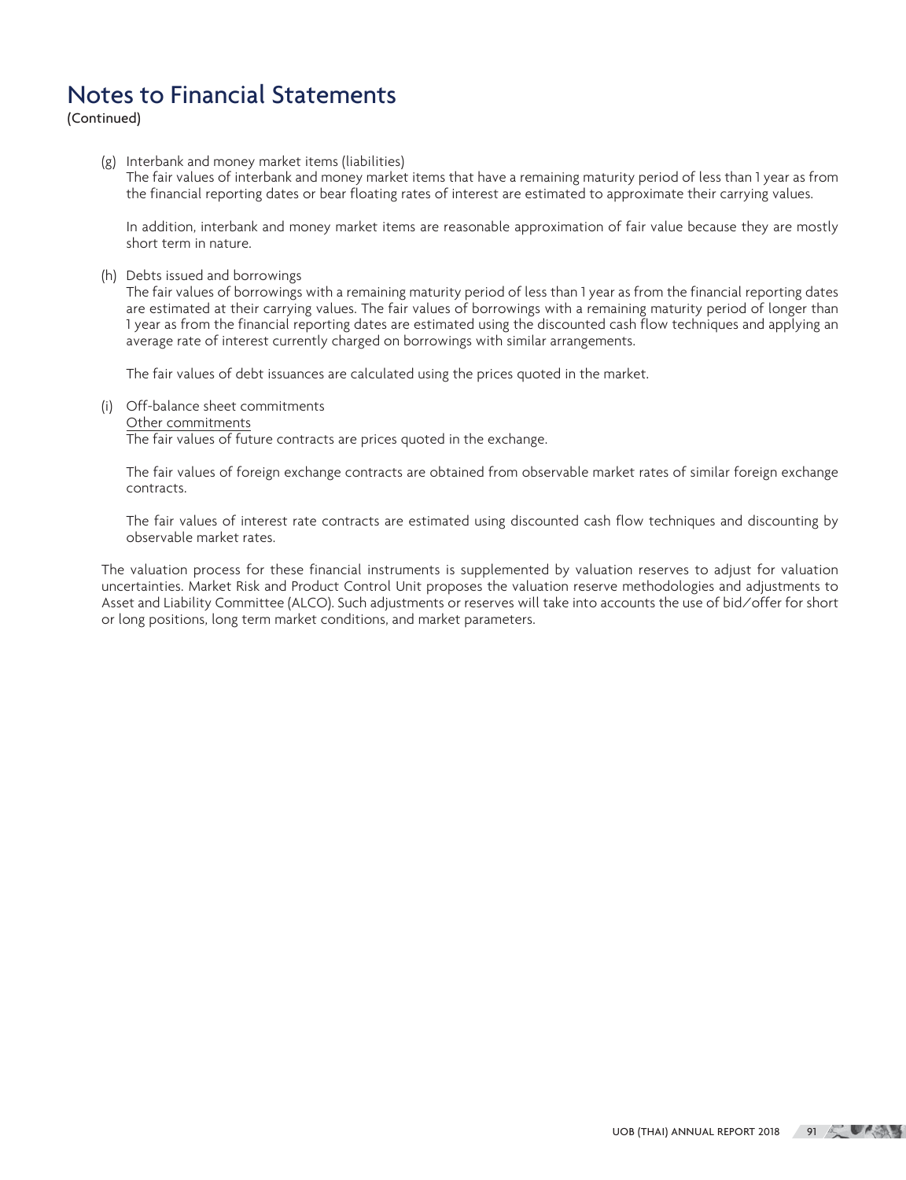# Notes to Financial Statements

(Continued)

(g) Interbank and money market items (liabilities)

The fair values of interbank and money market items that have a remaining maturity period of less than 1 year as from the financial reporting dates or bear floating rates of interest are estimated to approximate their carrying values.

In addition, interbank and money market items are reasonable approximation of fair value because they are mostly short term in nature.

(h) Debts issued and borrowings

The fair values of borrowings with a remaining maturity period of less than 1 year as from the financial reporting dates are estimated at their carrying values. The fair values of borrowings with a remaining maturity period of longer than 1 year as from the financial reporting dates are estimated using the discounted cash flow techniques and applying an average rate of interest currently charged on borrowings with similar arrangements.

The fair values of debt issuances are calculated using the prices quoted in the market.

(i) Off-balance sheet commitments

Other commitments

The fair values of future contracts are prices quoted in the exchange.

The fair values of foreign exchange contracts are obtained from observable market rates of similar foreign exchange contracts.

The fair values of interest rate contracts are estimated using discounted cash flow techniques and discounting by observable market rates.

The valuation process for these financial instruments is supplemented by valuation reserves to adjust for valuation uncertainties. Market Risk and Product Control Unit proposes the valuation reserve methodologies and adjustments to Asset and Liability Committee (ALCO). Such adjustments or reserves will take into accounts the use of bid/offer for short or long positions, long term market conditions, and market parameters.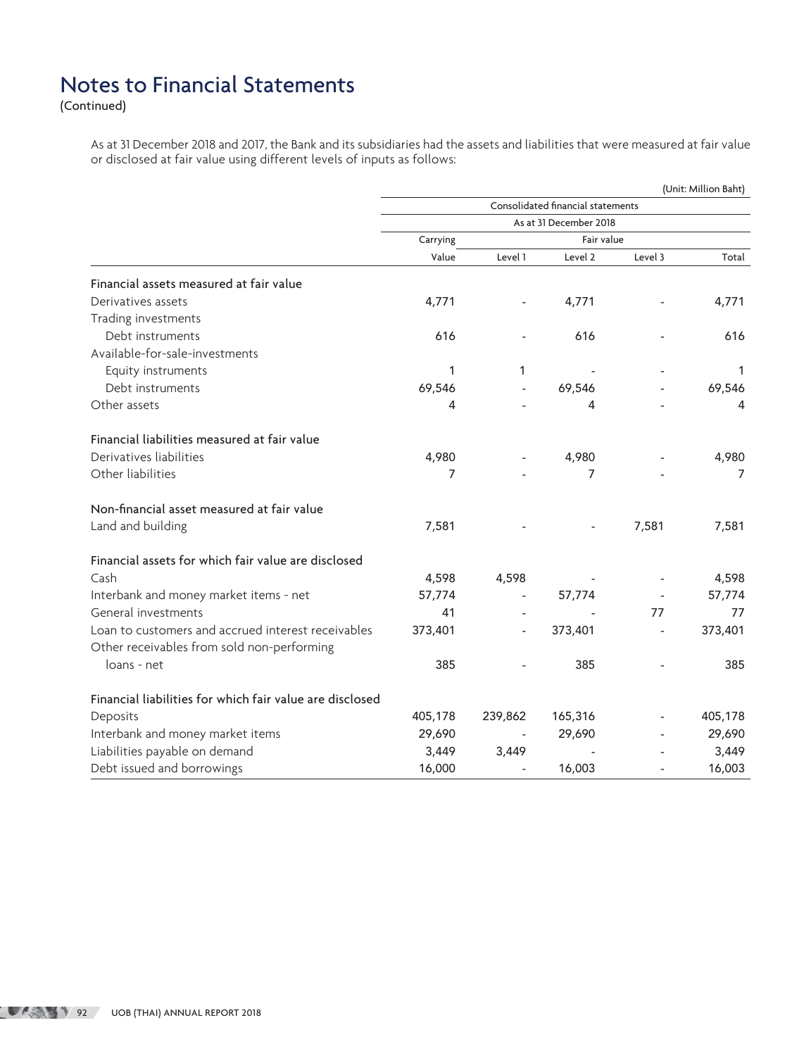# Notes to Financial Statements

(Continued)

As at 31 December 2018 and 2017, the Bank and its subsidiaries had the assets and liabilities that were measured at fair value or disclosed at fair value using different levels of inputs as follows:

(Unit: Million Baht)

| | Consolidated financial statements | | | | |
|---|---|---|---|---|---|
| | As at 31 December 2018 | | | | |
| | Carrying | Fair value | | | |
| | Value | Level 1 | Level 2 | Level 3 | Total |
| **Financial assets measured at fair value** | | | | | |
| Derivatives assets | 4,771 | - | 4,771 | - | 4,771 |
| Trading investments | | | | | |
| Debt instruments | 616 | - | 616 | - | 616 |
| Available-for-sale-investments | | | | | |
| Equity instruments | 1 | 1 | - | - | 1 |
| Debt instruments | 69,546 | - | 69,546 | - | 69,546 |
| Other assets | 4 | - | 4 | - | 4 |
| **Financial liabilities measured at fair value** | | | | | |
| Derivatives liabilities | 4,980 | - | 4,980 | - | 4,980 |
| Other liabilities | 7 | - | 7 | - | 7 |
| **Non-financial asset measured at fair value** | | | | | |
| Land and building | 7,581 | - | - | 7,581 | 7,581 |
| **Financial assets for which fair value are disclosed** | | | | | |
| Cash | 4,598 | 4,598 | - | - | 4,598 |
| Interbank and money market items - net | 57,774 | - | 57,774 | - | 57,774 |
| General investments | 41 | - | - | 77 | 77 |
| Loan to customers and accrued interest receivables | 373,401 | - | 373,401 | - | 373,401 |
| Other receivables from sold non-performing loans - net | 385 | - | 385 | - | 385 |
| **Financial liabilities for which fair value are disclosed** | | | | | |
| Deposits | 405,178 | 239,862 | 165,316 | - | 405,178 |
| Interbank and money market items | 29,690 | - | 29,690 | - | 29,690 |
| Liabilities payable on demand | 3,449 | 3,449 | - | - | 3,449 |
| Debt issued and borrowings | 16,000 | - | 16,003 | - | 16,003 |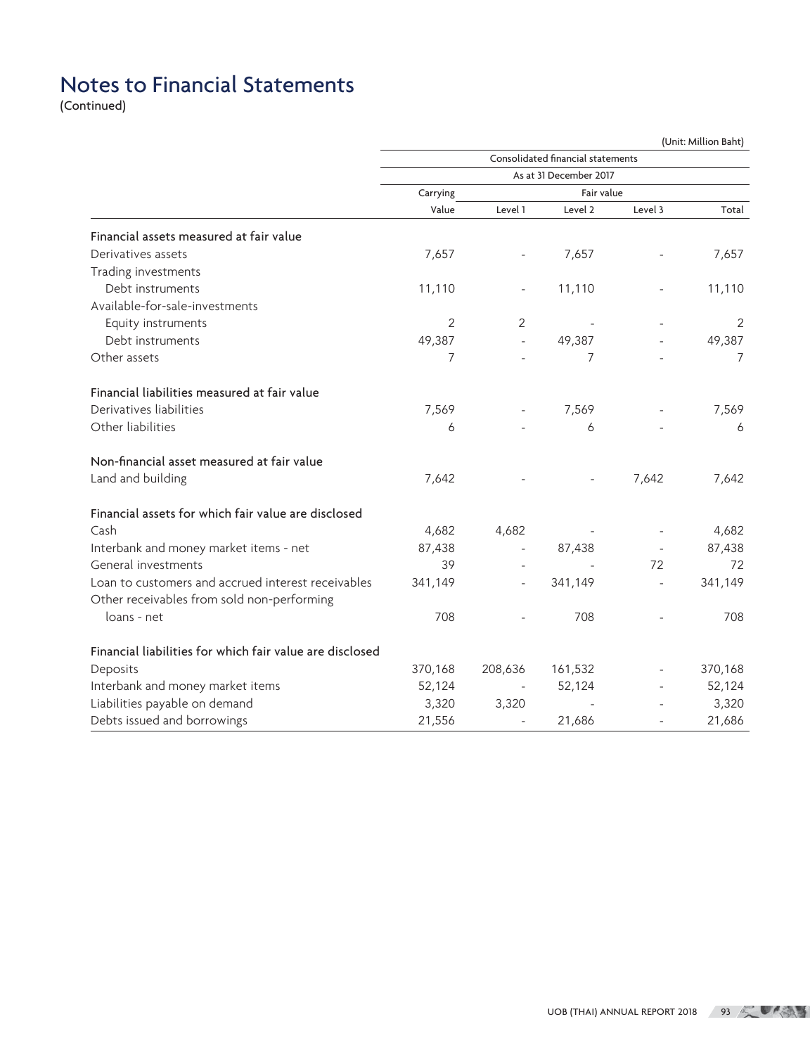# Notes to Financial Statements

(Continued)

(Unit: Million Baht)

| | Consolidated financial statements | | | | |
|---|---|---|---|---|---|
| | As at 31 December 2017 | | | | |
| | Carrying | Fair value | | | |
| | Value | Level 1 | Level 2 | Level 3 | Total |
| **Financial assets measured at fair value** | | | | | |
| Derivatives assets | 7,657 | - | 7,657 | - | 7,657 |
| Trading investments | | | | | |
| Debt instruments | 11,110 | - | 11,110 | - | 11,110 |
| Available-for-sale-investments | | | | | |
| Equity instruments | 2 | 2 | - | - | 2 |
| Debt instruments | 49,387 | - | 49,387 | - | 49,387 |
| Other assets | 7 | - | 7 | - | 7 |
| **Financial liabilities measured at fair value** | | | | | |
| Derivatives liabilities | 7,569 | - | 7,569 | - | 7,569 |
| Other liabilities | 6 | - | 6 | - | 6 |
| **Non-financial asset measured at fair value** | | | | | |
| Land and building | 7,642 | - | - | 7,642 | 7,642 |
| **Financial assets for which fair value are disclosed** | | | | | |
| Cash | 4,682 | 4,682 | - | - | 4,682 |
| Interbank and money market items - net | 87,438 | - | 87,438 | - | 87,438 |
| General investments | 39 | - | - | 72 | 72 |
| Loan to customers and accrued interest receivables | 341,149 | - | 341,149 | - | 341,149 |
| Other receivables from sold non-performing loans - net | 708 | - | 708 | - | 708 |
| **Financial liabilities for which fair value are disclosed** | | | | | |
| Deposits | 370,168 | 208,636 | 161,532 | - | 370,168 |
| Interbank and money market items | 52,124 | - | 52,124 | - | 52,124 |
| Liabilities payable on demand | 3,320 | 3,320 | - | - | 3,320 |
| Debts issued and borrowings | 21,556 | - | 21,686 | - | 21,686 |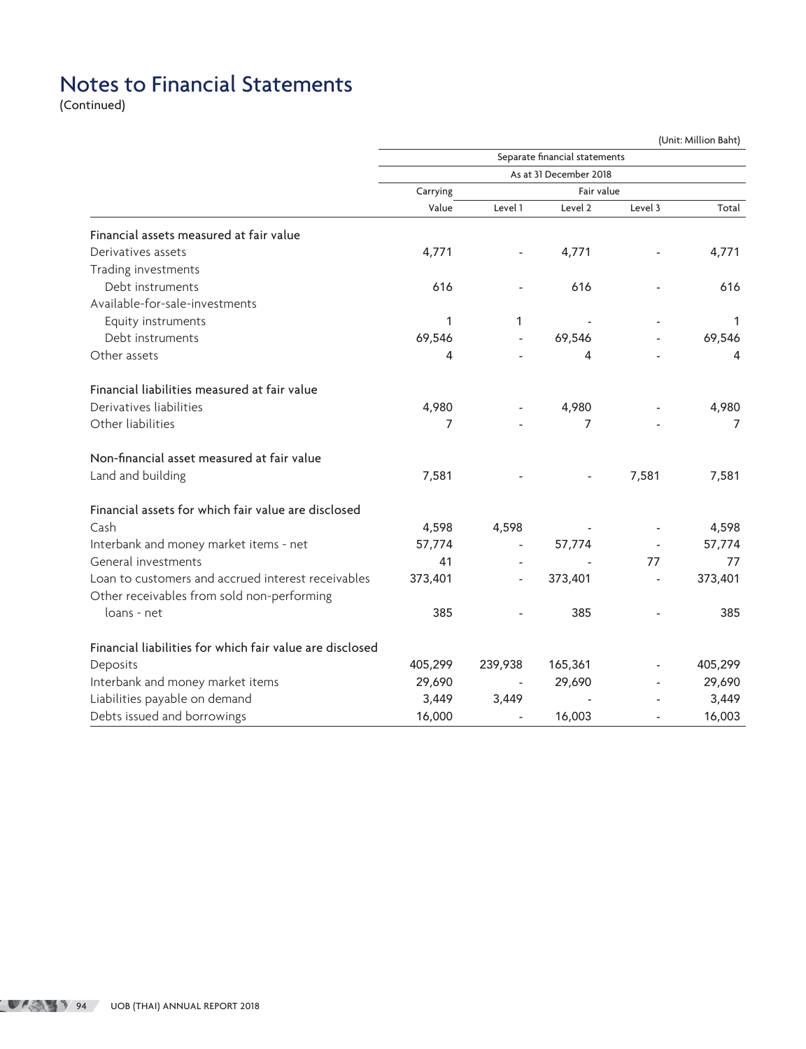# Notes to Financial Statements

(Continued)

(Unit: Million Baht)

| | Separate financial statements | | | | |
|---|---|---|---|---|---|
| | As at 31 December 2018 | | | | |
| | Carrying | Fair value | | | |
| | Value | Level 1 | Level 2 | Level 3 | Total |
| **Financial assets measured at fair value** | | | | | |
| Derivatives assets | 4,771 | - | 4,771 | - | 4,771 |
| Trading investments | | | | | |
| Debt instruments | 616 | - | 616 | - | 616 |
| Available-for-sale-investments | | | | | |
| Equity instruments | 1 | 1 | - | - | 1 |
| Debt instruments | 69,546 | - | 69,546 | - | 69,546 |
| Other assets | 4 | - | 4 | - | 4 |
| **Financial liabilities measured at fair value** | | | | | |
| Derivatives liabilities | 4,980 | - | 4,980 | - | 4,980 |
| Other liabilities | 7 | - | 7 | - | 7 |
| **Non-financial asset measured at fair value** | | | | | |
| Land and building | 7,581 | - | - | 7,581 | 7,581 |
| **Financial assets for which fair value are disclosed** | | | | | |
| Cash | 4,598 | 4,598 | - | - | 4,598 |
| Interbank and money market items - net | 57,774 | - | 57,774 | - | 57,774 |
| General investments | 41 | - | - | 77 | 77 |
| Loan to customers and accrued interest receivables | 373,401 | - | 373,401 | - | 373,401 |
| Other receivables from sold non-performing loans - net | 385 | - | 385 | - | 385 |
| **Financial liabilities for which fair value are disclosed** | | | | | |
| Deposits | 405,299 | 239,938 | 165,361 | - | 405,299 |
| Interbank and money market items | 29,690 | - | 29,690 | - | 29,690 |
| Liabilities payable on demand | 3,449 | 3,449 | - | - | 3,449 |
| Debts issued and borrowings | 16,000 | - | 16,003 | - | 16,003 |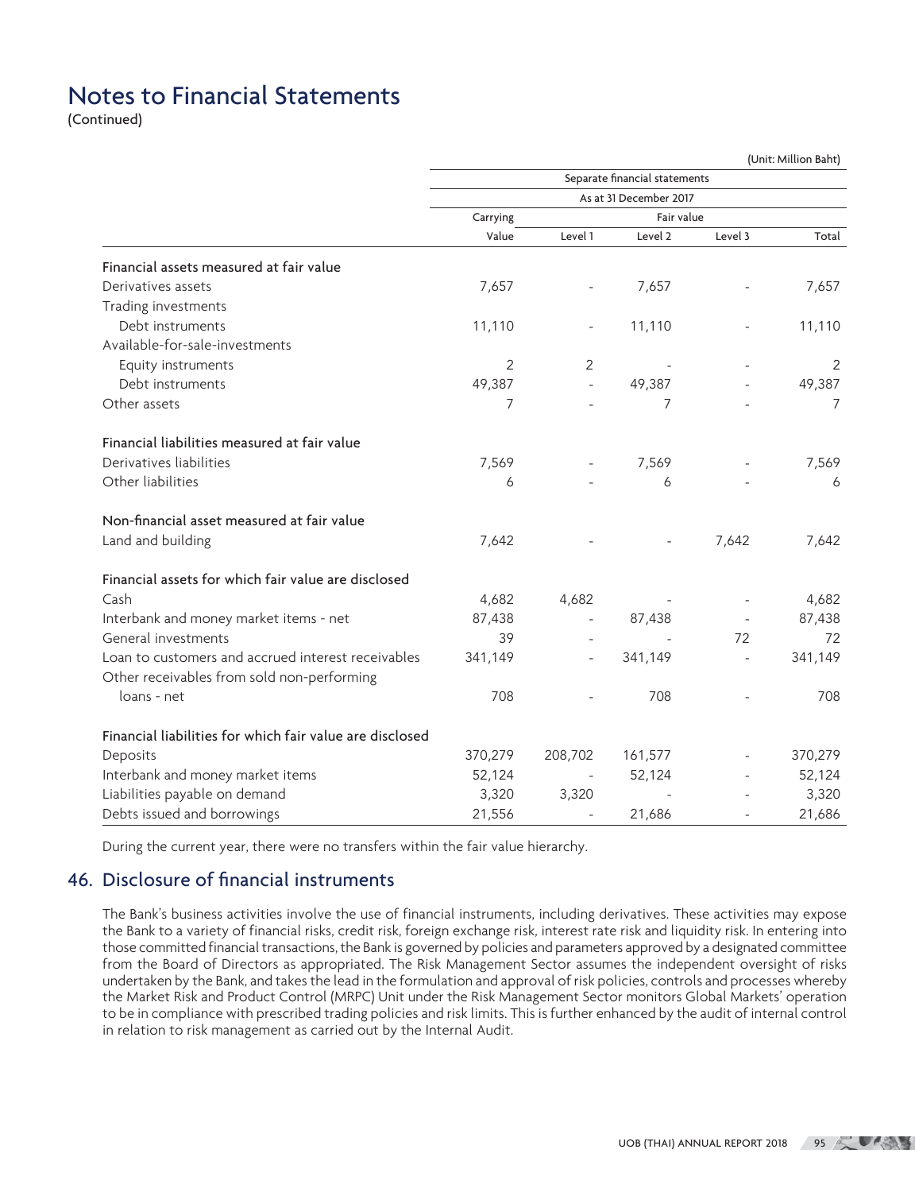# Notes to Financial Statements

(Continued)

(Unit: Million Baht)

| | Separate financial statements | | | | |
|---|---|---|---|---|---|
| | As at 31 December 2017 | | | | |
| | Carrying | Fair value | | | |
| | Value | Level 1 | Level 2 | Level 3 | Total |
| **Financial assets measured at fair value** | | | | | |
| Derivatives assets | 7,657 | - | 7,657 | - | 7,657 |
| Trading investments | | | | | |
| Debt instruments | 11,110 | - | 11,110 | - | 11,110 |
| Available-for-sale-investments | | | | | |
| Equity instruments | 2 | 2 | - | - | 2 |
| Debt instruments | 49,387 | - | 49,387 | - | 49,387 |
| Other assets | 7 | - | 7 | - | 7 |
| **Financial liabilities measured at fair value** | | | | | |
| Derivatives liabilities | 7,569 | - | 7,569 | - | 7,569 |
| Other liabilities | 6 | - | 6 | - | 6 |
| **Non-financial asset measured at fair value** | | | | | |
| Land and building | 7,642 | - | - | 7,642 | 7,642 |
| **Financial assets for which fair value are disclosed** | | | | | |
| Cash | 4,682 | 4,682 | - | - | 4,682 |
| Interbank and money market items - net | 87,438 | - | 87,438 | - | 87,438 |
| General investments | 39 | - | - | 72 | 72 |
| Loan to customers and accrued interest receivables | 341,149 | - | 341,149 | - | 341,149 |
| Other receivables from sold non-performing loans - net | 708 | - | 708 | - | 708 |
| **Financial liabilities for which fair value are disclosed** | | | | | |
| Deposits | 370,279 | 208,702 | 161,577 | - | 370,279 |
| Interbank and money market items | 52,124 | - | 52,124 | - | 52,124 |
| Liabilities payable on demand | 3,320 | 3,320 | - | - | 3,320 |
| Debts issued and borrowings | 21,556 | - | 21,686 | - | 21,686 |

During the current year, there were no transfers within the fair value hierarchy.

## 46. Disclosure of financial instruments

The Bank's business activities involve the use of financial instruments, including derivatives. These activities may expose the Bank to a variety of financial risks, credit risk, foreign exchange risk, interest rate risk and liquidity risk. In entering into those committed financial transactions, the Bank is governed by policies and parameters approved by a designated committee from the Board of Directors as appropriated. The Risk Management Sector assumes the independent oversight of risks undertaken by the Bank, and takes the lead in the formulation and approval of risk policies, controls and processes whereby the Market Risk and Product Control (MRPC) Unit under the Risk Management Sector monitors Global Markets' operation to be in compliance with prescribed trading policies and risk limits. This is further enhanced by the audit of internal control in relation to risk management as carried out by the Internal Audit.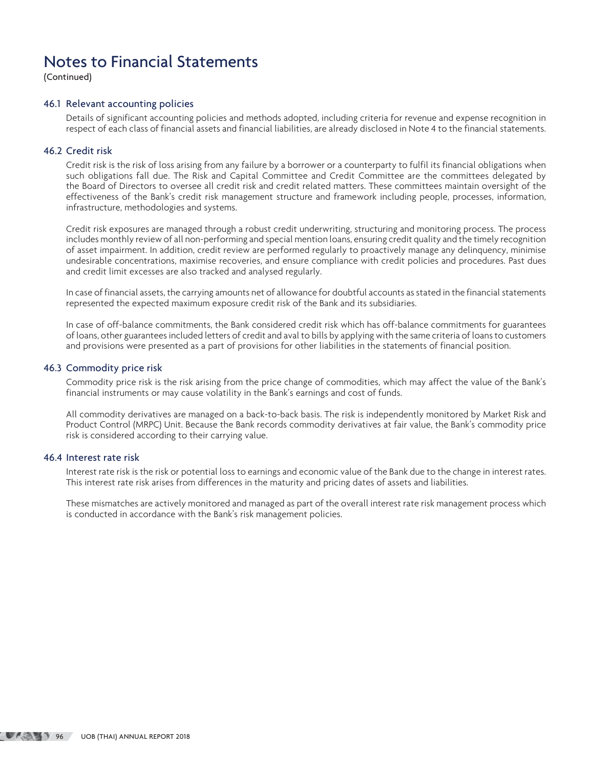# Notes to Financial Statements

(Continued)

### 46.1 Relevant accounting policies

Details of significant accounting policies and methods adopted, including criteria for revenue and expense recognition in respect of each class of financial assets and financial liabilities, are already disclosed in Note 4 to the financial statements.

### 46.2 Credit risk

Credit risk is the risk of loss arising from any failure by a borrower or a counterparty to fulfil its financial obligations when such obligations fall due. The Risk and Capital Committee and Credit Committee are the committees delegated by the Board of Directors to oversee all credit risk and credit related matters. These committees maintain oversight of the effectiveness of the Bank's credit risk management structure and framework including people, processes, information, infrastructure, methodologies and systems.

Credit risk exposures are managed through a robust credit underwriting, structuring and monitoring process. The process includes monthly review of all non-performing and special mention loans, ensuring credit quality and the timely recognition of asset impairment. In addition, credit review are performed regularly to proactively manage any delinquency, minimise undesirable concentrations, maximise recoveries, and ensure compliance with credit policies and procedures. Past dues and credit limit excesses are also tracked and analysed regularly.

In case of financial assets, the carrying amounts net of allowance for doubtful accounts as stated in the financial statements represented the expected maximum exposure credit risk of the Bank and its subsidiaries.

In case of off-balance commitments, the Bank considered credit risk which has off-balance commitments for guarantees of loans, other guarantees included letters of credit and aval to bills by applying with the same criteria of loans to customers and provisions were presented as a part of provisions for other liabilities in the statements of financial position.

### 46.3 Commodity price risk

Commodity price risk is the risk arising from the price change of commodities, which may affect the value of the Bank's financial instruments or may cause volatility in the Bank's earnings and cost of funds.

All commodity derivatives are managed on a back-to-back basis. The risk is independently monitored by Market Risk and Product Control (MRPC) Unit. Because the Bank records commodity derivatives at fair value, the Bank's commodity price risk is considered according to their carrying value.

### 46.4 Interest rate risk

Interest rate risk is the risk or potential loss to earnings and economic value of the Bank due to the change in interest rates. This interest rate risk arises from differences in the maturity and pricing dates of assets and liabilities.

These mismatches are actively monitored and managed as part of the overall interest rate risk management process which is conducted in accordance with the Bank's risk management policies.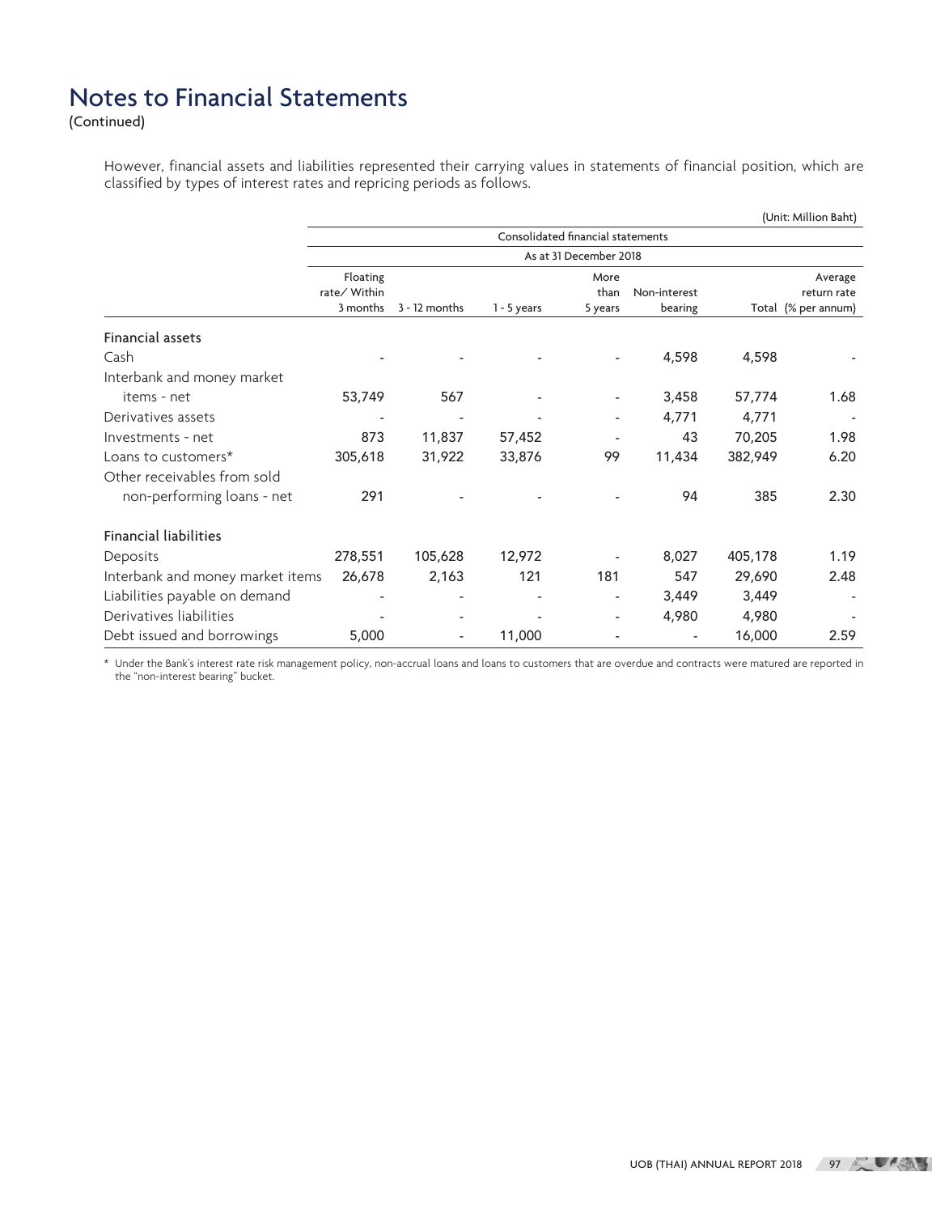# Notes to Financial Statements

(Continued)

However, financial assets and liabilities represented their carrying values in statements of financial position, which are classified by types of interest rates and repricing periods as follows.

(Unit: Million Baht)

| | Consolidated financial statements | | | | | | |
|---|---|---|---|---|---|---|---|
| | As at 31 December 2018 | | | | | | |
| | Floating rate/ Within 3 months | 3 - 12 months | 1 - 5 years | More than 5 years | Non-interest bearing | Total | Average return rate (% per annum) |
| **Financial assets** | | | | | | | |
| Cash | - | - | - | - | 4,598 | 4,598 | - |
| Interbank and money market items - net | 53,749 | 567 | - | - | 3,458 | 57,774 | 1.68 |
| Derivatives assets | - | - | - | - | 4,771 | 4,771 | - |
| Investments - net | 873 | 11,837 | 57,452 | - | 43 | 70,205 | 1.98 |
| Loans to customers* | 305,618 | 31,922 | 33,876 | 99 | 11,434 | 382,949 | 6.20 |
| Other receivables from sold non-performing loans - net | 291 | - | - | - | 94 | 385 | 2.30 |
| **Financial liabilities** | | | | | | | |
| Deposits | 278,551 | 105,628 | 12,972 | - | 8,027 | 405,178 | 1.19 |
| Interbank and money market items | 26,678 | 2,163 | 121 | 181 | 547 | 29,690 | 2.48 |
| Liabilities payable on demand | - | - | - | - | 3,449 | 3,449 | - |
| Derivatives liabilities | - | - | - | - | 4,980 | 4,980 | - |
| Debt issued and borrowings | 5,000 | - | 11,000 | - | - | 16,000 | 2.59 |

\* Under the Bank's interest rate risk management policy, non-accrual loans and loans to customers that are overdue and contracts were matured are reported in the "non-interest bearing" bucket.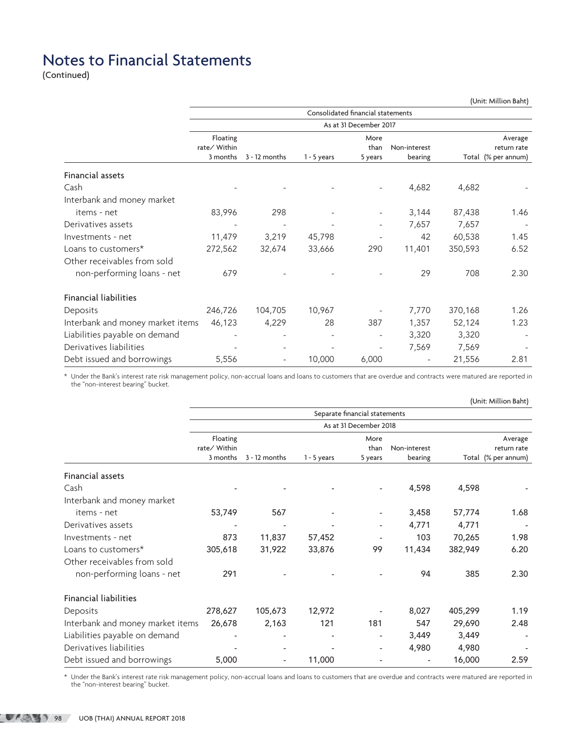# Notes to Financial Statements

(Continued)

(Unit: Million Baht)

| | Consolidated financial statements | | | | | | |
|---|---|---|---|---|---|---|---|
| | As at 31 December 2017 | | | | | | |
| | Floating rate/ Within 3 months | 3 - 12 months | 1 - 5 years | More than 5 years | Non-interest bearing | Total | Average return rate (% per annum) |
| **Financial assets** | | | | | | | |
| Cash | - | - | - | - | 4,682 | 4,682 | - |
| Interbank and money market items - net | 83,996 | 298 | - | - | 3,144 | 87,438 | 1.46 |
| Derivatives assets | - | - | - | - | 7,657 | 7,657 | - |
| Investments - net | 11,479 | 3,219 | 45,798 | - | 42 | 60,538 | 1.45 |
| Loans to customers* | 272,562 | 32,674 | 33,666 | 290 | 11,401 | 350,593 | 6.52 |
| Other receivables from sold non-performing loans - net | 679 | - | - | - | 29 | 708 | 2.30 |
| **Financial liabilities** | | | | | | | |
| Deposits | 246,726 | 104,705 | 10,967 | - | 7,770 | 370,168 | 1.26 |
| Interbank and money market items | 46,123 | 4,229 | 28 | 387 | 1,357 | 52,124 | 1.23 |
| Liabilities payable on demand | - | - | - | - | 3,320 | 3,320 | - |
| Derivatives liabilities | - | - | - | - | 7,569 | 7,569 | - |
| Debt issued and borrowings | 5,556 | - | 10,000 | 6,000 | - | 21,556 | 2.81 |

\* Under the Bank's interest rate risk management policy, non-accrual loans and loans to customers that are overdue and contracts were matured are reported in the "non-interest bearing" bucket.

(Unit: Million Baht)

| | Separate financial statements | | | | | | |
|---|---|---|---|---|---|---|---|
| | As at 31 December 2018 | | | | | | |
| | Floating rate/ Within 3 months | 3 - 12 months | 1 - 5 years | More than 5 years | Non-interest bearing | Total | Average return rate (% per annum) |
| **Financial assets** | | | | | | | |
| Cash | - | - | - | - | 4,598 | 4,598 | - |
| Interbank and money market items - net | 53,749 | 567 | - | - | 3,458 | 57,774 | 1.68 |
| Derivatives assets | - | - | - | - | 4,771 | 4,771 | - |
| Investments - net | 873 | 11,837 | 57,452 | - | 103 | 70,265 | 1.98 |
| Loans to customers* | 305,618 | 31,922 | 33,876 | 99 | 11,434 | 382,949 | 6.20 |
| Other receivables from sold non-performing loans - net | 291 | - | - | - | 94 | 385 | 2.30 |
| **Financial liabilities** | | | | | | | |
| Deposits | 278,627 | 105,673 | 12,972 | - | 8,027 | 405,299 | 1.19 |
| Interbank and money market items | 26,678 | 2,163 | 121 | 181 | 547 | 29,690 | 2.48 |
| Liabilities payable on demand | - | - | - | - | 3,449 | 3,449 | - |
| Derivatives liabilities | - | - | - | - | 4,980 | 4,980 | - |
| Debt issued and borrowings | 5,000 | - | 11,000 | - | - | 16,000 | 2.59 |

\* Under the Bank's interest rate risk management policy, non-accrual loans and loans to customers that are overdue and contracts were matured are reported in the "non-interest bearing" bucket.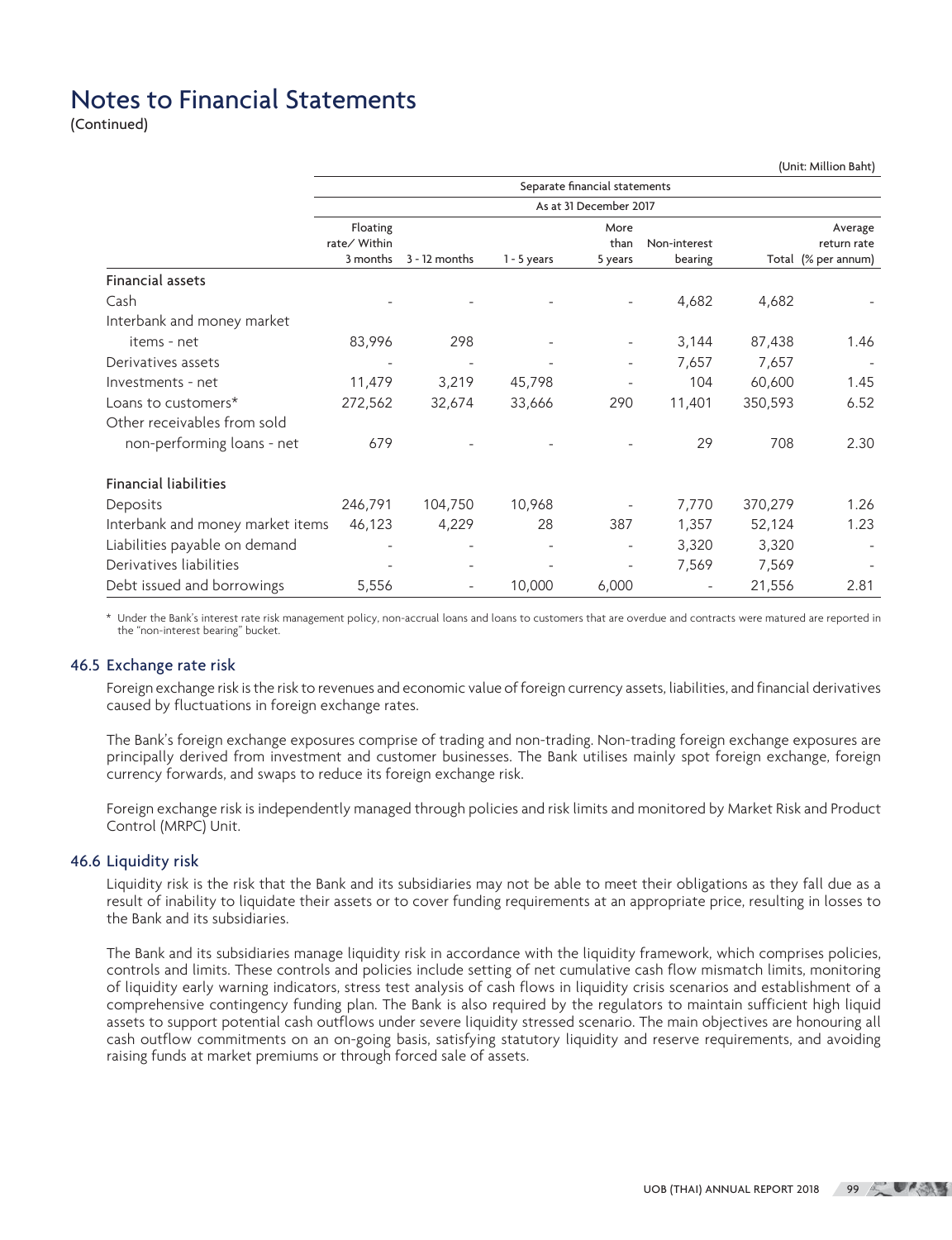# Notes to Financial Statements

(Continued)

(Unit: Million Baht)

| | Separate financial statements | | | | | | |
|---|---|---|---|---|---|---|---|
| | As at 31 December 2017 | | | | | | |
| | Floating rate/ Within 3 months | 3 - 12 months | 1 - 5 years | More than 5 years | Non-interest bearing | Total | Average return rate (% per annum) |
| **Financial assets** | | | | | | | |
| Cash | - | - | - | - | 4,682 | 4,682 | - |
| Interbank and money market items - net | 83,996 | 298 | - | - | 3,144 | 87,438 | 1.46 |
| Derivatives assets | - | - | - | - | 7,657 | 7,657 | - |
| Investments - net | 11,479 | 3,219 | 45,798 | - | 104 | 60,600 | 1.45 |
| Loans to customers* | 272,562 | 32,674 | 33,666 | 290 | 11,401 | 350,593 | 6.52 |
| Other receivables from sold non-performing loans - net | 679 | - | - | - | 29 | 708 | 2.30 |
| **Financial liabilities** | | | | | | | |
| Deposits | 246,791 | 104,750 | 10,968 | - | 7,770 | 370,279 | 1.26 |
| Interbank and money market items | 46,123 | 4,229 | 28 | 387 | 1,357 | 52,124 | 1.23 |
| Liabilities payable on demand | - | - | - | - | 3,320 | 3,320 | - |
| Derivatives liabilities | - | - | - | - | 7,569 | 7,569 | - |
| Debt issued and borrowings | 5,556 | - | 10,000 | 6,000 | - | 21,556 | 2.81 |

\* Under the Bank's interest rate risk management policy, non-accrual loans and loans to customers that are overdue and contracts were matured are reported in the "non-interest bearing" bucket.

## 46.5 Exchange rate risk

Foreign exchange risk is the risk to revenues and economic value of foreign currency assets, liabilities, and financial derivatives caused by fluctuations in foreign exchange rates.

The Bank's foreign exchange exposures comprise of trading and non-trading. Non-trading foreign exchange exposures are principally derived from investment and customer businesses. The Bank utilises mainly spot foreign exchange, foreign currency forwards, and swaps to reduce its foreign exchange risk.

Foreign exchange risk is independently managed through policies and risk limits and monitored by Market Risk and Product Control (MRPC) Unit.

## 46.6 Liquidity risk

Liquidity risk is the risk that the Bank and its subsidiaries may not be able to meet their obligations as they fall due as a result of inability to liquidate their assets or to cover funding requirements at an appropriate price, resulting in losses to the Bank and its subsidiaries.

The Bank and its subsidiaries manage liquidity risk in accordance with the liquidity framework, which comprises policies, controls and limits. These controls and policies include setting of net cumulative cash flow mismatch limits, monitoring of liquidity early warning indicators, stress test analysis of cash flows in liquidity crisis scenarios and establishment of a comprehensive contingency funding plan. The Bank is also required by the regulators to maintain sufficient high liquid assets to support potential cash outflows under severe liquidity stressed scenario. The main objectives are honouring all cash outflow commitments on an on-going basis, satisfying statutory liquidity and reserve requirements, and avoiding raising funds at market premiums or through forced sale of assets.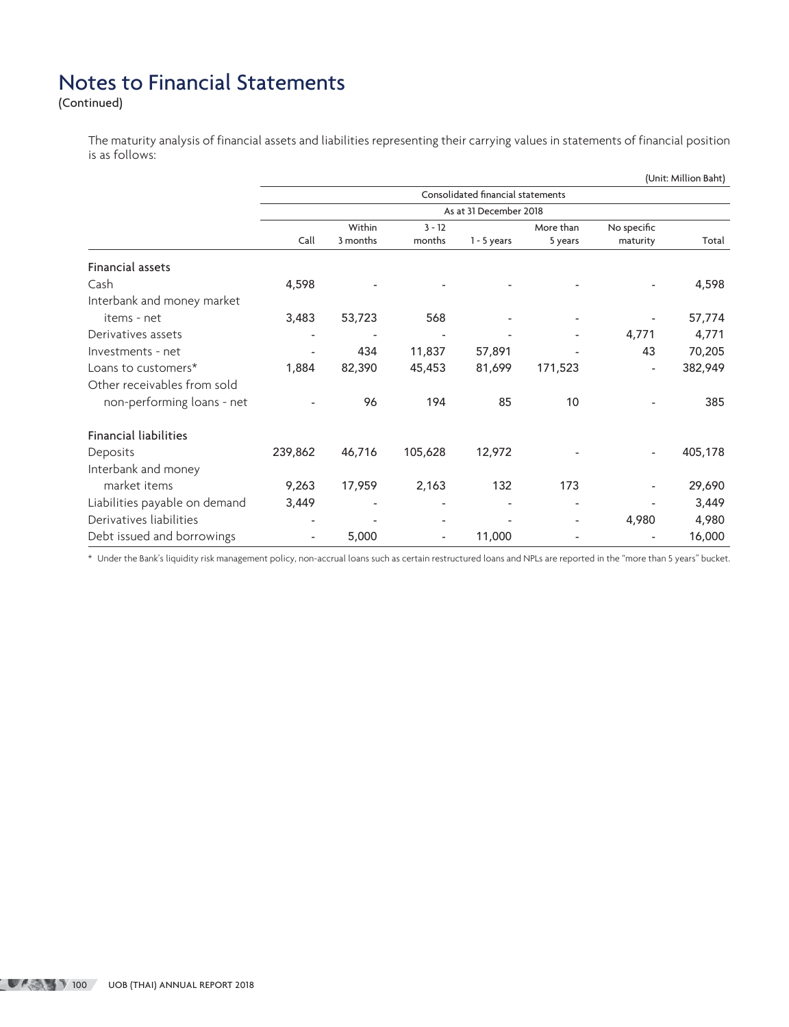# Notes to Financial Statements

(Continued)

The maturity analysis of financial assets and liabilities representing their carrying values in statements of financial position is as follows:

(Unit: Million Baht)

| | Consolidated financial statements | | | | | | |
|---|---|---|---|---|---|---|---|
| | As at 31 December 2018 | | | | | | |
| | Call | Within 3 months | 3 - 12 months | 1 - 5 years | More than 5 years | No specific maturity | Total |
| **Financial assets** | | | | | | | |
| Cash | 4,598 | - | - | - | - | - | 4,598 |
| Interbank and money market items - net | 3,483 | 53,723 | 568 | - | - | - | 57,774 |
| Derivatives assets | - | - | - | - | - | 4,771 | 4,771 |
| Investments - net | - | 434 | 11,837 | 57,891 | - | 43 | 70,205 |
| Loans to customers* | 1,884 | 82,390 | 45,453 | 81,699 | 171,523 | - | 382,949 |
| Other receivables from sold non-performing loans - net | - | 96 | 194 | 85 | 10 | - | 385 |
| **Financial liabilities** | | | | | | | |
| Deposits | 239,862 | 46,716 | 105,628 | 12,972 | - | - | 405,178 |
| Interbank and money market items | 9,263 | 17,959 | 2,163 | 132 | 173 | - | 29,690 |
| Liabilities payable on demand | 3,449 | - | - | - | - | - | 3,449 |
| Derivatives liabilities | - | - | - | - | - | 4,980 | 4,980 |
| Debt issued and borrowings | - | 5,000 | - | 11,000 | - | - | 16,000 |

* Under the Bank's liquidity risk management policy, non-accrual loans such as certain restructured loans and NPLs are reported in the "more than 5 years" bucket.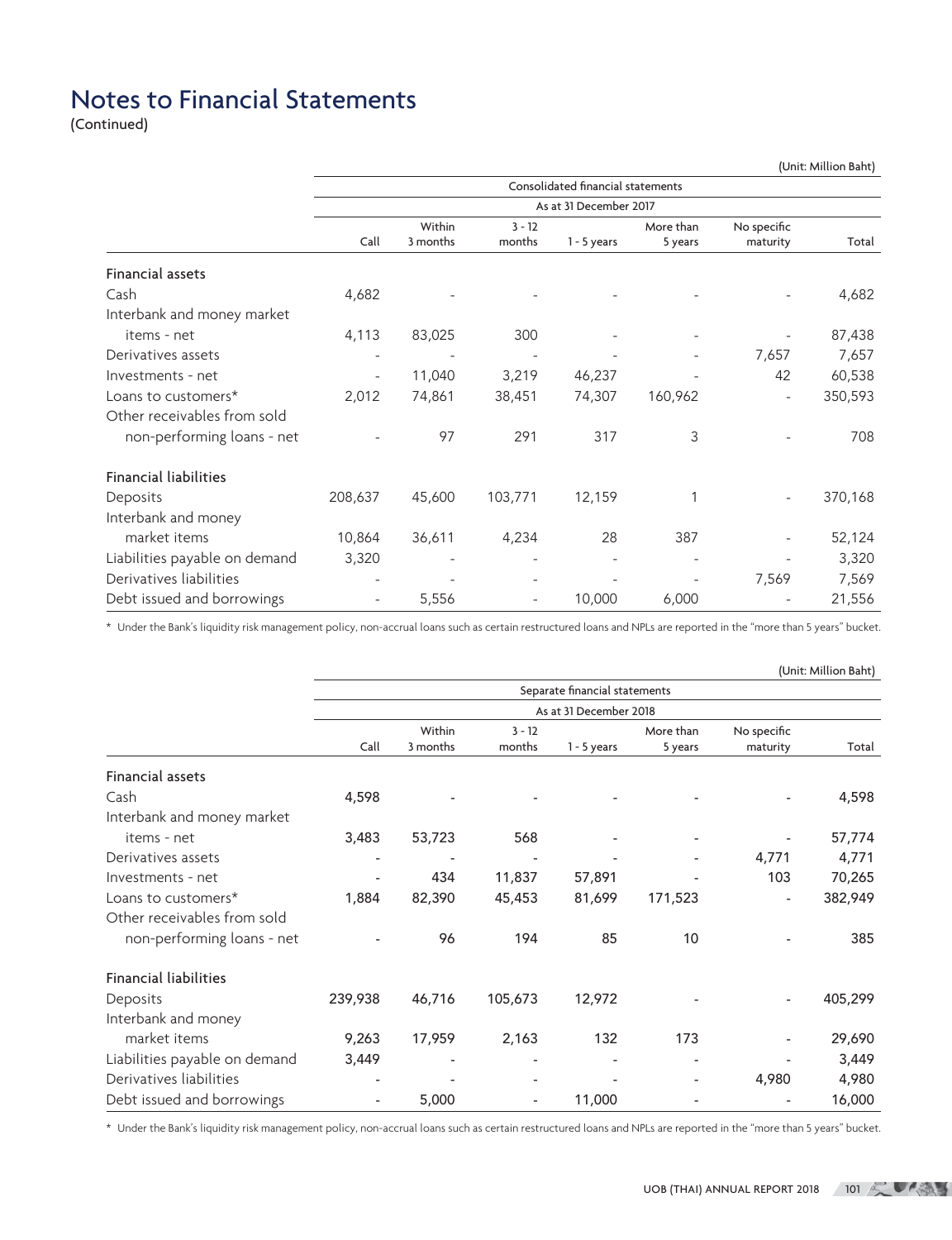# Notes to Financial Statements

(Continued)

(Unit: Million Baht)

| | Consolidated financial statements | | | | | | |
|---|---|---|---|---|---|---|---|
| | As at 31 December 2017 | | | | | | |
| | Call | Within 3 months | 3 - 12 months | 1 - 5 years | More than 5 years | No specific maturity | Total |
| **Financial assets** | | | | | | | |
| Cash | 4,682 | - | - | - | - | - | 4,682 |
| Interbank and money market items - net | 4,113 | 83,025 | 300 | - | - | - | 87,438 |
| Derivatives assets | - | - | - | - | - | 7,657 | 7,657 |
| Investments - net | - | 11,040 | 3,219 | 46,237 | - | 42 | 60,538 |
| Loans to customers* | 2,012 | 74,861 | 38,451 | 74,307 | 160,962 | - | 350,593 |
| Other receivables from sold non-performing loans - net | - | 97 | 291 | 317 | 3 | - | 708 |
| **Financial liabilities** | | | | | | | |
| Deposits | 208,637 | 45,600 | 103,771 | 12,159 | 1 | - | 370,168 |
| Interbank and money market items | 10,864 | 36,611 | 4,234 | 28 | 387 | - | 52,124 |
| Liabilities payable on demand | 3,320 | - | - | - | - | - | 3,320 |
| Derivatives liabilities | - | - | - | - | - | 7,569 | 7,569 |
| Debt issued and borrowings | - | 5,556 | - | 10,000 | 6,000 | - | 21,556 |

* Under the Bank's liquidity risk management policy, non-accrual loans such as certain restructured loans and NPLs are reported in the "more than 5 years" bucket.

(Unit: Million Baht)

| | Separate financial statements | | | | | | |
|---|---|---|---|---|---|---|---|
| | As at 31 December 2018 | | | | | | |
| | Call | Within 3 months | 3 - 12 months | 1 - 5 years | More than 5 years | No specific maturity | Total |
| **Financial assets** | | | | | | | |
| Cash | 4,598 | - | - | - | - | - | 4,598 |
| Interbank and money market items - net | 3,483 | 53,723 | 568 | - | - | - | 57,774 |
| Derivatives assets | - | - | - | - | - | 4,771 | 4,771 |
| Investments - net | - | 434 | 11,837 | 57,891 | - | 103 | 70,265 |
| Loans to customers* | 1,884 | 82,390 | 45,453 | 81,699 | 171,523 | - | 382,949 |
| Other receivables from sold non-performing loans - net | - | 96 | 194 | 85 | 10 | - | 385 |
| **Financial liabilities** | | | | | | | |
| Deposits | 239,938 | 46,716 | 105,673 | 12,972 | - | - | 405,299 |
| Interbank and money market items | 9,263 | 17,959 | 2,163 | 132 | 173 | - | 29,690 |
| Liabilities payable on demand | 3,449 | - | - | - | - | - | 3,449 |
| Derivatives liabilities | - | - | - | - | - | 4,980 | 4,980 |
| Debt issued and borrowings | - | 5,000 | - | 11,000 | - | - | 16,000 |

* Under the Bank's liquidity risk management policy, non-accrual loans such as certain restructured loans and NPLs are reported in the "more than 5 years" bucket.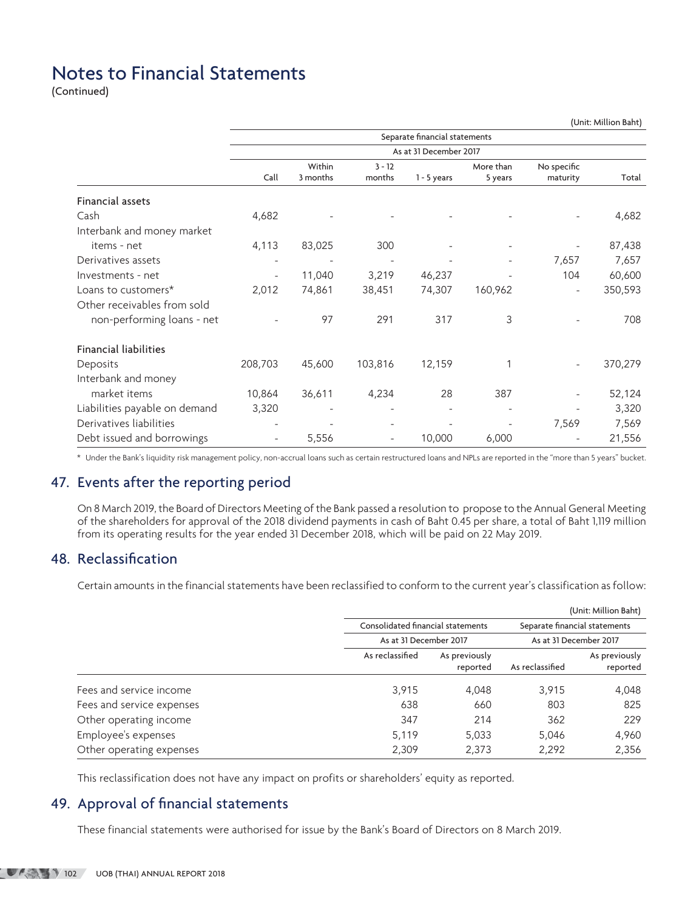# Notes to Financial Statements
(Continued)

(Unit: Million Baht)

| | Separate financial statements | | | | | | |
|---|---|---|---|---|---|---|---|
| | As at 31 December 2017 | | | | | | |
| | Call | Within 3 months | 3 - 12 months | 1 - 5 years | More than 5 years | No specific maturity | Total |
| **Financial assets** | | | | | | | |
| Cash | 4,682 | - | - | - | - | - | 4,682 |
| Interbank and money market items - net | 4,113 | 83,025 | 300 | - | - | - | 87,438 |
| Derivatives assets | - | - | - | - | - | 7,657 | 7,657 |
| Investments - net | - | 11,040 | 3,219 | 46,237 | - | 104 | 60,600 |
| Loans to customers* | 2,012 | 74,861 | 38,451 | 74,307 | 160,962 | - | 350,593 |
| Other receivables from sold non-performing loans - net | - | 97 | 291 | 317 | 3 | - | 708 |
| **Financial liabilities** | | | | | | | |
| Deposits | 208,703 | 45,600 | 103,816 | 12,159 | 1 | - | 370,279 |
| Interbank and money market items | 10,864 | 36,611 | 4,234 | 28 | 387 | - | 52,124 |
| Liabilities payable on demand | 3,320 | - | - | - | - | - | 3,320 |
| Derivatives liabilities | - | - | - | - | - | 7,569 | 7,569 |
| Debt issued and borrowings | - | 5,556 | - | 10,000 | 6,000 | - | 21,556 |

\* Under the Bank's liquidity risk management policy, non-accrual loans such as certain restructured loans and NPLs are reported in the "more than 5 years" bucket.

## 47. Events after the reporting period

On 8 March 2019, the Board of Directors Meeting of the Bank passed a resolution to propose to the Annual General Meeting of the shareholders for approval of the 2018 dividend payments in cash of Baht 0.45 per share, a total of Baht 1,119 million from its operating results for the year ended 31 December 2018, which will be paid on 22 May 2019.

## 48. Reclassification

Certain amounts in the financial statements have been reclassified to conform to the current year's classification as follow:

(Unit: Million Baht)

| | Consolidated financial statements | | Separate financial statements | |
|---|---|---|---|---|
| | As at 31 December 2017 | | As at 31 December 2017 | |
| | As reclassified | As previously reported | As reclassified | As previously reported |
| Fees and service income | 3,915 | 4,048 | 3,915 | 4,048 |
| Fees and service expenses | 638 | 660 | 803 | 825 |
| Other operating income | 347 | 214 | 362 | 229 |
| Employee's expenses | 5,119 | 5,033 | 5,046 | 4,960 |
| Other operating expenses | 2,309 | 2,373 | 2,292 | 2,356 |

This reclassification does not have any impact on profits or shareholders' equity as reported.

## 49. Approval of financial statements

These financial statements were authorised for issue by the Bank's Board of Directors on 8 March 2019.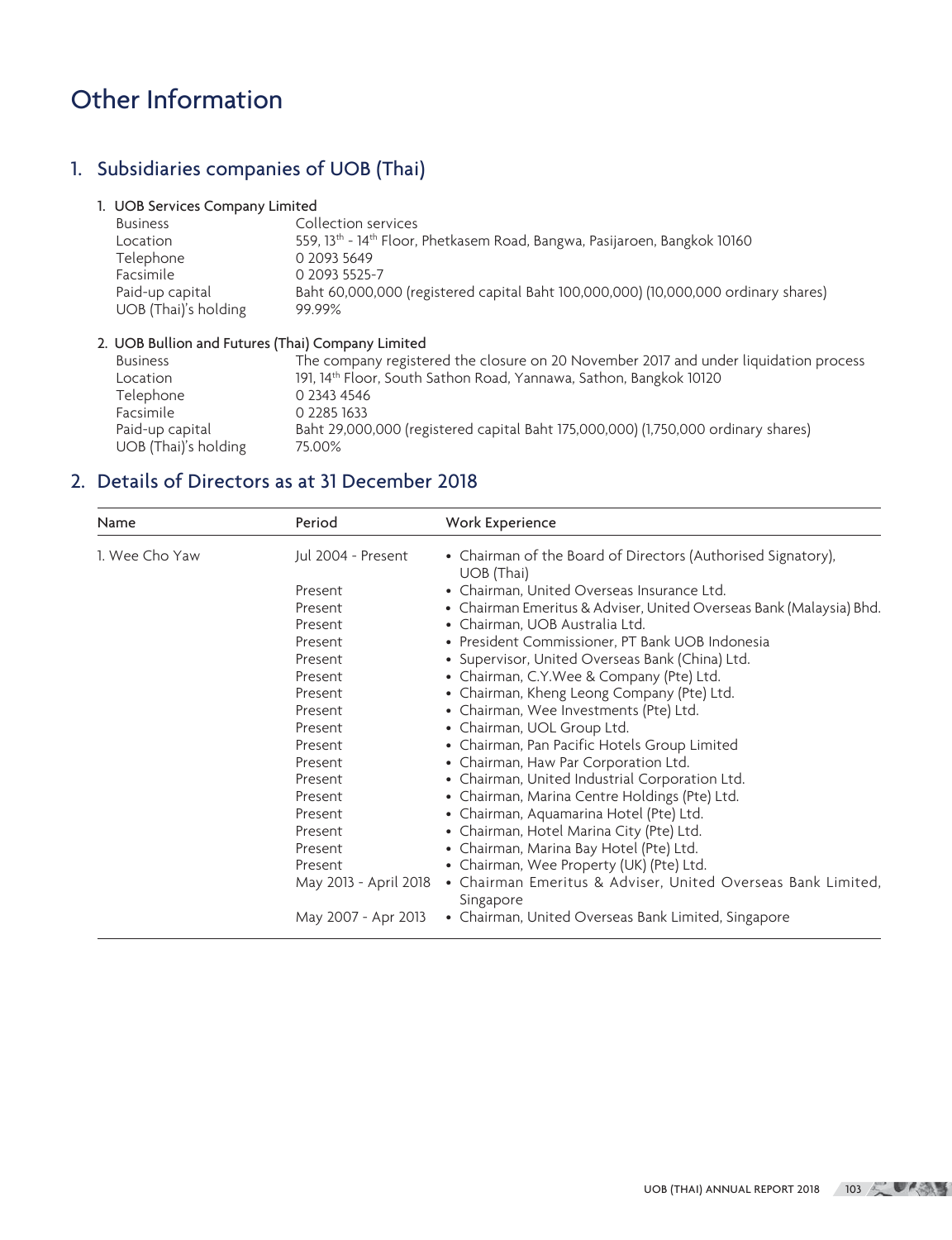# Other Information

## 1. Subsidiaries companies of UOB (Thai)

### 1. UOB Services Company Limited

| | |
|---|---|
| Business | Collection services |
| Location | 559, 13th - 14th Floor, Phetkasem Road, Bangwa, Pasijaroen, Bangkok 10160 |
| Telephone | 0 2093 5649 |
| Facsimile | 0 2093 5525-7 |
| Paid-up capital | Baht 60,000,000 (registered capital Baht 100,000,000) (10,000,000 ordinary shares) |
| UOB (Thai)'s holding | 99.99% |

### 2. UOB Bullion and Futures (Thai) Company Limited

| | |
|---|---|
| Business | The company registered the closure on 20 November 2017 and under liquidation process |
| Location | 191, 14th Floor, South Sathon Road, Yannawa, Sathon, Bangkok 10120 |
| Telephone | 0 2343 4546 |
| Facsimile | 0 2285 1633 |
| Paid-up capital | Baht 29,000,000 (registered capital Baht 175,000,000) (1,750,000 ordinary shares) |
| UOB (Thai)'s holding | 75.00% |

## 2. Details of Directors as at 31 December 2018

| Name | Period | Work Experience |
|---|---|---|
| 1. Wee Cho Yaw | Jul 2004 - Present | • Chairman of the Board of Directors (Authorised Signatory), UOB (Thai) |
| | Present | • Chairman, United Overseas Insurance Ltd. |
| | Present | • Chairman Emeritus & Adviser, United Overseas Bank (Malaysia) Bhd. |
| | Present | • Chairman, UOB Australia Ltd. |
| | Present | • President Commissioner, PT Bank UOB Indonesia |
| | Present | • Supervisor, United Overseas Bank (China) Ltd. |
| | Present | • Chairman, C.Y.Wee & Company (Pte) Ltd. |
| | Present | • Chairman, Kheng Leong Company (Pte) Ltd. |
| | Present | • Chairman, Wee Investments (Pte) Ltd. |
| | Present | • Chairman, UOL Group Ltd. |
| | Present | • Chairman, Pan Pacific Hotels Group Limited |
| | Present | • Chairman, Haw Par Corporation Ltd. |
| | Present | • Chairman, United Industrial Corporation Ltd. |
| | Present | • Chairman, Marina Centre Holdings (Pte) Ltd. |
| | Present | • Chairman, Aquamarina Hotel (Pte) Ltd. |
| | Present | • Chairman, Hotel Marina City (Pte) Ltd. |
| | Present | • Chairman, Marina Bay Hotel (Pte) Ltd. |
| | Present | • Chairman, Wee Property (UK) (Pte) Ltd. |
| | May 2013 - April 2018 | • Chairman Emeritus & Adviser, United Overseas Bank Limited, Singapore |
| | May 2007 - Apr 2013 | • Chairman, United Overseas Bank Limited, Singapore |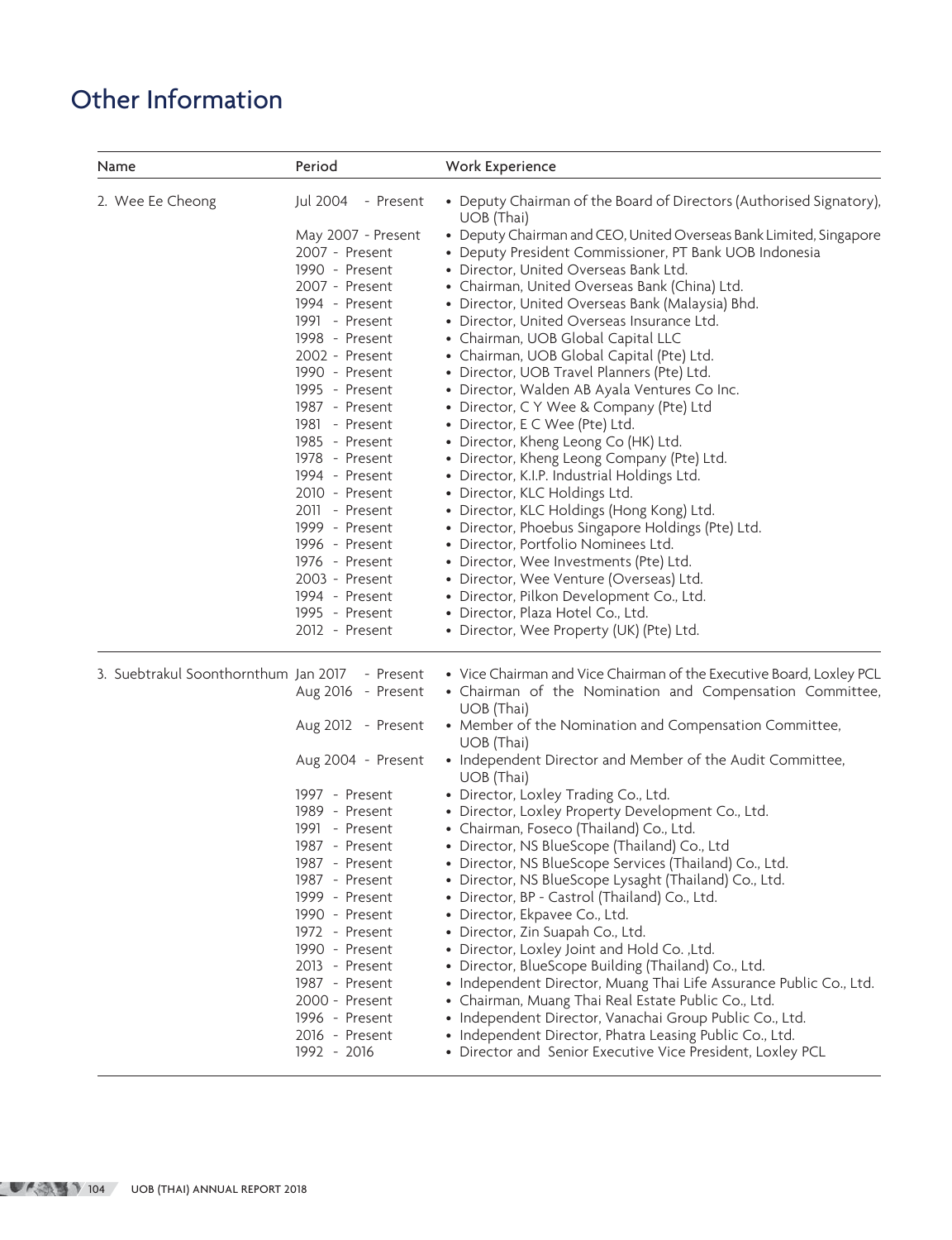# Other Information

| Name | Period | Work Experience |
|---|---|---|
| 2. Wee Ee Cheong | Jul 2004 - Present | • Deputy Chairman of the Board of Directors (Authorised Signatory), UOB (Thai) |
| | May 2007 - Present | • Deputy Chairman and CEO, United Overseas Bank Limited, Singapore |
| | 2007 - Present | • Deputy President Commissioner, PT Bank UOB Indonesia |
| | 1990 - Present | • Director, United Overseas Bank Ltd. |
| | 2007 - Present | • Chairman, United Overseas Bank (China) Ltd. |
| | 1994 - Present | • Director, United Overseas Bank (Malaysia) Bhd. |
| | 1991 - Present | • Director, United Overseas Insurance Ltd. |
| | 1998 - Present | • Chairman, UOB Global Capital LLC |
| | 2002 - Present | • Chairman, UOB Global Capital (Pte) Ltd. |
| | 1990 - Present | • Director, UOB Travel Planners (Pte) Ltd. |
| | 1995 - Present | • Director, Walden AB Ayala Ventures Co Inc. |
| | 1987 - Present | • Director, C Y Wee & Company (Pte) Ltd |
| | 1981 - Present | • Director, E C Wee (Pte) Ltd. |
| | 1985 - Present | • Director, Kheng Leong Co (HK) Ltd. |
| | 1978 - Present | • Director, Kheng Leong Company (Pte) Ltd. |
| | 1994 - Present | • Director, K.I.P. Industrial Holdings Ltd. |
| | 2010 - Present | • Director, KLC Holdings Ltd. |
| | 2011 - Present | • Director, KLC Holdings (Hong Kong) Ltd. |
| | 1999 - Present | • Director, Phoebus Singapore Holdings (Pte) Ltd. |
| | 1996 - Present | • Director, Portfolio Nominees Ltd. |
| | 1976 - Present | • Director, Wee Investments (Pte) Ltd. |
| | 2003 - Present | • Director, Wee Venture (Overseas) Ltd. |
| | 1994 - Present | • Director, Pilkon Development Co., Ltd. |
| | 1995 - Present | • Director, Plaza Hotel Co., Ltd. |
| | 2012 - Present | • Director, Wee Property (UK) (Pte) Ltd. |
| 3. Suebtrakul Soonthornthum | Jan 2017 - Present | • Vice Chairman and Vice Chairman of the Executive Board, Loxley PCL |
| | Aug 2016 - Present | • Chairman of the Nomination and Compensation Committee, UOB (Thai) |
| | Aug 2012 - Present | • Member of the Nomination and Compensation Committee, UOB (Thai) |
| | Aug 2004 - Present | • Independent Director and Member of the Audit Committee, UOB (Thai) |
| | 1997 - Present | • Director, Loxley Trading Co., Ltd. |
| | 1989 - Present | • Director, Loxley Property Development Co., Ltd. |
| | 1991 - Present | • Chairman, Foseco (Thailand) Co., Ltd. |
| | 1987 - Present | • Director, NS BlueScope (Thailand) Co., Ltd |
| | 1987 - Present | • Director, NS BlueScope Services (Thailand) Co., Ltd. |
| | 1987 - Present | • Director, NS BlueScope Lysaght (Thailand) Co., Ltd. |
| | 1999 - Present | • Director, BP - Castrol (Thailand) Co., Ltd. |
| | 1990 - Present | • Director, Ekpavee Co., Ltd. |
| | 1972 - Present | • Director, Zin Suapah Co., Ltd. |
| | 1990 - Present | • Director, Loxley Joint and Hold Co. ,Ltd. |
| | 2013 - Present | • Director, BlueScope Building (Thailand) Co., Ltd. |
| | 1987 - Present | • Independent Director, Muang Thai Life Assurance Public Co., Ltd. |
| | 2000 - Present | • Chairman, Muang Thai Real Estate Public Co., Ltd. |
| | 1996 - Present | • Independent Director, Vanachai Group Public Co., Ltd. |
| | 2016 - Present | • Independent Director, Phatra Leasing Public Co., Ltd. |
| | 1992 - 2016 | • Director and Senior Executive Vice President, Loxley PCL |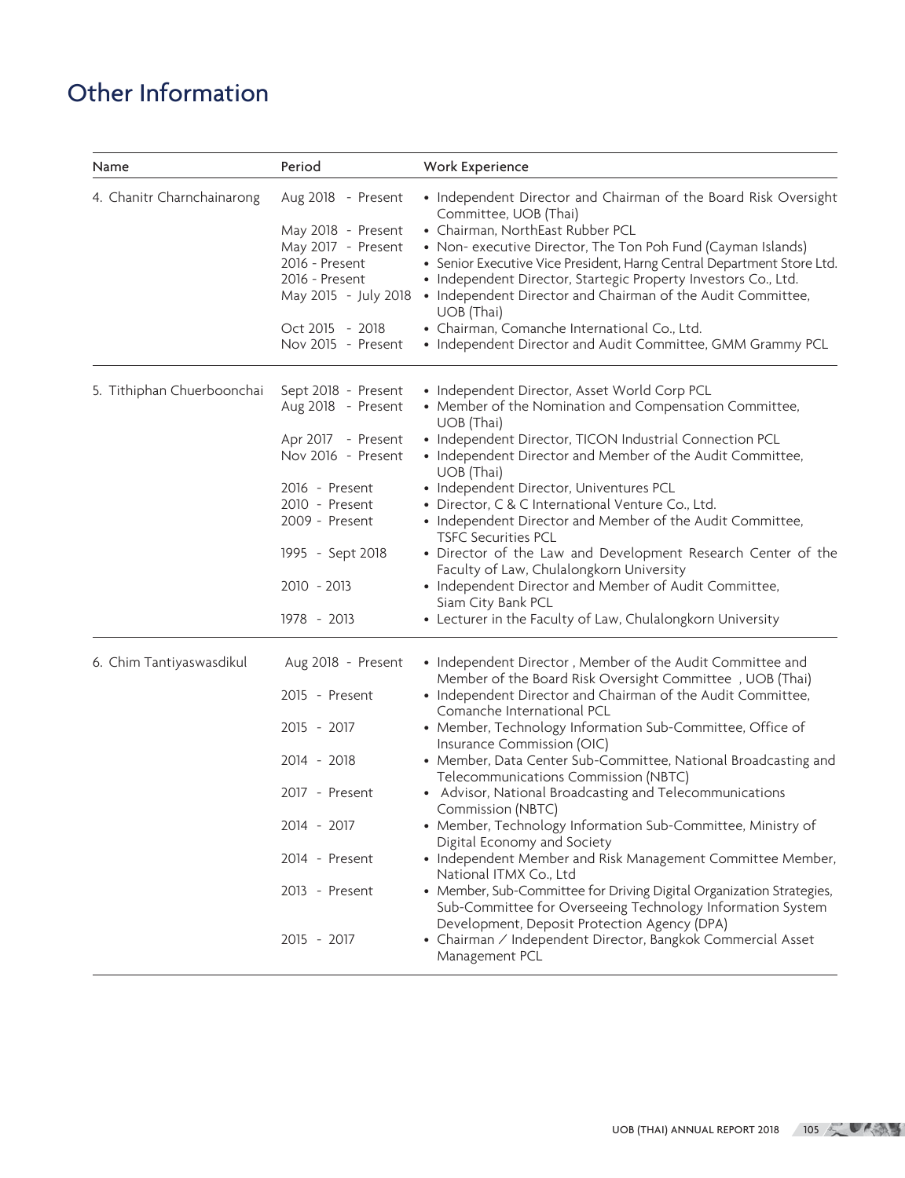# Other Information

| Name | Period | Work Experience |
|---|---|---|
| 4. Chanitr Charnchainarong | Aug 2018 - Present | • Independent Director and Chairman of the Board Risk Oversight Committee, UOB (Thai) |
| | May 2018 - Present | • Chairman, NorthEast Rubber PCL |
| | May 2017 - Present | • Non- executive Director, The Ton Poh Fund (Cayman Islands) |
| | 2016 - Present | • Senior Executive Vice President, Harng Central Department Store Ltd. |
| | 2016 - Present | • Independent Director, Startegic Property Investors Co., Ltd. |
| | May 2015 - July 2018 | • Independent Director and Chairman of the Audit Committee, UOB (Thai) |
| | Oct 2015 - 2018 | • Chairman, Comanche International Co., Ltd. |
| | Nov 2015 - Present | • Independent Director and Audit Committee, GMM Grammy PCL |
| 5. Tithiphan Chuerboonchai | Sept 2018 - Present | • Independent Director, Asset World Corp PCL |
| | Aug 2018 - Present | • Member of the Nomination and Compensation Committee, UOB (Thai) |
| | Apr 2017 - Present | • Independent Director, TICON Industrial Connection PCL |
| | Nov 2016 - Present | • Independent Director and Member of the Audit Committee, UOB (Thai) |
| | 2016 - Present | • Independent Director, Univentures PCL |
| | 2010 - Present | • Director, C & C International Venture Co., Ltd. |
| | 2009 - Present | • Independent Director and Member of the Audit Committee, TSFC Securities PCL |
| | 1995 - Sept 2018 | • Director of the Law and Development Research Center of the Faculty of Law, Chulalongkorn University |
| | 2010 - 2013 | • Independent Director and Member of Audit Committee, Siam City Bank PCL |
| | 1978 - 2013 | • Lecturer in the Faculty of Law, Chulalongkorn University |
| 6. Chim Tantiyaswasdikul | Aug 2018 - Present | • Independent Director , Member of the Audit Committee and Member of the Board Risk Oversight Committee , UOB (Thai) |
| | 2015 - Present | • Independent Director and Chairman of the Audit Committee, Comanche International PCL |
| | 2015 - 2017 | • Member, Technology Information Sub-Committee, Office of Insurance Commission (OIC) |
| | 2014 - 2018 | • Member, Data Center Sub-Committee, National Broadcasting and Telecommunications Commission (NBTC) |
| | 2017 - Present | • Advisor, National Broadcasting and Telecommunications Commission (NBTC) |
| | 2014 - 2017 | • Member, Technology Information Sub-Committee, Ministry of Digital Economy and Society |
| | 2014 - Present | • Independent Member and Risk Management Committee Member, National ITMX Co., Ltd |
| | 2013 - Present | • Member, Sub-Committee for Driving Digital Organization Strategies, Sub-Committee for Overseeing Technology Information System Development, Deposit Protection Agency (DPA) |
| | 2015 - 2017 | • Chairman / Independent Director, Bangkok Commercial Asset Management PCL |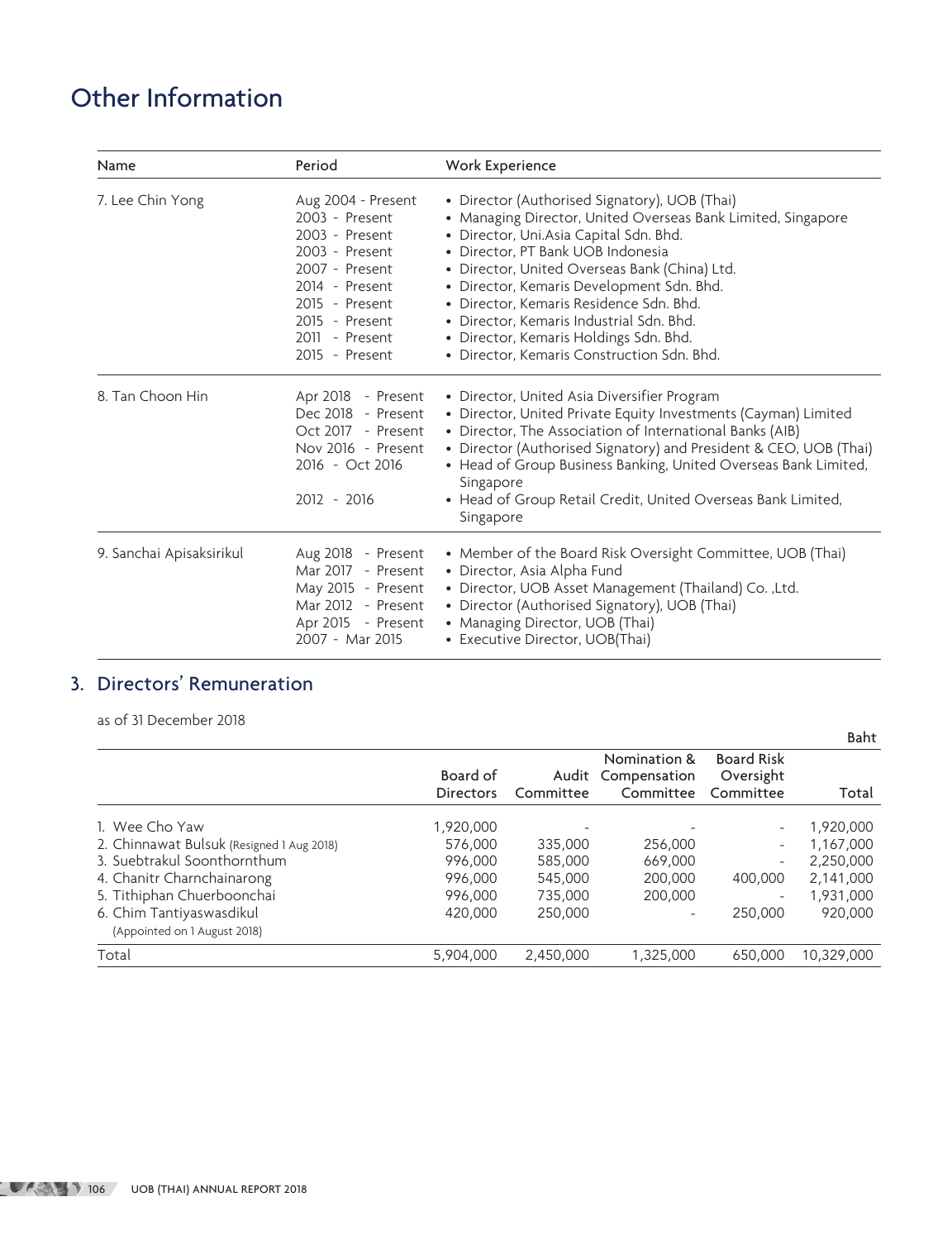# Other Information

| Name | Period | Work Experience |
|---|---|---|
| 7. Lee Chin Yong | Aug 2004 - Present<br>2003 - Present<br>2003 - Present<br>2003 - Present<br>2007 - Present<br>2014 - Present<br>2015 - Present<br>2015 - Present<br>2011 - Present<br>2015 - Present | • Director (Authorised Signatory), UOB (Thai)<br>• Managing Director, United Overseas Bank Limited, Singapore<br>• Director, Uni.Asia Capital Sdn. Bhd.<br>• Director, PT Bank UOB Indonesia<br>• Director, United Overseas Bank (China) Ltd.<br>• Director, Kemaris Development Sdn. Bhd.<br>• Director, Kemaris Residence Sdn. Bhd.<br>• Director, Kemaris Industrial Sdn. Bhd.<br>• Director, Kemaris Holdings Sdn. Bhd.<br>• Director, Kemaris Construction Sdn. Bhd. |
| 8. Tan Choon Hin | Apr 2018 - Present<br>Dec 2018 - Present<br>Oct 2017 - Present<br>Nov 2016 - Present<br>2016 - Oct 2016<br>2012 - 2016 | • Director, United Asia Diversifier Program<br>• Director, United Private Equity Investments (Cayman) Limited<br>• Director, The Association of International Banks (AIB)<br>• Director (Authorised Signatory) and President & CEO, UOB (Thai)<br>• Head of Group Business Banking, United Overseas Bank Limited, Singapore<br>• Head of Group Retail Credit, United Overseas Bank Limited, Singapore |
| 9. Sanchai Apisaksirikul | Aug 2018 - Present<br>Mar 2017 - Present<br>May 2015 - Present<br>Mar 2012 - Present<br>Apr 2015 - Present<br>2007 - Mar 2015 | • Member of the Board Risk Oversight Committee, UOB (Thai)<br>• Director, Asia Alpha Fund<br>• Director, UOB Asset Management (Thailand) Co. ,Ltd.<br>• Director (Authorised Signatory), UOB (Thai)<br>• Managing Director, UOB (Thai)<br>• Executive Director, UOB(Thai) |

## 3. Directors' Remuneration

as of 31 December 2018

Baht

| | Board of Directors | Audit Committee | Nomination & Compensation Committee | Board Risk Oversight Committee | Total |
|---|---|---|---|---|---|
| 1. Wee Cho Yaw | 1,920,000 | - | - | - | 1,920,000 |
| 2. Chinnawat Bulsuk (Resigned 1 Aug 2018) | 576,000 | 335,000 | 256,000 | - | 1,167,000 |
| 3. Suebtrakul Soonthornthum | 996,000 | 585,000 | 669,000 | - | 2,250,000 |
| 4. Chanitr Charnchainarong | 996,000 | 545,000 | 200,000 | 400,000 | 2,141,000 |
| 5. Tithiphan Chuerboonchai | 996,000 | 735,000 | 200,000 | - | 1,931,000 |
| 6. Chim Tantiyaswasdikul (Appointed on 1 August 2018) | 420,000 | 250,000 | - | 250,000 | 920,000 |
| Total | 5,904,000 | 2,450,000 | 1,325,000 | 650,000 | 10,329,000 |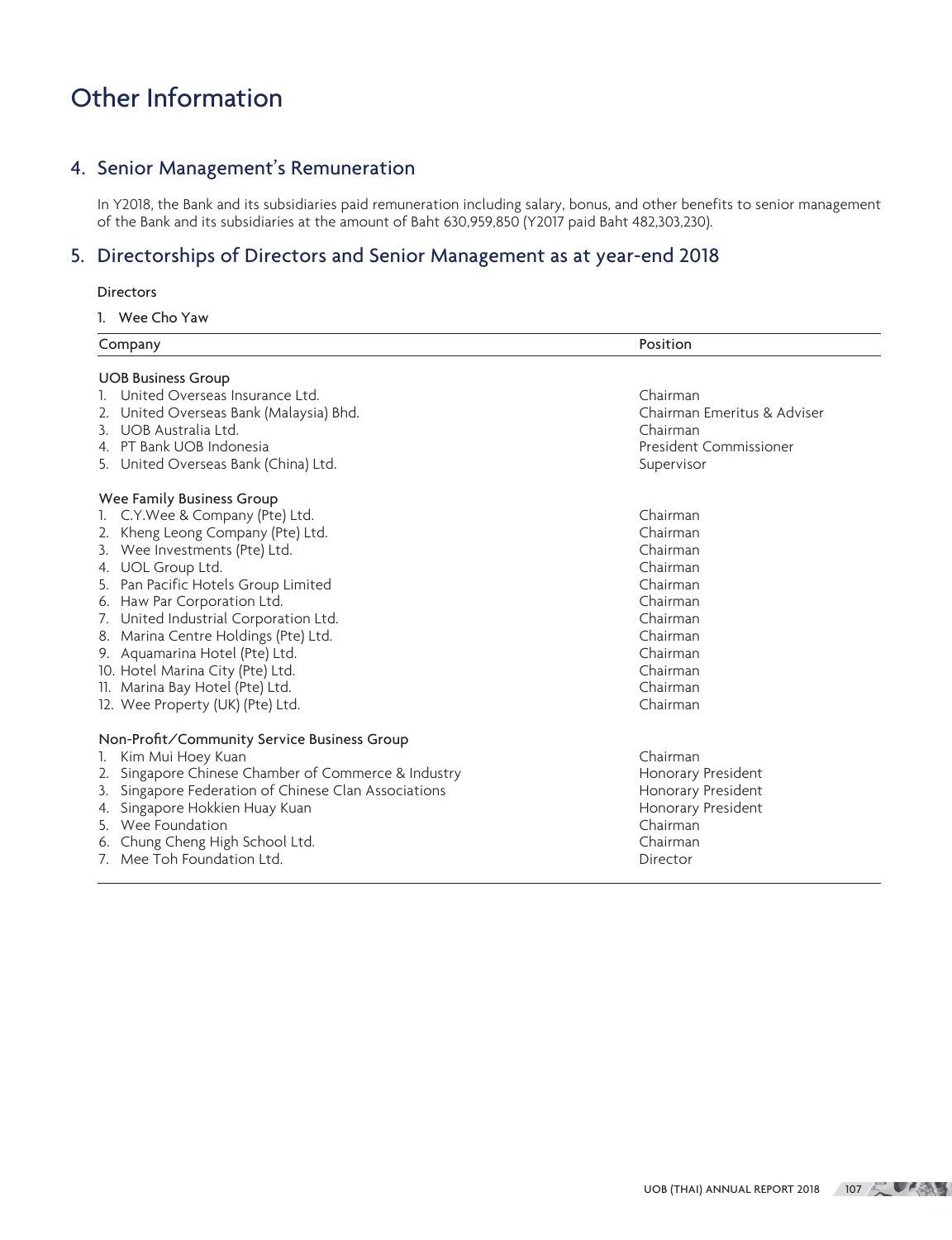# Other Information

## 4. Senior Management's Remuneration

In Y2018, the Bank and its subsidiaries paid remuneration including salary, bonus, and other benefits to senior management of the Bank and its subsidiaries at the amount of Baht 630,959,850 (Y2017 paid Baht 482,303,230).

## 5. Directorships of Directors and Senior Management as at year-end 2018

### Directors

1. Wee Cho Yaw

| Company | Position |
|---|---|
| **UOB Business Group** | |
| 1. United Overseas Insurance Ltd. | Chairman |
| 2. United Overseas Bank (Malaysia) Bhd. | Chairman Emeritus & Adviser |
| 3. UOB Australia Ltd. | Chairman |
| 4. PT Bank UOB Indonesia | President Commissioner |
| 5. United Overseas Bank (China) Ltd. | Supervisor |
| **Wee Family Business Group** | |
| 1. C.Y.Wee & Company (Pte) Ltd. | Chairman |
| 2. Kheng Leong Company (Pte) Ltd. | Chairman |
| 3. Wee Investments (Pte) Ltd. | Chairman |
| 4. UOL Group Ltd. | Chairman |
| 5. Pan Pacific Hotels Group Limited | Chairman |
| 6. Haw Par Corporation Ltd. | Chairman |
| 7. United Industrial Corporation Ltd. | Chairman |
| 8. Marina Centre Holdings (Pte) Ltd. | Chairman |
| 9. Aquamarina Hotel (Pte) Ltd. | Chairman |
| 10. Hotel Marina City (Pte) Ltd. | Chairman |
| 11. Marina Bay Hotel (Pte) Ltd. | Chairman |
| 12. Wee Property (UK) (Pte) Ltd. | Chairman |
| **Non-Profit/Community Service Business Group** | |
| 1. Kim Mui Hoey Kuan | Chairman |
| 2. Singapore Chinese Chamber of Commerce & Industry | Honorary President |
| 3. Singapore Federation of Chinese Clan Associations | Honorary President |
| 4. Singapore Hokkien Huay Kuan | Honorary President |
| 5. Wee Foundation | Chairman |
| 6. Chung Cheng High School Ltd. | Chairman |
| 7. Mee Toh Foundation Ltd. | Director |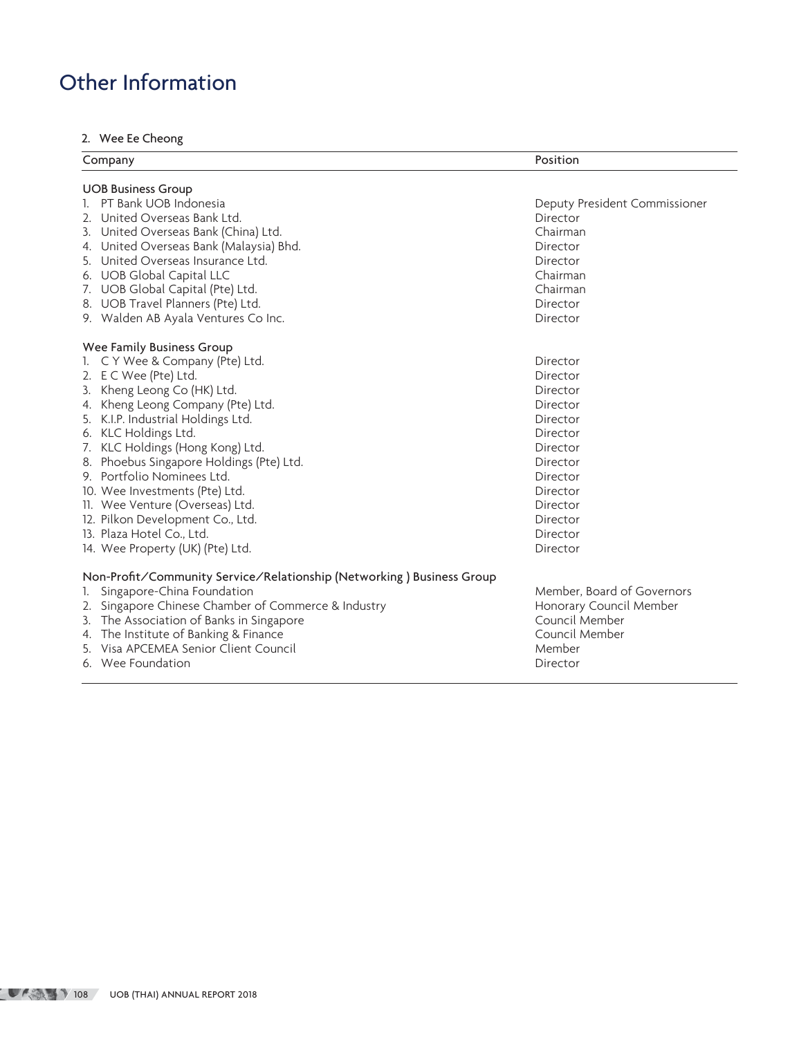# Other Information

2. Wee Ee Cheong

| Company | Position |
|---|---|
| **UOB Business Group** | |
| 1. PT Bank UOB Indonesia | Deputy President Commissioner |
| 2. United Overseas Bank Ltd. | Director |
| 3. United Overseas Bank (China) Ltd. | Chairman |
| 4. United Overseas Bank (Malaysia) Bhd. | Director |
| 5. United Overseas Insurance Ltd. | Director |
| 6. UOB Global Capital LLC | Chairman |
| 7. UOB Global Capital (Pte) Ltd. | Chairman |
| 8. UOB Travel Planners (Pte) Ltd. | Director |
| 9. Walden AB Ayala Ventures Co Inc. | Director |
| **Wee Family Business Group** | |
| 1. C Y Wee & Company (Pte) Ltd. | Director |
| 2. E C Wee (Pte) Ltd. | Director |
| 3. Kheng Leong Co (HK) Ltd. | Director |
| 4. Kheng Leong Company (Pte) Ltd. | Director |
| 5. K.I.P. Industrial Holdings Ltd. | Director |
| 6. KLC Holdings Ltd. | Director |
| 7. KLC Holdings (Hong Kong) Ltd. | Director |
| 8. Phoebus Singapore Holdings (Pte) Ltd. | Director |
| 9. Portfolio Nominees Ltd. | Director |
| 10. Wee Investments (Pte) Ltd. | Director |
| 11. Wee Venture (Overseas) Ltd. | Director |
| 12. Pilkon Development Co., Ltd. | Director |
| 13. Plaza Hotel Co., Ltd. | Director |
| 14. Wee Property (UK) (Pte) Ltd. | Director |
| **Non-Profit/Community Service/Relationship (Networking ) Business Group** | |
| 1. Singapore-China Foundation | Member, Board of Governors |
| 2. Singapore Chinese Chamber of Commerce & Industry | Honorary Council Member |
| 3. The Association of Banks in Singapore | Council Member |
| 4. The Institute of Banking & Finance | Council Member |
| 5. Visa APCEMEA Senior Client Council | Member |
| 6. Wee Foundation | Director |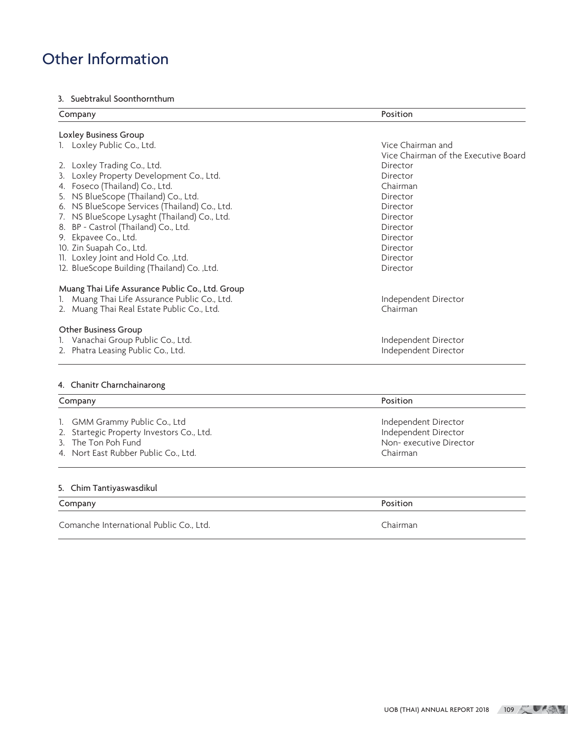# Other Information

### 3. Suebtrakul Soonthornthum

| Company | Position |
|---|---|
| **Loxley Business Group** | |
| 1. Loxley Public Co., Ltd. | Vice Chairman and Vice Chairman of the Executive Board |
| 2. Loxley Trading Co., Ltd. | Director |
| 3. Loxley Property Development Co., Ltd. | Director |
| 4. Foseco (Thailand) Co., Ltd. | Chairman |
| 5. NS BlueScope (Thailand) Co., Ltd. | Director |
| 6. NS BlueScope Services (Thailand) Co., Ltd. | Director |
| 7. NS BlueScope Lysaght (Thailand) Co., Ltd. | Director |
| 8. BP - Castrol (Thailand) Co., Ltd. | Director |
| 9. Ekpavee Co., Ltd. | Director |
| 10. Zin Suapah Co., Ltd. | Director |
| 11. Loxley Joint and Hold Co. ,Ltd. | Director |
| 12. BlueScope Building (Thailand) Co. ,Ltd. | Director |
| **Muang Thai Life Assurance Public Co., Ltd. Group** | |
| 1. Muang Thai Life Assurance Public Co., Ltd. | Independent Director |
| 2. Muang Thai Real Estate Public Co., Ltd. | Chairman |
| **Other Business Group** | |
| 1. Vanachai Group Public Co., Ltd. | Independent Director |
| 2. Phatra Leasing Public Co., Ltd. | Independent Director |

### 4. Chanitr Charnchainarong

| Company | Position |
|---|---|
| 1. GMM Grammy Public Co., Ltd | Independent Director |
| 2. Startegic Property Investors Co., Ltd. | Independent Director |
| 3. The Ton Poh Fund | Non- executive Director |
| 4. Nort East Rubber Public Co., Ltd. | Chairman |

### 5. Chim Tantiyaswasdikul

| Company | Position |
|---|---|
| Comanche International Public Co., Ltd. | Chairman |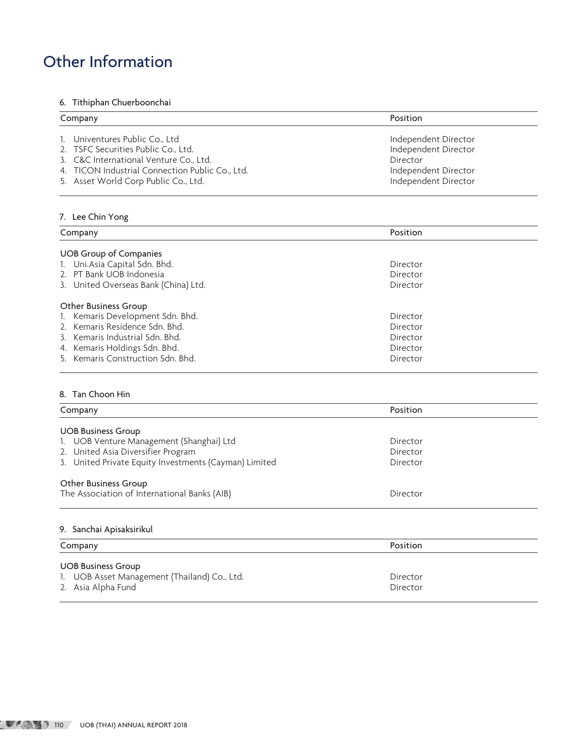# Other Information

### 6. Tithiphan Chuerboonchai

| Company | Position |
|---|---|
| 1. Univentures Public Co., Ltd | Independent Director |
| 2. TSFC Securities Public Co., Ltd. | Independent Director |
| 3. C&C International Venture Co., Ltd. | Director |
| 4. TICON Industrial Connection Public Co., Ltd. | Independent Director |
| 5. Asset World Corp Public Co., Ltd. | Independent Director |

### 7. Lee Chin Yong

| Company | Position |
|---|---|
| **UOB Group of Companies** | |
| 1. Uni.Asia Capital Sdn. Bhd. | Director |
| 2. PT Bank UOB Indonesia | Director |
| 3. United Overseas Bank (China) Ltd. | Director |
| **Other Business Group** | |
| 1. Kemaris Development Sdn. Bhd. | Director |
| 2. Kemaris Residence Sdn. Bhd. | Director |
| 3. Kemaris Industrial Sdn. Bhd. | Director |
| 4. Kemaris Holdings Sdn. Bhd. | Director |
| 5. Kemaris Construction Sdn. Bhd. | Director |

### 8. Tan Choon Hin

| Company | Position |
|---|---|
| **UOB Business Group** | |
| 1. UOB Venture Management (Shanghai) Ltd | Director |
| 2. United Asia Diversifier Program | Director |
| 3. United Private Equity Investments (Cayman) Limited | Director |
| **Other Business Group** | |
| The Association of International Banks (AIB) | Director |

### 9. Sanchai Apisaksirikul

| Company | Position |
|---|---|
| **UOB Business Group** | |
| 1. UOB Asset Management (Thailand) Co., Ltd. | Director |
| 2. Asia Alpha Fund | Director |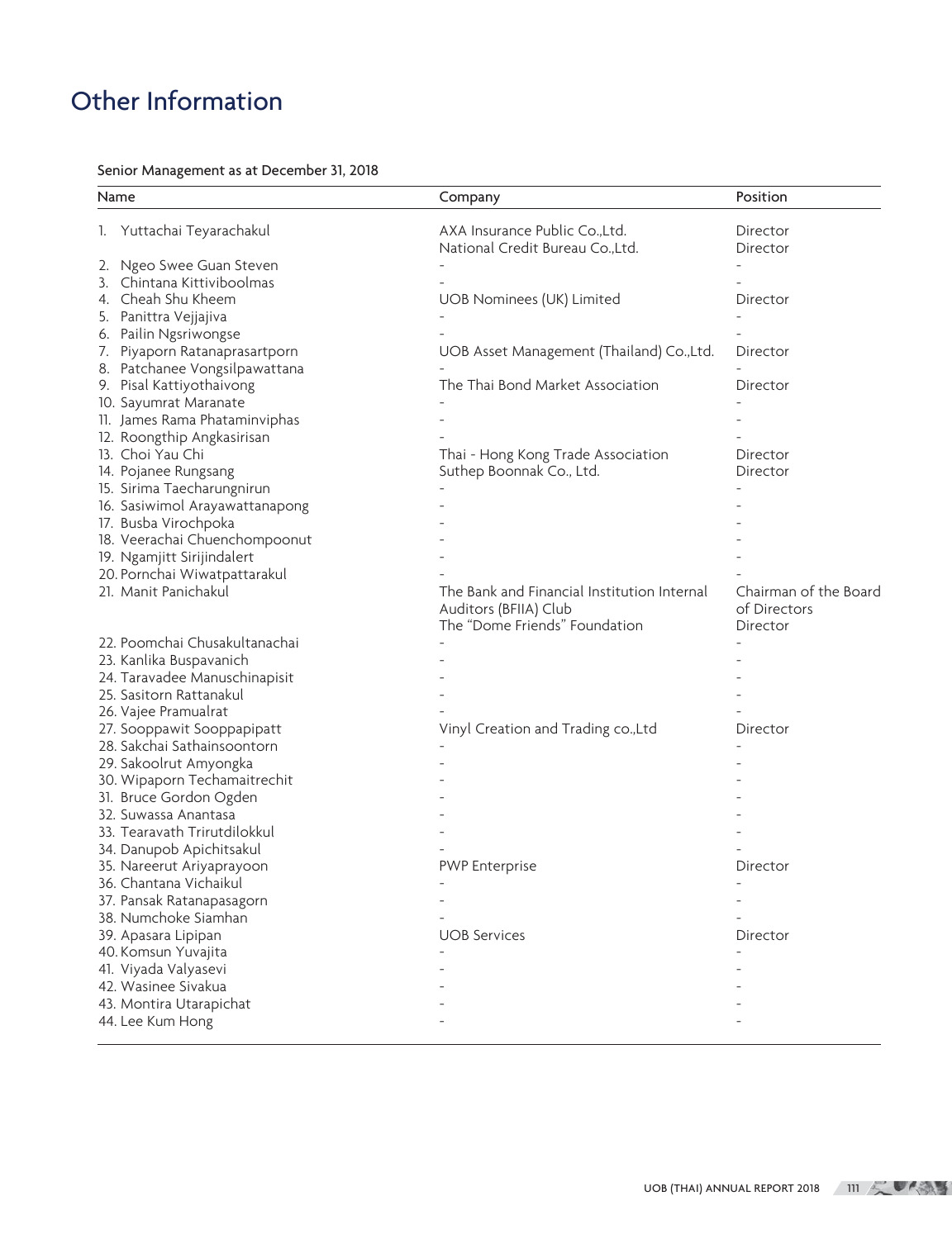# Other Information

Senior Management as at December 31, 2018

| Name | Company | Position |
|---|---|---|
| 1. Yuttachai Teyarachakul | AXA Insurance Public Co.,Ltd.<br>National Credit Bureau Co.,Ltd. | Director<br>Director |
| 2. Ngeo Swee Guan Steven | - | - |
| 3. Chintana Kittiviboolmas | - | - |
| 4. Cheah Shu Kheem | UOB Nominees (UK) Limited | Director |
| 5. Panittra Vejjajiva | - | - |
| 6. Pailin Ngsriwongse | - | - |
| 7. Piyaporn Ratanaprasartporn | UOB Asset Management (Thailand) Co.,Ltd. | Director |
| 8. Patchanee Vongsilpawattana | - | - |
| 9. Pisal Kattiyothaivong | The Thai Bond Market Association | Director |
| 10. Sayumrat Maranate | - | - |
| 11. James Rama Phataminviphas | - | - |
| 12. Roongthip Angkasirisan | - | - |
| 13. Choi Yau Chi | Thai - Hong Kong Trade Association | Director |
| 14. Pojanee Rungsang | Suthep Boonnak Co., Ltd. | Director |
| 15. Sirima Taecharungnirun | - | - |
| 16. Sasiwimol Arayawattanapong | - | - |
| 17. Busba Virochpoka | - | - |
| 18. Veerachai Chuenchompoonut | - | - |
| 19. Ngamjitt Sirijindalert | - | - |
| 20. Pornchai Wiwatpattarakul | - | - |
| 21. Manit Panichakul | The Bank and Financial Institution Internal Auditors (BFIIA) Club<br>The "Dome Friends" Foundation | Chairman of the Board of Directors<br>Director |
| 22. Poomchai Chusakultanachai | - | - |
| 23. Kanlika Buspavanich | - | - |
| 24. Taravadee Manuschinapisit | - | - |
| 25. Sasitorn Rattanakul | - | - |
| 26. Vajee Pramualrat | - | - |
| 27. Sooppawit Sooppapipatt | Vinyl Creation and Trading co.,Ltd | Director |
| 28. Sakchai Sathainsoontorn | - | - |
| 29. Sakoolrut Amyongka | - | - |
| 30. Wipaporn Techamaitrechit | - | - |
| 31. Bruce Gordon Ogden | - | - |
| 32. Suwassa Anantasa | - | - |
| 33. Tearavath Trirutdilokkul | - | - |
| 34. Danupob Apichitsakul | - | - |
| 35. Nareerut Ariyaprayoon | PWP Enterprise | Director |
| 36. Chantana Vichaikul | - | - |
| 37. Pansak Ratanapasagorn | - | - |
| 38. Numchoke Siamhan | - | - |
| 39. Apasara Lipipan | UOB Services | Director |
| 40. Komsun Yuvajita | - | - |
| 41. Viyada Valyasevi | - | - |
| 42. Wasinee Sivakua | - | - |
| 43. Montira Utarapichat | - | - |
| 44. Lee Kum Hong | - | - |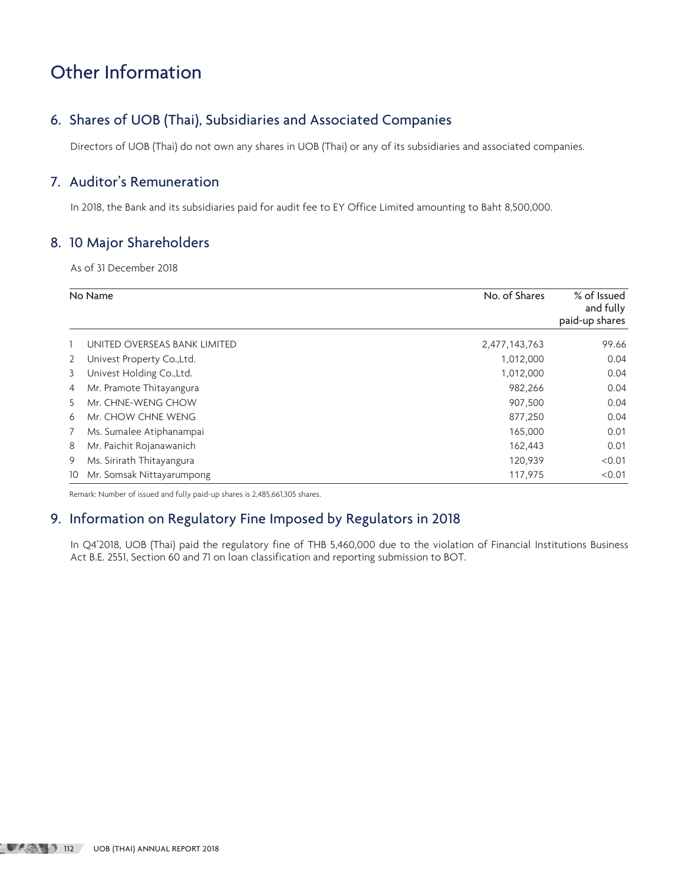# Other Information

## 6. Shares of UOB (Thai), Subsidiaries and Associated Companies

Directors of UOB (Thai) do not own any shares in UOB (Thai) or any of its subsidiaries and associated companies.

## 7. Auditor's Remuneration

In 2018, the Bank and its subsidiaries paid for audit fee to EY Office Limited amounting to Baht 8,500,000.

## 8. 10 Major Shareholders

As of 31 December 2018

| No | Name | No. of Shares | % of Issued and fully paid-up shares |
|---|---|---|---|
| 1 | UNITED OVERSEAS BANK LIMITED | 2,477,143,763 | 99.66 |
| 2 | Univest Property Co.,Ltd. | 1,012,000 | 0.04 |
| 3 | Univest Holding Co.,Ltd. | 1,012,000 | 0.04 |
| 4 | Mr. Pramote Thitayangura | 982,266 | 0.04 |
| 5 | Mr. CHNE-WENG CHOW | 907,500 | 0.04 |
| 6 | Mr. CHOW CHNE WENG | 877,250 | 0.04 |
| 7 | Ms. Sumalee Atiphanampai | 165,000 | 0.01 |
| 8 | Mr. Paichit Rojanawanich | 162,443 | 0.01 |
| 9 | Ms. Sirirath Thitayangura | 120,939 | <0.01 |
| 10 | Mr. Somsak Nittayarumpong | 117,975 | <0.01 |

Remark: Number of issued and fully paid-up shares is 2,485,661,305 shares.

## 9. Information on Regulatory Fine Imposed by Regulators in 2018

In Q4'2018, UOB (Thai) paid the regulatory fine of THB 5,460,000 due to the violation of Financial Institutions Business Act B.E. 2551, Section 60 and 71 on loan classification and reporting submission to BOT.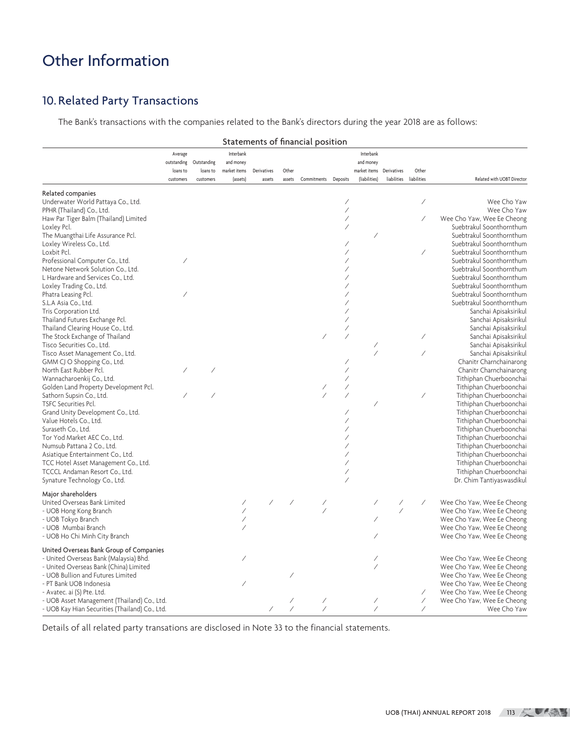# Other Information

## 10. Related Party Transactions

The Bank's transactions with the companies related to the Bank's directors during the year 2018 are as follows:

Statements of financial position

| | Average outstanding loans to customers | Outstanding loans to customers | Interbank and money market items (assets) | Derivatives assets | Other assets | Commitments | Deposits | Interbank and money market items (liabilities) | Derivatives liabilities | Other liabilities | Related with UOBT Director |
|---|---|---|---|---|---|---|---|---|---|---|---|
| **Related companies** | | | | | | | | | | | |
| Underwater World Pattaya Co., Ltd. | | | | | | | / | | | / | Wee Cho Yaw |
| PPHR (Thailand) Co., Ltd. | | | | | | | / | | | | Wee Cho Yaw |
| Haw Par Tiger Balm (Thailand) Limited | | | | | | | / | | | / | Wee Cho Yaw, Wee Ee Cheong |
| Loxley Pcl. | | | | | | | / | | | | Suebtrakul Soonthornthum |
| The Muangthai Life Assurance Pcl. | | | | | | | | / | | | Suebtrakul Soonthornthum |
| Loxley Wireless Co., Ltd. | | | | | | | / | | | | Suebtrakul Soonthornthum |
| Loxbit Pcl. | | | | | | | / | | | / | Suebtrakul Soonthornthum |
| Professional Computer Co., Ltd. | / | | | | | | / | | | | Suebtrakul Soonthornthum |
| Netone Network Solution Co., Ltd. | | | | | | | / | | | | Suebtrakul Soonthornthum |
| L Hardware and Services Co., Ltd. | | | | | | | / | | | | Suebtrakul Soonthornthum |
| Loxley Trading Co., Ltd. | | | | | | | / | | | | Suebtrakul Soonthornthum |
| Phatra Leasing Pcl. | / | | | | | | / | | | | Suebtrakul Soonthornthum |
| S.L.A Asia Co., Ltd. | | | | | | | / | | | | Suebtrakul Soonthornthum |
| Tris Corporation Ltd. | | | | | | | / | | | | Sanchai Apisaksirikul |
| Thailand Futures Exchange Pcl. | | | | | | | / | | | | Sanchai Apisaksirikul |
| Thailand Clearing House Co., Ltd. | | | | | | | / | | | | Sanchai Apisaksirikul |
| The Stock Exchange of Thailand | | | | | | / | / | | | / | Sanchai Apisaksirikul |
| Tisco Securities Co., Ltd. | | | | | | | | / | | | Sanchai Apisaksirikul |
| Tisco Asset Management Co., Ltd. | | | | | | | | / | | / | Sanchai Apisaksirikul |
| GMM CJ O Shopping Co., Ltd. | | | | | | | / | | | | Chanitr Charnchainarong |
| North East Rubber Pcl. | / | / | | | | | / | | | | Chanitr Charnchainarong |
| Wannacharoenkij Co., Ltd. | | | | | | | / | | | | Tithiphan Chuerboonchai |
| Golden Land Property Development Pcl. | | | | | | / | / | | | | Tithiphan Chuerboonchai |
| Sathorn Supsin Co., Ltd. | / | / | | | | / | / | | | / | Tithiphan Chuerboonchai |
| TSFC Securities Pcl. | | | | | | | | / | | | Tithiphan Chuerboonchai |
| Grand Unity Development Co., Ltd. | | | | | | | / | | | | Tithiphan Chuerboonchai |
| Value Hotels Co., Ltd. | | | | | | | / | | | | Tithiphan Chuerboonchai |
| Suraseth Co., Ltd. | | | | | | | / | | | | Tithiphan Chuerboonchai |
| Tor Yod Market AEC Co., Ltd. | | | | | | | / | | | | Tithiphan Chuerboonchai |
| Numsub Pattana 2 Co., Ltd. | | | | | | | / | | | | Tithiphan Chuerboonchai |
| Asiatique Entertainment Co., Ltd. | | | | | | | / | | | | Tithiphan Chuerboonchai |
| TCC Hotel Asset Management Co., Ltd. | | | | | | | / | | | | Tithiphan Chuerboonchai |
| TCCCL Andaman Resort Co., Ltd. | | | | | | | / | | | | Tithiphan Chuerboonchai |
| Synature Technology Co., Ltd. | | | | | | | / | | | | Dr. Chim Tantiyaswasdikul |
| **Major shareholders** | | | | | | | | | | | |
| United Overseas Bank Limited | | | / | / | / | / | | / | / | / | Wee Cho Yaw, Wee Ee Cheong |
| - UOB Hong Kong Branch | | | / | | | / | | | / | | Wee Cho Yaw, Wee Ee Cheong |
| - UOB Tokyo Branch | | | / | | | | | / | | | Wee Cho Yaw, Wee Ee Cheong |
| - UOB Mumbai Branch | | | / | | | | | | | | Wee Cho Yaw, Wee Ee Cheong |
| - UOB Ho Chi Minh City Branch | | | | | | | | / | | | Wee Cho Yaw, Wee Ee Cheong |
| **United Overseas Bank Group of Companies** | | | | | | | | | | | |
| - United Overseas Bank (Malaysia) Bhd. | | | / | | | | | / | | | Wee Cho Yaw, Wee Ee Cheong |
| - United Overseas Bank (China) Limited | | | | | | | | / | | | Wee Cho Yaw, Wee Ee Cheong |
| - UOB Bullion and Futures Limited | | | | | / | | | | | | Wee Cho Yaw, Wee Ee Cheong |
| - PT Bank UOB Indonesia | | | / | | | | | | | | Wee Cho Yaw, Wee Ee Cheong |
| - Avatec. ai (S) Pte. Ltd. | | | | | | | | | | / | Wee Cho Yaw, Wee Ee Cheong |
| - UOB Asset Management (Thailand) Co., Ltd. | | | | | / | / | | / | | / | Wee Cho Yaw, Wee Ee Cheong |
| - UOB Kay Hian Securities (Thailand) Co., Ltd. | | | | / | / | / | | / | | / | Wee Cho Yaw |

Details of all related party transations are disclosed in Note 33 to the financial statements.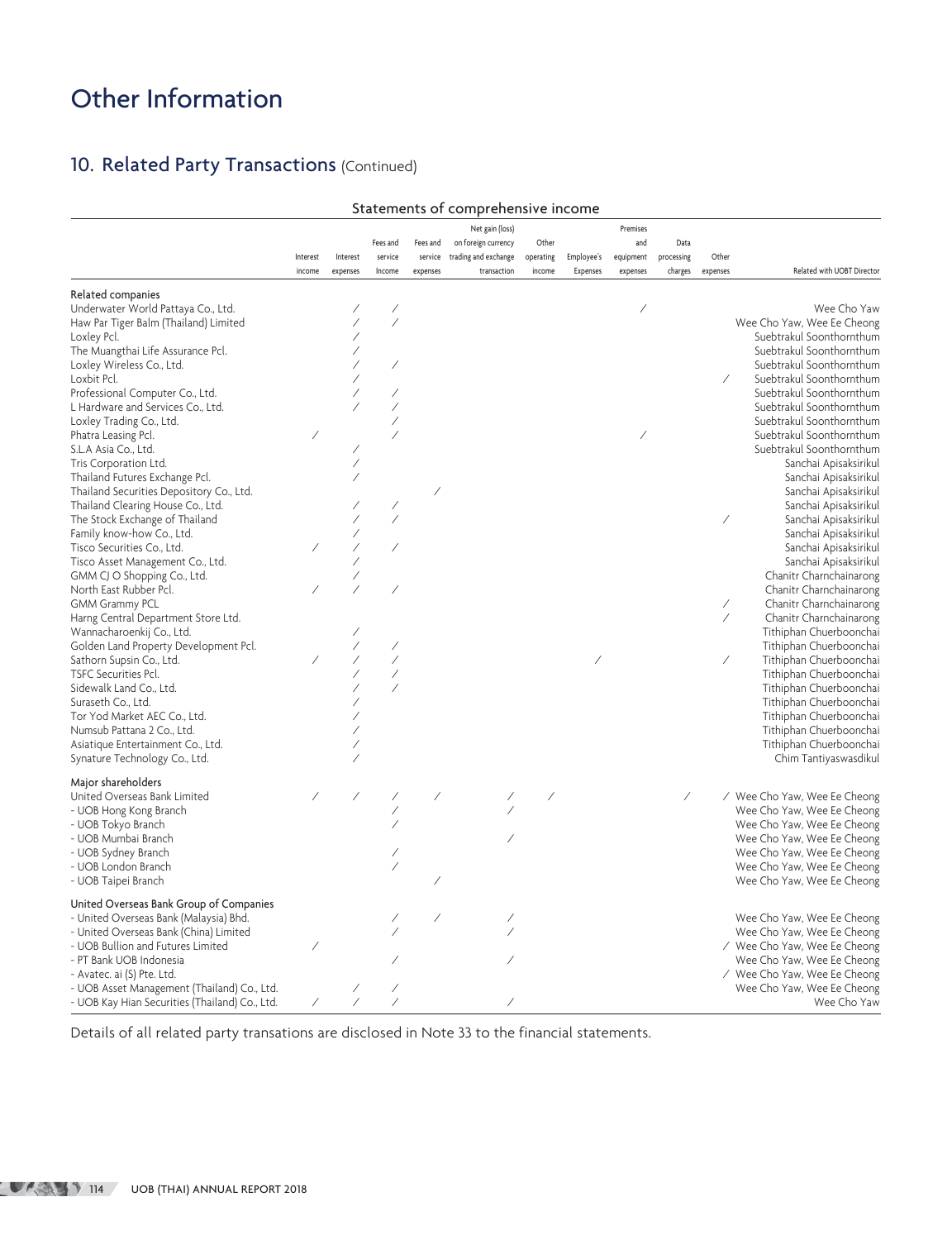# Other Information

## 10. Related Party Transactions (Continued)

**Statements of comprehensive income**

| | Interest income | Interest expenses | Fees and service Income | Fees and service expenses | Net gain (loss) on foreign currency trading and exchange transaction | Other operating income | Employee's Expenses | Premises and equipment expenses | Data processing charges | Other expenses | Related with UOBT Director |
|---|---|---|---|---|---|---|---|---|---|---|---|
| **Related companies** | | | | | | | | | | | |
| Underwater World Pattaya Co., Ltd. | | / | / | | | | | / | | | Wee Cho Yaw |
| Haw Par Tiger Balm (Thailand) Limited | | / | / | | | | | | | | Wee Cho Yaw, Wee Ee Cheong |
| Loxley Pcl. | | / | | | | | | | | | Suebtrakul Soonthornthum |
| The Muangthai Life Assurance Pcl. | | / | | | | | | | | | Suebtrakul Soonthornthum |
| Loxley Wireless Co., Ltd. | | / | / | | | | | | | | Suebtrakul Soonthornthum |
| Loxbit Pcl. | | / | | | | | | | | / | Suebtrakul Soonthornthum |
| Professional Computer Co., Ltd. | | / | / | | | | | | | | Suebtrakul Soonthornthum |
| L Hardware and Services Co., Ltd. | | / | / | | | | | | | | Suebtrakul Soonthornthum |
| Loxley Trading Co., Ltd. | | | / | | | | | | | | Suebtrakul Soonthornthum |
| Phatra Leasing Pcl. | / | | / | | | | | / | | | Suebtrakul Soonthornthum |
| S.L.A Asia Co., Ltd. | | / | | | | | | | | | Suebtrakul Soonthornthum |
| Tris Corporation Ltd. | | / | | | | | | | | | Sanchai Apisaksirikul |
| Thailand Futures Exchange Pcl. | | / | | | | | | | | | Sanchai Apisaksirikul |
| Thailand Securities Depository Co., Ltd. | | | | / | | | | | | | Sanchai Apisaksirikul |
| Thailand Clearing House Co., Ltd. | | / | / | | | | | | | | Sanchai Apisaksirikul |
| The Stock Exchange of Thailand | | / | / | | | | | | | / | Sanchai Apisaksirikul |
| Family know-how Co., Ltd. | | / | | | | | | | | | Sanchai Apisaksirikul |
| Tisco Securities Co., Ltd. | / | / | / | | | | | | | | Sanchai Apisaksirikul |
| Tisco Asset Management Co., Ltd. | | / | | | | | | | | | Sanchai Apisaksirikul |
| GMM CJ O Shopping Co., Ltd. | | / | | | | | | | | | Chanitr Charnchainarong |
| North East Rubber Pcl. | / | / | / | | | | | | | | Chanitr Charnchainarong |
| GMM Grammy PCL | | | | | | | | | | / | Chanitr Charnchainarong |
| Harng Central Department Store Ltd. | | | | | | | | | | / | Chanitr Charnchainarong |
| Wannacharoenkij Co., Ltd. | | / | | | | | | | | | Tithiphan Chuerboonchai |
| Golden Land Property Development Pcl. | | / | / | | | | | | | | Tithiphan Chuerboonchai |
| Sathorn Supsin Co., Ltd. | / | / | / | | | | / | | | / | Tithiphan Chuerboonchai |
| TSFC Securities Pcl. | | / | / | | | | | | | | Tithiphan Chuerboonchai |
| Sidewalk Land Co., Ltd. | | / | / | | | | | | | | Tithiphan Chuerboonchai |
| Suraseth Co., Ltd. | | / | | | | | | | | | Tithiphan Chuerboonchai |
| Tor Yod Market AEC Co., Ltd. | | / | | | | | | | | | Tithiphan Chuerboonchai |
| Numsub Pattana 2 Co., Ltd. | | / | | | | | | | | | Tithiphan Chuerboonchai |
| Asiatique Entertainment Co., Ltd. | | / | | | | | | | | | Tithiphan Chuerboonchai |
| Synature Technology Co., Ltd. | | / | | | | | | | | | Chim Tantiyaswasdikul |
| **Major shareholders** | | | | | | | | | | | |
| United Overseas Bank Limited | / | / | / | / | / | / | | | / | / | Wee Cho Yaw, Wee Ee Cheong |
| - UOB Hong Kong Branch | | | / | | / | | | | | | Wee Cho Yaw, Wee Ee Cheong |
| - UOB Tokyo Branch | | | / | | | | | | | | Wee Cho Yaw, Wee Ee Cheong |
| - UOB Mumbai Branch | | | | | / | | | | | | Wee Cho Yaw, Wee Ee Cheong |
| - UOB Sydney Branch | | | / | | | | | | | | Wee Cho Yaw, Wee Ee Cheong |
| - UOB London Branch | | | / | | | | | | | | Wee Cho Yaw, Wee Ee Cheong |
| - UOB Taipei Branch | | | | / | | | | | | | Wee Cho Yaw, Wee Ee Cheong |
| **United Overseas Bank Group of Companies** | | | | | | | | | | | |
| - United Overseas Bank (Malaysia) Bhd. | | | / | / | / | | | | | | Wee Cho Yaw, Wee Ee Cheong |
| - United Overseas Bank (China) Limited | | | / | | / | | | | | | Wee Cho Yaw, Wee Ee Cheong |
| - UOB Bullion and Futures Limited | / | | | | | | | | | / | Wee Cho Yaw, Wee Ee Cheong |
| - PT Bank UOB Indonesia | | | / | | / | | | | | | Wee Cho Yaw, Wee Ee Cheong |
| - Avatec. ai (S) Pte. Ltd. | | | | | | | | | | / | Wee Cho Yaw, Wee Ee Cheong |
| - UOB Asset Management (Thailand) Co., Ltd. | | / | / | | | | | | | | Wee Cho Yaw, Wee Ee Cheong |
| - UOB Kay Hian Securities (Thailand) Co., Ltd. | / | / | / | | / | | | | | | Wee Cho Yaw |

Details of all related party transations are disclosed in Note 33 to the financial statements.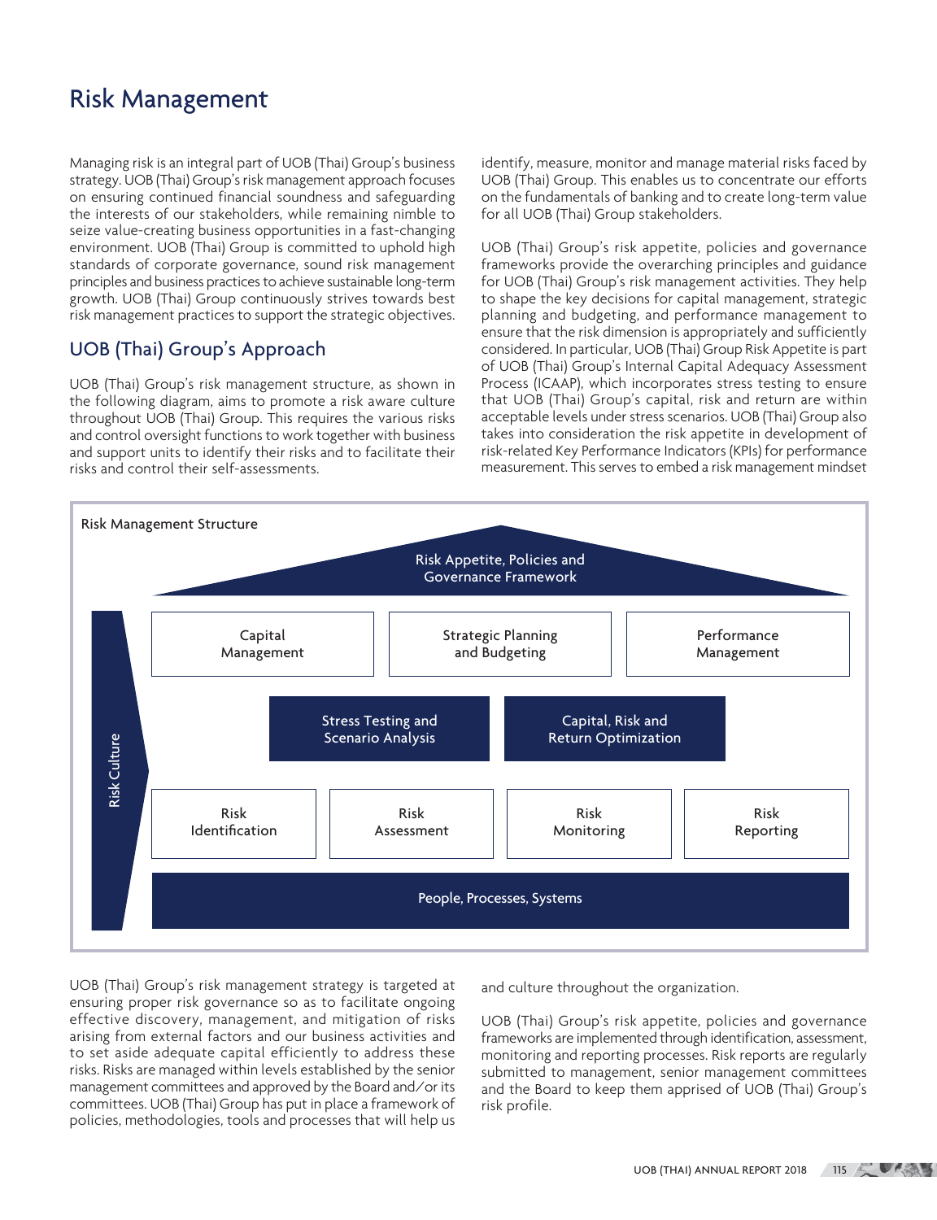# Risk Management

Managing risk is an integral part of UOB (Thai) Group's business strategy. UOB (Thai) Group's risk management approach focuses on ensuring continued financial soundness and safeguarding the interests of our stakeholders, while remaining nimble to seize value-creating business opportunities in a fast-changing environment. UOB (Thai) Group is committed to uphold high standards of corporate governance, sound risk management principles and business practices to achieve sustainable long-term growth. UOB (Thai) Group continuously strives towards best risk management practices to support the strategic objectives.

## UOB (Thai) Group's Approach

UOB (Thai) Group's risk management structure, as shown in the following diagram, aims to promote a risk aware culture throughout UOB (Thai) Group. This requires the various risks and control oversight functions to work together with business and support units to identify their risks and to facilitate their risks and control their self-assessments.

UOB (Thai) Group's risk management strategy is targeted at ensuring proper risk governance so as to facilitate ongoing effective discovery, management, and mitigation of risks arising from external factors and our business activities and to set aside adequate capital efficiently to address these risks. Risks are managed within levels established by the senior management committees and approved by the Board and/or its committees. UOB (Thai) Group has put in place a framework of policies, methodologies, tools and processes that will help us identify, measure, monitor and manage material risks faced by UOB (Thai) Group. This enables us to concentrate our efforts on the fundamentals of banking and to create long-term value for all UOB (Thai) Group stakeholders.

UOB (Thai) Group's risk appetite, policies and governance frameworks provide the overarching principles and guidance for UOB (Thai) Group's risk management activities. They help to shape the key decisions for capital management, strategic planning and budgeting, and performance management to ensure that the risk dimension is appropriately and sufficiently considered. In particular, UOB (Thai) Group Risk Appetite is part of UOB (Thai) Group's Internal Capital Adequacy Assessment Process (ICAAP), which incorporates stress testing to ensure that UOB (Thai) Group's capital, risk and return are within acceptable levels under stress scenarios. UOB (Thai) Group also takes into consideration the risk appetite in development of risk-related Key Performance Indicators (KPIs) for performance measurement. This serves to embed a risk management mindset and culture throughout the organization.

**Risk Management Structure**

- Risk Appetite, Policies and Governance Framework
- Capital Management | Strategic Planning and Budgeting | Performance Management
- Stress Testing and Scenario Analysis | Capital, Risk and Return Optimization
- Risk Identification | Risk Assessment | Risk Monitoring | Risk Reporting
- People, Processes, Systems
- Risk Culture

UOB (Thai) Group's risk appetite, policies and governance frameworks are implemented through identification, assessment, monitoring and reporting processes. Risk reports are regularly submitted to management, senior management committees and the Board to keep them apprised of UOB (Thai) Group's risk profile.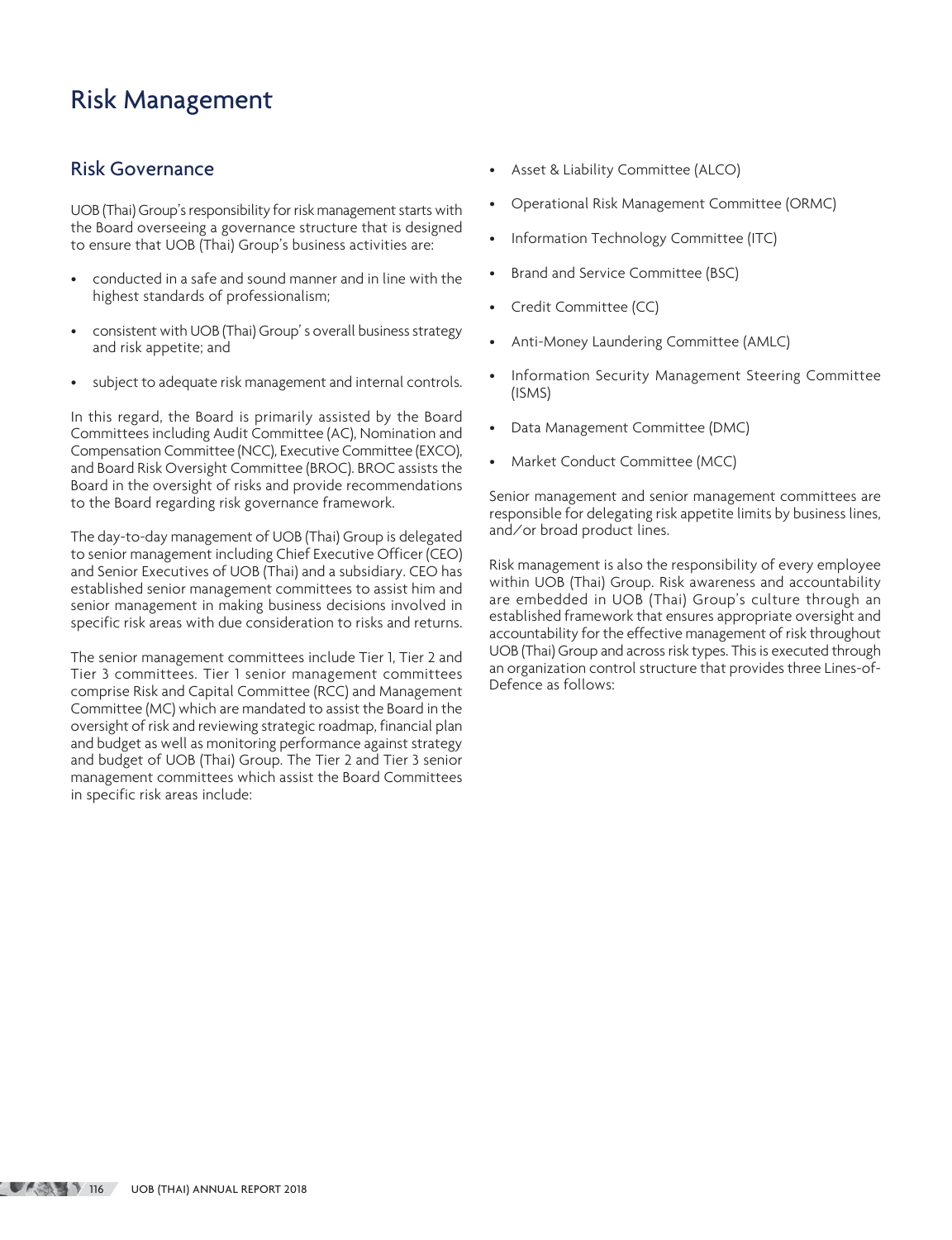# Risk Management

## Risk Governance

UOB (Thai) Group's responsibility for risk management starts with the Board overseeing a governance structure that is designed to ensure that UOB (Thai) Group's business activities are:

- conducted in a safe and sound manner and in line with the highest standards of professionalism;
- consistent with UOB (Thai) Group' s overall business strategy and risk appetite; and
- subject to adequate risk management and internal controls.

In this regard, the Board is primarily assisted by the Board Committees including Audit Committee (AC), Nomination and Compensation Committee (NCC), Executive Committee (EXCO), and Board Risk Oversight Committee (BROC). BROC assists the Board in the oversight of risks and provide recommendations to the Board regarding risk governance framework.

The day-to-day management of UOB (Thai) Group is delegated to senior management including Chief Executive Officer (CEO) and Senior Executives of UOB (Thai) and a subsidiary. CEO has established senior management committees to assist him and senior management in making business decisions involved in specific risk areas with due consideration to risks and returns.

The senior management committees include Tier 1, Tier 2 and Tier 3 committees. Tier 1 senior management committees comprise Risk and Capital Committee (RCC) and Management Committee (MC) which are mandated to assist the Board in the oversight of risk and reviewing strategic roadmap, financial plan and budget as well as monitoring performance against strategy and budget of UOB (Thai) Group. The Tier 2 and Tier 3 senior management committees which assist the Board Committees in specific risk areas include:

- Asset & Liability Committee (ALCO)
- Operational Risk Management Committee (ORMC)
- Information Technology Committee (ITC)
- Brand and Service Committee (BSC)
- Credit Committee (CC)
- Anti-Money Laundering Committee (AMLC)
- Information Security Management Steering Committee (ISMS)
- Data Management Committee (DMC)
- Market Conduct Committee (MCC)

Senior management and senior management committees are responsible for delegating risk appetite limits by business lines, and/or broad product lines.

Risk management is also the responsibility of every employee within UOB (Thai) Group. Risk awareness and accountability are embedded in UOB (Thai) Group's culture through an established framework that ensures appropriate oversight and accountability for the effective management of risk throughout UOB (Thai) Group and across risk types. This is executed through an organization control structure that provides three Lines-of-Defence as follows: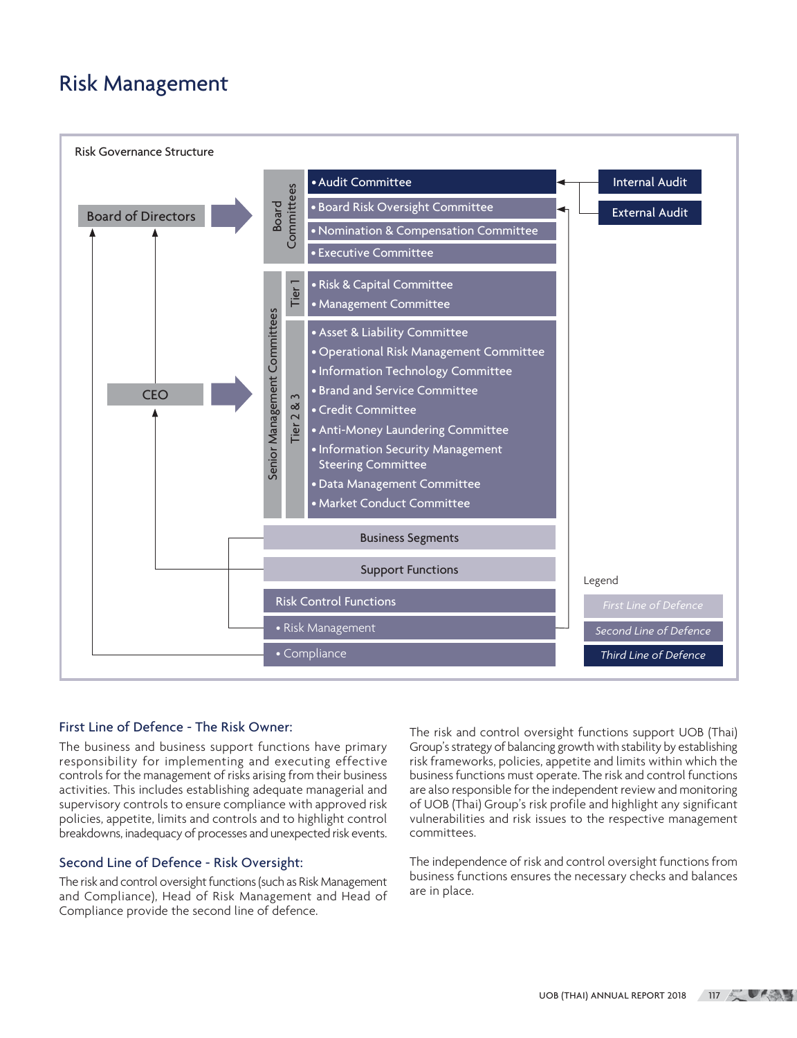# Risk Management

Risk Governance Structure

Board of Directors

Board Committees
- Audit Committee
- Board Risk Oversight Committee
- Nomination & Compensation Committee
- Executive Committee

Internal Audit

External Audit

CEO

Senior Management Committees

Tier 1
- Risk & Capital Committee
- Management Committee

Tier 2 & 3
- Asset & Liability Committee
- Operational Risk Management Committee
- Information Technology Committee
- Brand and Service Committee
- Credit Committee
- Anti-Money Laundering Committee
- Information Security Management Steering Committee
- Data Management Committee
- Market Conduct Committee

Business Segments

Support Functions

Risk Control Functions
- Risk Management
- Compliance

Legend

*First Line of Defence*

*Second Line of Defence*

*Third Line of Defence*

## First Line of Defence - The Risk Owner:

The business and business support functions have primary responsibility for implementing and executing effective controls for the management of risks arising from their business activities. This includes establishing adequate managerial and supervisory controls to ensure compliance with approved risk policies, appetite, limits and controls and to highlight control breakdowns, inadequacy of processes and unexpected risk events.

## Second Line of Defence - Risk Oversight:

The risk and control oversight functions (such as Risk Management and Compliance), Head of Risk Management and Head of Compliance provide the second line of defence.

The risk and control oversight functions support UOB (Thai) Group's strategy of balancing growth with stability by establishing risk frameworks, policies, appetite and limits within which the business functions must operate. The risk and control functions are also responsible for the independent review and monitoring of UOB (Thai) Group's risk profile and highlight any significant vulnerabilities and risk issues to the respective management committees.

The independence of risk and control oversight functions from business functions ensures the necessary checks and balances are in place.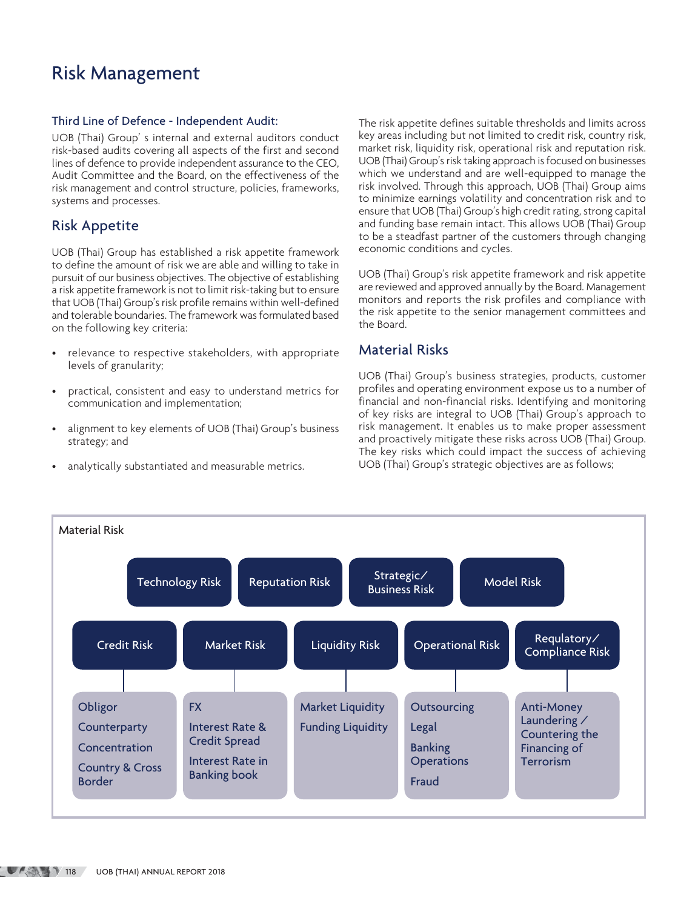# Risk Management

### Third Line of Defence - Independent Audit:

UOB (Thai) Group's internal and external auditors conduct risk-based audits covering all aspects of the first and second lines of defence to provide independent assurance to the CEO, Audit Committee and the Board, on the effectiveness of the risk management and control structure, policies, frameworks, systems and processes.

## Risk Appetite

UOB (Thai) Group has established a risk appetite framework to define the amount of risk we are able and willing to take in pursuit of our business objectives. The objective of establishing a risk appetite framework is not to limit risk-taking but to ensure that UOB (Thai) Group's risk profile remains within well-defined and tolerable boundaries. The framework was formulated based on the following key criteria:

- relevance to respective stakeholders, with appropriate levels of granularity;
- practical, consistent and easy to understand metrics for communication and implementation;
- alignment to key elements of UOB (Thai) Group's business strategy; and
- analytically substantiated and measurable metrics.

The risk appetite defines suitable thresholds and limits across key areas including but not limited to credit risk, country risk, market risk, liquidity risk, operational risk and reputation risk. UOB (Thai) Group's risk taking approach is focused on businesses which we understand and are well-equipped to manage the risk involved. Through this approach, UOB (Thai) Group aims to minimize earnings volatility and concentration risk and to ensure that UOB (Thai) Group's high credit rating, strong capital and funding base remain intact. This allows UOB (Thai) Group to be a steadfast partner of the customers through changing economic conditions and cycles.

UOB (Thai) Group's risk appetite framework and risk appetite are reviewed and approved annually by the Board. Management monitors and reports the risk profiles and compliance with the risk appetite to the senior management committees and the Board.

## Material Risks

UOB (Thai) Group's business strategies, products, customer profiles and operating environment expose us to a number of financial and non-financial risks. Identifying and monitoring of key risks are integral to UOB (Thai) Group's approach to risk management. It enables us to make proper assessment and proactively mitigate these risks across UOB (Thai) Group. The key risks which could impact the success of achieving UOB (Thai) Group's strategic objectives are as follows;

**Material Risk**

- Technology Risk
- Reputation Risk
- Strategic/Business Risk
- Model Risk

| Credit Risk | Market Risk | Liquidity Risk | Operational Risk | Regulatory/Compliance Risk |
|---|---|---|---|---|
| Obligor<br>Counterparty<br>Concentration<br>Country & Cross Border | FX<br>Interest Rate & Credit Spread<br>Interest Rate in Banking book | Market Liquidity<br>Funding Liquidity | Outsourcing<br>Legal<br>Banking Operations<br>Fraud | Anti-Money Laundering / Countering the Financing of Terrorism |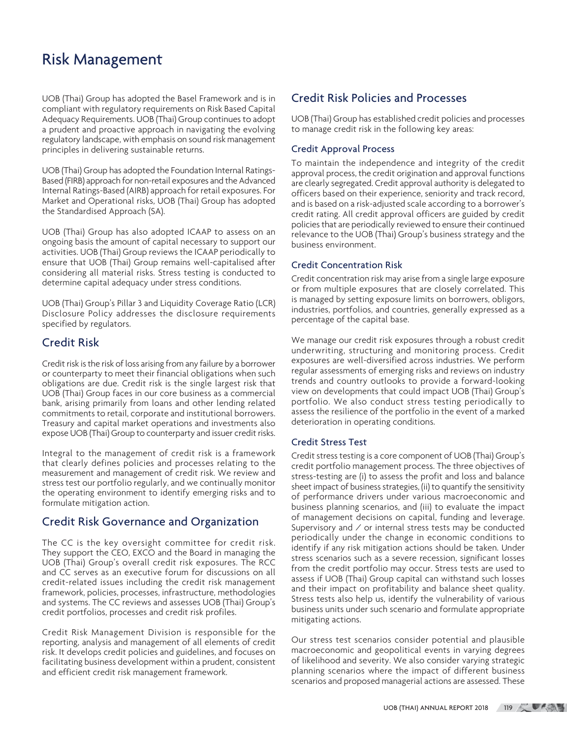# Risk Management

UOB (Thai) Group has adopted the Basel Framework and is in compliant with regulatory requirements on Risk Based Capital Adequacy Requirements. UOB (Thai) Group continues to adopt a prudent and proactive approach in navigating the evolving regulatory landscape, with emphasis on sound risk management principles in delivering sustainable returns.

UOB (Thai) Group has adopted the Foundation Internal Ratings-Based (FIRB) approach for non-retail exposures and the Advanced Internal Ratings-Based (AIRB) approach for retail exposures. For Market and Operational risks, UOB (Thai) Group has adopted the Standardised Approach (SA).

UOB (Thai) Group has also adopted ICAAP to assess on an ongoing basis the amount of capital necessary to support our activities. UOB (Thai) Group reviews the ICAAP periodically to ensure that UOB (Thai) Group remains well-capitalised after considering all material risks. Stress testing is conducted to determine capital adequacy under stress conditions.

UOB (Thai) Group's Pillar 3 and Liquidity Coverage Ratio (LCR) Disclosure Policy addresses the disclosure requirements specified by regulators.

## Credit Risk

Credit risk is the risk of loss arising from any failure by a borrower or counterparty to meet their financial obligations when such obligations are due. Credit risk is the single largest risk that UOB (Thai) Group faces in our core business as a commercial bank, arising primarily from loans and other lending related commitments to retail, corporate and institutional borrowers. Treasury and capital market operations and investments also expose UOB (Thai) Group to counterparty and issuer credit risks.

Integral to the management of credit risk is a framework that clearly defines policies and processes relating to the measurement and management of credit risk. We review and stress test our portfolio regularly, and we continually monitor the operating environment to identify emerging risks and to formulate mitigation action.

## Credit Risk Governance and Organization

The CC is the key oversight committee for credit risk. They support the CEO, EXCO and the Board in managing the UOB (Thai) Group's overall credit risk exposures. The RCC and CC serves as an executive forum for discussions on all credit-related issues including the credit risk management framework, policies, processes, infrastructure, methodologies and systems. The CC reviews and assesses UOB (Thai) Group's credit portfolios, processes and credit risk profiles.

Credit Risk Management Division is responsible for the reporting, analysis and management of all elements of credit risk. It develops credit policies and guidelines, and focuses on facilitating business development within a prudent, consistent and efficient credit risk management framework.

## Credit Risk Policies and Processes

UOB (Thai) Group has established credit policies and processes to manage credit risk in the following key areas:

### Credit Approval Process

To maintain the independence and integrity of the credit approval process, the credit origination and approval functions are clearly segregated. Credit approval authority is delegated to officers based on their experience, seniority and track record, and is based on a risk-adjusted scale according to a borrower's credit rating. All credit approval officers are guided by credit policies that are periodically reviewed to ensure their continued relevance to the UOB (Thai) Group's business strategy and the business environment.

### Credit Concentration Risk

Credit concentration risk may arise from a single large exposure or from multiple exposures that are closely correlated. This is managed by setting exposure limits on borrowers, obligors, industries, portfolios, and countries, generally expressed as a percentage of the capital base.

We manage our credit risk exposures through a robust credit underwriting, structuring and monitoring process. Credit exposures are well-diversified across industries. We perform regular assessments of emerging risks and reviews on industry trends and country outlooks to provide a forward-looking view on developments that could impact UOB (Thai) Group's portfolio. We also conduct stress testing periodically to assess the resilience of the portfolio in the event of a marked deterioration in operating conditions.

### Credit Stress Test

Credit stress testing is a core component of UOB (Thai) Group's credit portfolio management process. The three objectives of stress-testing are (i) to assess the profit and loss and balance sheet impact of business strategies, (ii) to quantify the sensitivity of performance drivers under various macroeconomic and business planning scenarios, and (iii) to evaluate the impact of management decisions on capital, funding and leverage. Supervisory and / or internal stress tests may be conducted periodically under the change in economic conditions to identify if any risk mitigation actions should be taken. Under stress scenarios such as a severe recession, significant losses from the credit portfolio may occur. Stress tests are used to assess if UOB (Thai) Group capital can withstand such losses and their impact on profitability and balance sheet quality. Stress tests also help us, identify the vulnerability of various business units under such scenario and formulate appropriate mitigating actions.

Our stress test scenarios consider potential and plausible macroeconomic and geopolitical events in varying degrees of likelihood and severity. We also consider varying strategic planning scenarios where the impact of different business scenarios and proposed managerial actions are assessed. These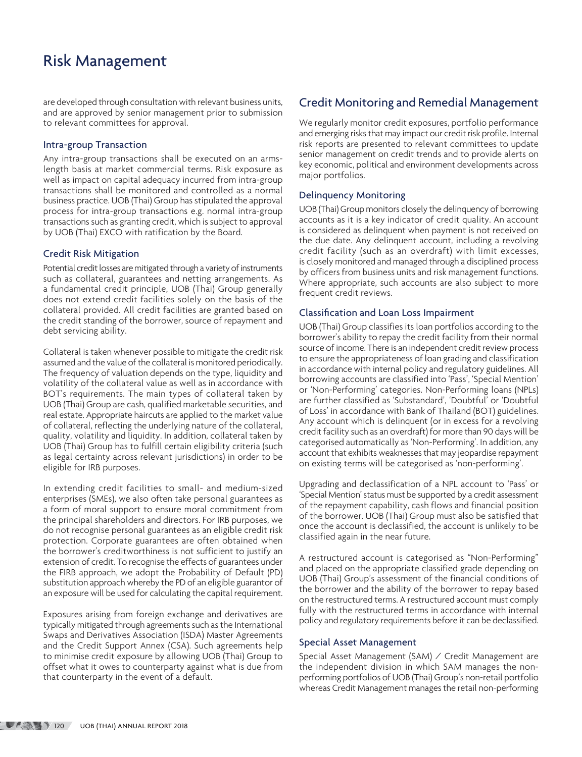are developed through consultation with relevant business units, and are approved by senior management prior to submission to relevant committees for approval.

### Intra-group Transaction

Any intra-group transactions shall be executed on an arms-length basis at market commercial terms. Risk exposure as well as impact on capital adequacy incurred from intra-group transactions shall be monitored and controlled as a normal business practice. UOB (Thai) Group has stipulated the approval process for intra-group transactions e.g. normal intra-group transactions such as granting credit, which is subject to approval by UOB (Thai) EXCO with ratification by the Board.

### Credit Risk Mitigation

Potential credit losses are mitigated through a variety of instruments such as collateral, guarantees and netting arrangements. As a fundamental credit principle, UOB (Thai) Group generally does not extend credit facilities solely on the basis of the collateral provided. All credit facilities are granted based on the credit standing of the borrower, source of repayment and debt servicing ability.

Collateral is taken whenever possible to mitigate the credit risk assumed and the value of the collateral is monitored periodically. The frequency of valuation depends on the type, liquidity and volatility of the collateral value as well as in accordance with BOT's requirements. The main types of collateral taken by UOB (Thai) Group are cash, qualified marketable securities, and real estate. Appropriate haircuts are applied to the market value of collateral, reflecting the underlying nature of the collateral, quality, volatility and liquidity. In addition, collateral taken by UOB (Thai) Group has to fulfill certain eligibility criteria (such as legal certainty across relevant jurisdictions) in order to be eligible for IRB purposes.

In extending credit facilities to small- and medium-sized enterprises (SMEs), we also often take personal guarantees as a form of moral support to ensure moral commitment from the principal shareholders and directors. For IRB purposes, we do not recognise personal guarantees as an eligible credit risk protection. Corporate guarantees are often obtained when the borrower's creditworthiness is not sufficient to justify an extension of credit. To recognise the effects of guarantees under the FIRB approach, we adopt the Probability of Default (PD) substitution approach whereby the PD of an eligible guarantor of an exposure will be used for calculating the capital requirement.

Exposures arising from foreign exchange and derivatives are typically mitigated through agreements such as the International Swaps and Derivatives Association (ISDA) Master Agreements and the Credit Support Annex (CSA). Such agreements help to minimise credit exposure by allowing UOB (Thai) Group to offset what it owes to counterparty against what is due from that counterparty in the event of a default.

## Credit Monitoring and Remedial Management

We regularly monitor credit exposures, portfolio performance and emerging risks that may impact our credit risk profile. Internal risk reports are presented to relevant committees to update senior management on credit trends and to provide alerts on key economic, political and environment developments across major portfolios.

### Delinquency Monitoring

UOB (Thai) Group monitors closely the delinquency of borrowing accounts as it is a key indicator of credit quality. An account is considered as delinquent when payment is not received on the due date. Any delinquent account, including a revolving credit facility (such as an overdraft) with limit excesses, is closely monitored and managed through a disciplined process by officers from business units and risk management functions. Where appropriate, such accounts are also subject to more frequent credit reviews.

### Classification and Loan Loss Impairment

UOB (Thai) Group classifies its loan portfolios according to the borrower's ability to repay the credit facility from their normal source of income. There is an independent credit review process to ensure the appropriateness of loan grading and classification in accordance with internal policy and regulatory guidelines. All borrowing accounts are classified into 'Pass', 'Special Mention' or 'Non-Performing' categories. Non-Performing loans (NPLs) are further classified as 'Substandard', 'Doubtful' or 'Doubtful of Loss' in accordance with Bank of Thailand (BOT) guidelines. Any account which is delinquent (or in excess for a revolving credit facility such as an overdraft) for more than 90 days will be categorised automatically as 'Non-Performing'. In addition, any account that exhibits weaknesses that may jeopardise repayment on existing terms will be categorised as 'non-performing'.

Upgrading and declassification of a NPL account to 'Pass' or 'Special Mention' status must be supported by a credit assessment of the repayment capability, cash flows and financial position of the borrower. UOB (Thai) Group must also be satisfied that once the account is declassified, the account is unlikely to be classified again in the near future.

A restructured account is categorised as "Non-Performing" and placed on the appropriate classified grade depending on UOB (Thai) Group's assessment of the financial conditions of the borrower and the ability of the borrower to repay based on the restructured terms. A restructured account must comply fully with the restructured terms in accordance with internal policy and regulatory requirements before it can be declassified.

### Special Asset Management

Special Asset Management (SAM) / Credit Management are the independent division in which SAM manages the non-performing portfolios of UOB (Thai) Group's non-retail portfolio whereas Credit Management manages the retail non-performing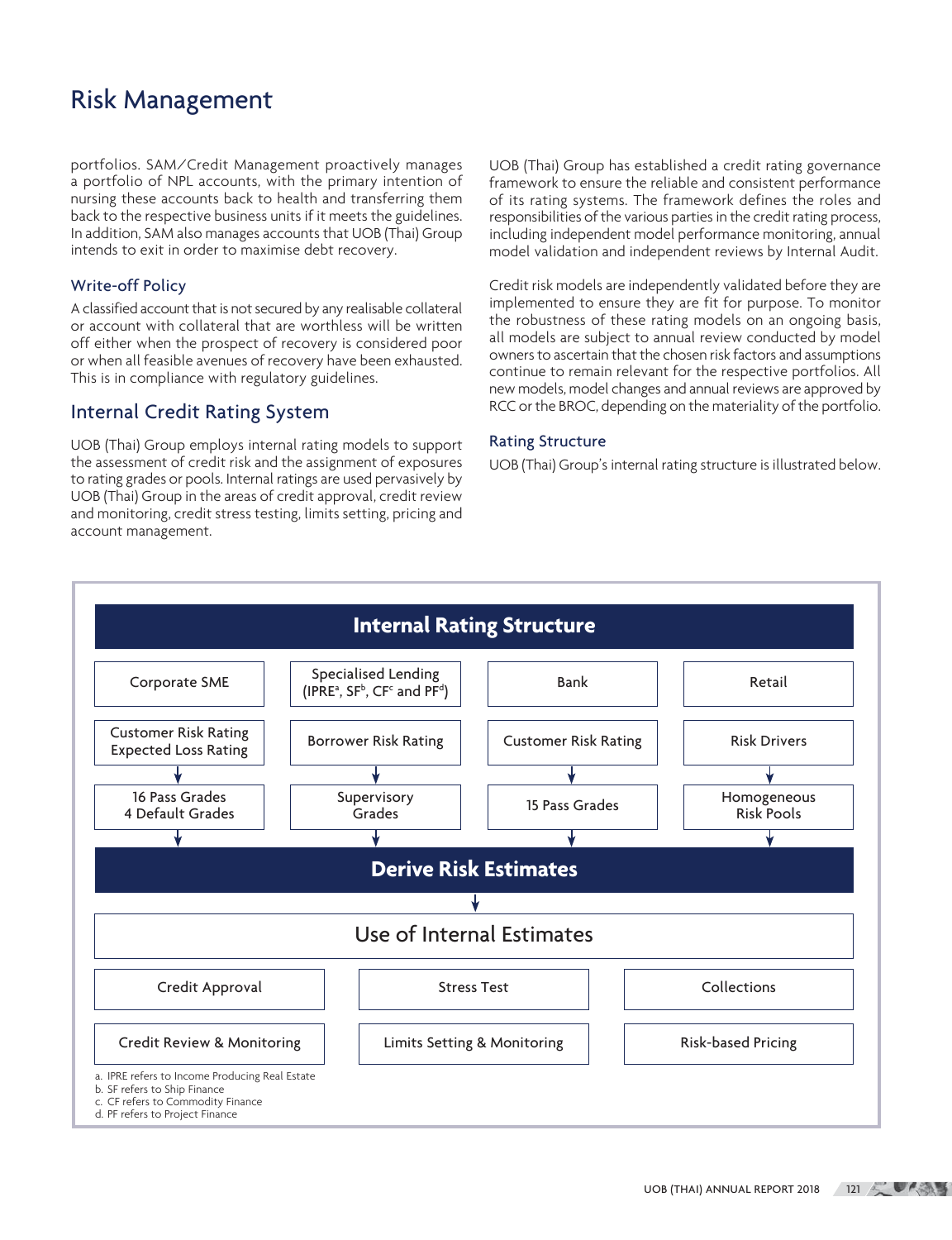portfolios. SAM/Credit Management proactively manages a portfolio of NPL accounts, with the primary intention of nursing these accounts back to health and transferring them back to the respective business units if it meets the guidelines. In addition, SAM also manages accounts that UOB (Thai) Group intends to exit in order to maximise debt recovery.

### Write-off Policy

A classified account that is not secured by any realisable collateral or account with collateral that are worthless will be written off either when the prospect of recovery is considered poor or when all feasible avenues of recovery have been exhausted. This is in compliance with regulatory guidelines.

## Internal Credit Rating System

UOB (Thai) Group employs internal rating models to support the assessment of credit risk and the assignment of exposures to rating grades or pools. Internal ratings are used pervasively by UOB (Thai) Group in the areas of credit approval, credit review and monitoring, credit stress testing, limits setting, pricing and account management.

UOB (Thai) Group has established a credit rating governance framework to ensure the reliable and consistent performance of its rating systems. The framework defines the roles and responsibilities of the various parties in the credit rating process, including independent model performance monitoring, annual model validation and independent reviews by Internal Audit.

Credit risk models are independently validated before they are implemented to ensure they are fit for purpose. To monitor the robustness of these rating models on an ongoing basis, all models are subject to annual review conducted by model owners to ascertain that the chosen risk factors and assumptions continue to remain relevant for the respective portfolios. All new models, model changes and annual reviews are approved by RCC or the BROC, depending on the materiality of the portfolio.

### Rating Structure

UOB (Thai) Group's internal rating structure is illustrated below.

**Internal Rating Structure**

| Corporate SME | Specialised Lending (IPRE[a], SF[b], CF[c] and PF[d]) | Bank | Retail |
|---|---|---|---|
| Customer Risk Rating Expected Loss Rating | Borrower Risk Rating | Customer Risk Rating | Risk Drivers |
| 16 Pass Grades 4 Default Grades | Supervisory Grades | 15 Pass Grades | Homogeneous Risk Pools |

**Derive Risk Estimates**

**Use of Internal Estimates**

| | | |
|---|---|---|
| Credit Approval | Stress Test | Collections |
| Credit Review & Monitoring | Limits Setting & Monitoring | Risk-based Pricing |

a. IPRE refers to Income Producing Real Estate
b. SF refers to Ship Finance
c. CF refers to Commodity Finance
d. PF refers to Project Finance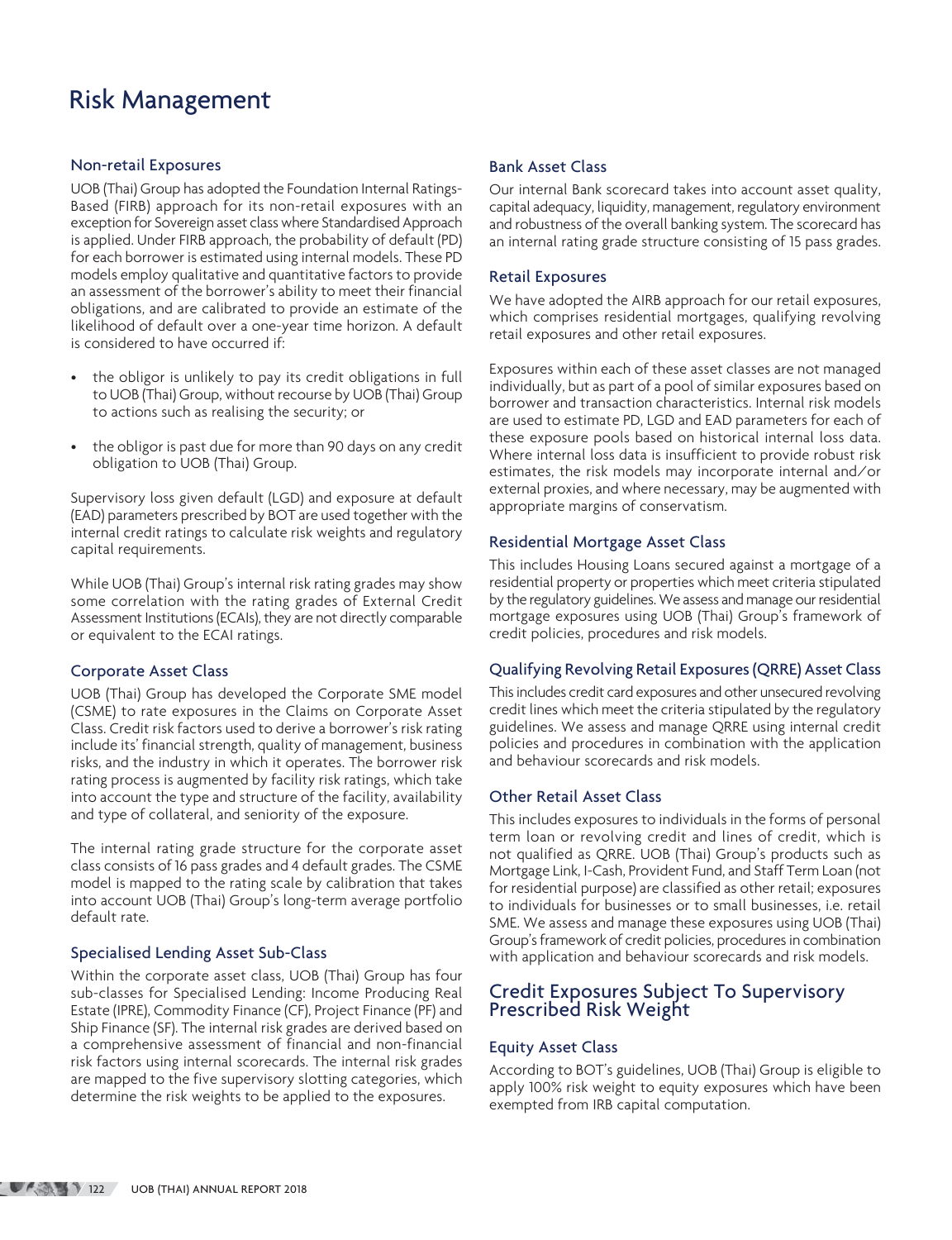# Risk Management

### Non-retail Exposures

UOB (Thai) Group has adopted the Foundation Internal Ratings-Based (FIRB) approach for its non-retail exposures with an exception for Sovereign asset class where Standardised Approach is applied. Under FIRB approach, the probability of default (PD) for each borrower is estimated using internal models. These PD models employ qualitative and quantitative factors to provide an assessment of the borrower's ability to meet their financial obligations, and are calibrated to provide an estimate of the likelihood of default over a one-year time horizon. A default is considered to have occurred if:

- the obligor is unlikely to pay its credit obligations in full to UOB (Thai) Group, without recourse by UOB (Thai) Group to actions such as realising the security; or
- the obligor is past due for more than 90 days on any credit obligation to UOB (Thai) Group.

Supervisory loss given default (LGD) and exposure at default (EAD) parameters prescribed by BOT are used together with the internal credit ratings to calculate risk weights and regulatory capital requirements.

While UOB (Thai) Group's internal risk rating grades may show some correlation with the rating grades of External Credit Assessment Institutions (ECAIs), they are not directly comparable or equivalent to the ECAI ratings.

### Corporate Asset Class

UOB (Thai) Group has developed the Corporate SME model (CSME) to rate exposures in the Claims on Corporate Asset Class. Credit risk factors used to derive a borrower's risk rating include its' financial strength, quality of management, business risks, and the industry in which it operates. The borrower risk rating process is augmented by facility risk ratings, which take into account the type and structure of the facility, availability and type of collateral, and seniority of the exposure.

The internal rating grade structure for the corporate asset class consists of 16 pass grades and 4 default grades. The CSME model is mapped to the rating scale by calibration that takes into account UOB (Thai) Group's long-term average portfolio default rate.

### Specialised Lending Asset Sub-Class

Within the corporate asset class, UOB (Thai) Group has four sub-classes for Specialised Lending: Income Producing Real Estate (IPRE), Commodity Finance (CF), Project Finance (PF) and Ship Finance (SF). The internal risk grades are derived based on a comprehensive assessment of financial and non-financial risk factors using internal scorecards. The internal risk grades are mapped to the five supervisory slotting categories, which determine the risk weights to be applied to the exposures.

### Bank Asset Class

Our internal Bank scorecard takes into account asset quality, capital adequacy, liquidity, management, regulatory environment and robustness of the overall banking system. The scorecard has an internal rating grade structure consisting of 15 pass grades.

### Retail Exposures

We have adopted the AIRB approach for our retail exposures, which comprises residential mortgages, qualifying revolving retail exposures and other retail exposures.

Exposures within each of these asset classes are not managed individually, but as part of a pool of similar exposures based on borrower and transaction characteristics. Internal risk models are used to estimate PD, LGD and EAD parameters for each of these exposure pools based on historical internal loss data. Where internal loss data is insufficient to provide robust risk estimates, the risk models may incorporate internal and/or external proxies, and where necessary, may be augmented with appropriate margins of conservatism.

### Residential Mortgage Asset Class

This includes Housing Loans secured against a mortgage of a residential property or properties which meet criteria stipulated by the regulatory guidelines. We assess and manage our residential mortgage exposures using UOB (Thai) Group's framework of credit policies, procedures and risk models.

### Qualifying Revolving Retail Exposures (QRRE) Asset Class

This includes credit card exposures and other unsecured revolving credit lines which meet the criteria stipulated by the regulatory guidelines. We assess and manage QRRE using internal credit policies and procedures in combination with the application and behaviour scorecards and risk models.

### Other Retail Asset Class

This includes exposures to individuals in the forms of personal term loan or revolving credit and lines of credit, which is not qualified as QRRE. UOB (Thai) Group's products such as Mortgage Link, I-Cash, Provident Fund, and Staff Term Loan (not for residential purpose) are classified as other retail; exposures to individuals for businesses or to small businesses, i.e. retail SME. We assess and manage these exposures using UOB (Thai) Group's framework of credit policies, procedures in combination with application and behaviour scorecards and risk models.

## Credit Exposures Subject To Supervisory Prescribed Risk Weight

### Equity Asset Class

According to BOT's guidelines, UOB (Thai) Group is eligible to apply 100% risk weight to equity exposures which have been exempted from IRB capital computation.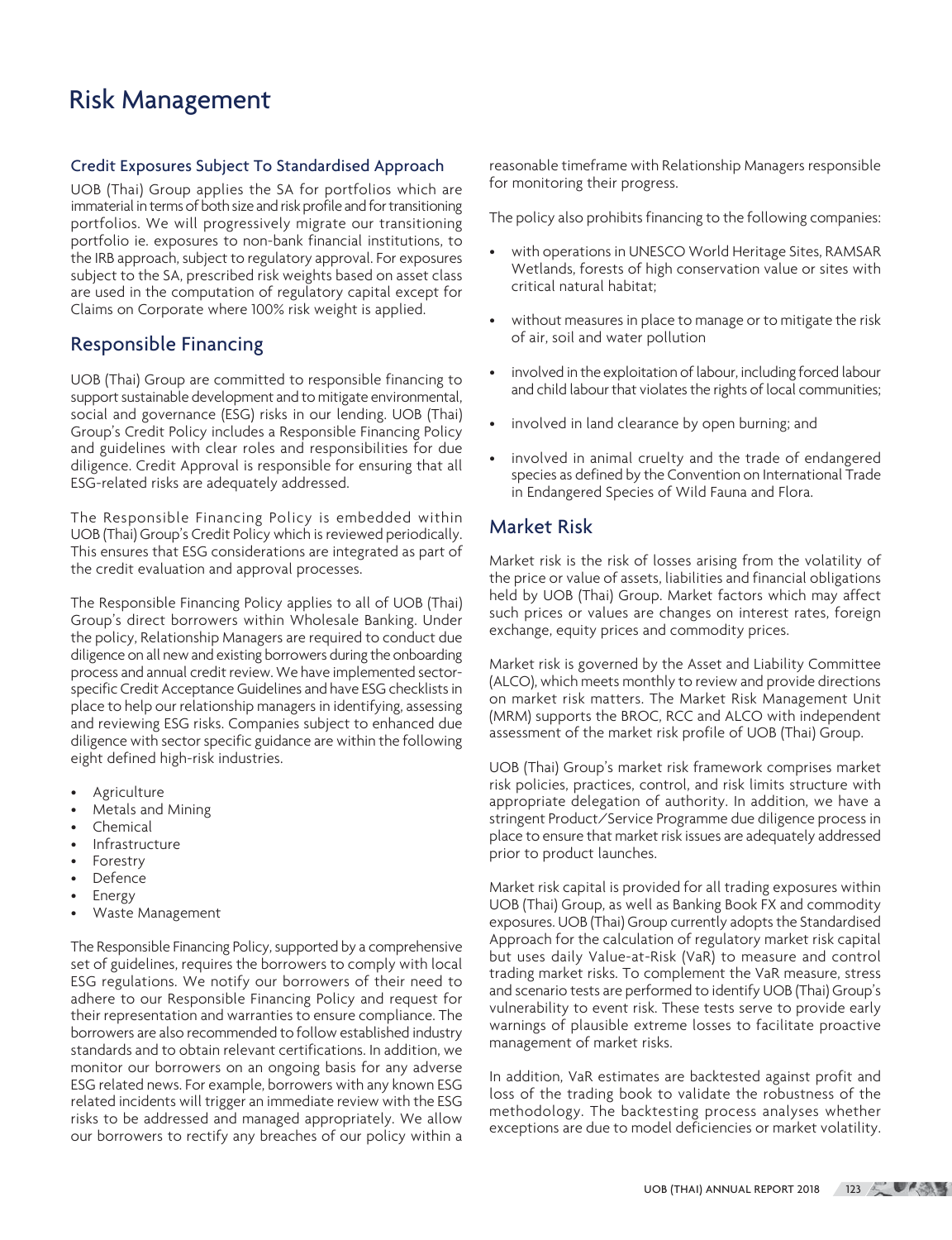# Risk Management

### Credit Exposures Subject To Standardised Approach

UOB (Thai) Group applies the SA for portfolios which are immaterial in terms of both size and risk profile and for transitioning portfolios. We will progressively migrate our transitioning portfolio ie. exposures to non-bank financial institutions, to the IRB approach, subject to regulatory approval. For exposures subject to the SA, prescribed risk weights based on asset class are used in the computation of regulatory capital except for Claims on Corporate where 100% risk weight is applied.

## Responsible Financing

UOB (Thai) Group are committed to responsible financing to support sustainable development and to mitigate environmental, social and governance (ESG) risks in our lending. UOB (Thai) Group's Credit Policy includes a Responsible Financing Policy and guidelines with clear roles and responsibilities for due diligence. Credit Approval is responsible for ensuring that all ESG-related risks are adequately addressed.

The Responsible Financing Policy is embedded within UOB (Thai) Group's Credit Policy which is reviewed periodically. This ensures that ESG considerations are integrated as part of the credit evaluation and approval processes.

The Responsible Financing Policy applies to all of UOB (Thai) Group's direct borrowers within Wholesale Banking. Under the policy, Relationship Managers are required to conduct due diligence on all new and existing borrowers during the onboarding process and annual credit review. We have implemented sector-specific Credit Acceptance Guidelines and have ESG checklists in place to help our relationship managers in identifying, assessing and reviewing ESG risks. Companies subject to enhanced due diligence with sector specific guidance are within the following eight defined high-risk industries.

- Agriculture
- Metals and Mining
- Chemical
- Infrastructure
- Forestry
- Defence
- Energy
- Waste Management

The Responsible Financing Policy, supported by a comprehensive set of guidelines, requires the borrowers to comply with local ESG regulations. We notify our borrowers of their need to adhere to our Responsible Financing Policy and request for their representation and warranties to ensure compliance. The borrowers are also recommended to follow established industry standards and to obtain relevant certifications. In addition, we monitor our borrowers on an ongoing basis for any adverse ESG related news. For example, borrowers with any known ESG related incidents will trigger an immediate review with the ESG risks to be addressed and managed appropriately. We allow our borrowers to rectify any breaches of our policy within a reasonable timeframe with Relationship Managers responsible for monitoring their progress.

The policy also prohibits financing to the following companies:

- with operations in UNESCO World Heritage Sites, RAMSAR Wetlands, forests of high conservation value or sites with critical natural habitat;
- without measures in place to manage or to mitigate the risk of air, soil and water pollution
- involved in the exploitation of labour, including forced labour and child labour that violates the rights of local communities;
- involved in land clearance by open burning; and
- involved in animal cruelty and the trade of endangered species as defined by the Convention on International Trade in Endangered Species of Wild Fauna and Flora.

## Market Risk

Market risk is the risk of losses arising from the volatility of the price or value of assets, liabilities and financial obligations held by UOB (Thai) Group. Market factors which may affect such prices or values are changes on interest rates, foreign exchange, equity prices and commodity prices.

Market risk is governed by the Asset and Liability Committee (ALCO), which meets monthly to review and provide directions on market risk matters. The Market Risk Management Unit (MRM) supports the BROC, RCC and ALCO with independent assessment of the market risk profile of UOB (Thai) Group.

UOB (Thai) Group's market risk framework comprises market risk policies, practices, control, and risk limits structure with appropriate delegation of authority. In addition, we have a stringent Product/Service Programme due diligence process in place to ensure that market risk issues are adequately addressed prior to product launches.

Market risk capital is provided for all trading exposures within UOB (Thai) Group, as well as Banking Book FX and commodity exposures. UOB (Thai) Group currently adopts the Standardised Approach for the calculation of regulatory market risk capital but uses daily Value-at-Risk (VaR) to measure and control trading market risks. To complement the VaR measure, stress and scenario tests are performed to identify UOB (Thai) Group's vulnerability to event risk. These tests serve to provide early warnings of plausible extreme losses to facilitate proactive management of market risks.

In addition, VaR estimates are backtested against profit and loss of the trading book to validate the robustness of the methodology. The backtesting process analyses whether exceptions are due to model deficiencies or market volatility.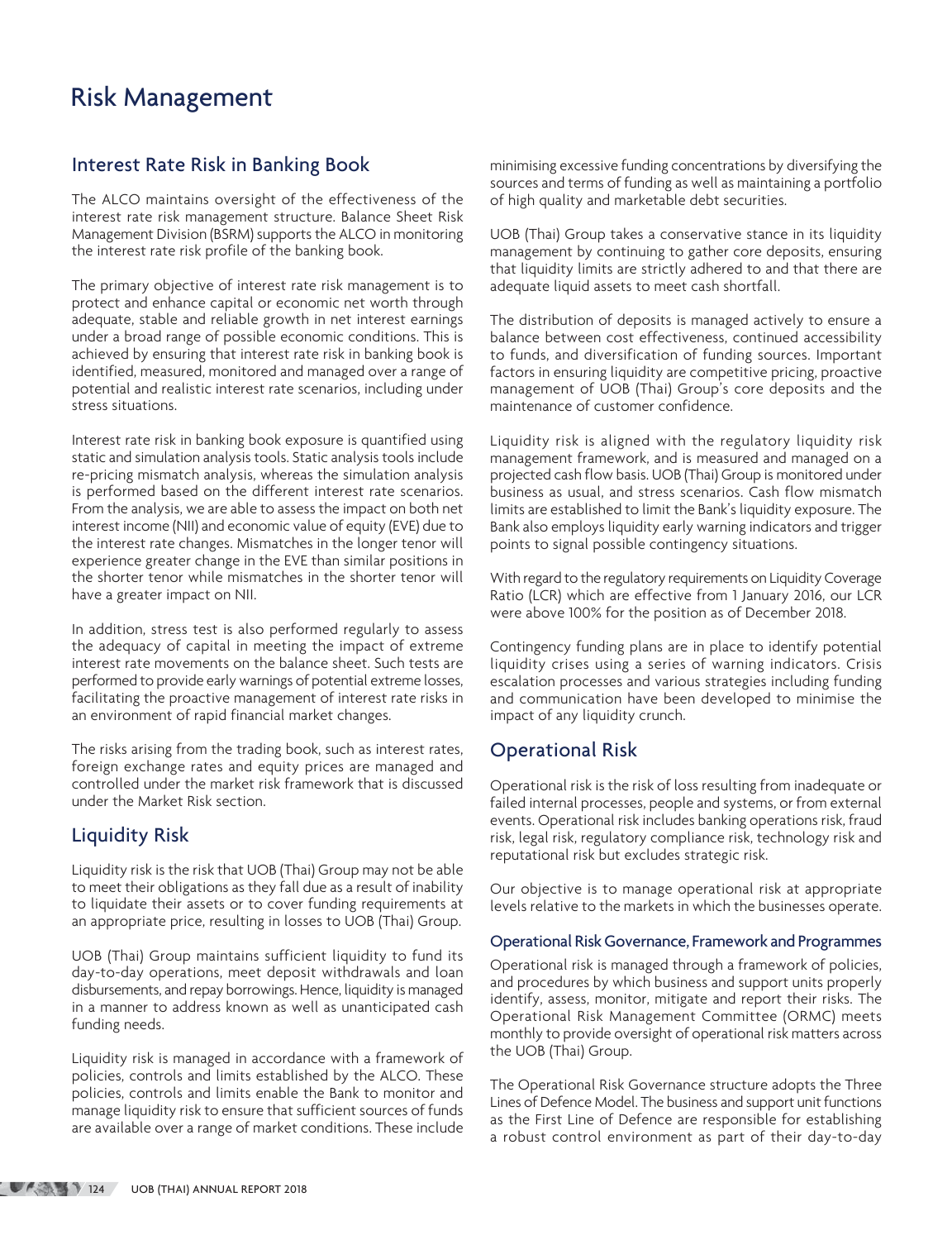# Risk Management

## Interest Rate Risk in Banking Book

The ALCO maintains oversight of the effectiveness of the interest rate risk management structure. Balance Sheet Risk Management Division (BSRM) supports the ALCO in monitoring the interest rate risk profile of the banking book.

The primary objective of interest rate risk management is to protect and enhance capital or economic net worth through adequate, stable and reliable growth in net interest earnings under a broad range of possible economic conditions. This is achieved by ensuring that interest rate risk in banking book is identified, measured, monitored and managed over a range of potential and realistic interest rate scenarios, including under stress situations.

Interest rate risk in banking book exposure is quantified using static and simulation analysis tools. Static analysis tools include re-pricing mismatch analysis, whereas the simulation analysis is performed based on the different interest rate scenarios. From the analysis, we are able to assess the impact on both net interest income (NII) and economic value of equity (EVE) due to the interest rate changes. Mismatches in the longer tenor will experience greater change in the EVE than similar positions in the shorter tenor while mismatches in the shorter tenor will have a greater impact on NII.

In addition, stress test is also performed regularly to assess the adequacy of capital in meeting the impact of extreme interest rate movements on the balance sheet. Such tests are performed to provide early warnings of potential extreme losses, facilitating the proactive management of interest rate risks in an environment of rapid financial market changes.

The risks arising from the trading book, such as interest rates, foreign exchange rates and equity prices are managed and controlled under the market risk framework that is discussed under the Market Risk section.

## Liquidity Risk

Liquidity risk is the risk that UOB (Thai) Group may not be able to meet their obligations as they fall due as a result of inability to liquidate their assets or to cover funding requirements at an appropriate price, resulting in losses to UOB (Thai) Group.

UOB (Thai) Group maintains sufficient liquidity to fund its day-to-day operations, meet deposit withdrawals and loan disbursements, and repay borrowings. Hence, liquidity is managed in a manner to address known as well as unanticipated cash funding needs.

Liquidity risk is managed in accordance with a framework of policies, controls and limits established by the ALCO. These policies, controls and limits enable the Bank to monitor and manage liquidity risk to ensure that sufficient sources of funds are available over a range of market conditions. These include minimising excessive funding concentrations by diversifying the sources and terms of funding as well as maintaining a portfolio of high quality and marketable debt securities.

UOB (Thai) Group takes a conservative stance in its liquidity management by continuing to gather core deposits, ensuring that liquidity limits are strictly adhered to and that there are adequate liquid assets to meet cash shortfall.

The distribution of deposits is managed actively to ensure a balance between cost effectiveness, continued accessibility to funds, and diversification of funding sources. Important factors in ensuring liquidity are competitive pricing, proactive management of UOB (Thai) Group's core deposits and the maintenance of customer confidence.

Liquidity risk is aligned with the regulatory liquidity risk management framework, and is measured and managed on a projected cash flow basis. UOB (Thai) Group is monitored under business as usual, and stress scenarios. Cash flow mismatch limits are established to limit the Bank's liquidity exposure. The Bank also employs liquidity early warning indicators and trigger points to signal possible contingency situations.

With regard to the regulatory requirements on Liquidity Coverage Ratio (LCR) which are effective from 1 January 2016, our LCR were above 100% for the position as of December 2018.

Contingency funding plans are in place to identify potential liquidity crises using a series of warning indicators. Crisis escalation processes and various strategies including funding and communication have been developed to minimise the impact of any liquidity crunch.

## Operational Risk

Operational risk is the risk of loss resulting from inadequate or failed internal processes, people and systems, or from external events. Operational risk includes banking operations risk, fraud risk, legal risk, regulatory compliance risk, technology risk and reputational risk but excludes strategic risk.

Our objective is to manage operational risk at appropriate levels relative to the markets in which the businesses operate.

### Operational Risk Governance, Framework and Programmes

Operational risk is managed through a framework of policies, and procedures by which business and support units properly identify, assess, monitor, mitigate and report their risks. The Operational Risk Management Committee (ORMC) meets monthly to provide oversight of operational risk matters across the UOB (Thai) Group.

The Operational Risk Governance structure adopts the Three Lines of Defence Model. The business and support unit functions as the First Line of Defence are responsible for establishing a robust control environment as part of their day-to-day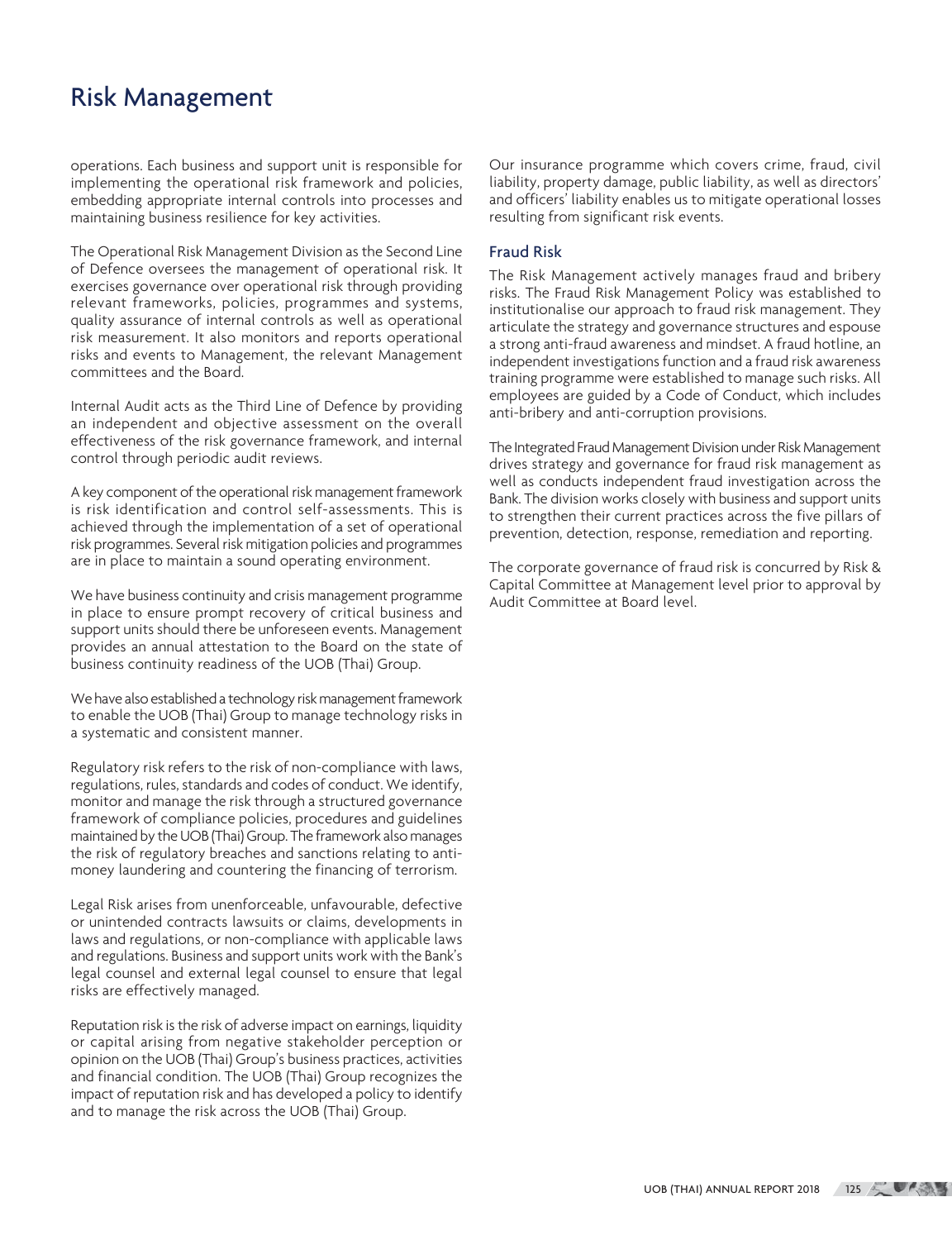# Risk Management

operations. Each business and support unit is responsible for implementing the operational risk framework and policies, embedding appropriate internal controls into processes and maintaining business resilience for key activities.

The Operational Risk Management Division as the Second Line of Defence oversees the management of operational risk. It exercises governance over operational risk through providing relevant frameworks, policies, programmes and systems, quality assurance of internal controls as well as operational risk measurement. It also monitors and reports operational risks and events to Management, the relevant Management committees and the Board.

Internal Audit acts as the Third Line of Defence by providing an independent and objective assessment on the overall effectiveness of the risk governance framework, and internal control through periodic audit reviews.

A key component of the operational risk management framework is risk identification and control self-assessments. This is achieved through the implementation of a set of operational risk programmes. Several risk mitigation policies and programmes are in place to maintain a sound operating environment.

We have business continuity and crisis management programme in place to ensure prompt recovery of critical business and support units should there be unforeseen events. Management provides an annual attestation to the Board on the state of business continuity readiness of the UOB (Thai) Group.

We have also established a technology risk management framework to enable the UOB (Thai) Group to manage technology risks in a systematic and consistent manner.

Regulatory risk refers to the risk of non-compliance with laws, regulations, rules, standards and codes of conduct. We identify, monitor and manage the risk through a structured governance framework of compliance policies, procedures and guidelines maintained by the UOB (Thai) Group. The framework also manages the risk of regulatory breaches and sanctions relating to anti-money laundering and countering the financing of terrorism.

Legal Risk arises from unenforceable, unfavourable, defective or unintended contracts lawsuits or claims, developments in laws and regulations, or non-compliance with applicable laws and regulations. Business and support units work with the Bank's legal counsel and external legal counsel to ensure that legal risks are effectively managed.

Reputation risk is the risk of adverse impact on earnings, liquidity or capital arising from negative stakeholder perception or opinion on the UOB (Thai) Group's business practices, activities and financial condition. The UOB (Thai) Group recognizes the impact of reputation risk and has developed a policy to identify and to manage the risk across the UOB (Thai) Group.

Our insurance programme which covers crime, fraud, civil liability, property damage, public liability, as well as directors' and officers' liability enables us to mitigate operational losses resulting from significant risk events.

## Fraud Risk

The Risk Management actively manages fraud and bribery risks. The Fraud Risk Management Policy was established to institutionalise our approach to fraud risk management. They articulate the strategy and governance structures and espouse a strong anti-fraud awareness and mindset. A fraud hotline, an independent investigations function and a fraud risk awareness training programme were established to manage such risks. All employees are guided by a Code of Conduct, which includes anti-bribery and anti-corruption provisions.

The Integrated Fraud Management Division under Risk Management drives strategy and governance for fraud risk management as well as conducts independent fraud investigation across the Bank. The division works closely with business and support units to strengthen their current practices across the five pillars of prevention, detection, response, remediation and reporting.

The corporate governance of fraud risk is concurred by Risk & Capital Committee at Management level prior to approval by Audit Committee at Board level.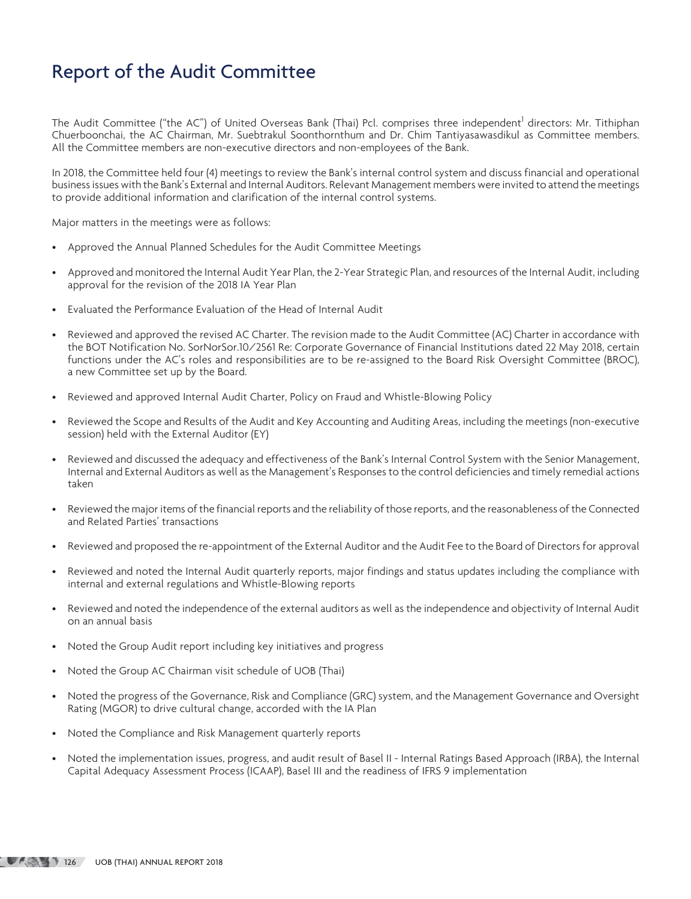# Report of the Audit Committee

The Audit Committee ("the AC") of United Overseas Bank (Thai) Pcl. comprises three independent[1] directors: Mr. Tithiphan Chuerboonchai, the AC Chairman, Mr. Suebtrakul Soonthornthum and Dr. Chim Tantiyasawasdikul as Committee members. All the Committee members are non-executive directors and non-employees of the Bank.

In 2018, the Committee held four (4) meetings to review the Bank's internal control system and discuss financial and operational business issues with the Bank's External and Internal Auditors. Relevant Management members were invited to attend the meetings to provide additional information and clarification of the internal control systems.

Major matters in the meetings were as follows:

- Approved the Annual Planned Schedules for the Audit Committee Meetings
- Approved and monitored the Internal Audit Year Plan, the 2-Year Strategic Plan, and resources of the Internal Audit, including approval for the revision of the 2018 IA Year Plan
- Evaluated the Performance Evaluation of the Head of Internal Audit
- Reviewed and approved the revised AC Charter. The revision made to the Audit Committee (AC) Charter in accordance with the BOT Notification No. SorNorSor.10/2561 Re: Corporate Governance of Financial Institutions dated 22 May 2018, certain functions under the AC's roles and responsibilities are to be re-assigned to the Board Risk Oversight Committee (BROC), a new Committee set up by the Board.
- Reviewed and approved Internal Audit Charter, Policy on Fraud and Whistle-Blowing Policy
- Reviewed the Scope and Results of the Audit and Key Accounting and Auditing Areas, including the meetings (non-executive session) held with the External Auditor (EY)
- Reviewed and discussed the adequacy and effectiveness of the Bank's Internal Control System with the Senior Management, Internal and External Auditors as well as the Management's Responses to the control deficiencies and timely remedial actions taken
- Reviewed the major items of the financial reports and the reliability of those reports, and the reasonableness of the Connected and Related Parties' transactions
- Reviewed and proposed the re-appointment of the External Auditor and the Audit Fee to the Board of Directors for approval
- Reviewed and noted the Internal Audit quarterly reports, major findings and status updates including the compliance with internal and external regulations and Whistle-Blowing reports
- Reviewed and noted the independence of the external auditors as well as the independence and objectivity of Internal Audit on an annual basis
- Noted the Group Audit report including key initiatives and progress
- Noted the Group AC Chairman visit schedule of UOB (Thai)
- Noted the progress of the Governance, Risk and Compliance (GRC) system, and the Management Governance and Oversight Rating (MGOR) to drive cultural change, accorded with the IA Plan
- Noted the Compliance and Risk Management quarterly reports
- Noted the implementation issues, progress, and audit result of Basel II - Internal Ratings Based Approach (IRBA), the Internal Capital Adequacy Assessment Process (ICAAP), Basel III and the readiness of IFRS 9 implementation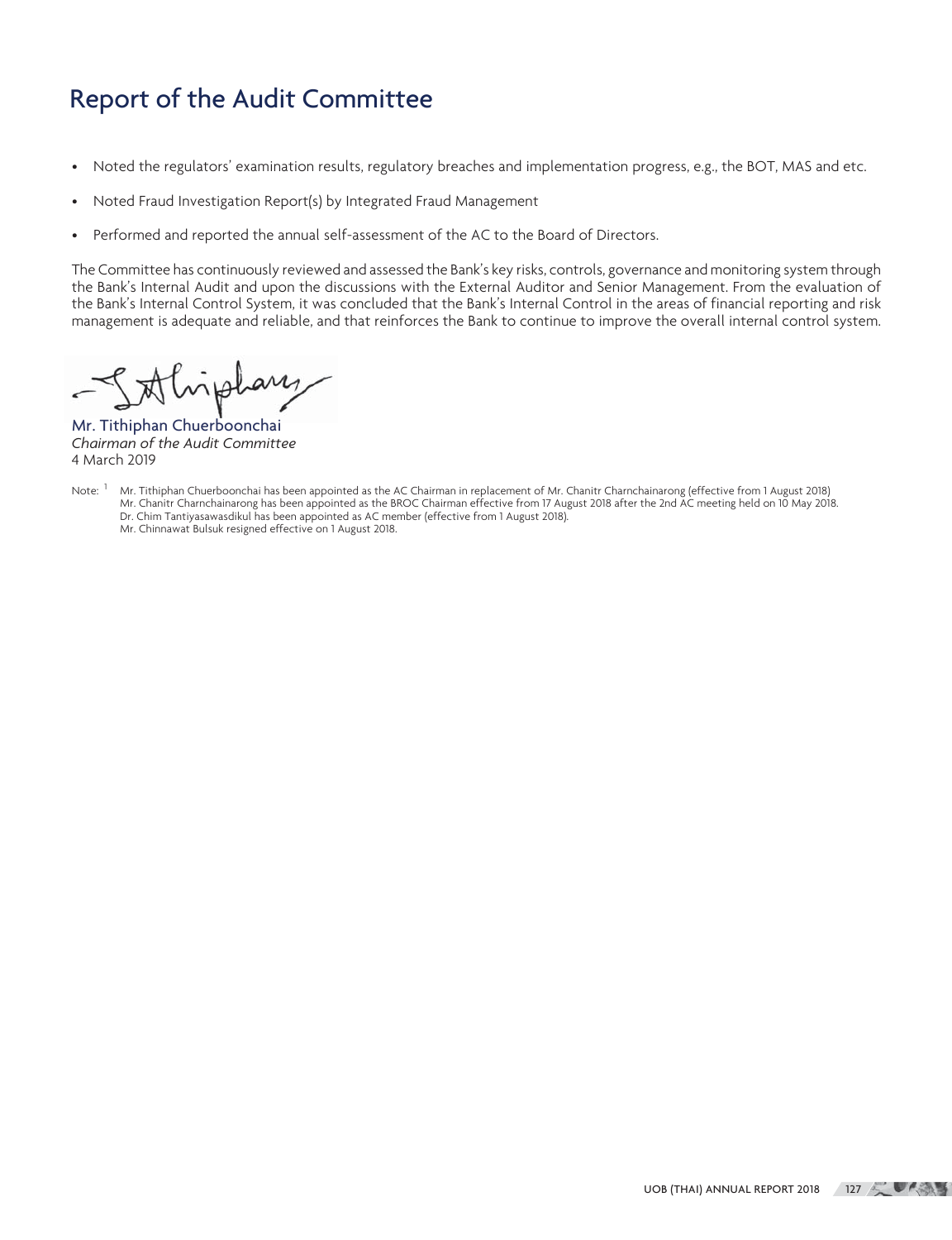# Report of the Audit Committee

- Noted the regulators' examination results, regulatory breaches and implementation progress, e.g., the BOT, MAS and etc.
- Noted Fraud Investigation Report(s) by Integrated Fraud Management
- Performed and reported the annual self-assessment of the AC to the Board of Directors.

The Committee has continuously reviewed and assessed the Bank's key risks, controls, governance and monitoring system through the Bank's Internal Audit and upon the discussions with the External Auditor and Senior Management. From the evaluation of the Bank's Internal Control System, it was concluded that the Bank's Internal Control in the areas of financial reporting and risk management is adequate and reliable, and that reinforces the Bank to continue to improve the overall internal control system.

Mr. Tithiphan Chuerboonchai
*Chairman of the Audit Committee*
4 March 2019

Note: [1] Mr. Tithiphan Chuerboonchai has been appointed as the AC Chairman in replacement of Mr. Chanitr Charnchainarong (effective from 1 August 2018)
Mr. Chanitr Charnchainarong has been appointed as the BROC Chairman effective from 17 August 2018 after the 2nd AC meeting held on 10 May 2018.
Dr. Chim Tantiyasawasdikul has been appointed as AC member (effective from 1 August 2018).
Mr. Chinnawat Bulsuk resigned effective on 1 August 2018.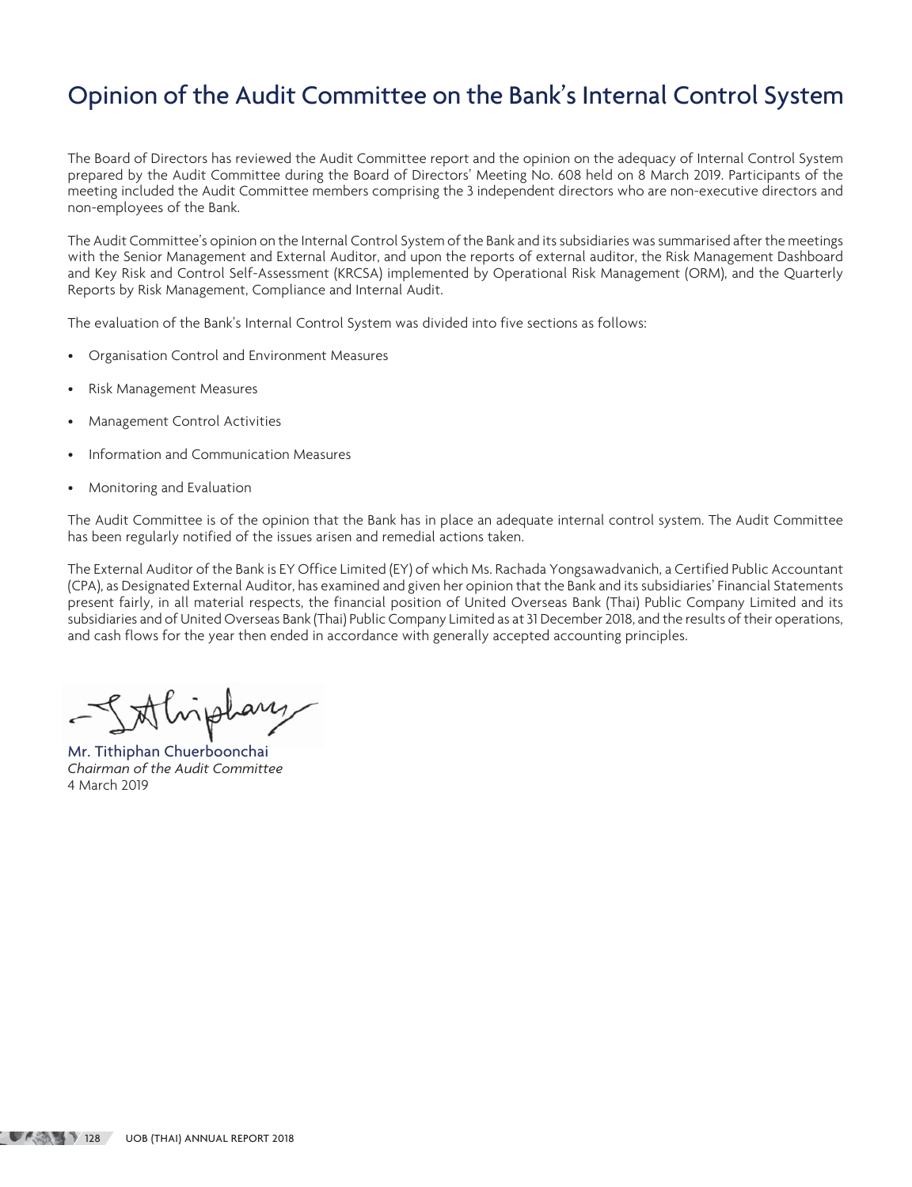# Opinion of the Audit Committee on the Bank's Internal Control System

The Board of Directors has reviewed the Audit Committee report and the opinion on the adequacy of Internal Control System prepared by the Audit Committee during the Board of Directors' Meeting No. 608 held on 8 March 2019. Participants of the meeting included the Audit Committee members comprising the 3 independent directors who are non-executive directors and non-employees of the Bank.

The Audit Committee's opinion on the Internal Control System of the Bank and its subsidiaries was summarised after the meetings with the Senior Management and External Auditor, and upon the reports of external auditor, the Risk Management Dashboard and Key Risk and Control Self-Assessment (KRCSA) implemented by Operational Risk Management (ORM), and the Quarterly Reports by Risk Management, Compliance and Internal Audit.

The evaluation of the Bank's Internal Control System was divided into five sections as follows:

- Organisation Control and Environment Measures
- Risk Management Measures
- Management Control Activities
- Information and Communication Measures
- Monitoring and Evaluation

The Audit Committee is of the opinion that the Bank has in place an adequate internal control system. The Audit Committee has been regularly notified of the issues arisen and remedial actions taken.

The External Auditor of the Bank is EY Office Limited (EY) of which Ms. Rachada Yongsawadvanich, a Certified Public Accountant (CPA), as Designated External Auditor, has examined and given her opinion that the Bank and its subsidiaries' Financial Statements present fairly, in all material respects, the financial position of United Overseas Bank (Thai) Public Company Limited and its subsidiaries and of United Overseas Bank (Thai) Public Company Limited as at 31 December 2018, and the results of their operations, and cash flows for the year then ended in accordance with generally accepted accounting principles.

Mr. Tithiphan Chuerboonchai
*Chairman of the Audit Committee*
4 March 2019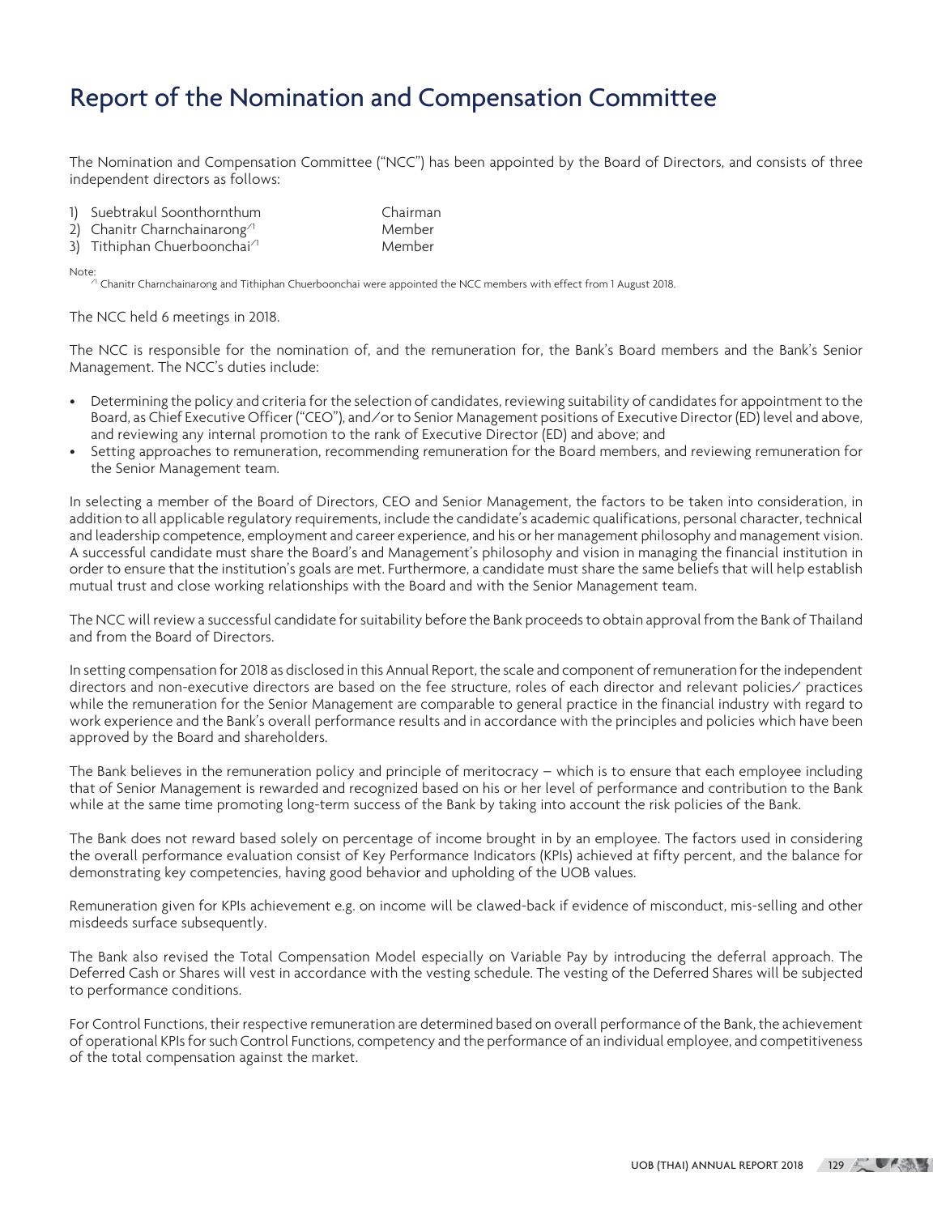# Report of the Nomination and Compensation Committee

The Nomination and Compensation Committee ("NCC") has been appointed by the Board of Directors, and consists of three independent directors as follows:

| | |
|---|---|
| 1) Suebtrakul Soonthornthum | Chairman |
| 2) Chanitr Charnchainarong[/1] | Member |
| 3) Tithiphan Chuerboonchai[/1] | Member |

Note:
[/1] Chanitr Charnchainarong and Tithiphan Chuerboonchai were appointed the NCC members with effect from 1 August 2018.

The NCC held 6 meetings in 2018.

The NCC is responsible for the nomination of, and the remuneration for, the Bank's Board members and the Bank's Senior Management. The NCC's duties include:

- Determining the policy and criteria for the selection of candidates, reviewing suitability of candidates for appointment to the Board, as Chief Executive Officer ("CEO"), and/or to Senior Management positions of Executive Director (ED) level and above, and reviewing any internal promotion to the rank of Executive Director (ED) and above; and
- Setting approaches to remuneration, recommending remuneration for the Board members, and reviewing remuneration for the Senior Management team.

In selecting a member of the Board of Directors, CEO and Senior Management, the factors to be taken into consideration, in addition to all applicable regulatory requirements, include the candidate's academic qualifications, personal character, technical and leadership competence, employment and career experience, and his or her management philosophy and management vision. A successful candidate must share the Board's and Management's philosophy and vision in managing the financial institution in order to ensure that the institution's goals are met. Furthermore, a candidate must share the same beliefs that will help establish mutual trust and close working relationships with the Board and with the Senior Management team.

The NCC will review a successful candidate for suitability before the Bank proceeds to obtain approval from the Bank of Thailand and from the Board of Directors.

In setting compensation for 2018 as disclosed in this Annual Report, the scale and component of remuneration for the independent directors and non-executive directors are based on the fee structure, roles of each director and relevant policies/ practices while the remuneration for the Senior Management are comparable to general practice in the financial industry with regard to work experience and the Bank's overall performance results and in accordance with the principles and policies which have been approved by the Board and shareholders.

The Bank believes in the remuneration policy and principle of meritocracy – which is to ensure that each employee including that of Senior Management is rewarded and recognized based on his or her level of performance and contribution to the Bank while at the same time promoting long-term success of the Bank by taking into account the risk policies of the Bank.

The Bank does not reward based solely on percentage of income brought in by an employee. The factors used in considering the overall performance evaluation consist of Key Performance Indicators (KPIs) achieved at fifty percent, and the balance for demonstrating key competencies, having good behavior and upholding of the UOB values.

Remuneration given for KPIs achievement e.g. on income will be clawed-back if evidence of misconduct, mis-selling and other misdeeds surface subsequently.

The Bank also revised the Total Compensation Model especially on Variable Pay by introducing the deferral approach. The Deferred Cash or Shares will vest in accordance with the vesting schedule. The vesting of the Deferred Shares will be subjected to performance conditions.

For Control Functions, their respective remuneration are determined based on overall performance of the Bank, the achievement of operational KPIs for such Control Functions, competency and the performance of an individual employee, and competitiveness of the total compensation against the market.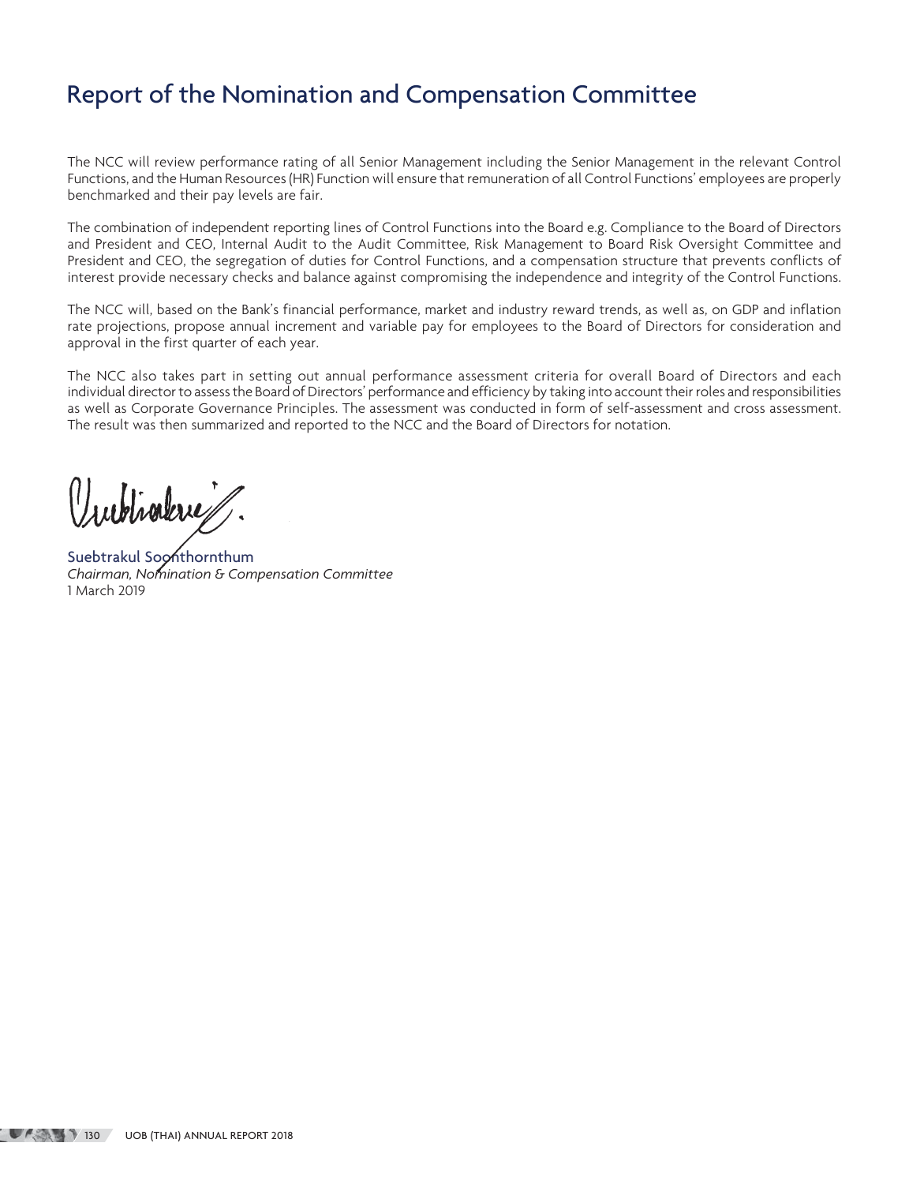# Report of the Nomination and Compensation Committee

The NCC will review performance rating of all Senior Management including the Senior Management in the relevant Control Functions, and the Human Resources (HR) Function will ensure that remuneration of all Control Functions' employees are properly benchmarked and their pay levels are fair.

The combination of independent reporting lines of Control Functions into the Board e.g. Compliance to the Board of Directors and President and CEO, Internal Audit to the Audit Committee, Risk Management to Board Risk Oversight Committee and President and CEO, the segregation of duties for Control Functions, and a compensation structure that prevents conflicts of interest provide necessary checks and balance against compromising the independence and integrity of the Control Functions.

The NCC will, based on the Bank's financial performance, market and industry reward trends, as well as, on GDP and inflation rate projections, propose annual increment and variable pay for employees to the Board of Directors for consideration and approval in the first quarter of each year.

The NCC also takes part in setting out annual performance assessment criteria for overall Board of Directors and each individual director to assess the Board of Directors' performance and efficiency by taking into account their roles and responsibilities as well as Corporate Governance Principles. The assessment was conducted in form of self-assessment and cross assessment. The result was then summarized and reported to the NCC and the Board of Directors for notation.

Suebtrakul Soonthornthum
*Chairman, Nomination & Compensation Committee*
1 March 2019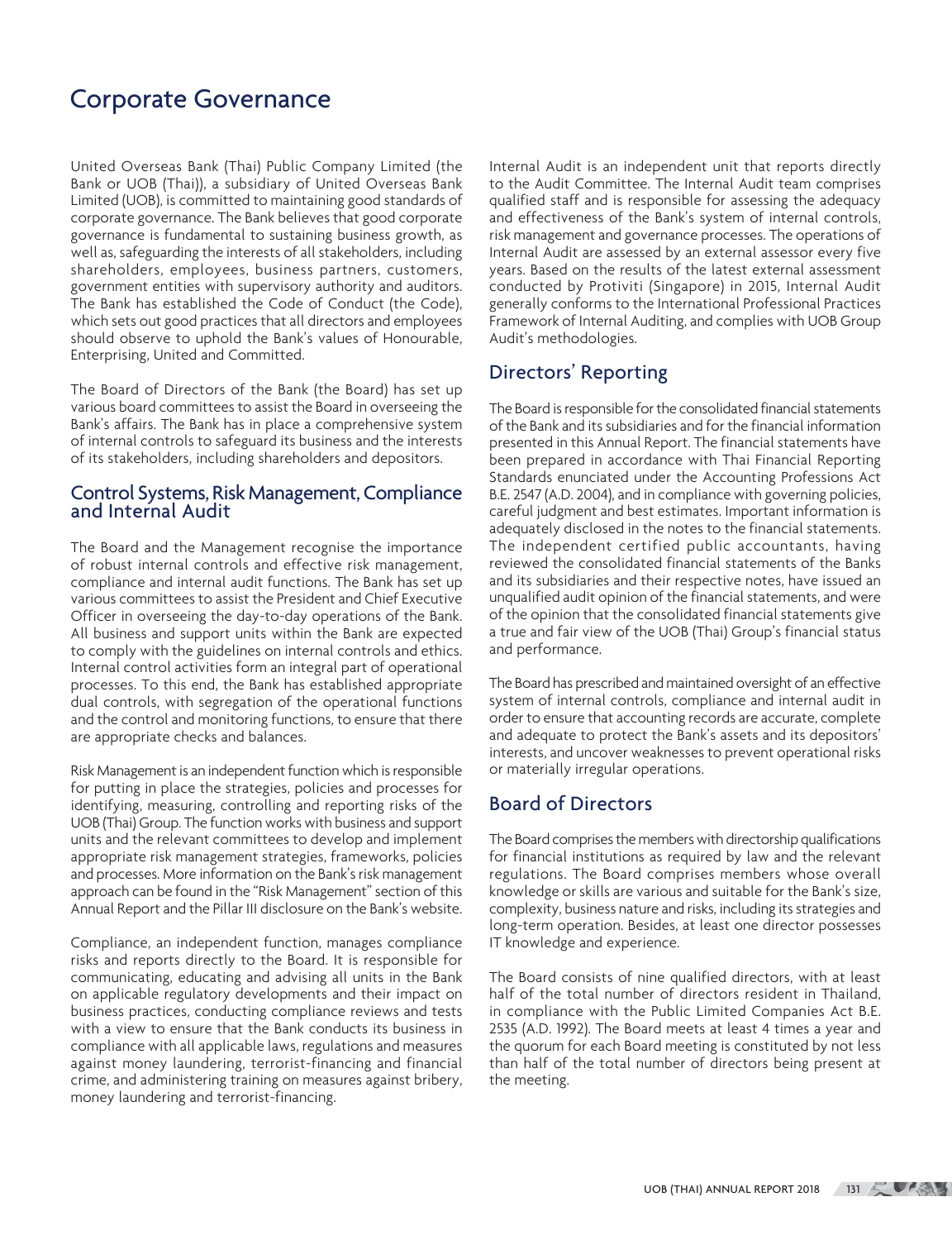# Corporate Governance

United Overseas Bank (Thai) Public Company Limited (the Bank or UOB (Thai)), a subsidiary of United Overseas Bank Limited (UOB), is committed to maintaining good standards of corporate governance. The Bank believes that good corporate governance is fundamental to sustaining business growth, as well as, safeguarding the interests of all stakeholders, including shareholders, employees, business partners, customers, government entities with supervisory authority and auditors. The Bank has established the Code of Conduct (the Code), which sets out good practices that all directors and employees should observe to uphold the Bank's values of Honourable, Enterprising, United and Committed.

The Board of Directors of the Bank (the Board) has set up various board committees to assist the Board in overseeing the Bank's affairs. The Bank has in place a comprehensive system of internal controls to safeguard its business and the interests of its stakeholders, including shareholders and depositors.

## Control Systems, Risk Management, Compliance and Internal Audit

The Board and the Management recognise the importance of robust internal controls and effective risk management, compliance and internal audit functions. The Bank has set up various committees to assist the President and Chief Executive Officer in overseeing the day-to-day operations of the Bank. All business and support units within the Bank are expected to comply with the guidelines on internal controls and ethics. Internal control activities form an integral part of operational processes. To this end, the Bank has established appropriate dual controls, with segregation of the operational functions and the control and monitoring functions, to ensure that there are appropriate checks and balances.

Risk Management is an independent function which is responsible for putting in place the strategies, policies and processes for identifying, measuring, controlling and reporting risks of the UOB (Thai) Group. The function works with business and support units and the relevant committees to develop and implement appropriate risk management strategies, frameworks, policies and processes. More information on the Bank's risk management approach can be found in the "Risk Management" section of this Annual Report and the Pillar III disclosure on the Bank's website.

Compliance, an independent function, manages compliance risks and reports directly to the Board. It is responsible for communicating, educating and advising all units in the Bank on applicable regulatory developments and their impact on business practices, conducting compliance reviews and tests with a view to ensure that the Bank conducts its business in compliance with all applicable laws, regulations and measures against money laundering, terrorist-financing and financial crime, and administering training on measures against bribery, money laundering and terrorist-financing.

Internal Audit is an independent unit that reports directly to the Audit Committee. The Internal Audit team comprises qualified staff and is responsible for assessing the adequacy and effectiveness of the Bank's system of internal controls, risk management and governance processes. The operations of Internal Audit are assessed by an external assessor every five years. Based on the results of the latest external assessment conducted by Protiviti (Singapore) in 2015, Internal Audit generally conforms to the International Professional Practices Framework of Internal Auditing, and complies with UOB Group Audit's methodologies.

## Directors' Reporting

The Board is responsible for the consolidated financial statements of the Bank and its subsidiaries and for the financial information presented in this Annual Report. The financial statements have been prepared in accordance with Thai Financial Reporting Standards enunciated under the Accounting Professions Act B.E. 2547 (A.D. 2004), and in compliance with governing policies, careful judgment and best estimates. Important information is adequately disclosed in the notes to the financial statements. The independent certified public accountants, having reviewed the consolidated financial statements of the Banks and its subsidiaries and their respective notes, have issued an unqualified audit opinion of the financial statements, and were of the opinion that the consolidated financial statements give a true and fair view of the UOB (Thai) Group's financial status and performance.

The Board has prescribed and maintained oversight of an effective system of internal controls, compliance and internal audit in order to ensure that accounting records are accurate, complete and adequate to protect the Bank's assets and its depositors' interests, and uncover weaknesses to prevent operational risks or materially irregular operations.

## Board of Directors

The Board comprises the members with directorship qualifications for financial institutions as required by law and the relevant regulations. The Board comprises members whose overall knowledge or skills are various and suitable for the Bank's size, complexity, business nature and risks, including its strategies and long-term operation. Besides, at least one director possesses IT knowledge and experience.

The Board consists of nine qualified directors, with at least half of the total number of directors resident in Thailand, in compliance with the Public Limited Companies Act B.E. 2535 (A.D. 1992). The Board meets at least 4 times a year and the quorum for each Board meeting is constituted by not less than half of the total number of directors being present at the meeting.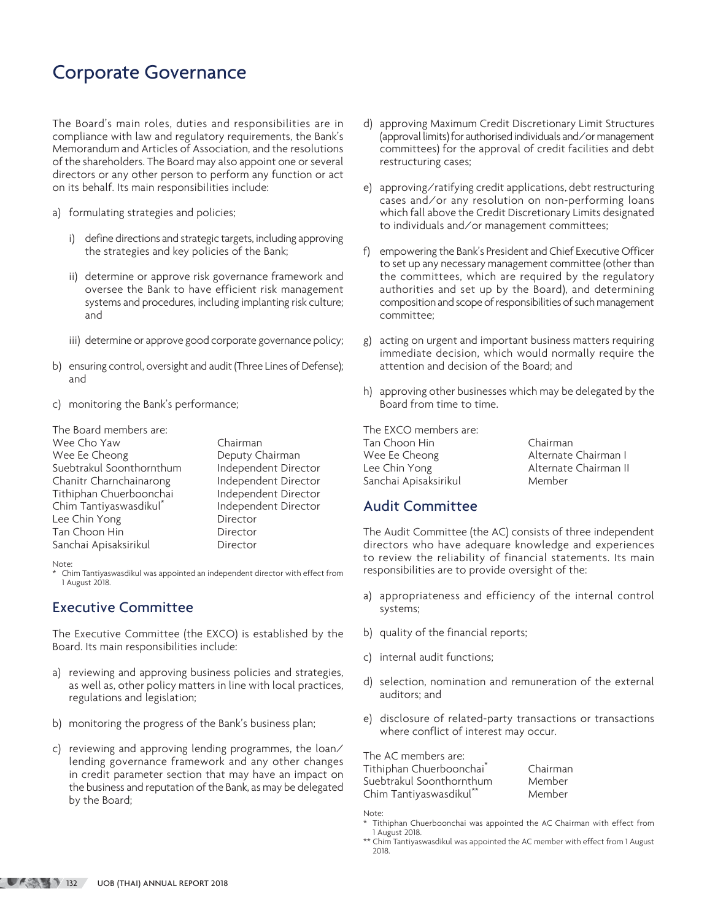# Corporate Governance

The Board's main roles, duties and responsibilities are in compliance with law and regulatory requirements, the Bank's Memorandum and Articles of Association, and the resolutions of the shareholders. The Board may also appoint one or several directors or any other person to perform any function or act on its behalf. Its main responsibilities include:

a) formulating strategies and policies;

   i) define directions and strategic targets, including approving the strategies and key policies of the Bank;

   ii) determine or approve risk governance framework and oversee the Bank to have efficient risk management systems and procedures, including implanting risk culture; and

   iii) determine or approve good corporate governance policy;

b) ensuring control, oversight and audit (Three Lines of Defense); and

c) monitoring the Bank's performance;

The Board members are:

| | |
|---|---|
| Wee Cho Yaw | Chairman |
| Wee Ee Cheong | Deputy Chairman |
| Suebtrakul Soonthornthum | Independent Director |
| Chanitr Charnchainarong | Independent Director |
| Tithiphan Chuerboonchai | Independent Director |
| Chim Tantiyaswasdikul* | Independent Director |
| Lee Chin Yong | Director |
| Tan Choon Hin | Director |
| Sanchai Apisaksirikul | Director |

Note:
\* Chim Tantiyaswasdikul was appointed an independent director with effect from 1 August 2018.

## Executive Committee

The Executive Committee (the EXCO) is established by the Board. Its main responsibilities include:

a) reviewing and approving business policies and strategies, as well as, other policy matters in line with local practices, regulations and legislation;

b) monitoring the progress of the Bank's business plan;

c) reviewing and approving lending programmes, the loan/lending governance framework and any other changes in credit parameter section that may have an impact on the business and reputation of the Bank, as may be delegated by the Board;

d) approving Maximum Credit Discretionary Limit Structures (approval limits) for authorised individuals and/or management committees) for the approval of credit facilities and debt restructuring cases;

e) approving/ratifying credit applications, debt restructuring cases and/or any resolution on non-performing loans which fall above the Credit Discretionary Limits designated to individuals and/or management committees;

f) empowering the Bank's President and Chief Executive Officer to set up any necessary management committee (other than the committees, which are required by the regulatory authorities and set up by the Board), and determining composition and scope of responsibilities of such management committee;

g) acting on urgent and important business matters requiring immediate decision, which would normally require the attention and decision of the Board; and

h) approving other businesses which may be delegated by the Board from time to time.

The EXCO members are:

| | |
|---|---|
| Tan Choon Hin | Chairman |
| Wee Ee Cheong | Alternate Chairman I |
| Lee Chin Yong | Alternate Chairman II |
| Sanchai Apisaksirikul | Member |

## Audit Committee

The Audit Committee (the AC) consists of three independent directors who have adequare knowledge and experiences to review the reliability of financial statements. Its main responsibilities are to provide oversight of the:

a) appropriateness and efficiency of the internal control systems;

b) quality of the financial reports;

c) internal audit functions;

d) selection, nomination and remuneration of the external auditors; and

e) disclosure of related-party transactions or transactions where conflict of interest may occur.

The AC members are:

| | |
|---|---|
| Tithiphan Chuerboonchai* | Chairman |
| Suebtrakul Soonthornthum | Member |
| Chim Tantiyaswasdikul** | Member |

Note:
\* Tithiphan Chuerboonchai was appointed the AC Chairman with effect from 1 August 2018.
\** Chim Tantiyaswasdikul was appointed the AC member with effect from 1 August 2018.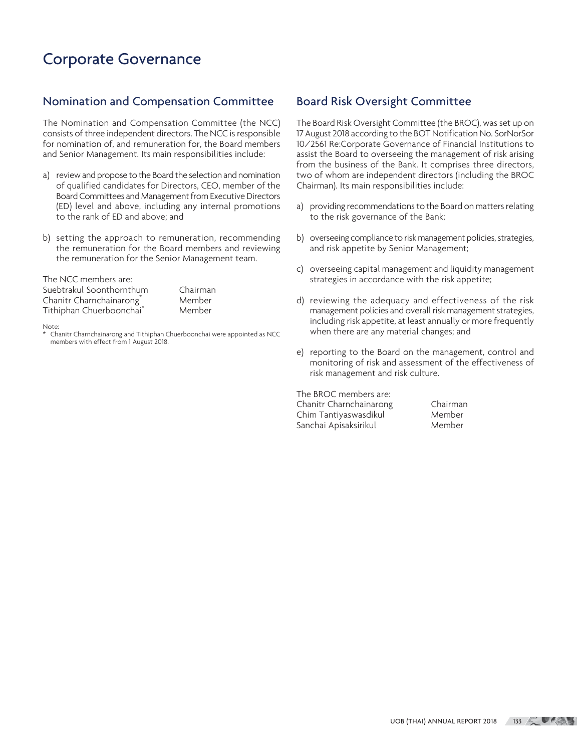# Corporate Governance

## Nomination and Compensation Committee

The Nomination and Compensation Committee (the NCC) consists of three independent directors. The NCC is responsible for nomination of, and remuneration for, the Board members and Senior Management. Its main responsibilities include:

a) review and propose to the Board the selection and nomination of qualified candidates for Directors, CEO, member of the Board Committees and Management from Executive Directors (ED) level and above, including any internal promotions to the rank of ED and above; and

b) setting the approach to remuneration, recommending the remuneration for the Board members and reviewing the remuneration for the Senior Management team.

The NCC members are:

| | |
|---|---|
| Suebtrakul Soonthornthum | Chairman |
| Chanitr Charnchainarong* | Member |
| Tithiphan Chuerboonchai* | Member |

Note:
* Chanitr Charnchainarong and Tithiphan Chuerboonchai were appointed as NCC members with effect from 1 August 2018.

## Board Risk Oversight Committee

The Board Risk Oversight Committee (the BROC), was set up on 17 August 2018 according to the BOT Notification No. SorNorSor 10/2561 Re:Corporate Governance of Financial Institutions to assist the Board to overseeing the management of risk arising from the business of the Bank. It comprises three directors, two of whom are independent directors (including the BROC Chairman). Its main responsibilities include:

a) providing recommendations to the Board on matters relating to the risk governance of the Bank;

b) overseeing compliance to risk management policies, strategies, and risk appetite by Senior Management;

c) overseeing capital management and liquidity management strategies in accordance with the risk appetite;

d) reviewing the adequacy and effectiveness of the risk management policies and overall risk management strategies, including risk appetite, at least annually or more frequently when there are any material changes; and

e) reporting to the Board on the management, control and monitoring of risk and assessment of the effectiveness of risk management and risk culture.

The BROC members are:

| | |
|---|---|
| Chanitr Charnchainarong | Chairman |
| Chim Tantiyaswasdikul | Member |
| Sanchai Apisaksirikul | Member |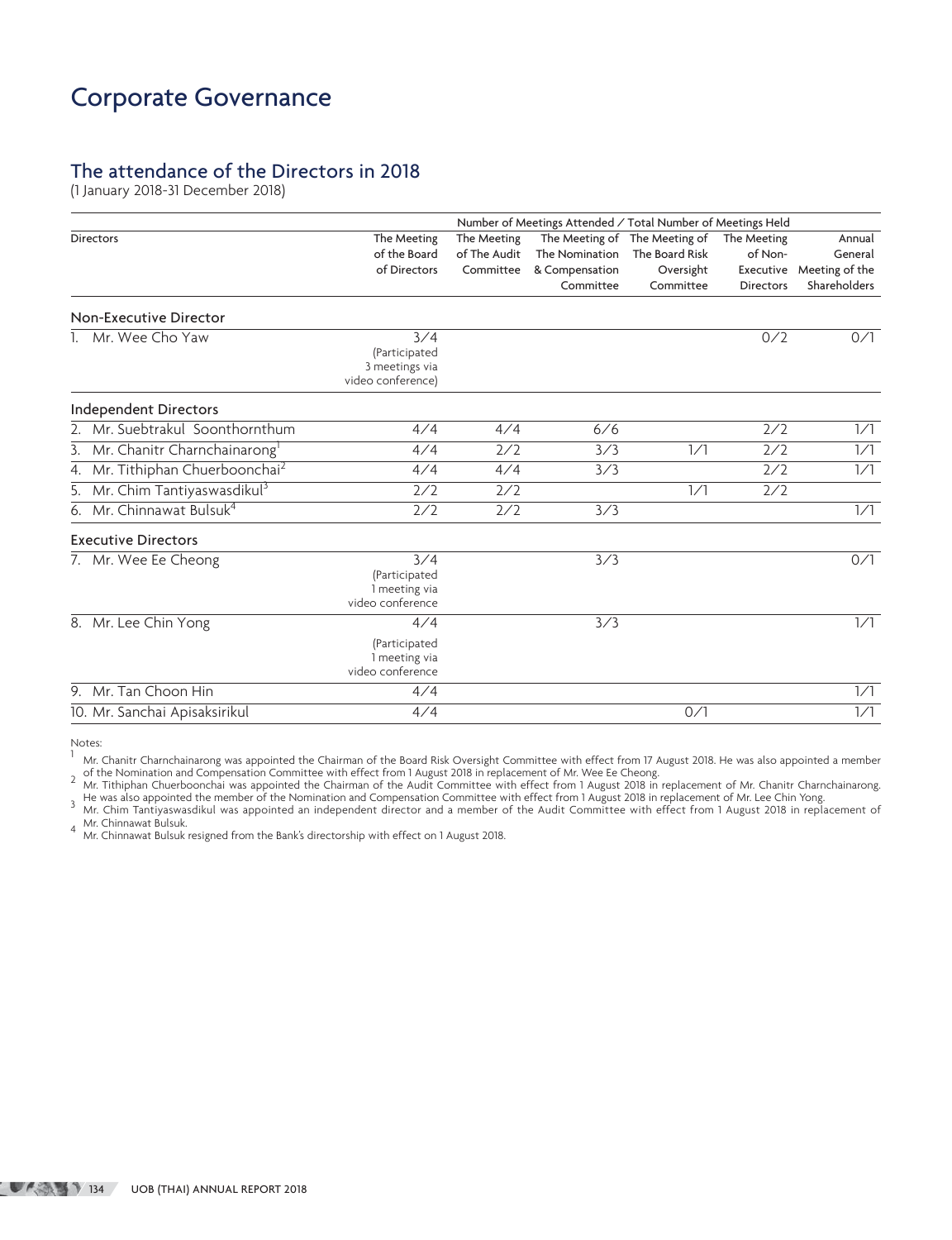# Corporate Governance

## The attendance of the Directors in 2018

(1 January 2018-31 December 2018)

| Directors | Number of Meetings Attended / Total Number of Meetings Held | | | | | |
|---|---|---|---|---|---|---|
| | The Meeting of the Board of Directors | The Meeting of The Audit Committee | The Meeting of The Nomination & Compensation Committee | The Meeting of The Board Risk Oversight Committee | The Meeting of Non-Executive Directors | Annual General Meeting of the Shareholders |
| **Non-Executive Director** | | | | | | |
| 1. Mr. Wee Cho Yaw | 3/4 (Participated 3 meetings via video conference) | | | | 0/2 | 0/1 |
| **Independent Directors** | | | | | | |
| 2. Mr. Suebtrakul Soonthornthum | 4/4 | 4/4 | 6/6 | | 2/2 | 1/1 |
| 3. Mr. Chanitr Charnchainarong[1] | 4/4 | 2/2 | 3/3 | 1/1 | 2/2 | 1/1 |
| 4. Mr. Tithiphan Chuerboonchai[2] | 4/4 | 4/4 | 3/3 | | 2/2 | 1/1 |
| 5. Mr. Chim Tantiyaswasdikul[3] | 2/2 | 2/2 | | 1/1 | 2/2 | |
| 6. Mr. Chinnawat Bulsuk[4] | 2/2 | 2/2 | 3/3 | | | 1/1 |
| **Executive Directors** | | | | | | |
| 7. Mr. Wee Ee Cheong | 3/4 (Participated 1 meeting via video conference | | 3/3 | | | 0/1 |
| 8. Mr. Lee Chin Yong | 4/4 (Participated 1 meeting via video conference | | 3/3 | | | 1/1 |
| 9. Mr. Tan Choon Hin | 4/4 | | | | | 1/1 |
| 10. Mr. Sanchai Apisaksirikul | 4/4 | | | 0/1 | | 1/1 |

Notes:

[1] Mr. Chanitr Charnchainarong was appointed the Chairman of the Board Risk Oversight Committee with effect from 17 August 2018. He was also appointed a member of the Nomination and Compensation Committee with effect from 1 August 2018 in replacement of Mr. Wee Ee Cheong.

[2] Mr. Tithiphan Chuerboonchai was appointed the Chairman of the Audit Committee with effect from 1 August 2018 in replacement of Mr. Chanitr Charnchainarong. He was also appointed the member of the Nomination and Compensation Committee with effect from 1 August 2018 in replacement of Mr. Lee Chin Yong.

[3] Mr. Chim Tantiyaswasdikul was appointed an independent director and a member of the Audit Committee with effect from 1 August 2018 in replacement of Mr. Chinnawat Bulsuk.

[4] Mr. Chinnawat Bulsuk resigned from the Bank's directorship with effect on 1 August 2018.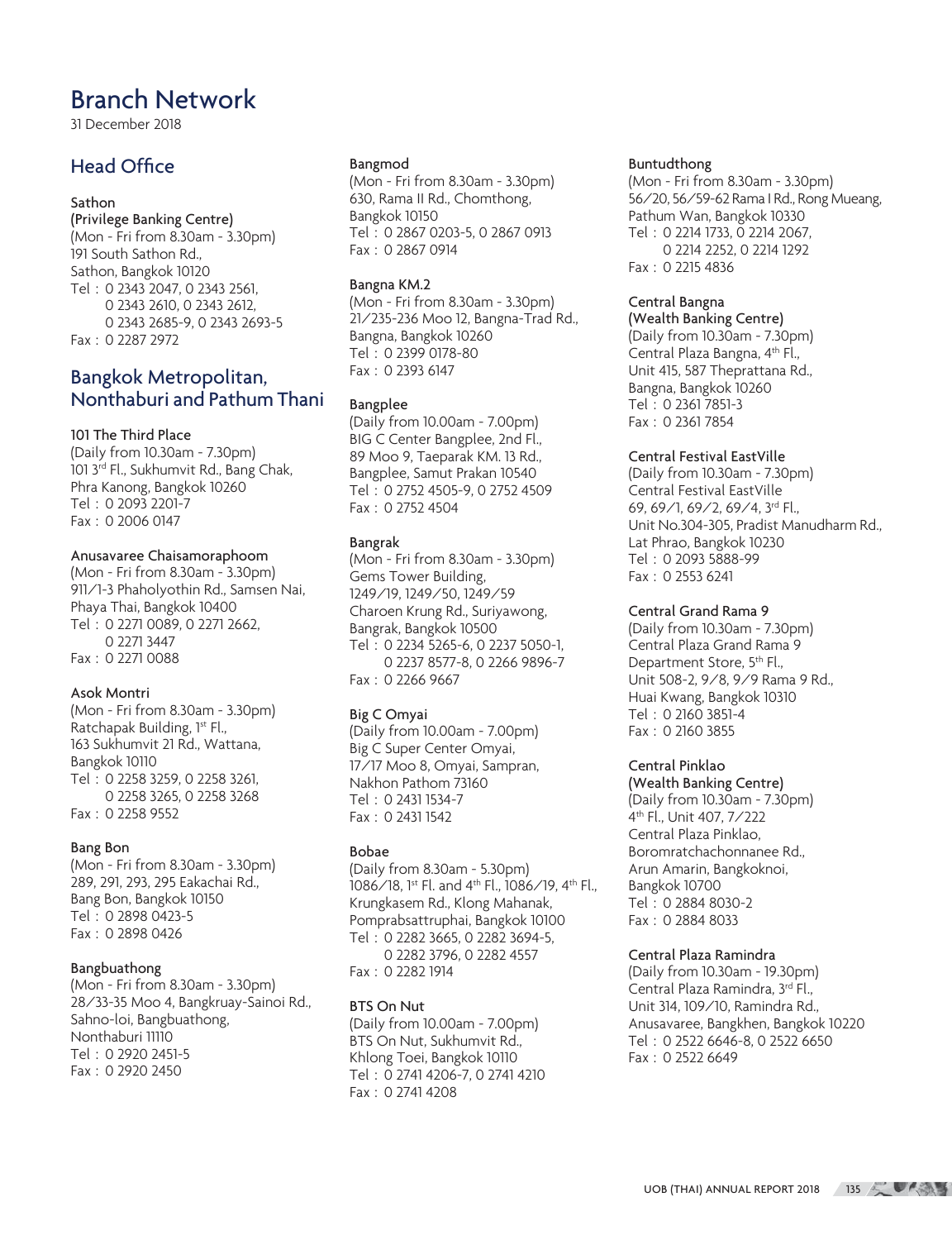# Branch Network

31 December 2018

## Head Office

**Sathon**
**(Privilege Banking Centre)**
(Mon - Fri from 8.30am - 3.30pm)
191 South Sathon Rd.,
Sathon, Bangkok 10120
Tel : 0 2343 2047, 0 2343 2561,
0 2343 2610, 0 2343 2612,
0 2343 2685-9, 0 2343 2693-5
Fax : 0 2287 2972

## Bangkok Metropolitan, Nonthaburi and Pathum Thani

**101 The Third Place**
(Daily from 10.30am - 7.30pm)
101 3rd Fl., Sukhumvit Rd., Bang Chak,
Phra Kanong, Bangkok 10260
Tel : 0 2093 2201-7
Fax : 0 2006 0147

**Anusavaree Chaisamoraphoom**
(Mon - Fri from 8.30am - 3.30pm)
911/1-3 Phaholyothin Rd., Samsen Nai,
Phaya Thai, Bangkok 10400
Tel : 0 2271 0089, 0 2271 2662,
0 2271 3447
Fax : 0 2271 0088

**Asok Montri**
(Mon - Fri from 8.30am - 3.30pm)
Ratchapak Building, 1st Fl.,
163 Sukhumvit 21 Rd., Wattana,
Bangkok 10110
Tel : 0 2258 3259, 0 2258 3261,
0 2258 3265, 0 2258 3268
Fax : 0 2258 9552

**Bang Bon**
(Mon - Fri from 8.30am - 3.30pm)
289, 291, 293, 295 Eakachai Rd.,
Bang Bon, Bangkok 10150
Tel : 0 2898 0423-5
Fax : 0 2898 0426

**Bangbuathong**
(Mon - Fri from 8.30am - 3.30pm)
28/33-35 Moo 4, Bangkruay-Sainoi Rd.,
Sahno-loi, Bangbuathong,
Nonthaburi 11110
Tel : 0 2920 2451-5
Fax : 0 2920 2450

**Bangmod**
(Mon - Fri from 8.30am - 3.30pm)
630, Rama II Rd., Chomthong,
Bangkok 10150
Tel : 0 2867 0203-5, 0 2867 0913
Fax : 0 2867 0914

**Bangna KM.2**
(Mon - Fri from 8.30am - 3.30pm)
21/235-236 Moo 12, Bangna-Trad Rd.,
Bangna, Bangkok 10260
Tel : 0 2399 0178-80
Fax : 0 2393 6147

**Bangplee**
(Daily from 10.00am - 7.00pm)
BIG C Center Bangplee, 2nd Fl.,
89 Moo 9, Taeparak KM. 13 Rd.,
Bangplee, Samut Prakan 10540
Tel : 0 2752 4505-9, 0 2752 4509
Fax : 0 2752 4504

**Bangrak**
(Mon - Fri from 8.30am - 3.30pm)
Gems Tower Building,
1249/19, 1249/50, 1249/59
Charoen Krung Rd., Suriyawong,
Bangrak, Bangkok 10500
Tel : 0 2234 5265-6, 0 2237 5050-1,
0 2237 8577-8, 0 2266 9896-7
Fax : 0 2266 9667

**Big C Omyai**
(Daily from 10.00am - 7.00pm)
Big C Super Center Omyai,
17/17 Moo 8, Omyai, Sampran,
Nakhon Pathom 73160
Tel : 0 2431 1534-7
Fax : 0 2431 1542

**Bobae**
(Daily from 8.30am - 5.30pm)
1086/18, 1st Fl. and 4th Fl., 1086/19, 4th Fl.,
Krungkasem Rd., Klong Mahanak,
Pomprabsattruphai, Bangkok 10100
Tel : 0 2282 3665, 0 2282 3694-5,
0 2282 3796, 0 2282 4557
Fax : 0 2282 1914

**BTS On Nut**
(Daily from 10.00am - 7.00pm)
BTS On Nut, Sukhumvit Rd.,
Khlong Toei, Bangkok 10110
Tel : 0 2741 4206-7, 0 2741 4210
Fax : 0 2741 4208

**Buntudthong**
(Mon - Fri from 8.30am - 3.30pm)
56/20, 56/59-62 Rama I Rd., Rong Mueang,
Pathum Wan, Bangkok 10330
Tel : 0 2214 1733, 0 2214 2067,
0 2214 2252, 0 2214 1292
Fax : 0 2215 4836

**Central Bangna**
**(Wealth Banking Centre)**
(Daily from 10.30am - 7.30pm)
Central Plaza Bangna, 4th Fl.,
Unit 415, 587 Theprattana Rd.,
Bangna, Bangkok 10260
Tel : 0 2361 7851-3
Fax : 0 2361 7854

**Central Festival EastVille**
(Daily from 10.30am - 7.30pm)
Central Festival EastVille
69, 69/1, 69/2, 69/4, 3rd Fl.,
Unit No.304-305, Pradist Manudharm Rd.,
Lat Phrao, Bangkok 10230
Tel : 0 2093 5888-99
Fax : 0 2553 6241

**Central Grand Rama 9**
(Daily from 10.30am - 7.30pm)
Central Plaza Grand Rama 9
Department Store, 5th Fl.,
Unit 508-2, 9/8, 9/9 Rama 9 Rd.,
Huai Kwang, Bangkok 10310
Tel : 0 2160 3851-4
Fax : 0 2160 3855

**Central Pinklao**
**(Wealth Banking Centre)**
(Daily from 10.30am - 7.30pm)
4th Fl., Unit 407, 7/222
Central Plaza Pinklao,
Boromratchachonnanee Rd.,
Arun Amarin, Bangkoknoi,
Bangkok 10700
Tel : 0 2884 8030-2
Fax : 0 2884 8033

**Central Plaza Ramindra**
(Daily from 10.30am - 19.30pm)
Central Plaza Ramindra, 3rd Fl.,
Unit 314, 109/10, Ramindra Rd.,
Anusavaree, Bangkhen, Bangkok 10220
Tel : 0 2522 6646-8, 0 2522 6650
Fax : 0 2522 6649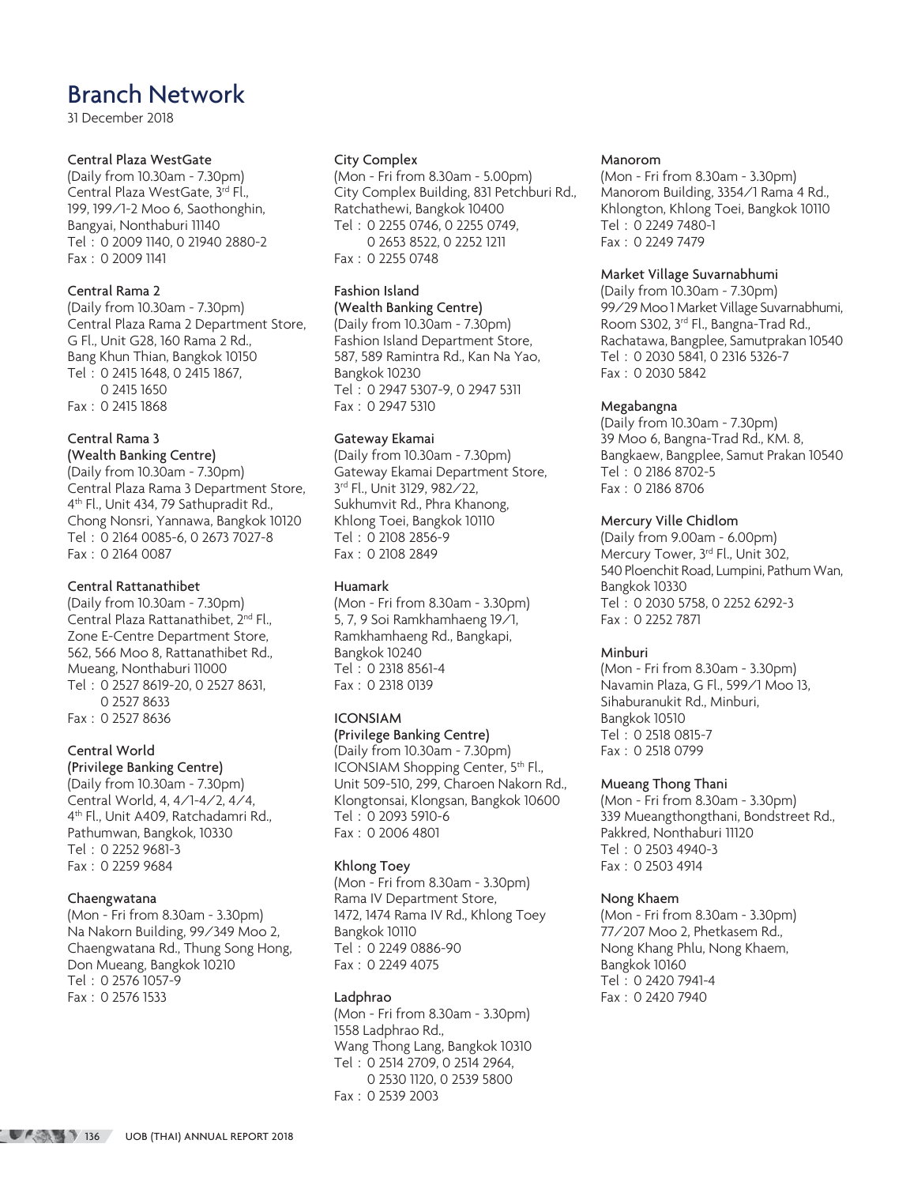# Branch Network

31 December 2018

**Central Plaza WestGate**
(Daily from 10.30am - 7.30pm)
Central Plaza WestGate, 3rd Fl.,
199, 199/1-2 Moo 6, Saothonghin,
Bangyai, Nonthaburi 11140
Tel : 0 2009 1140, 0 21940 2880-2
Fax : 0 2009 1141

**Central Rama 2**
(Daily from 10.30am - 7.30pm)
Central Plaza Rama 2 Department Store,
G Fl., Unit G28, 160 Rama 2 Rd.,
Bang Khun Thian, Bangkok 10150
Tel : 0 2415 1648, 0 2415 1867,
0 2415 1650
Fax : 0 2415 1868

**Central Rama 3**
**(Wealth Banking Centre)**
(Daily from 10.30am - 7.30pm)
Central Plaza Rama 3 Department Store,
4th Fl., Unit 434, 79 Sathupradit Rd.,
Chong Nonsri, Yannawa, Bangkok 10120
Tel : 0 2164 0085-6, 0 2673 7027-8
Fax : 0 2164 0087

**Central Rattanathibet**
(Daily from 10.30am - 7.30pm)
Central Plaza Rattanathibet, 2nd Fl.,
Zone E-Centre Department Store,
562, 566 Moo 8, Rattanathibet Rd.,
Mueang, Nonthaburi 11000
Tel : 0 2527 8619-20, 0 2527 8631,
0 2527 8633
Fax : 0 2527 8636

**Central World**
**(Privilege Banking Centre)**
(Daily from 10.30am - 7.30pm)
Central World, 4, 4/1-4/2, 4/4,
4th Fl., Unit A409, Ratchadamri Rd.,
Pathumwan, Bangkok, 10330
Tel : 0 2252 9681-3
Fax : 0 2259 9684

**Chaengwatana**
(Mon - Fri from 8.30am - 3.30pm)
Na Nakorn Building, 99/349 Moo 2,
Chaengwatana Rd., Thung Song Hong,
Don Mueang, Bangkok 10210
Tel : 0 2576 1057-9
Fax : 0 2576 1533

**City Complex**
(Mon - Fri from 8.30am - 5.00pm)
City Complex Building, 831 Petchburi Rd.,
Ratchathewi, Bangkok 10400
Tel : 0 2255 0746, 0 2255 0749,
0 2653 8522, 0 2252 1211
Fax : 0 2255 0748

**Fashion Island**
**(Wealth Banking Centre)**
(Daily from 10.30am - 7.30pm)
Fashion Island Department Store,
587, 589 Ramintra Rd., Kan Na Yao,
Bangkok 10230
Tel : 0 2947 5307-9, 0 2947 5311
Fax : 0 2947 5310

**Gateway Ekamai**
(Daily from 10.30am - 7.30pm)
Gateway Ekamai Department Store,
3rd Fl., Unit 3129, 982/22,
Sukhumvit Rd., Phra Khanong,
Khlong Toei, Bangkok 10110
Tel : 0 2108 2856-9
Fax : 0 2108 2849

**Huamark**
(Mon - Fri from 8.30am - 3.30pm)
5, 7, 9 Soi Ramkhamhaeng 19/1,
Ramkhamhaeng Rd., Bangkapi,
Bangkok 10240
Tel : 0 2318 8561-4
Fax : 0 2318 0139

**ICONSIAM**
**(Privilege Banking Centre)**
(Daily from 10.30am - 7.30pm)
ICONSIAM Shopping Center, 5th Fl.,
Unit 509-510, 299, Charoen Nakorn Rd.,
Klongtonsai, Klongsan, Bangkok 10600
Tel : 0 2093 5910-6
Fax : 0 2006 4801

**Khlong Toey**
(Mon - Fri from 8.30am - 3.30pm)
Rama IV Department Store,
1472, 1474 Rama IV Rd., Khlong Toey
Bangkok 10110
Tel : 0 2249 0886-90
Fax : 0 2249 4075

**Ladphrao**
(Mon - Fri from 8.30am - 3.30pm)
1558 Ladphrao Rd.,
Wang Thong Lang, Bangkok 10310
Tel : 0 2514 2709, 0 2514 2964,
0 2530 1120, 0 2539 5800
Fax : 0 2539 2003

**Manorom**
(Mon - Fri from 8.30am - 3.30pm)
Manorom Building, 3354/1 Rama 4 Rd.,
Khlongton, Khlong Toei, Bangkok 10110
Tel : 0 2249 7480-1
Fax : 0 2249 7479

**Market Village Suvarnabhumi**
(Daily from 10.30am - 7.30pm)
99/29 Moo 1 Market Village Suvarnabhumi,
Room S302, 3rd Fl., Bangna-Trad Rd.,
Rachatawa, Bangplee, Samutprakan 10540
Tel : 0 2030 5841, 0 2316 5326-7
Fax : 0 2030 5842

**Megabangna**
(Daily from 10.30am - 7.30pm)
39 Moo 6, Bangna-Trad Rd., KM. 8,
Bangkaew, Bangplee, Samut Prakan 10540
Tel : 0 2186 8702-5
Fax : 0 2186 8706

**Mercury Ville Chidlom**
(Daily from 9.00am - 6.00pm)
Mercury Tower, 3rd Fl., Unit 302,
540 Ploenchit Road, Lumpini, Pathum Wan,
Bangkok 10330
Tel : 0 2030 5758, 0 2252 6292-3
Fax : 0 2252 7871

**Minburi**
(Mon - Fri from 8.30am - 3.30pm)
Navamin Plaza, G Fl., 599/1 Moo 13,
Sihaburanukit Rd., Minburi,
Bangkok 10510
Tel : 0 2518 0815-7
Fax : 0 2518 0799

**Mueang Thong Thani**
(Mon - Fri from 8.30am - 3.30pm)
339 Mueangthongthani, Bondstreet Rd.,
Pakkred, Nonthaburi 11120
Tel : 0 2503 4940-3
Fax : 0 2503 4914

**Nong Khaem**
(Mon - Fri from 8.30am - 3.30pm)
77/207 Moo 2, Phetkasem Rd.,
Nong Khang Phlu, Nong Khaem,
Bangkok 10160
Tel : 0 2420 7941-4
Fax : 0 2420 7940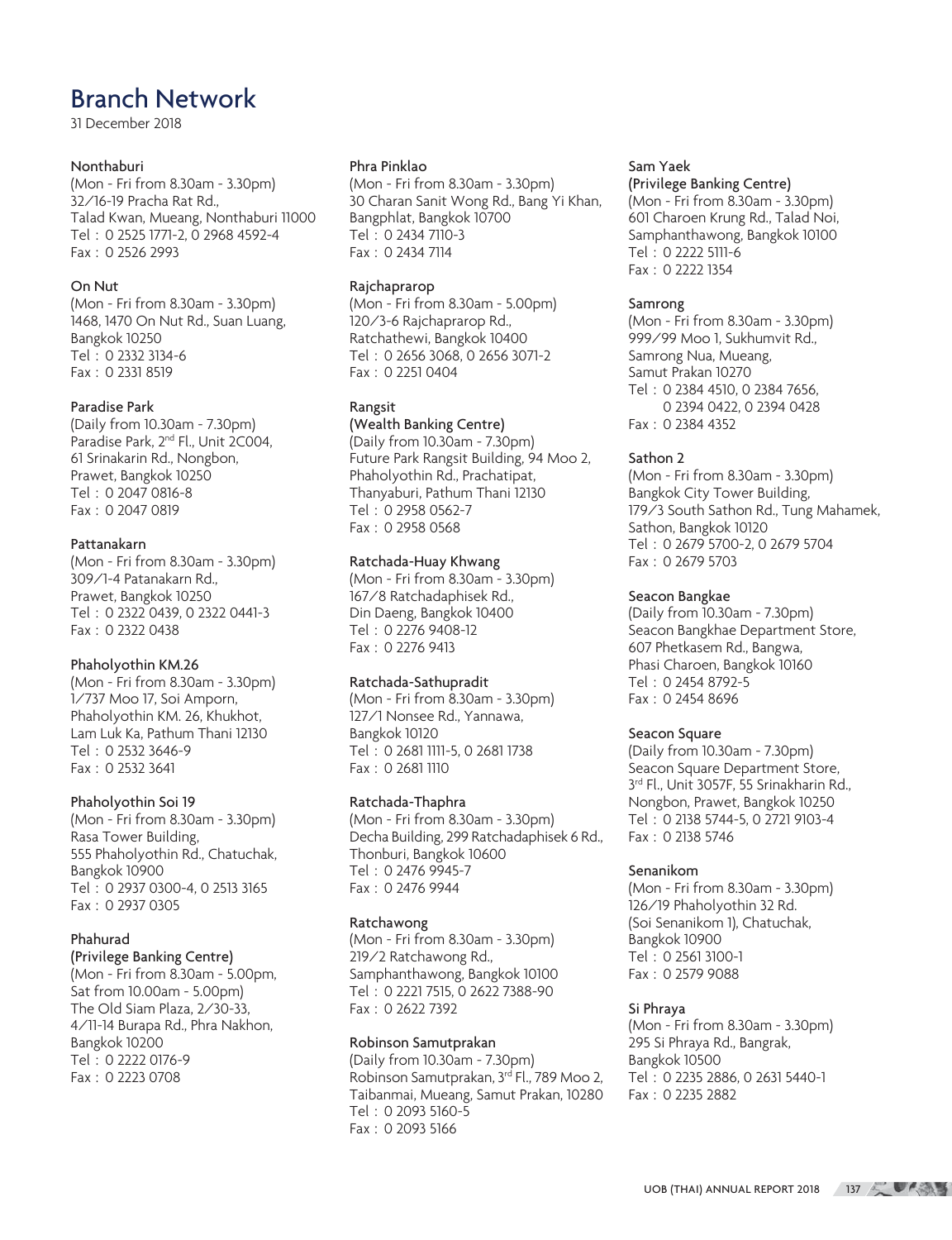# Branch Network

31 December 2018

### Nonthaburi

(Mon - Fri from 8.30am - 3.30pm)
32/16-19 Pracha Rat Rd.,
Talad Kwan, Mueang, Nonthaburi 11000
Tel : 0 2525 1771-2, 0 2968 4592-4
Fax : 0 2526 2993

### On Nut

(Mon - Fri from 8.30am - 3.30pm)
1468, 1470 On Nut Rd., Suan Luang,
Bangkok 10250
Tel : 0 2332 3134-6
Fax : 0 2331 8519

### Paradise Park

(Daily from 10.30am - 7.30pm)
Paradise Park, 2nd Fl., Unit 2C004,
61 Srinakarin Rd., Nongbon,
Prawet, Bangkok 10250
Tel : 0 2047 0816-8
Fax : 0 2047 0819

### Pattanakarn

(Mon - Fri from 8.30am - 3.30pm)
309/1-4 Patanakarn Rd.,
Prawet, Bangkok 10250
Tel : 0 2322 0439, 0 2322 0441-3
Fax : 0 2322 0438

### Phaholyothin KM.26

(Mon - Fri from 8.30am - 3.30pm)
1/737 Moo 17, Soi Amporn,
Phaholyothin KM. 26, Khukhot,
Lam Luk Ka, Pathum Thani 12130
Tel : 0 2532 3646-9
Fax : 0 2532 3641

### Phaholyothin Soi 19

(Mon - Fri from 8.30am - 3.30pm)
Rasa Tower Building,
555 Phaholyothin Rd., Chatuchak,
Bangkok 10900
Tel : 0 2937 0300-4, 0 2513 3165
Fax : 0 2937 0305

### Phahurad (Privilege Banking Centre)

(Mon - Fri from 8.30am - 5.00pm,
Sat from 10.00am - 5.00pm)
The Old Siam Plaza, 2/30-33,
4/11-14 Burapa Rd., Phra Nakhon,
Bangkok 10200
Tel : 0 2222 0176-9
Fax : 0 2223 0708

### Phra Pinklao

(Mon - Fri from 8.30am - 3.30pm)
30 Charan Sanit Wong Rd., Bang Yi Khan,
Bangphlat, Bangkok 10700
Tel : 0 2434 7110-3
Fax : 0 2434 7114

### Rajchaprarop

(Mon - Fri from 8.30am - 5.00pm)
120/3-6 Rajchaprarop Rd.,
Ratchathewi, Bangkok 10400
Tel : 0 2656 3068, 0 2656 3071-2
Fax : 0 2251 0404

### Rangsit (Wealth Banking Centre)

(Daily from 10.30am - 7.30pm)
Future Park Rangsit Building, 94 Moo 2,
Phaholyothin Rd., Prachatipat,
Thanyaburi, Pathum Thani 12130
Tel : 0 2958 0562-7
Fax : 0 2958 0568

### Ratchada-Huay Khwang

(Mon - Fri from 8.30am - 3.30pm)
167/8 Ratchadaphisek Rd.,
Din Daeng, Bangkok 10400
Tel : 0 2276 9408-12
Fax : 0 2276 9413

### Ratchada-Sathupradit

(Mon - Fri from 8.30am - 3.30pm)
127/1 Nonsee Rd., Yannawa,
Bangkok 10120
Tel : 0 2681 1111-5, 0 2681 1738
Fax : 0 2681 1110

### Ratchada-Thaphra

(Mon - Fri from 8.30am - 3.30pm)
Decha Building, 299 Ratchadaphisek 6 Rd.,
Thonburi, Bangkok 10600
Tel : 0 2476 9945-7
Fax : 0 2476 9944

### Ratchawong

(Mon - Fri from 8.30am - 3.30pm)
219/2 Ratchawong Rd.,
Samphanthawong, Bangkok 10100
Tel : 0 2221 7515, 0 2622 7388-90
Fax : 0 2622 7392

### Robinson Samutprakan

(Daily from 10.30am - 7.30pm)
Robinson Samutprakan, 3rd Fl., 789 Moo 2,
Taibanmai, Mueang, Samut Prakan, 10280
Tel : 0 2093 5160-5
Fax : 0 2093 5166

### Sam Yaek (Privilege Banking Centre)

(Mon - Fri from 8.30am - 3.30pm)
601 Charoen Krung Rd., Talad Noi,
Samphanthawong, Bangkok 10100
Tel : 0 2222 5111-6
Fax : 0 2222 1354

### Samrong

(Mon - Fri from 8.30am - 3.30pm)
999/99 Moo 1, Sukhumvit Rd.,
Samrong Nua, Mueang,
Samut Prakan 10270
Tel : 0 2384 4510, 0 2384 7656,
0 2394 0422, 0 2394 0428
Fax : 0 2384 4352

### Sathon 2

(Mon - Fri from 8.30am - 3.30pm)
Bangkok City Tower Building,
179/3 South Sathon Rd., Tung Mahamek,
Sathon, Bangkok 10120
Tel : 0 2679 5700-2, 0 2679 5704
Fax : 0 2679 5703

### Seacon Bangkae

(Daily from 10.30am - 7.30pm)
Seacon Bangkhae Department Store,
607 Phetkasem Rd., Bangwa,
Phasi Charoen, Bangkok 10160
Tel : 0 2454 8792-5
Fax : 0 2454 8696

### Seacon Square

(Daily from 10.30am - 7.30pm)
Seacon Square Department Store,
3rd Fl., Unit 3057F, 55 Srinakharin Rd.,
Nongbon, Prawet, Bangkok 10250
Tel : 0 2138 5744-5, 0 2721 9103-4
Fax : 0 2138 5746

### Senanikom

(Mon - Fri from 8.30am - 3.30pm)
126/19 Phaholyothin 32 Rd.
(Soi Senanikom 1), Chatuchak,
Bangkok 10900
Tel : 0 2561 3100-1
Fax : 0 2579 9088

### Si Phraya

(Mon - Fri from 8.30am - 3.30pm)
295 Si Phraya Rd., Bangrak,
Bangkok 10500
Tel : 0 2235 2886, 0 2631 5440-1
Fax : 0 2235 2882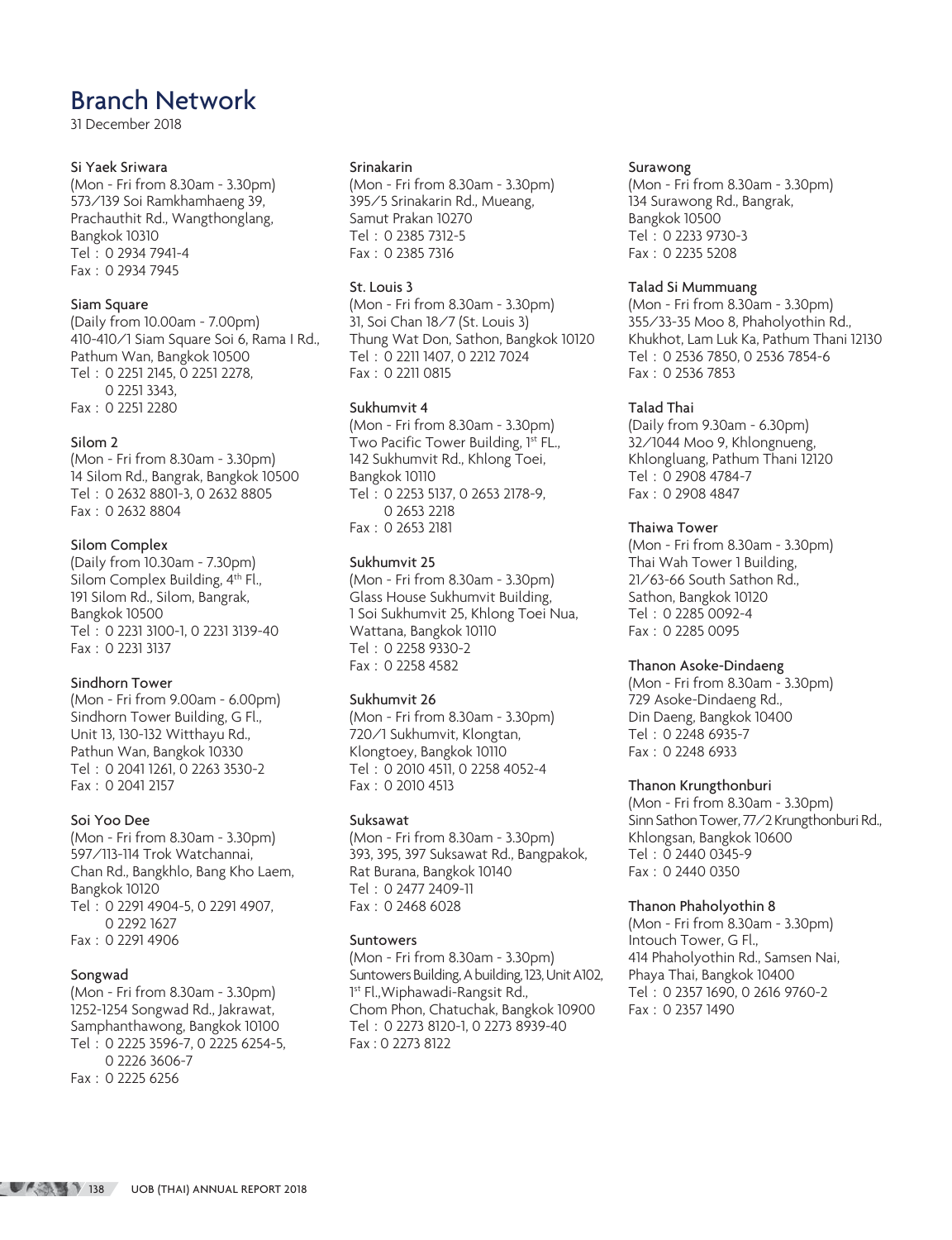# Branch Network

31 December 2018

### Si Yaek Sriwara

(Mon - Fri from 8.30am - 3.30pm)
573/139 Soi Ramkhamhaeng 39,
Prachauthit Rd., Wangthonglang,
Bangkok 10310
Tel : 0 2934 7941-4
Fax : 0 2934 7945

### Siam Square

(Daily from 10.00am - 7.00pm)
410-410/1 Siam Square Soi 6, Rama I Rd.,
Pathum Wan, Bangkok 10500
Tel : 0 2251 2145, 0 2251 2278,
0 2251 3343,
Fax : 0 2251 2280

### Silom 2

(Mon - Fri from 8.30am - 3.30pm)
14 Silom Rd., Bangrak, Bangkok 10500
Tel : 0 2632 8801-3, 0 2632 8805
Fax : 0 2632 8804

### Silom Complex

(Daily from 10.30am - 7.30pm)
Silom Complex Building, 4th Fl.,
191 Silom Rd., Silom, Bangrak,
Bangkok 10500
Tel : 0 2231 3100-1, 0 2231 3139-40
Fax : 0 2231 3137

### Sindhorn Tower

(Mon - Fri from 9.00am - 6.00pm)
Sindhorn Tower Building, G Fl.,
Unit 13, 130-132 Witthayu Rd.,
Pathun Wan, Bangkok 10330
Tel : 0 2041 1261, 0 2263 3530-2
Fax : 0 2041 2157

### Soi Yoo Dee

(Mon - Fri from 8.30am - 3.30pm)
597/113-114 Trok Watchannai,
Chan Rd., Bangkhlo, Bang Kho Laem,
Bangkok 10120
Tel : 0 2291 4904-5, 0 2291 4907,
0 2292 1627
Fax : 0 2291 4906

### Songwad

(Mon - Fri from 8.30am - 3.30pm)
1252-1254 Songwad Rd., Jakrawat,
Samphanthawong, Bangkok 10100
Tel : 0 2225 3596-7, 0 2225 6254-5,
0 2226 3606-7
Fax : 0 2225 6256

### Srinakarin

(Mon - Fri from 8.30am - 3.30pm)
395/5 Srinakarin Rd., Mueang,
Samut Prakan 10270
Tel : 0 2385 7312-5
Fax : 0 2385 7316

### St. Louis 3

(Mon - Fri from 8.30am - 3.30pm)
31, Soi Chan 18/7 (St. Louis 3)
Thung Wat Don, Sathon, Bangkok 10120
Tel : 0 2211 1407, 0 2212 7024
Fax : 0 2211 0815

### Sukhumvit 4

(Mon - Fri from 8.30am - 3.30pm)
Two Pacific Tower Building, 1st FL.,
142 Sukhumvit Rd., Khlong Toei,
Bangkok 10110
Tel : 0 2253 5137, 0 2653 2178-9,
0 2653 2218
Fax : 0 2653 2181

### Sukhumvit 25

(Mon - Fri from 8.30am - 3.30pm)
Glass House Sukhumvit Building,
1 Soi Sukhumvit 25, Khlong Toei Nua,
Wattana, Bangkok 10110
Tel : 0 2258 9330-2
Fax : 0 2258 4582

### Sukhumvit 26

(Mon - Fri from 8.30am - 3.30pm)
720/1 Sukhumvit, Klongtan,
Klongtoey, Bangkok 10110
Tel : 0 2010 4511, 0 2258 4052-4
Fax : 0 2010 4513

### Suksawat

(Mon - Fri from 8.30am - 3.30pm)
393, 395, 397 Suksawat Rd., Bangpakok,
Rat Burana, Bangkok 10140
Tel : 0 2477 2409-11
Fax : 0 2468 6028

### Suntowers

(Mon - Fri from 8.30am - 3.30pm)
Suntowers Building, A building, 123, Unit A102,
1st Fl.,Wiphawadi-Rangsit Rd.,
Chom Phon, Chatuchak, Bangkok 10900
Tel : 0 2273 8120-1, 0 2273 8939-40
Fax : 0 2273 8122

### Surawong

(Mon - Fri from 8.30am - 3.30pm)
134 Surawong Rd., Bangrak,
Bangkok 10500
Tel : 0 2233 9730-3
Fax : 0 2235 5208

### Talad Si Mummuang

(Mon - Fri from 8.30am - 3.30pm)
355/33-35 Moo 8, Phaholyothin Rd.,
Khukhot, Lam Luk Ka, Pathum Thani 12130
Tel : 0 2536 7850, 0 2536 7854-6
Fax : 0 2536 7853

### Talad Thai

(Daily from 9.30am - 6.30pm)
32/1044 Moo 9, Khlongnueng,
Khlongluang, Pathum Thani 12120
Tel : 0 2908 4784-7
Fax : 0 2908 4847

### Thaiwa Tower

(Mon - Fri from 8.30am - 3.30pm)
Thai Wah Tower 1 Building,
21/63-66 South Sathon Rd.,
Sathon, Bangkok 10120
Tel : 0 2285 0092-4
Fax : 0 2285 0095

### Thanon Asoke-Dindaeng

(Mon - Fri from 8.30am - 3.30pm)
729 Asoke-Dindaeng Rd.,
Din Daeng, Bangkok 10400
Tel : 0 2248 6935-7
Fax : 0 2248 6933

### Thanon Krungthonburi

(Mon - Fri from 8.30am - 3.30pm)
Sinn Sathon Tower, 77/2 Krungthonburi Rd.,
Khlongsan, Bangkok 10600
Tel : 0 2440 0345-9
Fax : 0 2440 0350

### Thanon Phaholyothin 8

(Mon - Fri from 8.30am - 3.30pm)
Intouch Tower, G Fl.,
414 Phaholyothin Rd., Samsen Nai,
Phaya Thai, Bangkok 10400
Tel : 0 2357 1690, 0 2616 9760-2
Fax : 0 2357 1490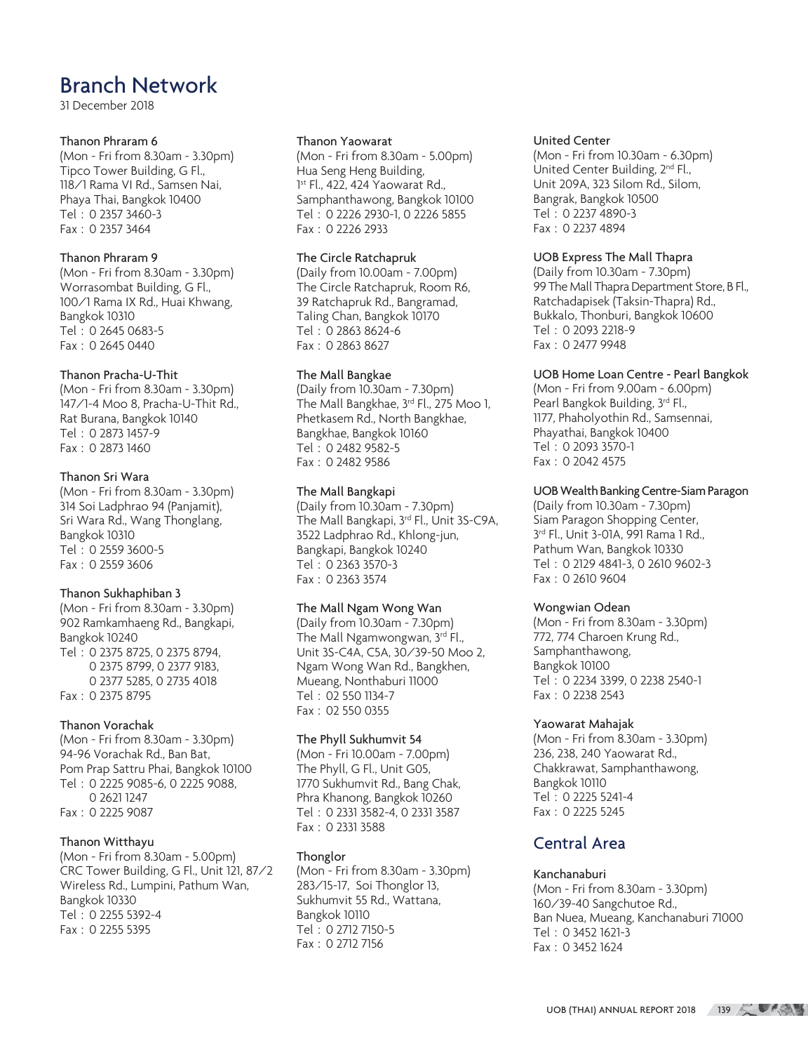# Branch Network

31 December 2018

### Thanon Phraram 6

(Mon - Fri from 8.30am - 3.30pm)
Tipco Tower Building, G Fl.,
118/1 Rama VI Rd., Samsen Nai,
Phaya Thai, Bangkok 10400
Tel : 0 2357 3460-3
Fax : 0 2357 3464

### Thanon Phraram 9

(Mon - Fri from 8.30am - 3.30pm)
Worrasombat Building, G Fl.,
100/1 Rama IX Rd., Huai Khwang,
Bangkok 10310
Tel : 0 2645 0683-5
Fax : 0 2645 0440

### Thanon Pracha-U-Thit

(Mon - Fri from 8.30am - 3.30pm)
147/1-4 Moo 8, Pracha-U-Thit Rd.,
Rat Burana, Bangkok 10140
Tel : 0 2873 1457-9
Fax : 0 2873 1460

### Thanon Sri Wara

(Mon - Fri from 8.30am - 3.30pm)
314 Soi Ladphrao 94 (Panjamit),
Sri Wara Rd., Wang Thonglang,
Bangkok 10310
Tel : 0 2559 3600-5
Fax : 0 2559 3606

### Thanon Sukhaphiban 3

(Mon - Fri from 8.30am - 3.30pm)
902 Ramkamhaeng Rd., Bangkapi,
Bangkok 10240
Tel : 0 2375 8725, 0 2375 8794,
0 2375 8799, 0 2377 9183,
0 2377 5285, 0 2735 4018
Fax : 0 2375 8795

### Thanon Vorachak

(Mon - Fri from 8.30am - 3.30pm)
94-96 Vorachak Rd., Ban Bat,
Pom Prap Sattru Phai, Bangkok 10100
Tel : 0 2225 9085-6, 0 2225 9088,
0 2621 1247
Fax : 0 2225 9087

### Thanon Witthayu

(Mon - Fri from 8.30am - 5.00pm)
CRC Tower Building, G Fl., Unit 121, 87/2
Wireless Rd., Lumpini, Pathum Wan,
Bangkok 10330
Tel : 0 2255 5392-4
Fax : 0 2255 5395

### Thanon Yaowarat

(Mon - Fri from 8.30am - 5.00pm)
Hua Seng Heng Building,
1st Fl., 422, 424 Yaowarat Rd.,
Samphanthawong, Bangkok 10100
Tel : 0 2226 2930-1, 0 2226 5855
Fax : 0 2226 2933

### The Circle Ratchapruk

(Daily from 10.00am - 7.00pm)
The Circle Ratchapruk, Room R6,
39 Ratchapruk Rd., Bangramad,
Taling Chan, Bangkok 10170
Tel : 0 2863 8624-6
Fax : 0 2863 8627

### The Mall Bangkae

(Daily from 10.30am - 7.30pm)
The Mall Bangkhae, 3rd Fl., 275 Moo 1,
Phetkasem Rd., North Bangkhae,
Bangkhae, Bangkok 10160
Tel : 0 2482 9582-5
Fax : 0 2482 9586

### The Mall Bangkapi

(Daily from 10.30am - 7.30pm)
The Mall Bangkapi, 3rd Fl., Unit 3S-C9A,
3522 Ladphrao Rd., Khlong-jun,
Bangkapi, Bangkok 10240
Tel : 0 2363 3570-3
Fax : 0 2363 3574

### The Mall Ngam Wong Wan

(Daily from 10.30am - 7.30pm)
The Mall Ngamwongwan, 3rd Fl.,
Unit 3S-C4A, C5A, 30/39-50 Moo 2,
Ngam Wong Wan Rd., Bangkhen,
Mueang, Nonthaburi 11000
Tel : 02 550 1134-7
Fax : 02 550 0355

### The Phyll Sukhumvit 54

(Mon - Fri 10.00am - 7.00pm)
The Phyll, G Fl., Unit G05,
1770 Sukhumvit Rd., Bang Chak,
Phra Khanong, Bangkok 10260
Tel : 0 2331 3582-4, 0 2331 3587
Fax : 0 2331 3588

### Thonglor

(Mon - Fri from 8.30am - 3.30pm)
283/15-17, Soi Thonglor 13,
Sukhumvit 55 Rd., Wattana,
Bangkok 10110
Tel : 0 2712 7150-5
Fax : 0 2712 7156

### United Center

(Mon - Fri from 10.30am - 6.30pm)
United Center Building, 2nd Fl.,
Unit 209A, 323 Silom Rd., Silom,
Bangrak, Bangkok 10500
Tel : 0 2237 4890-3
Fax : 0 2237 4894

### UOB Express The Mall Thapra

(Daily from 10.30am - 7.30pm)
99 The Mall Thapra Department Store, B Fl.,
Ratchadapisek (Taksin-Thapra) Rd.,
Bukkalo, Thonburi, Bangkok 10600
Tel : 0 2093 2218-9
Fax : 0 2477 9948

### UOB Home Loan Centre - Pearl Bangkok

(Mon - Fri from 9.00am - 6.00pm)
Pearl Bangkok Building, 3rd Fl.,
1177, Phaholyothin Rd., Samsennai,
Phayathai, Bangkok 10400
Tel : 0 2093 3570-1
Fax : 0 2042 4575

### UOB Wealth Banking Centre-Siam Paragon

(Daily from 10.30am - 7.30pm)
Siam Paragon Shopping Center,
3rd Fl., Unit 3-01A, 991 Rama 1 Rd.,
Pathum Wan, Bangkok 10330
Tel : 0 2129 4841-3, 0 2610 9602-3
Fax : 0 2610 9604

### Wongwian Odean

(Mon - Fri from 8.30am - 3.30pm)
772, 774 Charoen Krung Rd.,
Samphanthawong,
Bangkok 10100
Tel : 0 2234 3399, 0 2238 2540-1
Fax : 0 2238 2543

### Yaowarat Mahajak

(Mon - Fri from 8.30am - 3.30pm)
236, 238, 240 Yaowarat Rd.,
Chakkrawat, Samphanthawong,
Bangkok 10110
Tel : 0 2225 5241-4
Fax : 0 2225 5245

## Central Area

### Kanchanaburi

(Mon - Fri from 8.30am - 3.30pm)
160/39-40 Sangchutoe Rd.,
Ban Nuea, Mueang, Kanchanaburi 71000
Tel : 0 3452 1621-3
Fax : 0 3452 1624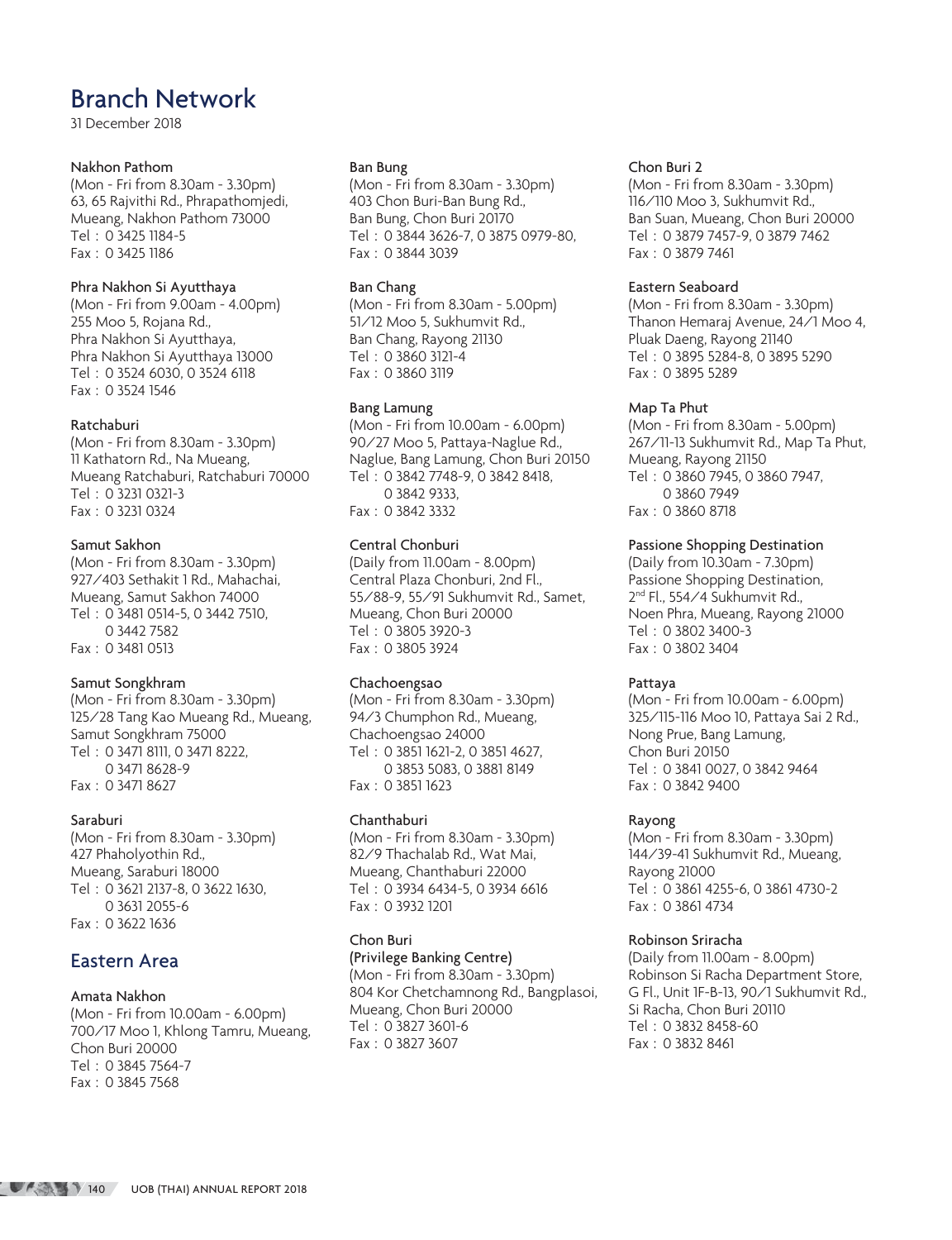# Branch Network

31 December 2018

**Nakhon Pathom**
(Mon - Fri from 8.30am - 3.30pm)
63, 65 Rajvithi Rd., Phrapathomjedi,
Mueang, Nakhon Pathom 73000
Tel : 0 3425 1184-5
Fax : 0 3425 1186

**Phra Nakhon Si Ayutthaya**
(Mon - Fri from 9.00am - 4.00pm)
255 Moo 5, Rojana Rd.,
Phra Nakhon Si Ayutthaya,
Phra Nakhon Si Ayutthaya 13000
Tel : 0 3524 6030, 0 3524 6118
Fax : 0 3524 1546

**Ratchaburi**
(Mon - Fri from 8.30am - 3.30pm)
11 Kathatorn Rd., Na Mueang,
Mueang Ratchaburi, Ratchaburi 70000
Tel : 0 3231 0321-3
Fax : 0 3231 0324

**Samut Sakhon**
(Mon - Fri from 8.30am - 3.30pm)
927/403 Sethakit 1 Rd., Mahachai,
Mueang, Samut Sakhon 74000
Tel : 0 3481 0514-5, 0 3442 7510,
0 3442 7582
Fax : 0 3481 0513

**Samut Songkhram**
(Mon - Fri from 8.30am - 3.30pm)
125/28 Tang Kao Mueang Rd., Mueang,
Samut Songkhram 75000
Tel : 0 3471 8111, 0 3471 8222,
0 3471 8628-9
Fax : 0 3471 8627

**Saraburi**
(Mon - Fri from 8.30am - 3.30pm)
427 Phaholyothin Rd.,
Mueang, Saraburi 18000
Tel : 0 3621 2137-8, 0 3622 1630,
0 3631 2055-6
Fax : 0 3622 1636

## Eastern Area

**Amata Nakhon**
(Mon - Fri from 10.00am - 6.00pm)
700/17 Moo 1, Khlong Tamru, Mueang,
Chon Buri 20000
Tel : 0 3845 7564-7
Fax : 0 3845 7568

**Ban Bung**
(Mon - Fri from 8.30am - 3.30pm)
403 Chon Buri-Ban Bung Rd.,
Ban Bung, Chon Buri 20170
Tel : 0 3844 3626-7, 0 3875 0979-80,
Fax : 0 3844 3039

**Ban Chang**
(Mon - Fri from 8.30am - 5.00pm)
51/12 Moo 5, Sukhumvit Rd.,
Ban Chang, Rayong 21130
Tel : 0 3860 3121-4
Fax : 0 3860 3119

**Bang Lamung**
(Mon - Fri from 10.00am - 6.00pm)
90/27 Moo 5, Pattaya-Naglue Rd.,
Naglue, Bang Lamung, Chon Buri 20150
Tel : 0 3842 7748-9, 0 3842 8418,
0 3842 9333,
Fax : 0 3842 3332

**Central Chonburi**
(Daily from 11.00am - 8.00pm)
Central Plaza Chonburi, 2nd Fl.,
55/88-9, 55/91 Sukhumvit Rd., Samet,
Mueang, Chon Buri 20000
Tel : 0 3805 3920-3
Fax : 0 3805 3924

**Chachoengsao**
(Mon - Fri from 8.30am - 3.30pm)
94/3 Chumphon Rd., Mueang,
Chachoengsao 24000
Tel : 0 3851 1621-2, 0 3851 4627,
0 3853 5083, 0 3881 8149
Fax : 0 3851 1623

**Chanthaburi**
(Mon - Fri from 8.30am - 3.30pm)
82/9 Thachalab Rd., Wat Mai,
Mueang, Chanthaburi 22000
Tel : 0 3934 6434-5, 0 3934 6616
Fax : 0 3932 1201

**Chon Buri**
**(Privilege Banking Centre)**
(Mon - Fri from 8.30am - 3.30pm)
804 Kor Chetchamnong Rd., Bangplasoi,
Mueang, Chon Buri 20000
Tel : 0 3827 3601-6
Fax : 0 3827 3607

**Chon Buri 2**
(Mon - Fri from 8.30am - 3.30pm)
116/110 Moo 3, Sukhumvit Rd.,
Ban Suan, Mueang, Chon Buri 20000
Tel : 0 3879 7457-9, 0 3879 7462
Fax : 0 3879 7461

**Eastern Seaboard**
(Mon - Fri from 8.30am - 3.30pm)
Thanon Hemaraj Avenue, 24/1 Moo 4,
Pluak Daeng, Rayong 21140
Tel : 0 3895 5284-8, 0 3895 5290
Fax : 0 3895 5289

**Map Ta Phut**
(Mon - Fri from 8.30am - 5.00pm)
267/11-13 Sukhumvit Rd., Map Ta Phut,
Mueang, Rayong 21150
Tel : 0 3860 7945, 0 3860 7947,
0 3860 7949
Fax : 0 3860 8718

**Passione Shopping Destination**
(Daily from 10.30am - 7.30pm)
Passione Shopping Destination,
2nd Fl., 554/4 Sukhumvit Rd.,
Noen Phra, Mueang, Rayong 21000
Tel : 0 3802 3400-3
Fax : 0 3802 3404

**Pattaya**
(Mon - Fri from 10.00am - 6.00pm)
325/115-116 Moo 10, Pattaya Sai 2 Rd.,
Nong Prue, Bang Lamung,
Chon Buri 20150
Tel : 0 3841 0027, 0 3842 9464
Fax : 0 3842 9400

**Rayong**
(Mon - Fri from 8.30am - 3.30pm)
144/39-41 Sukhumvit Rd., Mueang,
Rayong 21000
Tel : 0 3861 4255-6, 0 3861 4730-2
Fax : 0 3861 4734

**Robinson Sriracha**
(Daily from 11.00am - 8.00pm)
Robinson Si Racha Department Store,
G Fl., Unit 1F-B-13, 90/1 Sukhumvit Rd.,
Si Racha, Chon Buri 20110
Tel : 0 3832 8458-60
Fax : 0 3832 8461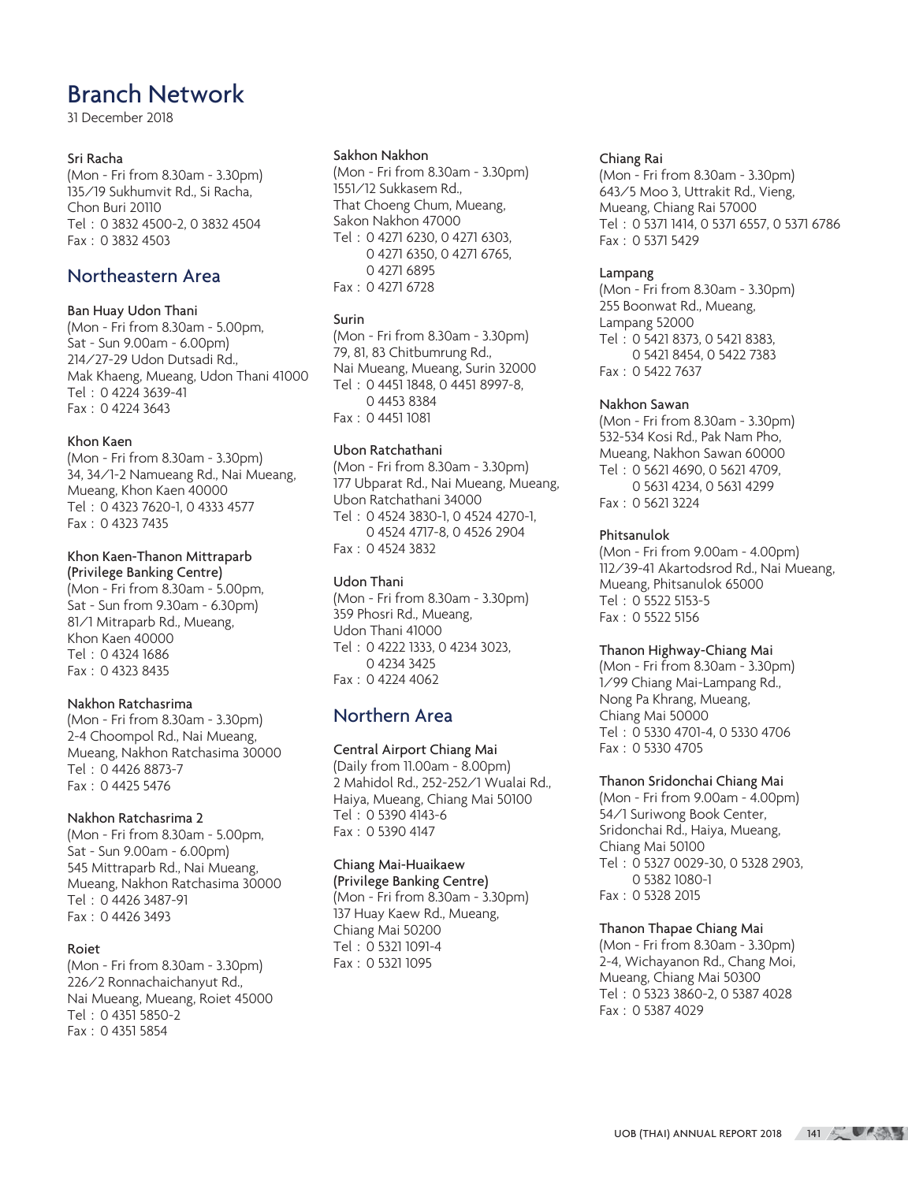# Branch Network

31 December 2018

### Sri Racha

(Mon - Fri from 8.30am - 3.30pm)
135/19 Sukhumvit Rd., Si Racha,
Chon Buri 20110
Tel : 0 3832 4500-2, 0 3832 4504
Fax : 0 3832 4503

## Northeastern Area

### Ban Huay Udon Thani

(Mon - Fri from 8.30am - 5.00pm,
Sat - Sun 9.00am - 6.00pm)
214/27-29 Udon Dutsadi Rd.,
Mak Khaeng, Mueang, Udon Thani 41000
Tel : 0 4224 3639-41
Fax : 0 4224 3643

### Khon Kaen

(Mon - Fri from 8.30am - 3.30pm)
34, 34/1-2 Namueang Rd., Nai Mueang,
Mueang, Khon Kaen 40000
Tel : 0 4323 7620-1, 0 4333 4577
Fax : 0 4323 7435

### Khon Kaen-Thanon Mittraparb (Privilege Banking Centre)

(Mon - Fri from 8.30am - 5.00pm,
Sat - Sun from 9.30am - 6.30pm)
81/1 Mitraparb Rd., Mueang,
Khon Kaen 40000
Tel : 0 4324 1686
Fax : 0 4323 8435

### Nakhon Ratchasrima

(Mon - Fri from 8.30am - 3.30pm)
2-4 Choompol Rd., Nai Mueang,
Mueang, Nakhon Ratchasima 30000
Tel : 0 4426 8873-7
Fax : 0 4425 5476

### Nakhon Ratchasrima 2

(Mon - Fri from 8.30am - 5.00pm,
Sat - Sun 9.00am - 6.00pm)
545 Mittraparb Rd., Nai Mueang,
Mueang, Nakhon Ratchasima 30000
Tel : 0 4426 3487-91
Fax : 0 4426 3493

### Roiet

(Mon - Fri from 8.30am - 3.30pm)
226/2 Ronnachaichanyut Rd.,
Nai Mueang, Mueang, Roiet 45000
Tel : 0 4351 5850-2
Fax : 0 4351 5854

### Sakhon Nakhon

(Mon - Fri from 8.30am - 3.30pm)
1551/12 Sukkasem Rd.,
That Choeng Chum, Mueang,
Sakon Nakhon 47000
Tel : 0 4271 6230, 0 4271 6303,
0 4271 6350, 0 4271 6765,
0 4271 6895
Fax : 0 4271 6728

### Surin

(Mon - Fri from 8.30am - 3.30pm)
79, 81, 83 Chitbumrung Rd.,
Nai Mueang, Mueang, Surin 32000
Tel : 0 4451 1848, 0 4451 8997-8,
0 4453 8384
Fax : 0 4451 1081

### Ubon Ratchathani

(Mon - Fri from 8.30am - 3.30pm)
177 Ubparat Rd., Nai Mueang, Mueang,
Ubon Ratchathani 34000
Tel : 0 4524 3830-1, 0 4524 4270-1,
0 4524 4717-8, 0 4526 2904
Fax : 0 4524 3832

### Udon Thani

(Mon - Fri from 8.30am - 3.30pm)
359 Phosri Rd., Mueang,
Udon Thani 41000
Tel : 0 4222 1333, 0 4234 3023,
0 4234 3425
Fax : 0 4224 4062

## Northern Area

### Central Airport Chiang Mai

(Daily from 11.00am - 8.00pm)
2 Mahidol Rd., 252-252/1 Wualai Rd.,
Haiya, Mueang, Chiang Mai 50100
Tel : 0 5390 4143-6
Fax : 0 5390 4147

### Chiang Mai-Huaikaew (Privilege Banking Centre)

(Mon - Fri from 8.30am - 3.30pm)
137 Huay Kaew Rd., Mueang,
Chiang Mai 50200
Tel : 0 5321 1091-4
Fax : 0 5321 1095

### Chiang Rai

(Mon - Fri from 8.30am - 3.30pm)
643/5 Moo 3, Uttrakit Rd., Vieng,
Mueang, Chiang Rai 57000
Tel : 0 5371 1414, 0 5371 6557, 0 5371 6786
Fax : 0 5371 5429

### Lampang

(Mon - Fri from 8.30am - 3.30pm)
255 Boonwat Rd., Mueang,
Lampang 52000
Tel : 0 5421 8373, 0 5421 8383,
0 5421 8454, 0 5422 7383
Fax : 0 5422 7637

### Nakhon Sawan

(Mon - Fri from 8.30am - 3.30pm)
532-534 Kosi Rd., Pak Nam Pho,
Mueang, Nakhon Sawan 60000
Tel : 0 5621 4690, 0 5621 4709,
0 5631 4234, 0 5631 4299
Fax : 0 5621 3224

### Phitsanulok

(Mon - Fri from 9.00am - 4.00pm)
112/39-41 Akartodsrod Rd., Nai Mueang,
Mueang, Phitsanulok 65000
Tel : 0 5522 5153-5
Fax : 0 5522 5156

### Thanon Highway-Chiang Mai

(Mon - Fri from 8.30am - 3.30pm)
1/99 Chiang Mai-Lampang Rd.,
Nong Pa Khrang, Mueang,
Chiang Mai 50000
Tel : 0 5330 4701-4, 0 5330 4706
Fax : 0 5330 4705

### Thanon Sridonchai Chiang Mai

(Mon - Fri from 9.00am - 4.00pm)
54/1 Suriwong Book Center,
Sridonchai Rd., Haiya, Mueang,
Chiang Mai 50100
Tel : 0 5327 0029-30, 0 5328 2903,
0 5382 1080-1
Fax : 0 5328 2015

### Thanon Thapae Chiang Mai

(Mon - Fri from 8.30am - 3.30pm)
2-4, Wichayanon Rd., Chang Moi,
Mueang, Chiang Mai 50300
Tel : 0 5323 3860-2, 0 5387 4028
Fax : 0 5387 4029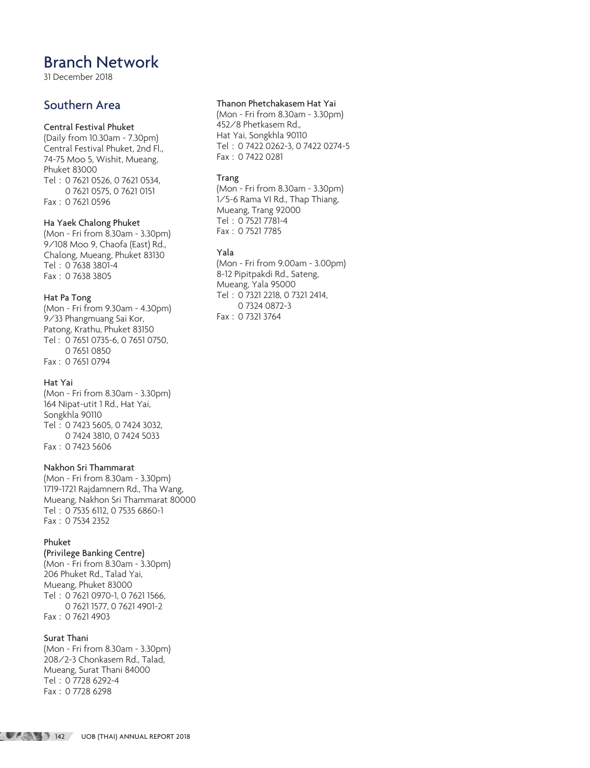# Branch Network

31 December 2018

## Southern Area

### Central Festival Phuket

(Daily from 10.30am - 7.30pm)
Central Festival Phuket, 2nd Fl.,
74-75 Moo 5, Wishit, Mueang,
Phuket 83000
Tel : 0 7621 0526, 0 7621 0534,
0 7621 0575, 0 7621 0151
Fax : 0 7621 0596

### Ha Yaek Chalong Phuket

(Mon - Fri from 8.30am - 3.30pm)
9/108 Moo 9, Chaofa (East) Rd.,
Chalong, Mueang, Phuket 83130
Tel : 0 7638 3801-4
Fax : 0 7638 3805

### Hat Pa Tong

(Mon - Fri from 9.30am - 4.30pm)
9/33 Phangmuang Sai Kor,
Patong, Krathu, Phuket 83150
Tel : 0 7651 0735-6, 0 7651 0750,
0 7651 0850
Fax : 0 7651 0794

### Hat Yai

(Mon - Fri from 8.30am - 3.30pm)
164 Nipat-utit 1 Rd., Hat Yai,
Songkhla 90110
Tel : 0 7423 5605, 0 7424 3032,
0 7424 3810, 0 7424 5033
Fax : 0 7423 5606

### Nakhon Sri Thammarat

(Mon - Fri from 8.30am - 3.30pm)
1719-1721 Rajdamnern Rd., Tha Wang,
Mueang, Nakhon Sri Thammarat 80000
Tel : 0 7535 6112, 0 7535 6860-1
Fax : 0 7534 2352

### Phuket (Privilege Banking Centre)

(Mon - Fri from 8.30am - 3.30pm)
206 Phuket Rd., Talad Yai,
Mueang, Phuket 83000
Tel : 0 7621 0970-1, 0 7621 1566,
0 7621 1577, 0 7621 4901-2
Fax : 0 7621 4903

### Surat Thani

(Mon - Fri from 8.30am - 3.30pm)
208/2-3 Chonkasem Rd., Talad,
Mueang, Surat Thani 84000
Tel : 0 7728 6292-4
Fax : 0 7728 6298

### Thanon Phetchakasem Hat Yai

(Mon - Fri from 8.30am - 3.30pm)
452/8 Phetkasem Rd.,
Hat Yai, Songkhla 90110
Tel : 0 7422 0262-3, 0 7422 0274-5
Fax : 0 7422 0281

### Trang

(Mon - Fri from 8.30am - 3.30pm)
1/5-6 Rama VI Rd., Thap Thiang,
Mueang, Trang 92000
Tel : 0 7521 7781-4
Fax : 0 7521 7785

### Yala

(Mon - Fri from 9.00am - 3.00pm)
8-12 Pipitpakdi Rd., Sateng,
Mueang, Yala 95000
Tel : 0 7321 2218, 0 7321 2414,
0 7324 0872-3
Fax : 0 7321 3764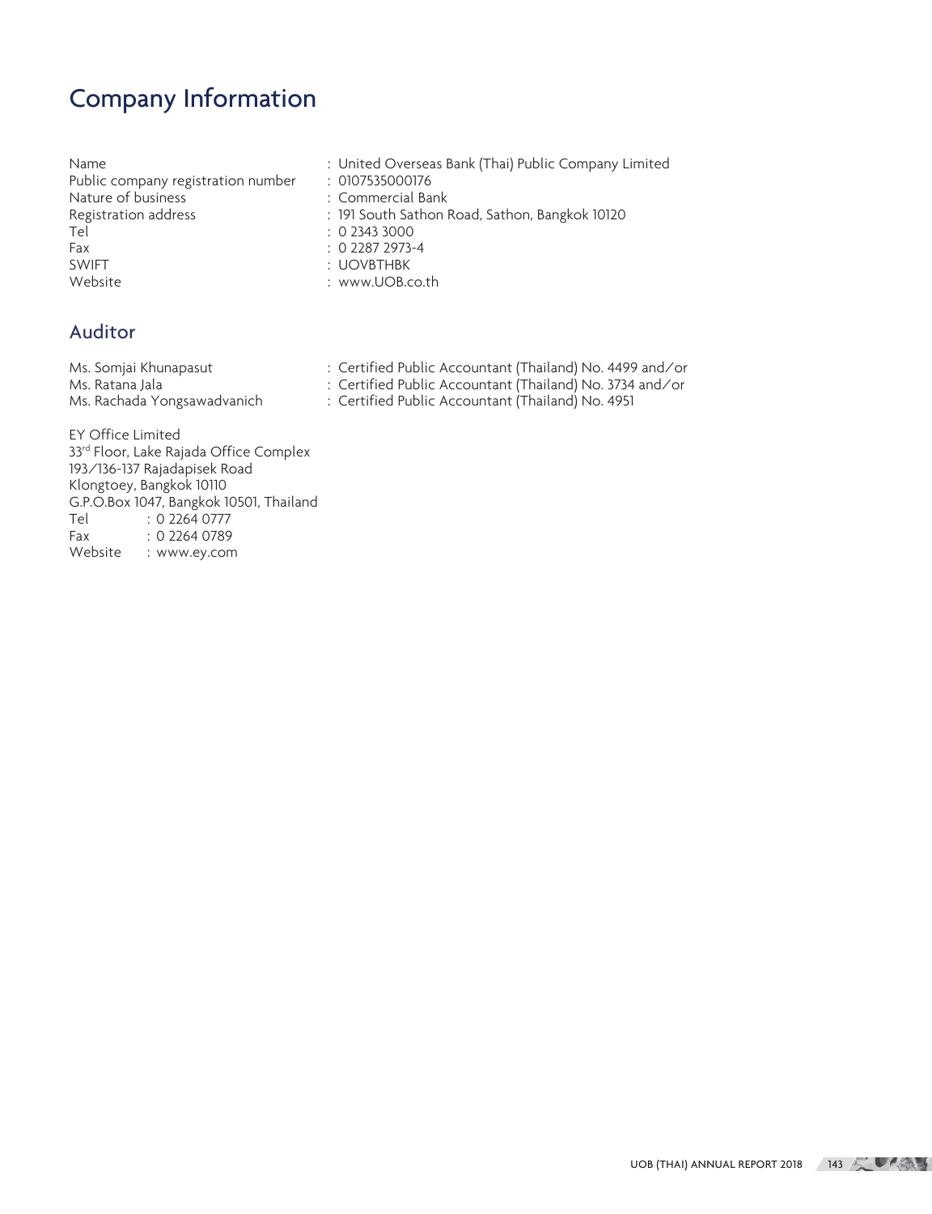# Company Information

| | |
|---|---|
| Name | : United Overseas Bank (Thai) Public Company Limited |
| Public company registration number | : 0107535000176 |
| Nature of business | : Commercial Bank |
| Registration address | : 191 South Sathon Road, Sathon, Bangkok 10120 |
| Tel | : 0 2343 3000 |
| Fax | : 0 2287 2973-4 |
| SWIFT | : UOVBTHBK |
| Website | : www.UOB.co.th |

## Auditor

| | |
|---|---|
| Ms. Somjai Khunapasut | : Certified Public Accountant (Thailand) No. 4499 and/or |
| Ms. Ratana Jala | : Certified Public Accountant (Thailand) No. 3734 and/or |
| Ms. Rachada Yongsawadvanich | : Certified Public Accountant (Thailand) No. 4951 |

EY Office Limited
33rd Floor, Lake Rajada Office Complex
193/136-137 Rajadapisek Road
Klongtoey, Bangkok 10110
G.P.O.Box 1047, Bangkok 10501, Thailand
Tel : 0 2264 0777
Fax : 0 2264 0789
Website : www.ey.com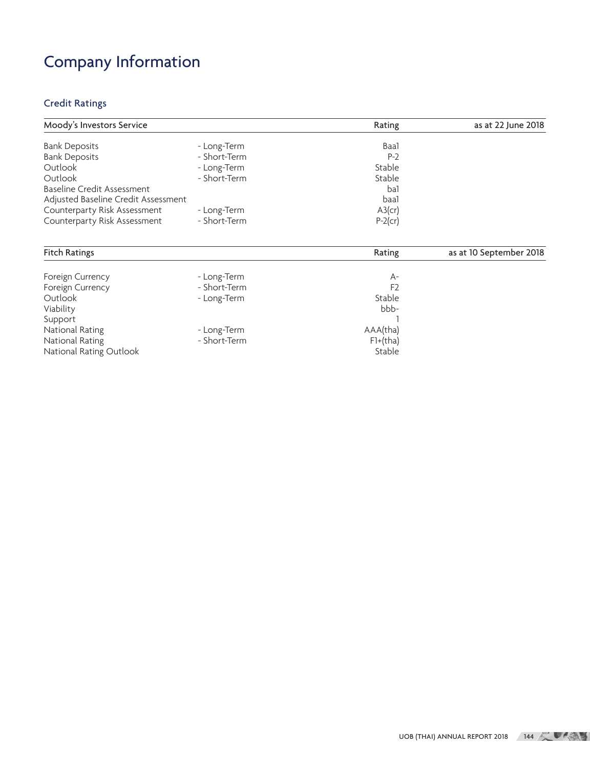# Company Information

## Credit Ratings

| Moody's Investors Service | | Rating | as at 22 June 2018 |
|---|---|---|---|
| Bank Deposits | - Long-Term | Baa1 | |
| Bank Deposits | - Short-Term | P-2 | |
| Outlook | - Long-Term | Stable | |
| Outlook | - Short-Term | Stable | |
| Baseline Credit Assessment | | ba1 | |
| Adjusted Baseline Credit Assessment | | baa1 | |
| Counterparty Risk Assessment | - Long-Term | A3(cr) | |
| Counterparty Risk Assessment | - Short-Term | P-2(cr) | |

| Fitch Ratings | | Rating | as at 10 September 2018 |
|---|---|---|---|
| Foreign Currency | - Long-Term | A- | |
| Foreign Currency | - Short-Term | F2 | |
| Outlook | - Long-Term | Stable | |
| Viability | | bbb- | |
| Support | | 1 | |
| National Rating | - Long-Term | AAA(tha) | |
| National Rating | - Short-Term | F1+(tha) | |
| National Rating Outlook | | Stable | |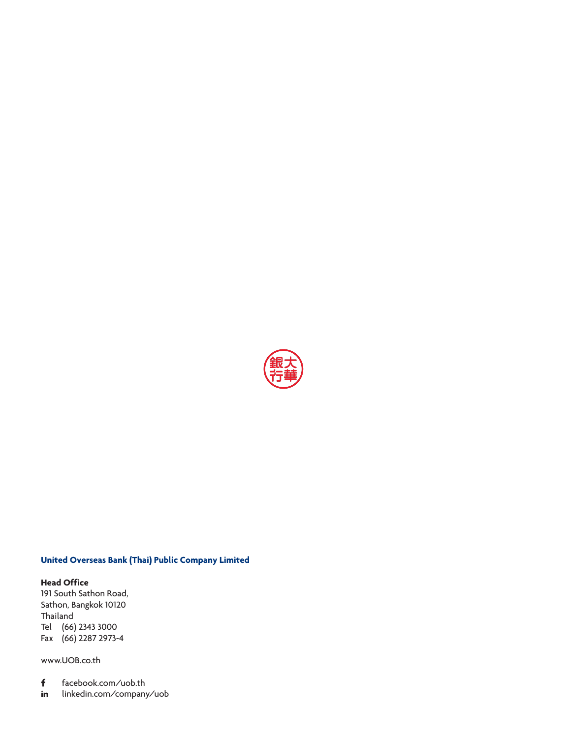大華銀行

**United Overseas Bank (Thai) Public Company Limited**

**Head Office**
191 South Sathon Road,
Sathon, Bangkok 10120
Thailand
Tel (66) 2343 3000
Fax (66) 2287 2973-4

www.UOB.co.th

facebook.com/uob.th
linkedin.com/company/uob